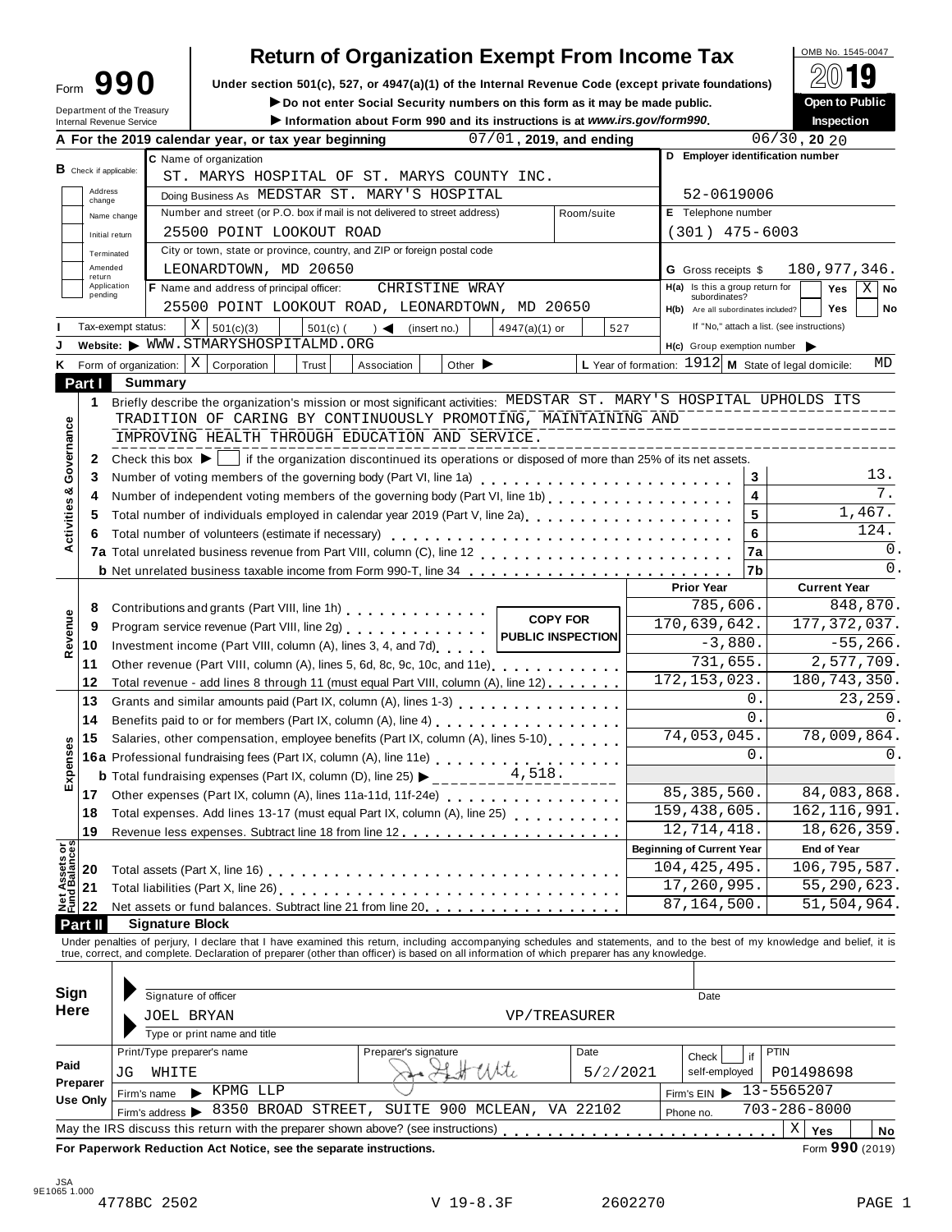# Form 990 — Return of Organization Exempt From Income Tax (2019)

Under section 501(c), 527, or 4947(a)(1) of the Internal Revenue Code (except private foundations)

▶ Do not enter Social Security numbers on this form as it may be made public.

▶ Information about Form 990 and its instructions is at *www.irs.gov/form990*.

Department of the Treasury
Internal Revenue Service

OMB No. 1545-0047

**Open to Public Inspection**

**A** For the 2019 calendar year, or tax year beginning 07/01, 2019, and ending 06/30, 20 20

**B** Check if applicable: Address change / Name change / Initial return / Terminated / Amended return / Application pending

**C** Name of organization: ST. MARYS HOSPITAL OF ST. MARYS COUNTY INC.

Doing Business As: MEDSTAR ST. MARY'S HOSPITAL

Number and street (or P.O. box if mail is not delivered to street address): 25500 POINT LOOKOUT ROAD — Room/suite:

City or town, state or province, country, and ZIP or foreign postal code: LEONARDTOWN, MD 20650

**D** Employer identification number: 52-0619006

**E** Telephone number: (301) 475-6003

**G** Gross receipts $ 180,977,346.

**F** Name and address of principal officer: CHRISTINE WRAY, 25500 POINT LOOKOUT ROAD, LEONARDTOWN, MD 20650

**H(a)** Is this a group return for subordinates? Yes [ ] No [X]

**H(b)** Are all subordinates included? Yes [ ] No [ ]

If "No," attach a list. (see instructions)

**H(c)** Group exemption number ▶

**I** Tax-exempt status: [X] 501(c)(3) [ ] 501(c) ( ) ◀ (insert no.) [ ] 4947(a)(1) or [ ] 527

**J** Website: ▶ WWW.STMARYSHOSPITALMD.ORG

**K** Form of organization: [X] Corporation [ ] Trust [ ] Association [ ] Other ▶

**L** Year of formation: 1912 **M** State of legal domicile: MD

## Part I Summary

**Activities & Governance**

1 Briefly describe the organization's mission or most significant activities: MEDSTAR ST. MARY'S HOSPITAL UPHOLDS ITS TRADITION OF CARING BY CONTINUOUSLY PROMOTING, MAINTAINING AND IMPROVING HEALTH THROUGH EDUCATION AND SERVICE.

2 Check this box ▶ [ ] if the organization discontinued its operations or disposed of more than 25% of its net assets.

| Line | Description | | Value |
|---|---|---|---|
| 3 | Number of voting members of the governing body (Part VI, line 1a) | 3 | 13. |
| 4 | Number of independent voting members of the governing body (Part VI, line 1b) | 4 | 7. |
| 5 | Total number of individuals employed in calendar year 2019 (Part V, line 2a) | 5 | 1,467. |
| 6 | Total number of volunteers (estimate if necessary) | 6 | 124. |
| 7a | Total unrelated business revenue from Part VIII, column (C), line 12 | 7a | 0. |
| b | Net unrelated business taxable income from Form 990-T, line 34 | 7b | 0. |

**Revenue**

| Line | Description | Prior Year | Current Year |
|---|---|---|---|
| 8 | Contributions and grants (Part VIII, line 1h) | 785,606. | 848,870. |
| 9 | Program service revenue (Part VIII, line 2g) | 170,639,642. | 177,372,037. |
| 10 | Investment income (Part VIII, column (A), lines 3, 4, and 7d) | -3,880. | -55,266. |
| 11 | Other revenue (Part VIII, column (A), lines 5, 6d, 8c, 9c, 10c, and 11e) | 731,655. | 2,577,709. |
| 12 | Total revenue - add lines 8 through 11 (must equal Part VIII, column (A), line 12) | 172,153,023. | 180,743,350. |

**Expenses**

| Line | Description | Prior Year | Current Year |
|---|---|---|---|
| 13 | Grants and similar amounts paid (Part IX, column (A), lines 1-3) | 0. | 23,259. |
| 14 | Benefits paid to or for members (Part IX, column (A), line 4) | 0. | 0. |
| 15 | Salaries, other compensation, employee benefits (Part IX, column (A), lines 5-10) | 74,053,045. | 78,009,864. |
| 16a | Professional fundraising fees (Part IX, column (A), line 11e) | 0. | 0. |
| b | Total fundraising expenses (Part IX, column (D), line 25) ▶ 4,518. | | |
| 17 | Other expenses (Part IX, column (A), lines 11a-11d, 11f-24e) | 85,385,560. | 84,083,868. |
| 18 | Total expenses. Add lines 13-17 (must equal Part IX, column (A), line 25) | 159,438,605. | 162,116,991. |
| 19 | Revenue less expenses. Subtract line 18 from line 12 | 12,714,418. | 18,626,359. |

**Net Assets or Fund Balances**

| Line | Description | Beginning of Current Year | End of Year |
|---|---|---|---|
| 20 | Total assets (Part X, line 16) | 104,425,495. | 106,795,587. |
| 21 | Total liabilities (Part X, line 26) | 17,260,995. | 55,290,623. |
| 22 | Net assets or fund balances. Subtract line 21 from line 20 | 87,164,500. | 51,504,964. |

COPY FOR PUBLIC INSPECTION

## Part II Signature Block

Under penalties of perjury, I declare that I have examined this return, including accompanying schedules and statements, and to the best of my knowledge and belief, it is true, correct, and complete. Declaration of preparer (other than officer) is based on all information of which preparer has any knowledge.

**Sign Here**

Signature of officer — Date

JOEL BRYAN — VP/TREASURER

Type or print name and title

**Paid Preparer Use Only**

| Print/Type preparer's name | Preparer's signature | Date | Check if self-employed | PTIN |
|---|---|---|---|---|
| JG WHITE | [signature] | 5/2/2021 | [ ] | P01498698 |

Firm's name ▶ KPMG LLP — Firm's EIN ▶ 13-5565207

Firm's address ▶ 8350 BROAD STREET, SUITE 900 MCLEAN, VA 22102 — Phone no. 703-286-8000

May the IRS discuss this return with the preparer shown above? (see instructions) [X] Yes [ ] No

**For Paperwork Reduction Act Notice, see the separate instructions.** Form **990** (2019)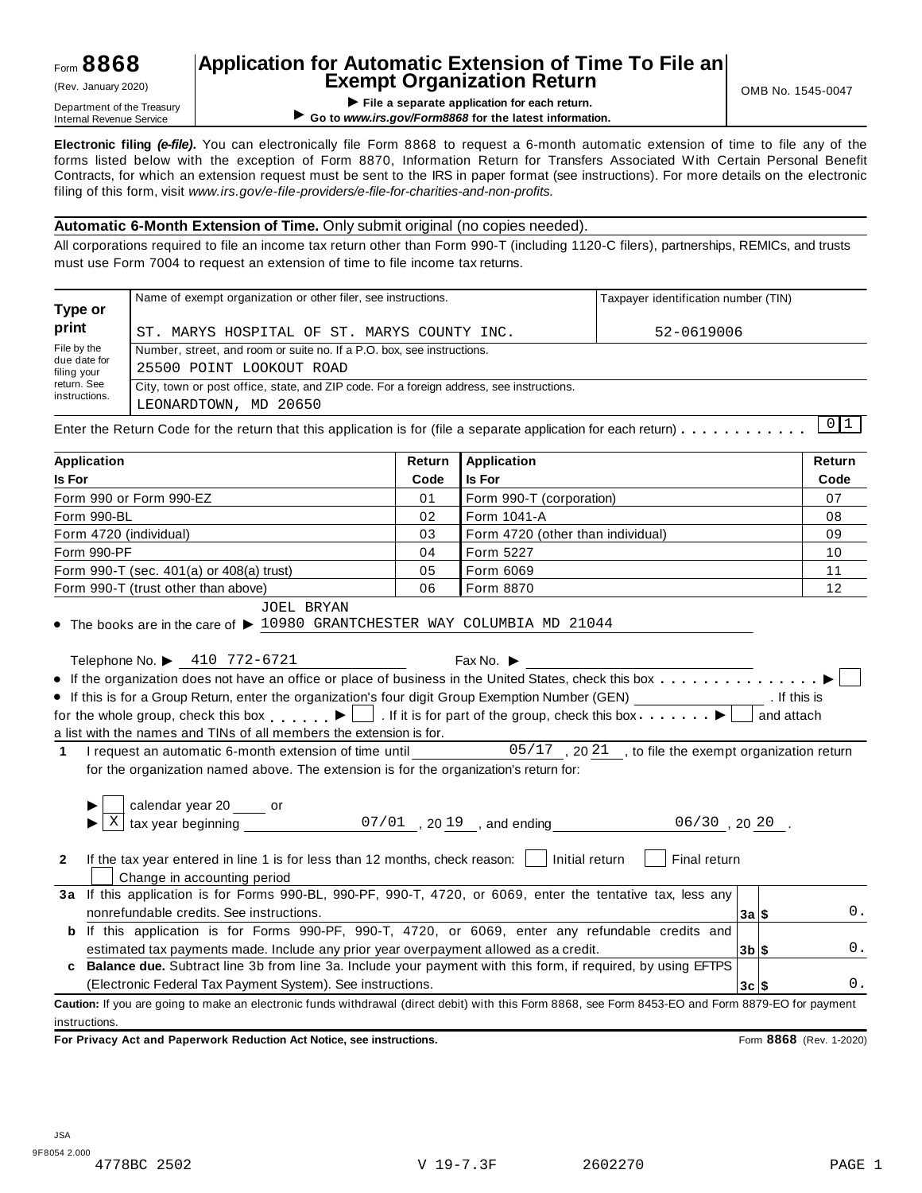Form **8868** (Rev. January 2020) Department of the Treasury Internal Revenue Service

# Application for Automatic Extension of Time To File an Exempt Organization Return

▶ File a separate application for each return.
▶ Go to *www.irs.gov/Form8868* for the latest information.

OMB No. 1545-0047

**Electronic filing *(e-file)*.** You can electronically file Form 8868 to request a 6-month automatic extension of time to file any of the forms listed below with the exception of Form 8870, Information Return for Transfers Associated With Certain Personal Benefit Contracts, for which an extension request must be sent to the IRS in paper format (see instructions). For more details on the electronic filing of this form, visit *www.irs.gov/e-file-providers/e-file-for-charities-and-non-profits.*

**Automatic 6-Month Extension of Time.** Only submit original (no copies needed).

All corporations required to file an income tax return other than Form 990-T (including 1120-C filers), partnerships, REMICs, and trusts must use Form 7004 to request an extension of time to file income tax returns.

| **Type or print** | Name of exempt organization or other filer, see instructions. | Taxpayer identification number (TIN) |
|---|---|---|
| | ST. MARYS HOSPITAL OF ST. MARYS COUNTY INC. | 52-0619006 |
| File by the due date for filing your return. See instructions. | Number, street, and room or suite no. If a P.O. box, see instructions. 25500 POINT LOOKOUT ROAD | |
| | City, town or post office, state, and ZIP code. For a foreign address, see instructions. LEONARDTOWN, MD 20650 | |

Enter the Return Code for the return that this application is for (file a separate application for each return) . . . . . . . . . . . 01

| Application Is For | Return Code | Application Is For | Return Code |
|---|---|---|---|
| Form 990 or Form 990-EZ | 01 | Form 990-T (corporation) | 07 |
| Form 990-BL | 02 | Form 1041-A | 08 |
| Form 4720 (individual) | 03 | Form 4720 (other than individual) | 09 |
| Form 990-PF | 04 | Form 5227 | 10 |
| Form 990-T (sec. 401(a) or 408(a) trust) | 05 | Form 6069 | 11 |
| Form 990-T (trust other than above) | 06 | Form 8870 | 12 |

- The books are in the care of ▶ JOEL BRYAN 10980 GRANTCHESTER WAY COLUMBIA MD 21044

Telephone No. ▶ 410 772-6721 Fax No. ▶

- If the organization does not have an office or place of business in the United States, check this box . . . . . . . . . . . . . . . ▶ ☐
- If this is for a Group Return, enter the organization's four digit Group Exemption Number (GEN) ________ . If this is for the whole group, check this box . . . . . . ▶ ☐ . If it is for part of the group, check this box . . . . . . . ▶ ☐ and attach a list with the names and TINs of all members the extension is for.

**1** I request an automatic 6-month extension of time until 05/17 , 20 21 , to file the exempt organization return for the organization named above. The extension is for the organization's return for:

▶ ☐ calendar year 20 ____ or
▶ ☒ tax year beginning 07/01 , 20 19 , and ending 06/30 , 20 20 .

**2** If the tax year entered in line 1 is for less than 12 months, check reason: ☐ Initial return ☐ Final return ☐ Change in accounting period

| | | | |
|---|---|---|---|
| **3a** | If this application is for Forms 990-BL, 990-PF, 990-T, 4720, or 6069, enter the tentative tax, less any nonrefundable credits. See instructions. | **3a** $ | 0. |
| **b** | If this application is for Forms 990-PF, 990-T, 4720, or 6069, enter any refundable credits and estimated tax payments made. Include any prior year overpayment allowed as a credit. | **3b** $ | 0. |
| **c** | **Balance due.** Subtract line 3b from line 3a. Include your payment with this form, if required, by using EFTPS (Electronic Federal Tax Payment System). See instructions. | **3c** $ | 0. |

**Caution:** If you are going to make an electronic funds withdrawal (direct debit) with this Form 8868, see Form 8453-EO and Form 8879-EO for payment instructions.

**For Privacy Act and Paperwork Reduction Act Notice, see instructions.** Form **8868** (Rev. 1-2020)

JSA
9F8054 2.000
4778BC 2502 V 19-7.3F 2602270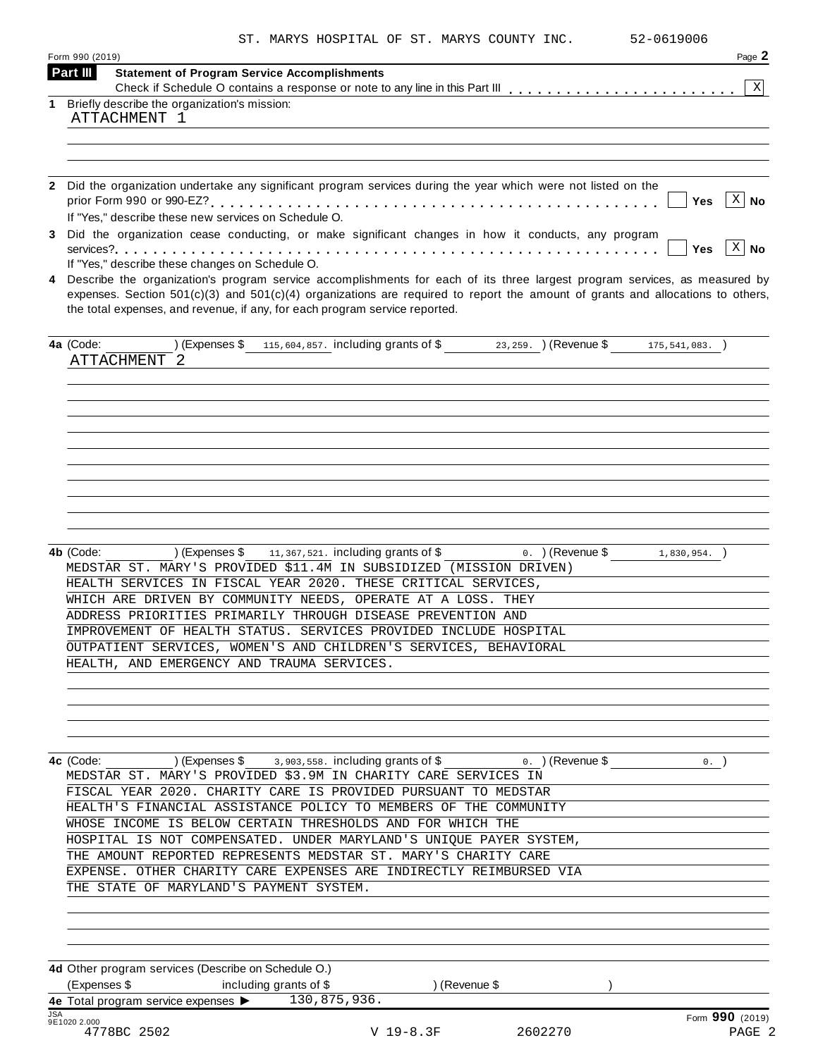ST. MARYS HOSPITAL OF ST. MARYS COUNTY INC. 52-0619006

Form 990 (2019) Page **2**

**Part III** **Statement of Program Service Accomplishments**

Check if Schedule O contains a response or note to any line in this Part III . . . . . . . . . . . . . . . . . . . . . . . [X]

**1** Briefly describe the organization's mission:

ATTACHMENT 1

**2** Did the organization undertake any significant program services during the year which were not listed on the prior Form 990 or 990-EZ? . . . . . . . . . . . . . . . . . . . . . . . . . . . . . . . . . . . . . . . . . . . . . . [ ] **Yes** [X] **No**

If "Yes," describe these new services on Schedule O.

**3** Did the organization cease conducting, or make significant changes in how it conducts, any program services? . . . . . . . . . . . . . . . . . . . . . . . . . . . . . . . . . . . . . . . . . . . . . . . . . . . . . . [ ] **Yes** [X] **No**

If "Yes," describe these changes on Schedule O.

**4** Describe the organization's program service accomplishments for each of its three largest program services, as measured by expenses. Section 501(c)(3) and 501(c)(4) organizations are required to report the amount of grants and allocations to others, the total expenses, and revenue, if any, for each program service reported.

**4a** (Code: ) (Expenses $ 115,604,857. including grants of $ 23,259. ) (Revenue $ 175,541,083. )

ATTACHMENT 2

**4b** (Code: ) (Expenses $ 11,367,521. including grants of $ 0. ) (Revenue $ 1,830,954. )

MEDSTAR ST. MARY'S PROVIDED $11.4M IN SUBSIDIZED (MISSION DRIVEN) HEALTH SERVICES IN FISCAL YEAR 2020. THESE CRITICAL SERVICES, WHICH ARE DRIVEN BY COMMUNITY NEEDS, OPERATE AT A LOSS. THEY ADDRESS PRIORITIES PRIMARILY THROUGH DISEASE PREVENTION AND IMPROVEMENT OF HEALTH STATUS. SERVICES PROVIDED INCLUDE HOSPITAL OUTPATIENT SERVICES, WOMEN'S AND CHILDREN'S SERVICES, BEHAVIORAL HEALTH, AND EMERGENCY AND TRAUMA SERVICES.

**4c** (Code: ) (Expenses $ 3,903,558. including grants of $ 0. ) (Revenue $ 0. )

MEDSTAR ST. MARY'S PROVIDED $3.9M IN CHARITY CARE SERVICES IN FISCAL YEAR 2020. CHARITY CARE IS PROVIDED PURSUANT TO MEDSTAR HEALTH'S FINANCIAL ASSISTANCE POLICY TO MEMBERS OF THE COMMUNITY WHOSE INCOME IS BELOW CERTAIN THRESHOLDS AND FOR WHICH THE HOSPITAL IS NOT COMPENSATED. UNDER MARYLAND'S UNIQUE PAYER SYSTEM, THE AMOUNT REPORTED REPRESENTS MEDSTAR ST. MARY'S CHARITY CARE EXPENSE. OTHER CHARITY CARE EXPENSES ARE INDIRECTLY REIMBURSED VIA THE STATE OF MARYLAND'S PAYMENT SYSTEM.

**4d** Other program services (Describe on Schedule O.)

(Expenses $ including grants of $ ) (Revenue $ )

**4e** Total program service expenses ▶ 130,875,936.

Form **990** (2019)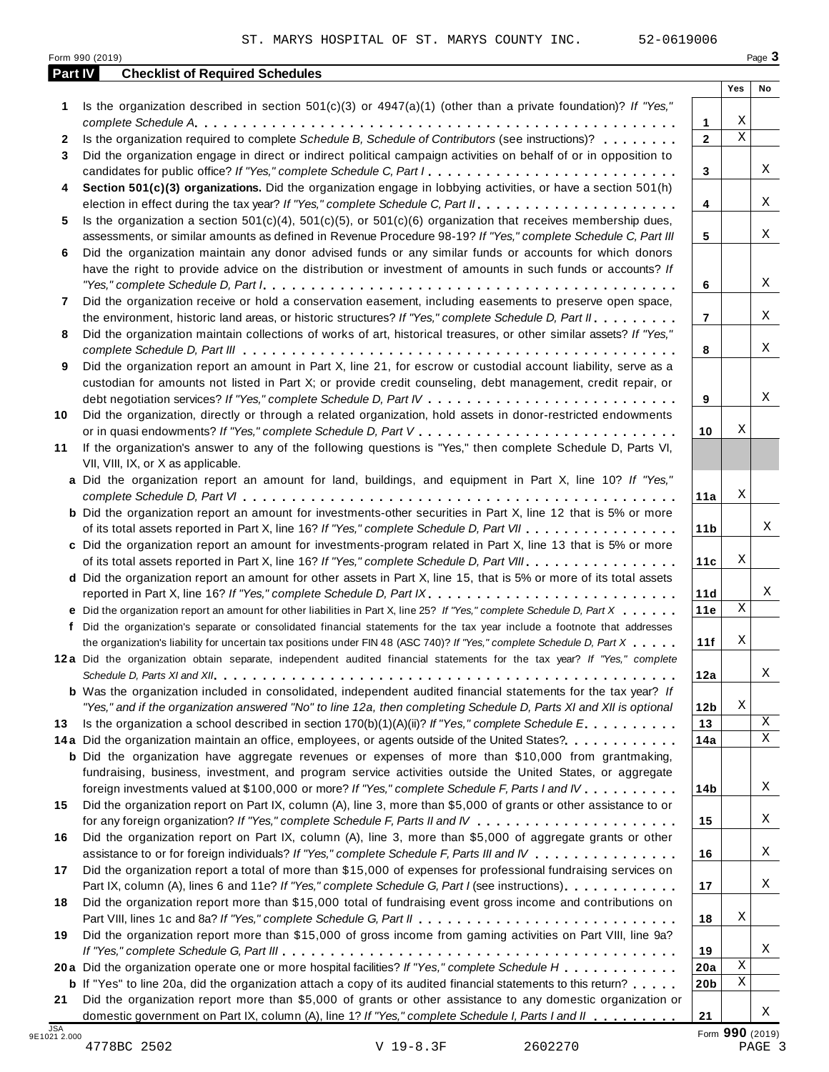ST. MARYS HOSPITAL OF ST. MARYS COUNTY INC. 52-0619006

Form 990 (2019)

## Part IV Checklist of Required Schedules

| | | | Yes | No |
|---|---|---|---|---|
| 1 | Is the organization described in section 501(c)(3) or 4947(a)(1) (other than a private foundation)? *If "Yes," complete Schedule A* | 1 | X | |
| 2 | Is the organization required to complete *Schedule B, Schedule of Contributors* (see instructions)? | 2 | X | |
| 3 | Did the organization engage in direct or indirect political campaign activities on behalf of or in opposition to candidates for public office? *If "Yes," complete Schedule C, Part I* | 3 | | X |
| 4 | **Section 501(c)(3) organizations.** Did the organization engage in lobbying activities, or have a section 501(h) election in effect during the tax year? *If "Yes," complete Schedule C, Part II* | 4 | | X |
| 5 | Is the organization a section 501(c)(4), 501(c)(5), or 501(c)(6) organization that receives membership dues, assessments, or similar amounts as defined in Revenue Procedure 98-19? *If "Yes," complete Schedule C, Part III* | 5 | | X |
| 6 | Did the organization maintain any donor advised funds or any similar funds or accounts for which donors have the right to provide advice on the distribution or investment of amounts in such funds or accounts? *If "Yes," complete Schedule D, Part I* | 6 | | X |
| 7 | Did the organization receive or hold a conservation easement, including easements to preserve open space, the environment, historic land areas, or historic structures? *If "Yes," complete Schedule D, Part II* | 7 | | X |
| 8 | Did the organization maintain collections of works of art, historical treasures, or other similar assets? *If "Yes," complete Schedule D, Part III* | 8 | | X |
| 9 | Did the organization report an amount in Part X, line 21, for escrow or custodial account liability, serve as a custodian for amounts not listed in Part X; or provide credit counseling, debt management, credit repair, or debt negotiation services? *If "Yes," complete Schedule D, Part IV* | 9 | | X |
| 10 | Did the organization, directly or through a related organization, hold assets in donor-restricted endowments or in quasi endowments? *If "Yes," complete Schedule D, Part V* | 10 | X | |
| 11 | If the organization's answer to any of the following questions is "Yes," then complete Schedule D, Parts VI, VII, VIII, IX, or X as applicable. | | | |
| a | Did the organization report an amount for land, buildings, and equipment in Part X, line 10? *If "Yes," complete Schedule D, Part VI* | 11a | X | |
| b | Did the organization report an amount for investments-other securities in Part X, line 12 that is 5% or more of its total assets reported in Part X, line 16? *If "Yes," complete Schedule D, Part VII* | 11b | | X |
| c | Did the organization report an amount for investments-program related in Part X, line 13 that is 5% or more of its total assets reported in Part X, line 16? *If "Yes," complete Schedule D, Part VIII* | 11c | X | |
| d | Did the organization report an amount for other assets in Part X, line 15, that is 5% or more of its total assets reported in Part X, line 16? *If "Yes," complete Schedule D, Part IX* | 11d | | X |
| e | Did the organization report an amount for other liabilities in Part X, line 25? *If "Yes," complete Schedule D, Part X* | 11e | X | |
| f | Did the organization's separate or consolidated financial statements for the tax year include a footnote that addresses the organization's liability for uncertain tax positions under FIN 48 (ASC 740)? *If "Yes," complete Schedule D, Part X* | 11f | X | |
| 12a | Did the organization obtain separate, independent audited financial statements for the tax year? *If "Yes," complete Schedule D, Parts XI and XII* | 12a | | X |
| b | Was the organization included in consolidated, independent audited financial statements for the tax year? *If "Yes," and if the organization answered "No" to line 12a, then completing Schedule D, Parts XI and XII is optional* | 12b | X | |
| 13 | Is the organization a school described in section 170(b)(1)(A)(ii)? *If "Yes," complete Schedule E* | 13 | | X |
| 14a | Did the organization maintain an office, employees, or agents outside of the United States? | 14a | | X |
| b | Did the organization have aggregate revenues or expenses of more than $10,000 from grantmaking, fundraising, business, investment, and program service activities outside the United States, or aggregate foreign investments valued at $100,000 or more? *If "Yes," complete Schedule F, Parts I and IV* | 14b | | X |
| 15 | Did the organization report on Part IX, column (A), line 3, more than $5,000 of grants or other assistance to or for any foreign organization? *If "Yes," complete Schedule F, Parts II and IV* | 15 | | X |
| 16 | Did the organization report on Part IX, column (A), line 3, more than $5,000 of aggregate grants or other assistance to or for foreign individuals? *If "Yes," complete Schedule F, Parts III and IV* | 16 | | X |
| 17 | Did the organization report a total of more than $15,000 of expenses for professional fundraising services on Part IX, column (A), lines 6 and 11e? *If "Yes," complete Schedule G, Part I* (see instructions) | 17 | | X |
| 18 | Did the organization report more than $15,000 total of fundraising event gross income and contributions on Part VIII, lines 1c and 8a? *If "Yes," complete Schedule G, Part II* | 18 | X | |
| 19 | Did the organization report more than $15,000 of gross income from gaming activities on Part VIII, line 9a? *If "Yes," complete Schedule G, Part III* | 19 | | X |
| 20a | Did the organization operate one or more hospital facilities? *If "Yes," complete Schedule H* | 20a | X | |
| b | If "Yes" to line 20a, did the organization attach a copy of its audited financial statements to this return? | 20b | X | |
| 21 | Did the organization report more than $5,000 of grants or other assistance to any domestic organization or domestic government on Part IX, column (A), line 1? *If "Yes," complete Schedule I, Parts I and II* | 21 | | X |

Form **990** (2019)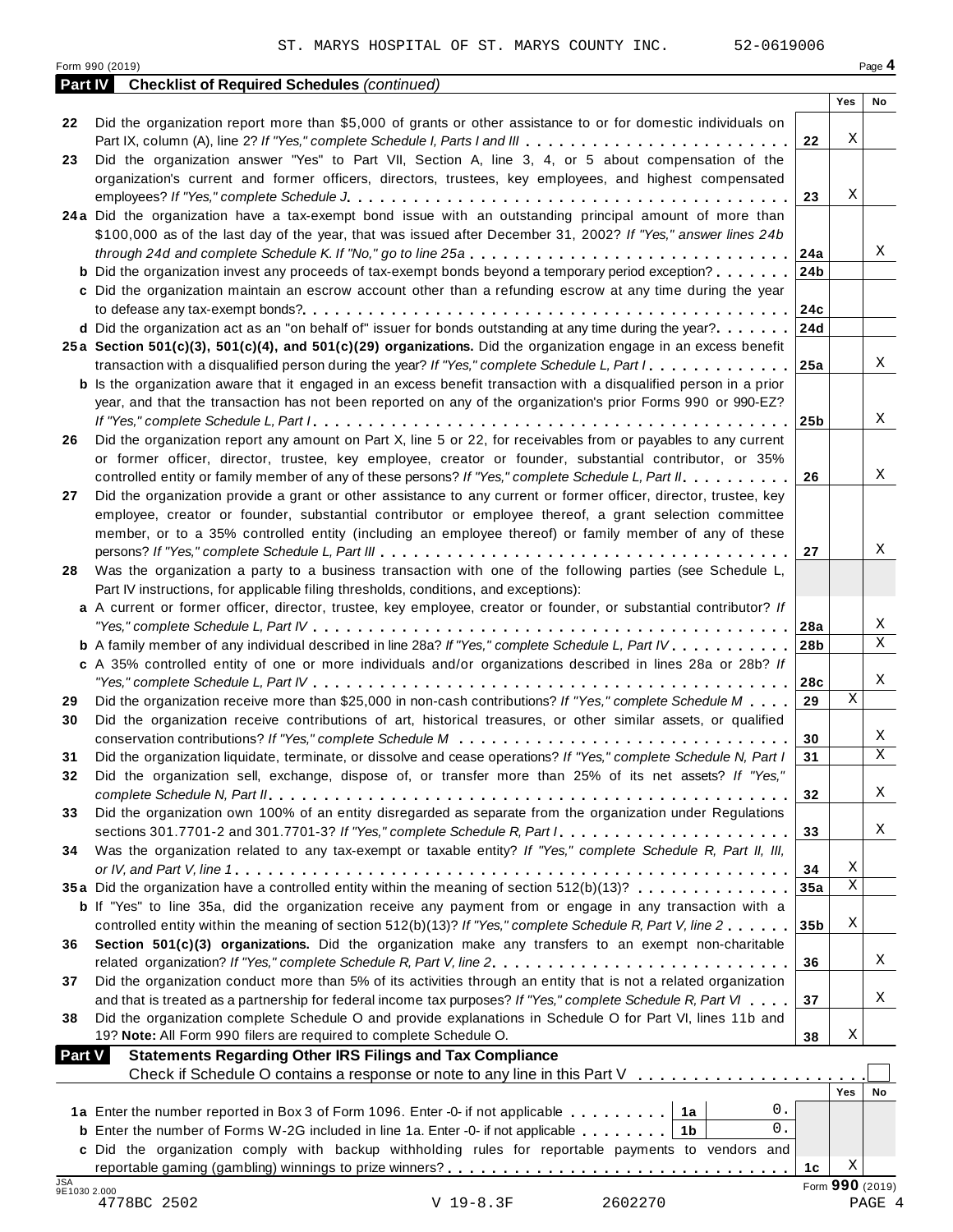ST. MARYS HOSPITAL OF ST. MARYS COUNTY INC. 52-0619006

Form 990 (2019) Page **4**

**Part IV Checklist of Required Schedules** *(continued)*

| | | | Yes | No |
|---|---|---|---|---|
| **22** | Did the organization report more than $5,000 of grants or other assistance to or for domestic individuals on Part IX, column (A), line 2? *If "Yes," complete Schedule I, Parts I and III* | **22** | X | |
| **23** | Did the organization answer "Yes" to Part VII, Section A, line 3, 4, or 5 about compensation of the organization's current and former officers, directors, trustees, key employees, and highest compensated employees? *If "Yes," complete Schedule J* | **23** | X | |
| **24a** | Did the organization have a tax-exempt bond issue with an outstanding principal amount of more than $100,000 as of the last day of the year, that was issued after December 31, 2002? *If "Yes," answer lines 24b through 24d and complete Schedule K. If "No," go to line 25a* | **24a** | | X |
| **b** | Did the organization invest any proceeds of tax-exempt bonds beyond a temporary period exception? | **24b** | | |
| **c** | Did the organization maintain an escrow account other than a refunding escrow at any time during the year to defease any tax-exempt bonds? | **24c** | | |
| **d** | Did the organization act as an "on behalf of" issuer for bonds outstanding at any time during the year? | **24d** | | |
| **25a** | **Section 501(c)(3), 501(c)(4), and 501(c)(29) organizations.** Did the organization engage in an excess benefit transaction with a disqualified person during the year? *If "Yes," complete Schedule L, Part I* | **25a** | | X |
| **b** | Is the organization aware that it engaged in an excess benefit transaction with a disqualified person in a prior year, and that the transaction has not been reported on any of the organization's prior Forms 990 or 990-EZ? *If "Yes," complete Schedule L, Part I* | **25b** | | X |
| **26** | Did the organization report any amount on Part X, line 5 or 22, for receivables from or payables to any current or former officer, director, trustee, key employee, creator or founder, substantial contributor, or 35% controlled entity or family member of any of these persons? *If "Yes," complete Schedule L, Part II* | **26** | | X |
| **27** | Did the organization provide a grant or other assistance to any current or former officer, director, trustee, key employee, creator or founder, substantial contributor or employee thereof, a grant selection committee member, or to a 35% controlled entity (including an employee thereof) or family member of any of these persons? *If "Yes," complete Schedule L, Part III* | **27** | | X |
| **28** | Was the organization a party to a business transaction with one of the following parties (see Schedule L, Part IV instructions, for applicable filing thresholds, conditions, and exceptions): | | | |
| **a** | A current or former officer, director, trustee, key employee, creator or founder, or substantial contributor? *If "Yes," complete Schedule L, Part IV* | **28a** | | X |
| **b** | A family member of any individual described in line 28a? *If "Yes," complete Schedule L, Part IV* | **28b** | | X |
| **c** | A 35% controlled entity of one or more individuals and/or organizations described in lines 28a or 28b? *If "Yes," complete Schedule L, Part IV* | **28c** | | X |
| **29** | Did the organization receive more than $25,000 in non-cash contributions? *If "Yes," complete Schedule M* | **29** | X | |
| **30** | Did the organization receive contributions of art, historical treasures, or other similar assets, or qualified conservation contributions? *If "Yes," complete Schedule M* | **30** | | X |
| **31** | Did the organization liquidate, terminate, or dissolve and cease operations? *If "Yes," complete Schedule N, Part I* | **31** | | X |
| **32** | Did the organization sell, exchange, dispose of, or transfer more than 25% of its net assets? *If "Yes," complete Schedule N, Part II* | **32** | | X |
| **33** | Did the organization own 100% of an entity disregarded as separate from the organization under Regulations sections 301.7701-2 and 301.7701-3? *If "Yes," complete Schedule R, Part I* | **33** | | X |
| **34** | Was the organization related to any tax-exempt or taxable entity? *If "Yes," complete Schedule R, Part II, III, or IV, and Part V, line 1* | **34** | X | |
| **35a** | Did the organization have a controlled entity within the meaning of section 512(b)(13)? | **35a** | X | |
| **b** | If "Yes" to line 35a, did the organization receive any payment from or engage in any transaction with a controlled entity within the meaning of section 512(b)(13)? *If "Yes," complete Schedule R, Part V, line 2* | **35b** | X | |
| **36** | **Section 501(c)(3) organizations.** Did the organization make any transfers to an exempt non-charitable related organization? *If "Yes," complete Schedule R, Part V, line 2* | **36** | | X |
| **37** | Did the organization conduct more than 5% of its activities through an entity that is not a related organization and that is treated as a partnership for federal income tax purposes? *If "Yes," complete Schedule R, Part VI* | **37** | | X |
| **38** | Did the organization complete Schedule O and provide explanations in Schedule O for Part VI, lines 11b and 19? **Note:** All Form 990 filers are required to complete Schedule O. | **38** | X | |

**Part V Statements Regarding Other IRS Filings and Tax Compliance**

Check if Schedule O contains a response or note to any line in this Part V ☐

| | | | | | Yes | No |
|---|---|---|---|---|---|---|
| **1a** | Enter the number reported in Box 3 of Form 1096. Enter -0- if not applicable | **1a** | 0. | | | |
| **b** | Enter the number of Forms W-2G included in line 1a. Enter -0- if not applicable | **1b** | 0. | | | |
| **c** | Did the organization comply with backup withholding rules for reportable payments to vendors and reportable gaming (gambling) winnings to prize winners? | | | **1c** | X | |

JSA 9E1030 2.000

Form **990** (2019)

4778BC 2502 V 19-8.3F 2602270 PAGE 4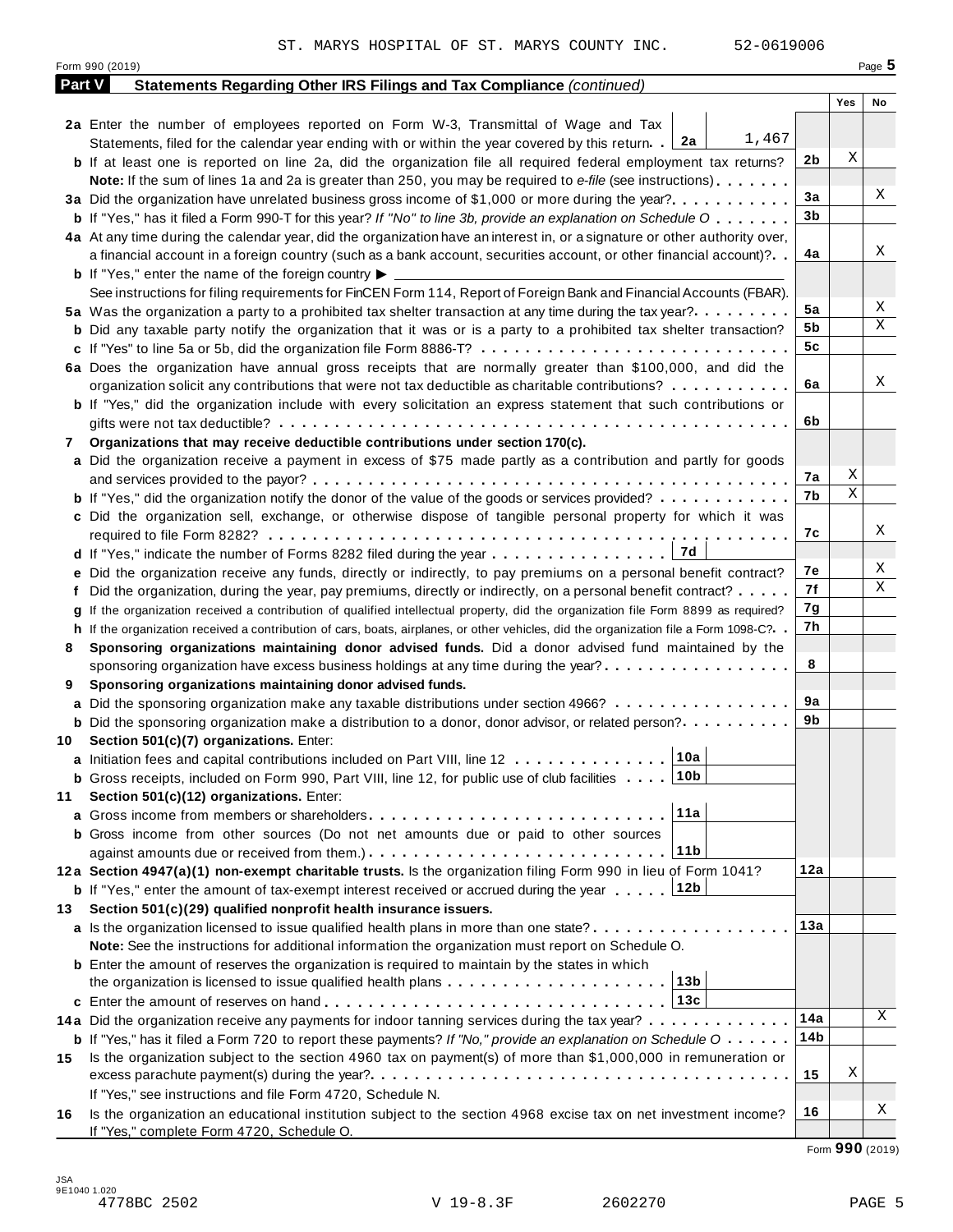ST. MARYS HOSPITAL OF ST. MARYS COUNTY INC. 52-0619006

Form 990 (2019) Page 5

**Part V Statements Regarding Other IRS Filings and Tax Compliance** *(continued)*

| | | | Yes | No |
|---|---|---|---|---|
| **2a** | Enter the number of employees reported on Form W-3, Transmittal of Wage and Tax Statements, filed for the calendar year ending with or within the year covered by this return . . **2a** 1,467 | | | |
| **b** | If at least one is reported on line 2a, did the organization file all required federal employment tax returns? | **2b** | X | |
| | **Note:** If the sum of lines 1a and 2a is greater than 250, you may be required to *e-file* (see instructions) | | | |
| **3a** | Did the organization have unrelated business gross income of $1,000 or more during the year? | **3a** | | X |
| **b** | If "Yes," has it filed a Form 990-T for this year? *If "No" to line 3b, provide an explanation on Schedule O* | **3b** | | |
| **4a** | At any time during the calendar year, did the organization have an interest in, or a signature or other authority over, a financial account in a foreign country (such as a bank account, securities account, or other financial account)? | **4a** | | X |
| **b** | If "Yes," enter the name of the foreign country ▶ | | | |
| | See instructions for filing requirements for FinCEN Form 114, Report of Foreign Bank and Financial Accounts (FBAR). | | | |
| **5a** | Was the organization a party to a prohibited tax shelter transaction at any time during the tax year? | **5a** | | X |
| **b** | Did any taxable party notify the organization that it was or is a party to a prohibited tax shelter transaction? | **5b** | | X |
| **c** | If "Yes" to line 5a or 5b, did the organization file Form 8886-T? | **5c** | | |
| **6a** | Does the organization have annual gross receipts that are normally greater than $100,000, and did the organization solicit any contributions that were not tax deductible as charitable contributions? | **6a** | | X |
| **b** | If "Yes," did the organization include with every solicitation an express statement that such contributions or gifts were not tax deductible? | **6b** | | |
| **7** | **Organizations that may receive deductible contributions under section 170(c).** | | | |
| **a** | Did the organization receive a payment in excess of $75 made partly as a contribution and partly for goods and services provided to the payor? | **7a** | X | |
| **b** | If "Yes," did the organization notify the donor of the value of the goods or services provided? | **7b** | X | |
| **c** | Did the organization sell, exchange, or otherwise dispose of tangible personal property for which it was required to file Form 8282? | **7c** | | X |
| **d** | If "Yes," indicate the number of Forms 8282 filed during the year . . . **7d** | | | |
| **e** | Did the organization receive any funds, directly or indirectly, to pay premiums on a personal benefit contract? | **7e** | | X |
| **f** | Did the organization, during the year, pay premiums, directly or indirectly, on a personal benefit contract? | **7f** | | X |
| **g** | If the organization received a contribution of qualified intellectual property, did the organization file Form 8899 as required? | **7g** | | |
| **h** | If the organization received a contribution of cars, boats, airplanes, or other vehicles, did the organization file a Form 1098-C? | **7h** | | |
| **8** | **Sponsoring organizations maintaining donor advised funds.** Did a donor advised fund maintained by the sponsoring organization have excess business holdings at any time during the year? | **8** | | |
| **9** | **Sponsoring organizations maintaining donor advised funds.** | | | |
| **a** | Did the sponsoring organization make any taxable distributions under section 4966? | **9a** | | |
| **b** | Did the sponsoring organization make a distribution to a donor, donor advisor, or related person? | **9b** | | |
| **10** | **Section 501(c)(7) organizations.** Enter: | | | |
| **a** | Initiation fees and capital contributions included on Part VIII, line 12 . . . **10a** | | | |
| **b** | Gross receipts, included on Form 990, Part VIII, line 12, for public use of club facilities . . . **10b** | | | |
| **11** | **Section 501(c)(12) organizations.** Enter: | | | |
| **a** | Gross income from members or shareholders . . . **11a** | | | |
| **b** | Gross income from other sources (Do not net amounts due or paid to other sources against amounts due or received from them.) . . . **11b** | | | |
| **12a** | **Section 4947(a)(1) non-exempt charitable trusts.** Is the organization filing Form 990 in lieu of Form 1041? | **12a** | | |
| **b** | If "Yes," enter the amount of tax-exempt interest received or accrued during the year . . . **12b** | | | |
| **13** | **Section 501(c)(29) qualified nonprofit health insurance issuers.** | | | |
| **a** | Is the organization licensed to issue qualified health plans in more than one state? | **13a** | | |
| | **Note:** See the instructions for additional information the organization must report on Schedule O. | | | |
| **b** | Enter the amount of reserves the organization is required to maintain by the states in which the organization is licensed to issue qualified health plans . . . **13b** | | | |
| **c** | Enter the amount of reserves on hand . . . **13c** | | | |
| **14a** | Did the organization receive any payments for indoor tanning services during the tax year? | **14a** | | X |
| **b** | If "Yes," has it filed a Form 720 to report these payments? *If "No," provide an explanation on Schedule O* | **14b** | | |
| **15** | Is the organization subject to the section 4960 tax on payment(s) of more than $1,000,000 in remuneration or excess parachute payment(s) during the year? | **15** | X | |
| | If "Yes," see instructions and file Form 4720, Schedule N. | | | |
| **16** | Is the organization an educational institution subject to the section 4968 excise tax on net investment income? If "Yes," complete Form 4720, Schedule O. | **16** | | X |

Form **990** (2019)

JSA 9E1040 1.020
4778BC 2502 V 19-8.3F 2602270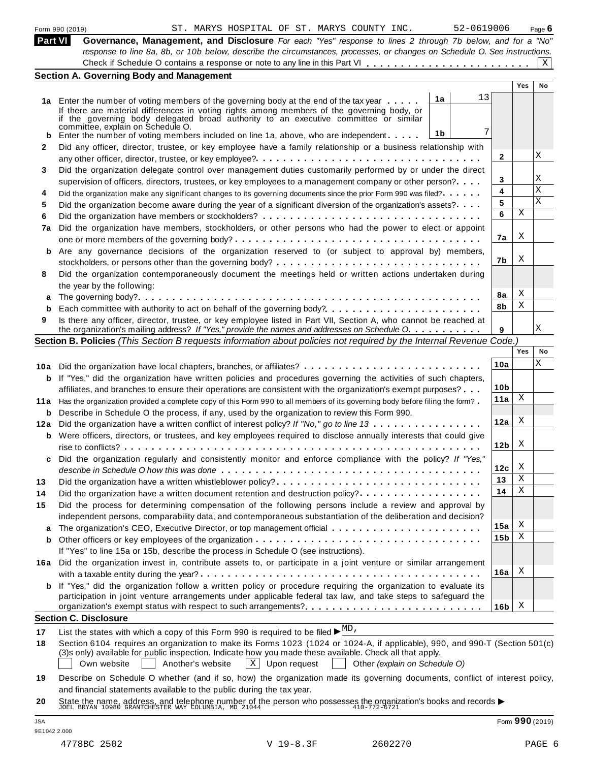Form 990 (2019) ST. MARYS HOSPITAL OF ST. MARYS COUNTY INC. 52-0619006 Page 6

## Part VI Governance, Management, and Disclosure

*For each "Yes" response to lines 2 through 7b below, and for a "No" response to line 8a, 8b, or 10b below, describe the circumstances, processes, or changes on Schedule O. See instructions.*

Check if Schedule O contains a response or note to any line in this Part VI . . . . . . . . . . . . . . . . . . . . . . . . [X]

### Section A. Governing Body and Management

| | | | | | Yes | No |
|---|---|---|---|---|---|---|
| **1a** | Enter the number of voting members of the governing body at the end of the tax year . . . . . | 1a | 13 | | | |
| | If there are material differences in voting rights among members of the governing body, or if the governing body delegated broad authority to an executive committee or similar committee, explain on Schedule O. | | | | | |
| **b** | Enter the number of voting members included on line 1a, above, who are independent . . . . . | 1b | 7 | | | |
| **2** | Did any officer, director, trustee, or key employee have a family relationship or a business relationship with any other officer, director, trustee, or key employee? . . . | | | 2 | | X |
| **3** | Did the organization delegate control over management duties customarily performed by or under the direct supervision of officers, directors, trustees, or key employees to a management company or other person? . . . . | | | 3 | | X |
| **4** | Did the organization make any significant changes to its governing documents since the prior Form 990 was filed? . . . . . | | | 4 | | X |
| **5** | Did the organization become aware during the year of a significant diversion of the organization's assets? . . . . | | | 5 | | X |
| **6** | Did the organization have members or stockholders? . . . | | | 6 | X | |
| **7a** | Did the organization have members, stockholders, or other persons who had the power to elect or appoint one or more members of the governing body? . . . | | | 7a | X | |
| **b** | Are any governance decisions of the organization reserved to (or subject to approval by) members, stockholders, or persons other than the governing body? . . . | | | 7b | X | |
| **8** | Did the organization contemporaneously document the meetings held or written actions undertaken during the year by the following: | | | | | |
| **a** | The governing body? . . . | | | 8a | X | |
| **b** | Each committee with authority to act on behalf of the governing body? . . . | | | 8b | X | |
| **9** | Is there any officer, director, trustee, or key employee listed in Part VII, Section A, who cannot be reached at the organization's mailing address? *If "Yes," provide the names and addresses on Schedule O.* . . . | | | 9 | | X |

### Section B. Policies *(This Section B requests information about policies not required by the Internal Revenue Code.)*

| | | | Yes | No |
|---|---|---|---|---|
| **10a** | Did the organization have local chapters, branches, or affiliates? . . . | 10a | | X |
| **b** | If "Yes," did the organization have written policies and procedures governing the activities of such chapters, affiliates, and branches to ensure their operations are consistent with the organization's exempt purposes? . . . | 10b | | |
| **11a** | Has the organization provided a complete copy of this Form 990 to all members of its governing body before filing the form? . | 11a | X | |
| **b** | Describe in Schedule O the process, if any, used by the organization to review this Form 990. | | | |
| **12a** | Did the organization have a written conflict of interest policy? *If "No," go to line 13* . . . | 12a | X | |
| **b** | Were officers, directors, or trustees, and key employees required to disclose annually interests that could give rise to conflicts? . . . | 12b | X | |
| **c** | Did the organization regularly and consistently monitor and enforce compliance with the policy? *If "Yes," describe in Schedule O how this was done* . . . | 12c | X | |
| **13** | Did the organization have a written whistleblower policy? . . . | 13 | X | |
| **14** | Did the organization have a written document retention and destruction policy? . . . | 14 | X | |
| **15** | Did the process for determining compensation of the following persons include a review and approval by independent persons, comparability data, and contemporaneous substantiation of the deliberation and decision? | | | |
| **a** | The organization's CEO, Executive Director, or top management official . . . | 15a | X | |
| **b** | Other officers or key employees of the organization . . . | 15b | X | |
| | If "Yes" to line 15a or 15b, describe the process in Schedule O (see instructions). | | | |
| **16a** | Did the organization invest in, contribute assets to, or participate in a joint venture or similar arrangement with a taxable entity during the year? . . . | 16a | X | |
| **b** | If "Yes," did the organization follow a written policy or procedure requiring the organization to evaluate its participation in joint venture arrangements under applicable federal tax law, and take steps to safeguard the organization's exempt status with respect to such arrangements? . . . | 16b | X | |

### Section C. Disclosure

**17** List the states with which a copy of this Form 990 is required to be filed ► MD,

**18** Section 6104 requires an organization to make its Forms 1023 (1024 or 1024-A, if applicable), 990, and 990-T (Section 501(c)(3)s only) available for public inspection. Indicate how you made these available. Check all that apply.

[ ] Own website [ ] Another's website [X] Upon request [ ] Other *(explain on Schedule O)*

**19** Describe on Schedule O whether (and if so, how) the organization made its governing documents, conflict of interest policy, and financial statements available to the public during the tax year.

**20** State the name, address, and telephone number of the person who possesses the organization's books and records ►
JOEL BRYAN 10980 GRANTCHESTER WAY COLUMBIA, MD 21044 410-772-6721

JSA
9E1042 2.000

Form **990** (2019)

4778BC 2502 V 19-8.3F 2602270 PAGE 6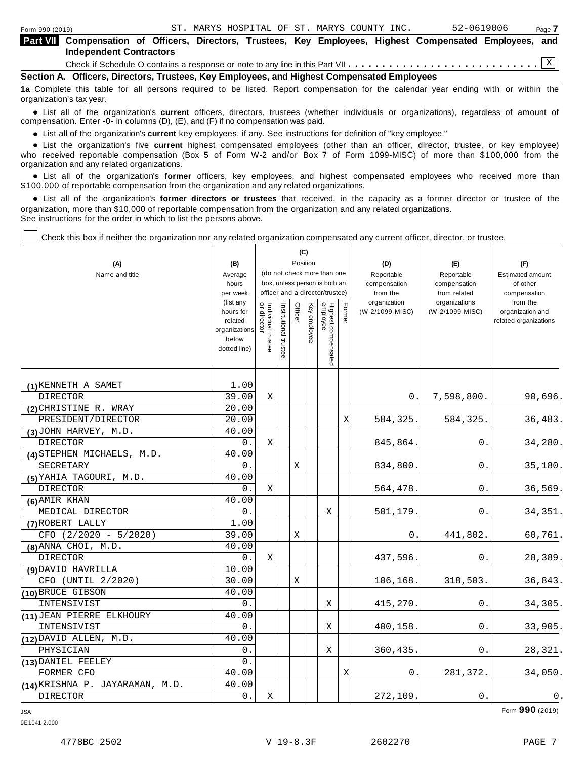ST. MARYS HOSPITAL OF ST. MARYS COUNTY INC. 52-0619006

## Part VII Compensation of Officers, Directors, Trustees, Key Employees, Highest Compensated Employees, and Independent Contractors

Check if Schedule O contains a response or note to any line in this Part VII . . . . . . . . . . . . . . . . . . . . . . . . . . . X

### Section A. Officers, Directors, Trustees, Key Employees, and Highest Compensated Employees

**1a** Complete this table for all persons required to be listed. Report compensation for the calendar year ending with or within the organization's tax year.

- List all of the organization's **current** officers, directors, trustees (whether individuals or organizations), regardless of amount of compensation. Enter -0- in columns (D), (E), and (F) if no compensation was paid.
- List all of the organization's **current** key employees, if any. See instructions for definition of "key employee."
- List the organization's five **current** highest compensated employees (other than an officer, director, trustee, or key employee) who received reportable compensation (Box 5 of Form W-2 and/or Box 7 of Form 1099-MISC) of more than $100,000 from the organization and any related organizations.
- List all of the organization's **former** officers, key employees, and highest compensated employees who received more than $100,000 of reportable compensation from the organization and any related organizations.
- List all of the organization's **former directors or trustees** that received, in the capacity as a former director or trustee of the organization, more than $10,000 of reportable compensation from the organization and any related organizations.

See instructions for the order in which to list the persons above.

☐ Check this box if neither the organization nor any related organization compensated any current officer, director, or trustee.

| (A) Name and title | (B) Average hours per week (list any hours for related organizations below dotted line) | (C) Individual trustee or director | Institutional trustee | Officer | Key employee | Highest compensated employee | Former | (D) Reportable compensation from the organization (W-2/1099-MISC) | (E) Reportable compensation from related organizations (W-2/1099-MISC) | (F) Estimated amount of other compensation from the organization and related organizations |
|---|---|---|---|---|---|---|---|---|---|---|
| (1) KENNETH A SAMET<br>DIRECTOR | 1.00<br>39.00 | X | | | | | | 0. | 7,598,800. | 90,696. |
| (2) CHRISTINE R. WRAY<br>PRESIDENT/DIRECTOR | 20.00<br>20.00 | | | | | | X | 584,325. | 584,325. | 36,483. |
| (3) JOHN HARVEY, M.D.<br>DIRECTOR | 40.00<br>0. | X | | | | | | 845,864. | 0. | 34,280. |
| (4) STEPHEN MICHAELS, M.D.<br>SECRETARY | 40.00<br>0. | | | X | | | | 834,800. | 0. | 35,180. |
| (5) YAHIA TAGOURI, M.D.<br>DIRECTOR | 40.00<br>0. | X | | | | | | 564,478. | 0. | 36,569. |
| (6) AMIR KHAN<br>MEDICAL DIRECTOR | 40.00<br>0. | | | | | X | | 501,179. | 0. | 34,351. |
| (7) ROBERT LALLY<br>CFO (2/2020 - 5/2020) | 1.00<br>39.00 | | | X | | | | 0. | 441,802. | 60,761. |
| (8) ANNA CHOI, M.D.<br>DIRECTOR | 40.00<br>0. | X | | | | | | 437,596. | 0. | 28,389. |
| (9) DAVID HAVRILLA<br>CFO (UNTIL 2/2020) | 10.00<br>30.00 | | | X | | | | 106,168. | 318,503. | 36,843. |
| (10) BRUCE GIBSON<br>INTENSIVIST | 40.00<br>0. | | | | | X | | 415,270. | 0. | 34,305. |
| (11) JEAN PIERRE ELKHOURY<br>INTENSIVIST | 40.00<br>0. | | | | | X | | 400,158. | 0. | 33,905. |
| (12) DAVID ALLEN, M.D.<br>PHYSICIAN | 40.00<br>0. | | | | | X | | 360,435. | 0. | 28,321. |
| (13) DANIEL FEELEY<br>FORMER CFO | 0.<br>40.00 | | | | | | X | 0. | 281,372. | 34,050. |
| (14) KRISHNA P. JAYARAMAN, M.D.<br>DIRECTOR | 40.00<br>0. | X | | | | | | 272,109. | 0. | 0. |

Form **990** (2019)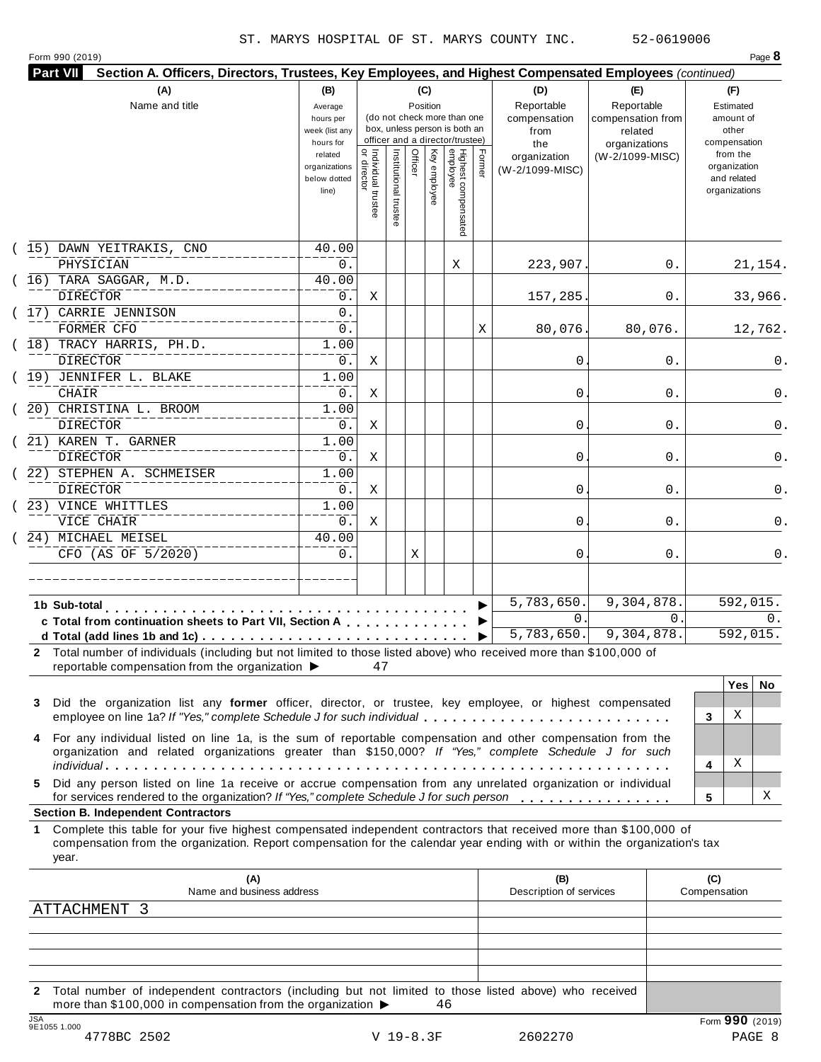ST. MARYS HOSPITAL OF ST. MARYS COUNTY INC. 52-0619006

Form 990 (2019) Page **8**

**Part VII Section A. Officers, Directors, Trustees, Key Employees, and Highest Compensated Employees** *(continued)*

| (A) Name and title | (B) Average hours per week (list any hours for related organizations below dotted line) | (C) Position: Individual trustee or director | Institutional trustee | Officer | Key employee | Highest compensated employee | Former | (D) Reportable compensation from the organization (W-2/1099-MISC) | (E) Reportable compensation from related organizations (W-2/1099-MISC) | (F) Estimated amount of other compensation from the organization and related organizations |
|---|---|---|---|---|---|---|---|---|---|---|
| (15) DAWN YEITRAKIS, CNO / PHYSICIAN | 40.00 / 0. | | | | | X | | 223,907. | 0. | 21,154. |
| (16) TARA SAGGAR, M.D. / DIRECTOR | 40.00 / 0. | X | | | | | | 157,285. | 0. | 33,966. |
| (17) CARRIE JENNISON / FORMER CFO | 0. / 0. | | | | | | X | 80,076. | 80,076. | 12,762. |
| (18) TRACY HARRIS, PH.D. / DIRECTOR | 1.00 / 0. | X | | | | | | 0. | 0. | 0. |
| (19) JENNIFER L. BLAKE / CHAIR | 1.00 / 0. | X | | | | | | 0. | 0. | 0. |
| (20) CHRISTINA L. BROOM / DIRECTOR | 1.00 / 0. | X | | | | | | 0. | 0. | 0. |
| (21) KAREN T. GARNER / DIRECTOR | 1.00 / 0. | X | | | | | | 0. | 0. | 0. |
| (22) STEPHEN A. SCHMEISER / DIRECTOR | 1.00 / 0. | X | | | | | | 0. | 0. | 0. |
| (23) VINCE WHITTLES / VICE CHAIR | 1.00 / 0. | X | | | | | | 0. | 0. | 0. |
| (24) MICHAEL MEISEL / CFO (AS OF 5/2020) | 40.00 / 0. | | | X | | | | 0. | 0. | 0. |
| **1b Sub-total** | | | | | | | | 5,783,650. | 9,304,878. | 592,015. |
| **c Total from continuation sheets to Part VII, Section A** | | | | | | | | 0. | 0. | 0. |
| **d Total (add lines 1b and 1c)** | | | | | | | | 5,783,650. | 9,304,878. | 592,015. |

**2** Total number of individuals (including but not limited to those listed above) who received more than $100,000 of reportable compensation from the organization ▶ 47

| | | Yes | No |
|---|---|---|---|
| **3** Did the organization list any **former** officer, director, or trustee, key employee, or highest compensated employee on line 1a? *If "Yes," complete Schedule J for such individual* | 3 | X | |
| **4** For any individual listed on line 1a, is the sum of reportable compensation and other compensation from the organization and related organizations greater than $150,000? *If "Yes," complete Schedule J for such individual* | 4 | X | |
| **5** Did any person listed on line 1a receive or accrue compensation from any unrelated organization or individual for services rendered to the organization? *If "Yes," complete Schedule J for such person* | 5 | | X |

**Section B. Independent Contractors**

**1** Complete this table for your five highest compensated independent contractors that received more than $100,000 of compensation from the organization. Report compensation for the calendar year ending with or within the organization's tax year.

| (A) Name and business address | (B) Description of services | (C) Compensation |
|---|---|---|
| ATTACHMENT 3 | | |
| | | |
| | | |
| | | |
| | | |

**2** Total number of independent contractors (including but not limited to those listed above) who received more than $100,000 in compensation from the organization ▶ 46

JSA 9E1055 1.000 Form **990** (2019)

4778BC 2502 V 19-8.3F 2602270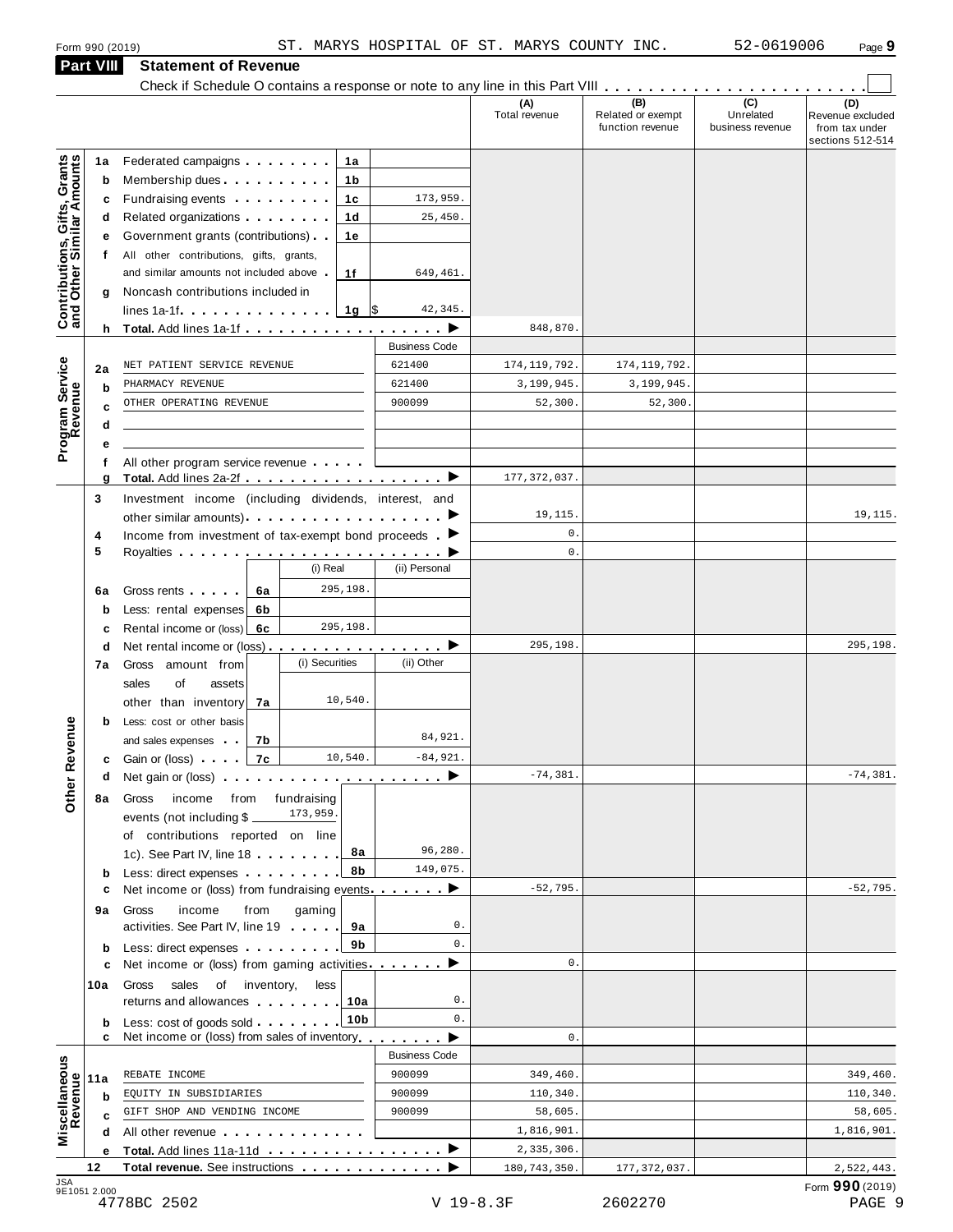Form 990 (2019) ST. MARYS HOSPITAL OF ST. MARYS COUNTY INC. 52-0619006

## Part VIII Statement of Revenue

Check if Schedule O contains a response or note to any line in this Part VIII . . . . . . . . . . . . . . . . . . . . . . . ☐

| | | | | | (A) Total revenue | (B) Related or exempt function revenue | (C) Unrelated business revenue | (D) Revenue excluded from tax under sections 512-514 |
|---|---|---|---|---|---|---|---|---|
| **Contributions, Gifts, Grants and Other Similar Amounts** | 1a | Federated campaigns | 1a | | | | | |
| | b | Membership dues | 1b | | | | | |
| | c | Fundraising events | 1c | 173,959. | | | | |
| | d | Related organizations | 1d | 25,450. | | | | |
| | e | Government grants (contributions) | 1e | | | | | |
| | f | All other contributions, gifts, grants, and similar amounts not included above | 1f | 649,461. | | | | |
| | g | Noncash contributions included in lines 1a-1f | 1g | $ 42,345. | | | | |
| | h | **Total.** Add lines 1a-1f | | ▶ | 848,870. | | | |
| | | | | Business Code | | | | |
| **Program Service Revenue** | 2a | NET PATIENT SERVICE REVENUE | | 621400 | 174,119,792. | 174,119,792. | | |
| | b | PHARMACY REVENUE | | 621400 | 3,199,945. | 3,199,945. | | |
| | c | OTHER OPERATING REVENUE | | 900099 | 52,300. | 52,300. | | |
| | d | | | | | | | |
| | e | | | | | | | |
| | f | All other program service revenue | | | | | | |
| | g | **Total.** Add lines 2a-2f | | ▶ | 177,372,037. | | | |
| **Other Revenue** | 3 | Investment income (including dividends, interest, and other similar amounts) | | ▶ | 19,115. | | | 19,115. |
| | 4 | Income from investment of tax-exempt bond proceeds | | ▶ | 0. | | | |
| | 5 | Royalties | | ▶ | 0. | | | |
| | | | (i) Real | (ii) Personal | | | | |
| | 6a | Gross rents (6a) | 295,198. | | | | | |
| | b | Less: rental expenses (6b) | | | | | | |
| | c | Rental income or (loss) (6c) | 295,198. | | | | | |
| | d | Net rental income or (loss) | | ▶ | 295,198. | | | 295,198. |
| | | | (i) Securities | (ii) Other | | | | |
| | 7a | Gross amount from sales of assets other than inventory (7a) | 10,540. | | | | | |
| | b | Less: cost or other basis and sales expenses (7b) | | 84,921. | | | | |
| | c | Gain or (loss) (7c) | 10,540. | -84,921. | | | | |
| | d | Net gain or (loss) | | ▶ | -74,381. | | | -74,381. |
| | 8a | Gross income from fundraising events (not including $ 173,959. of contributions reported on line 1c). See Part IV, line 18 | 8a | 96,280. | | | | |
| | b | Less: direct expenses | 8b | 149,075. | | | | |
| | c | Net income or (loss) from fundraising events | | ▶ | -52,795. | | | -52,795. |
| | 9a | Gross income from gaming activities. See Part IV, line 19 | 9a | 0. | | | | |
| | b | Less: direct expenses | 9b | 0. | | | | |
| | c | Net income or (loss) from gaming activities | | ▶ | 0. | | | |
| | 10a | Gross sales of inventory, less returns and allowances | 10a | 0. | | | | |
| | b | Less: cost of goods sold | 10b | 0. | | | | |
| | c | Net income or (loss) from sales of inventory | | ▶ | 0. | | | |
| | | | | Business Code | | | | |
| **Miscellaneous Revenue** | 11a | REBATE INCOME | | 900099 | 349,460. | | | 349,460. |
| | b | EQUITY IN SUBSIDIARIES | | 900099 | 110,340. | | | 110,340. |
| | c | GIFT SHOP AND VENDING INCOME | | 900099 | 58,605. | | | 58,605. |
| | d | All other revenue | | | 1,816,901. | | | 1,816,901. |
| | e | **Total.** Add lines 11a-11d | | ▶ | 2,335,306. | | | |
| | 12 | **Total revenue.** See instructions | | ▶ | 180,743,350. | 177,372,037. | | 2,522,443. |

Form **990** (2019)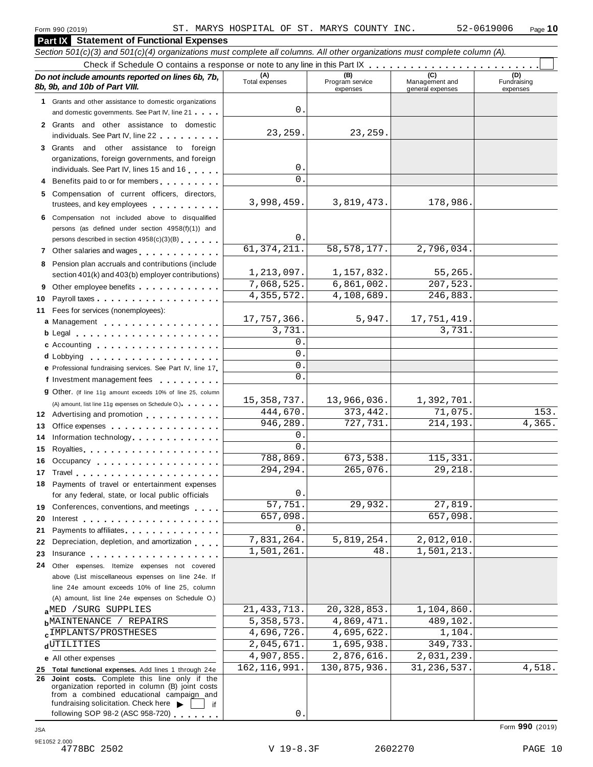Form 990 (2019) ST. MARYS HOSPITAL OF ST. MARYS COUNTY INC. 52-0619006

## Part IX Statement of Functional Expenses

*Section 501(c)(3) and 501(c)(4) organizations must complete all columns. All other organizations must complete column (A).*

Check if Schedule O contains a response or note to any line in this Part IX . . . . . . . . . . . . . . . . . . . . . . . .

| *Do not include amounts reported on lines 6b, 7b, 8b, 9b, and 10b of Part VIII.* | (A) Total expenses | (B) Program service expenses | (C) Management and general expenses | (D) Fundraising expenses |
|---|---|---|---|---|
| **1** Grants and other assistance to domestic organizations and domestic governments. See Part IV, line 21 | 0. | | | |
| **2** Grants and other assistance to domestic individuals. See Part IV, line 22 | 23,259. | 23,259. | | |
| **3** Grants and other assistance to foreign organizations, foreign governments, and foreign individuals. See Part IV, lines 15 and 16 | 0. | | | |
| **4** Benefits paid to or for members | 0. | | | |
| **5** Compensation of current officers, directors, trustees, and key employees | 3,998,459. | 3,819,473. | 178,986. | |
| **6** Compensation not included above to disqualified persons (as defined under section 4958(f)(1)) and persons described in section 4958(c)(3)(B) | 0. | | | |
| **7** Other salaries and wages | 61,374,211. | 58,578,177. | 2,796,034. | |
| **8** Pension plan accruals and contributions (include section 401(k) and 403(b) employer contributions) | 1,213,097. | 1,157,832. | 55,265. | |
| **9** Other employee benefits | 7,068,525. | 6,861,002. | 207,523. | |
| **10** Payroll taxes | 4,355,572. | 4,108,689. | 246,883. | |
| **11** Fees for services (nonemployees): | | | | |
| **a** Management | 17,757,366. | 5,947. | 17,751,419. | |
| **b** Legal | 3,731. | | 3,731. | |
| **c** Accounting | 0. | | | |
| **d** Lobbying | 0. | | | |
| **e** Professional fundraising services. See Part IV, line 17 | 0. | | | |
| **f** Investment management fees | 0. | | | |
| **g** Other. (If line 11g amount exceeds 10% of line 25, column (A) amount, list line 11g expenses on Schedule O.) | 15,358,737. | 13,966,036. | 1,392,701. | |
| **12** Advertising and promotion | 444,670. | 373,442. | 71,075. | 153. |
| **13** Office expenses | 946,289. | 727,731. | 214,193. | 4,365. |
| **14** Information technology | 0. | | | |
| **15** Royalties | 0. | | | |
| **16** Occupancy | 788,869. | 673,538. | 115,331. | |
| **17** Travel | 294,294. | 265,076. | 29,218. | |
| **18** Payments of travel or entertainment expenses for any federal, state, or local public officials | 0. | | | |
| **19** Conferences, conventions, and meetings | 57,751. | 29,932. | 27,819. | |
| **20** Interest | 657,098. | | 657,098. | |
| **21** Payments to affiliates | 0. | | | |
| **22** Depreciation, depletion, and amortization | 7,831,264. | 5,819,254. | 2,012,010. | |
| **23** Insurance | 1,501,261. | 48. | 1,501,213. | |
| **24** Other expenses. Itemize expenses not covered above (List miscellaneous expenses on line 24e. If line 24e amount exceeds 10% of line 25, column (A) amount, list line 24e expenses on Schedule O.) | | | | |
| **a** MED /SURG SUPPLIES | 21,433,713. | 20,328,853. | 1,104,860. | |
| **b** MAINTENANCE / REPAIRS | 5,358,573. | 4,869,471. | 489,102. | |
| **c** IMPLANTS/PROSTHESES | 4,696,726. | 4,695,622. | 1,104. | |
| **d** UTILITIES | 2,045,671. | 1,695,938. | 349,733. | |
| **e** All other expenses | 4,907,855. | 2,876,616. | 2,031,239. | |
| **25** **Total functional expenses.** Add lines 1 through 24e | 162,116,991. | 130,875,936. | 31,236,537. | 4,518. |
| **26** **Joint costs.** Complete this line only if the organization reported in column (B) joint costs from a combined educational campaign and fundraising solicitation. Check here ▶ ☐ if following SOP 98-2 (ASC 958-720) | 0. | | | |

Form **990** (2019)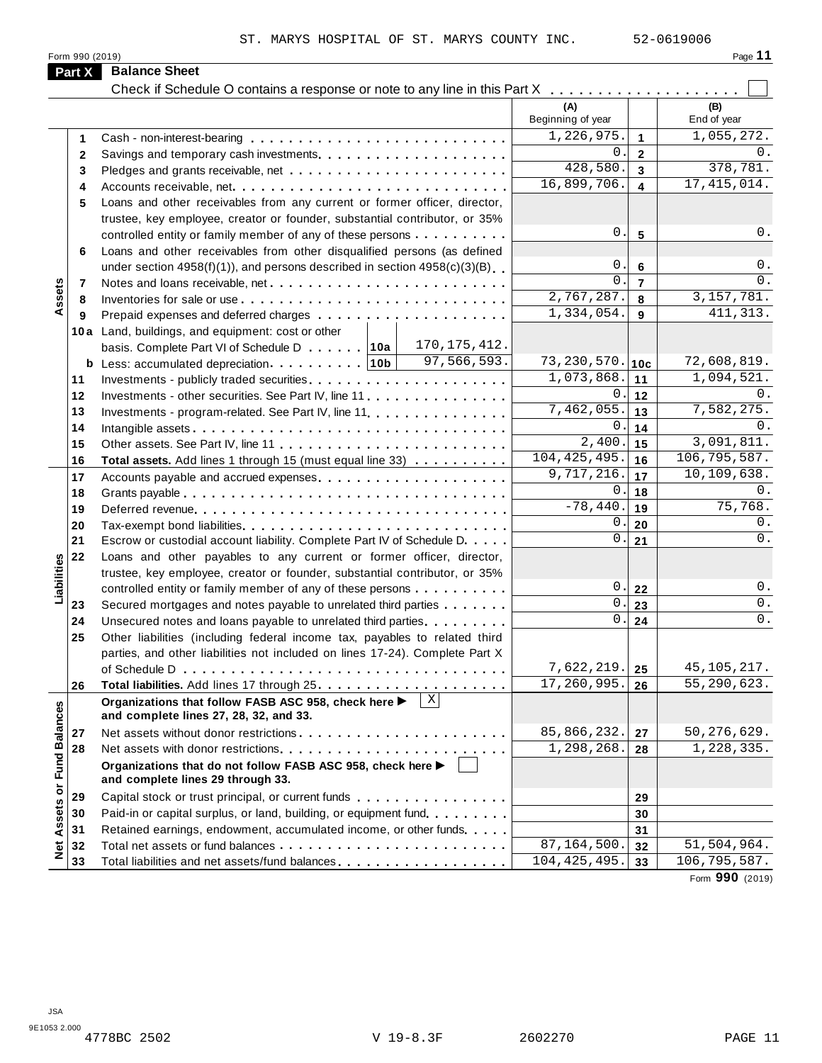ST. MARYS HOSPITAL OF ST. MARYS COUNTY INC. 52-0619006

Form 990 (2019)

## Part X Balance Sheet

Check if Schedule O contains a response or note to any line in this Part X . . . . . . . . . . . . . . . . . . . [ ]

| | | | (A) Beginning of year | | (B) End of year |
|---|---|---|---|---|---|
| **Assets** | 1 | Cash - non-interest-bearing | 1,226,975. | 1 | 1,055,272. |
| | 2 | Savings and temporary cash investments | 0. | 2 | 0. |
| | 3 | Pledges and grants receivable, net | 428,580. | 3 | 378,781. |
| | 4 | Accounts receivable, net | 16,899,706. | 4 | 17,415,014. |
| | 5 | Loans and other receivables from any current or former officer, director, trustee, key employee, creator or founder, substantial contributor, or 35% controlled entity or family member of any of these persons | 0. | 5 | 0. |
| | 6 | Loans and other receivables from other disqualified persons (as defined under section 4958(f)(1)), and persons described in section 4958(c)(3)(B) | 0. | 6 | 0. |
| | 7 | Notes and loans receivable, net | 0. | 7 | 0. |
| | 8 | Inventories for sale or use | 2,767,287. | 8 | 3,157,781. |
| | 9 | Prepaid expenses and deferred charges | 1,334,054. | 9 | 411,313. |
| | 10a | Land, buildings, and equipment: cost or other basis. Complete Part VI of Schedule D . . . . . 10a: 170,175,412. | | | |
| | b | Less: accumulated depreciation . . . . . . . . . 10b: 97,566,593. | 73,230,570. | 10c | 72,608,819. |
| | 11 | Investments - publicly traded securities | 1,073,868. | 11 | 1,094,521. |
| | 12 | Investments - other securities. See Part IV, line 11 | 0. | 12 | 0. |
| | 13 | Investments - program-related. See Part IV, line 11 | 7,462,055. | 13 | 7,582,275. |
| | 14 | Intangible assets | 0. | 14 | 0. |
| | 15 | Other assets. See Part IV, line 11 | 2,400. | 15 | 3,091,811. |
| | 16 | **Total assets.** Add lines 1 through 15 (must equal line 33) | 104,425,495. | 16 | 106,795,587. |
| **Liabilities** | 17 | Accounts payable and accrued expenses | 9,717,216. | 17 | 10,109,638. |
| | 18 | Grants payable | 0. | 18 | 0. |
| | 19 | Deferred revenue | -78,440. | 19 | 75,768. |
| | 20 | Tax-exempt bond liabilities | 0. | 20 | 0. |
| | 21 | Escrow or custodial account liability. Complete Part IV of Schedule D | 0. | 21 | 0. |
| | 22 | Loans and other payables to any current or former officer, director, trustee, key employee, creator or founder, substantial contributor, or 35% controlled entity or family member of any of these persons | 0. | 22 | 0. |
| | 23 | Secured mortgages and notes payable to unrelated third parties | 0. | 23 | 0. |
| | 24 | Unsecured notes and loans payable to unrelated third parties | 0. | 24 | 0. |
| | 25 | Other liabilities (including federal income tax, payables to related third parties, and other liabilities not included on lines 17-24). Complete Part X of Schedule D | 7,622,219. | 25 | 45,105,217. |
| | 26 | **Total liabilities.** Add lines 17 through 25 | 17,260,995. | 26 | 55,290,623. |
| **Net Assets or Fund Balances** | | **Organizations that follow FASB ASC 958, check here ▶ [X] and complete lines 27, 28, 32, and 33.** | | | |
| | 27 | Net assets without donor restrictions | 85,866,232. | 27 | 50,276,629. |
| | 28 | Net assets with donor restrictions | 1,298,268. | 28 | 1,228,335. |
| | | **Organizations that do not follow FASB ASC 958, check here ▶ [ ] and complete lines 29 through 33.** | | | |
| | 29 | Capital stock or trust principal, or current funds | | 29 | |
| | 30 | Paid-in or capital surplus, or land, building, or equipment fund | | 30 | |
| | 31 | Retained earnings, endowment, accumulated income, or other funds | | 31 | |
| | 32 | Total net assets or fund balances | 87,164,500. | 32 | 51,504,964. |
| | 33 | Total liabilities and net assets/fund balances | 104,425,495. | 33 | 106,795,587. |

Form **990** (2019)

JSA
9E1053 2.000
4778BC 2502 V 19-8.3F 2602270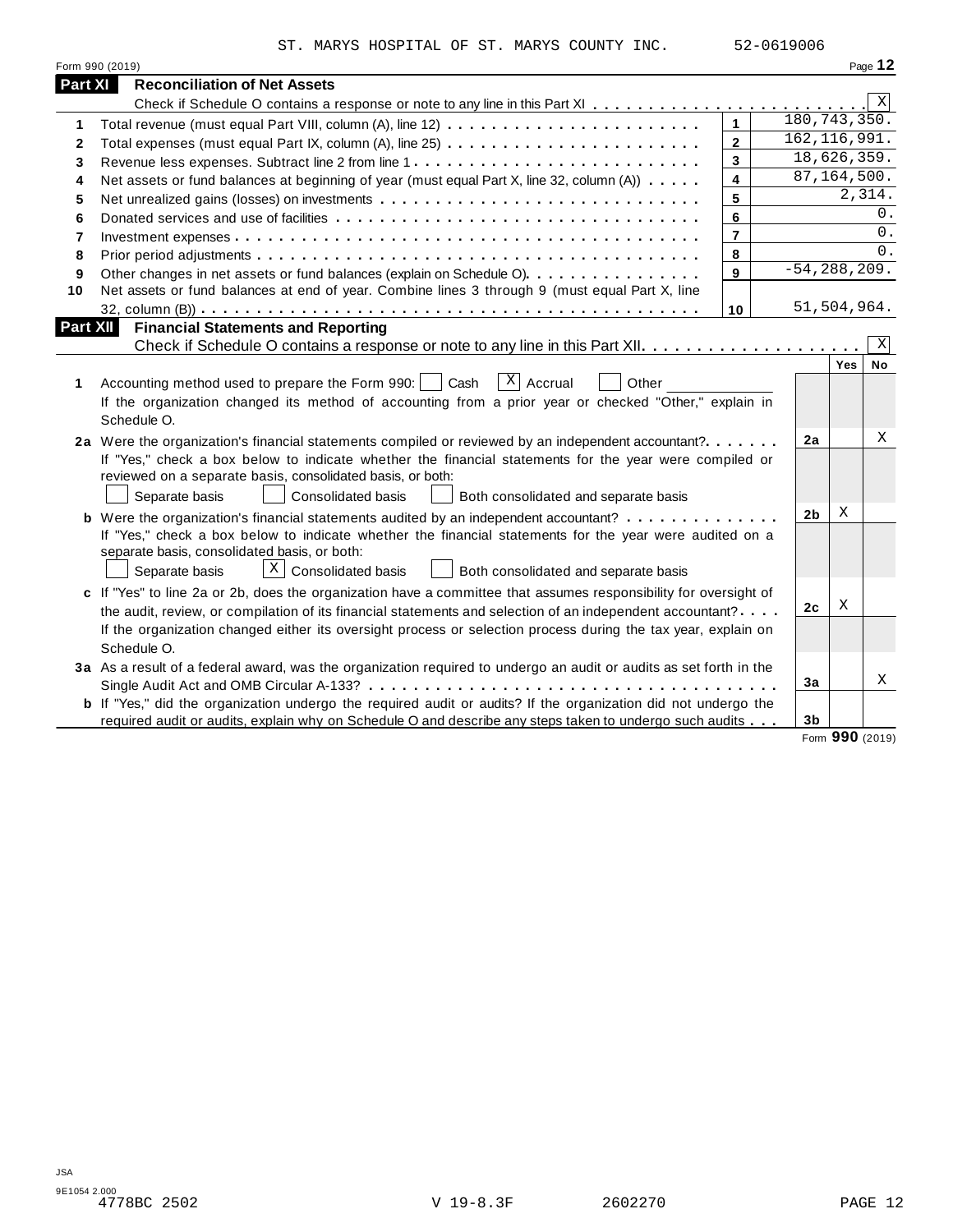ST. MARYS HOSPITAL OF ST. MARYS COUNTY INC. 52-0619006

Form 990 (2019)

## Part XI Reconciliation of Net Assets

Check if Schedule O contains a response or note to any line in this Part XI . . . . . . . . . . . . . . . . . . . . . . . . [X]

| | | | |
|---|---|---|---|
| 1 | Total revenue (must equal Part VIII, column (A), line 12) | 1 | 180,743,350. |
| 2 | Total expenses (must equal Part IX, column (A), line 25) | 2 | 162,116,991. |
| 3 | Revenue less expenses. Subtract line 2 from line 1 | 3 | 18,626,359. |
| 4 | Net assets or fund balances at beginning of year (must equal Part X, line 32, column (A)) | 4 | 87,164,500. |
| 5 | Net unrealized gains (losses) on investments | 5 | 2,314. |
| 6 | Donated services and use of facilities | 6 | 0. |
| 7 | Investment expenses | 7 | 0. |
| 8 | Prior period adjustments | 8 | 0. |
| 9 | Other changes in net assets or fund balances (explain on Schedule O) | 9 | -54,288,209. |
| 10 | Net assets or fund balances at end of year. Combine lines 3 through 9 (must equal Part X, line 32, column (B)) | 10 | 51,504,964. |

## Part XII Financial Statements and Reporting

Check if Schedule O contains a response or note to any line in this Part XII . . . . . . . . . . . . . . . . . . . . [X]

| | | | Yes | No |
|---|---|---|---|---|
| 1 | Accounting method used to prepare the Form 990: [ ] Cash [X] Accrual [ ] Other ______ If the organization changed its method of accounting from a prior year or checked "Other," explain in Schedule O. | | | |
| 2a | Were the organization's financial statements compiled or reviewed by an independent accountant? If "Yes," check a box below to indicate whether the financial statements for the year were compiled or reviewed on a separate basis, consolidated basis, or both: [ ] Separate basis [ ] Consolidated basis [ ] Both consolidated and separate basis | 2a | | X |
| b | Were the organization's financial statements audited by an independent accountant? If "Yes," check a box below to indicate whether the financial statements for the year were audited on a separate basis, consolidated basis, or both: [ ] Separate basis [X] Consolidated basis [ ] Both consolidated and separate basis | 2b | X | |
| c | If "Yes" to line 2a or 2b, does the organization have a committee that assumes responsibility for oversight of the audit, review, or compilation of its financial statements and selection of an independent accountant? If the organization changed either its oversight process or selection process during the tax year, explain on Schedule O. | 2c | X | |
| 3a | As a result of a federal award, was the organization required to undergo an audit or audits as set forth in the Single Audit Act and OMB Circular A-133? | 3a | | X |
| b | If "Yes," did the organization undergo the required audit or audits? If the organization did not undergo the required audit or audits, explain why on Schedule O and describe any steps taken to undergo such audits | 3b | | |

Form **990** (2019)

JSA
9E1054 2.000
4778BC 2502 V 19-8.3F 2602270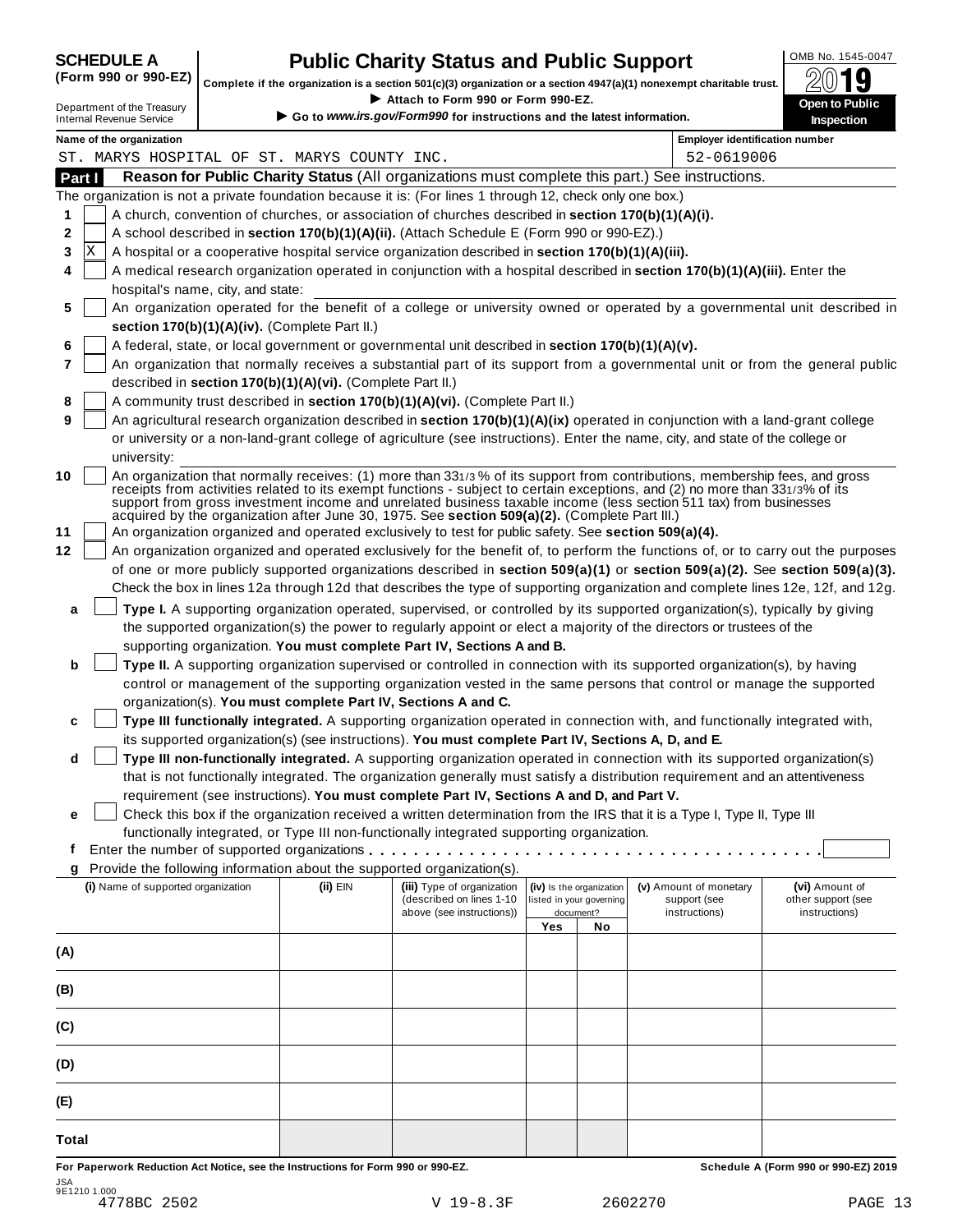**SCHEDULE A (Form 990 or 990-EZ)**

Department of the Treasury
Internal Revenue Service

# Public Charity Status and Public Support

**Complete if the organization is a section 501(c)(3) organization or a section 4947(a)(1) nonexempt charitable trust.**

▶ Attach to Form 990 or Form 990-EZ.

▶ Go to *www.irs.gov/Form990* for instructions and the latest information.

OMB No. 1545-0047

**2019**

**Open to Public Inspection**

| Name of the organization | Employer identification number |
|---|---|
| ST. MARYS HOSPITAL OF ST. MARYS COUNTY INC. | 52-0619006 |

## Part I  Reason for Public Charity Status (All organizations must complete this part.) See instructions.

The organization is not a private foundation because it is: (For lines 1 through 12, check only one box.)

1. [ ] A church, convention of churches, or association of churches described in **section 170(b)(1)(A)(i).**
2. [ ] A school described in **section 170(b)(1)(A)(ii).** (Attach Schedule E (Form 990 or 990-EZ).)
3. [X] A hospital or a cooperative hospital service organization described in **section 170(b)(1)(A)(iii).**
4. [ ] A medical research organization operated in conjunction with a hospital described in **section 170(b)(1)(A)(iii).** Enter the hospital's name, city, and state:
5. [ ] An organization operated for the benefit of a college or university owned or operated by a governmental unit described in **section 170(b)(1)(A)(iv).** (Complete Part II.)
6. [ ] A federal, state, or local government or governmental unit described in **section 170(b)(1)(A)(v).**
7. [ ] An organization that normally receives a substantial part of its support from a governmental unit or from the general public described in **section 170(b)(1)(A)(vi).** (Complete Part II.)
8. [ ] A community trust described in **section 170(b)(1)(A)(vi).** (Complete Part II.)
9. [ ] An agricultural research organization described in **section 170(b)(1)(A)(ix)** operated in conjunction with a land-grant college or university or a non-land-grant college of agriculture (see instructions). Enter the name, city, and state of the college or university:
10. [ ] An organization that normally receives: (1) more than 33 1/3 % of its support from contributions, membership fees, and gross receipts from activities related to its exempt functions - subject to certain exceptions, and (2) no more than 33 1/3% of its support from gross investment income and unrelated business taxable income (less section 511 tax) from businesses acquired by the organization after June 30, 1975. See **section 509(a)(2).** (Complete Part III.)
11. [ ] An organization organized and operated exclusively to test for public safety. See **section 509(a)(4).**
12. [ ] An organization organized and operated exclusively for the benefit of, to perform the functions of, or to carry out the purposes of one or more publicly supported organizations described in **section 509(a)(1)** or **section 509(a)(2).** See **section 509(a)(3).** Check the box in lines 12a through 12d that describes the type of supporting organization and complete lines 12e, 12f, and 12g.
   - **a** [ ] **Type I.** A supporting organization operated, supervised, or controlled by its supported organization(s), typically by giving the supported organization(s) the power to regularly appoint or elect a majority of the directors or trustees of the supporting organization. **You must complete Part IV, Sections A and B.**
   - **b** [ ] **Type II.** A supporting organization supervised or controlled in connection with its supported organization(s), by having control or management of the supporting organization vested in the same persons that control or manage the supported organization(s). **You must complete Part IV, Sections A and C.**
   - **c** [ ] **Type III functionally integrated.** A supporting organization operated in connection with, and functionally integrated with, its supported organization(s) (see instructions). **You must complete Part IV, Sections A, D, and E.**
   - **d** [ ] **Type III non-functionally integrated.** A supporting organization operated in connection with its supported organization(s) that is not functionally integrated. The organization generally must satisfy a distribution requirement and an attentiveness requirement (see instructions). **You must complete Part IV, Sections A and D, and Part V.**
   - **e** [ ] Check this box if the organization received a written determination from the IRS that it is a Type I, Type II, Type III functionally integrated, or Type III non-functionally integrated supporting organization.
   - **f** Enter the number of supported organizations
   - **g** Provide the following information about the supported organization(s).

| (i) Name of supported organization | (ii) EIN | (iii) Type of organization (described on lines 1-10 above (see instructions)) | (iv) Is the organization listed in your governing document? Yes | No | (v) Amount of monetary support (see instructions) | (vi) Amount of other support (see instructions) |
|---|---|---|---|---|---|---|
| (A) | | | | | | |
| (B) | | | | | | |
| (C) | | | | | | |
| (D) | | | | | | |
| (E) | | | | | | |
| Total | | | | | | |

**For Paperwork Reduction Act Notice, see the Instructions for Form 990 or 990-EZ.** **Schedule A (Form 990 or 990-EZ) 2019**

JSA
9E1210 1.000
4778BC 2502 V 19-8.3F 2602270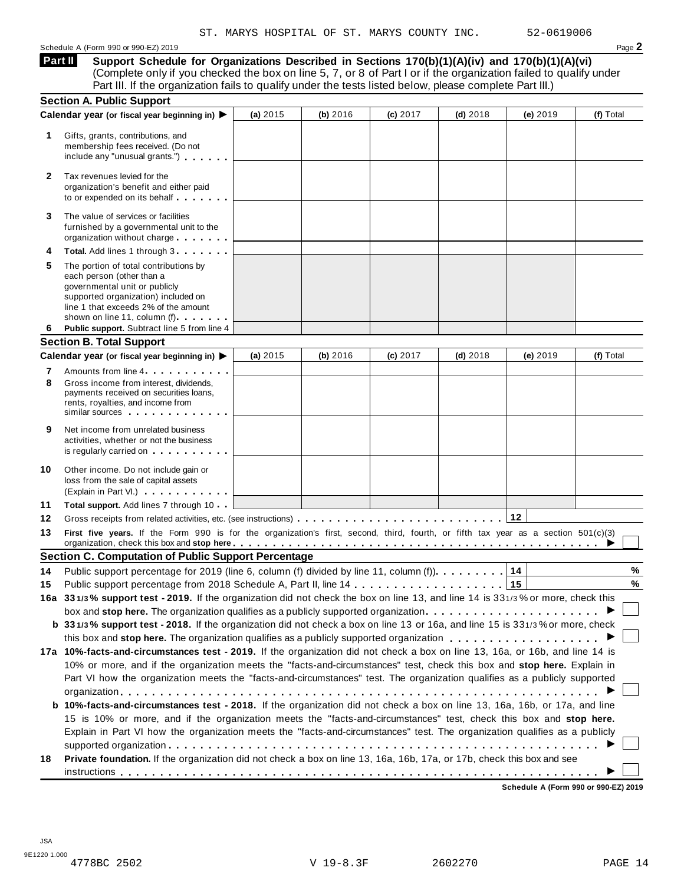ST. MARYS HOSPITAL OF ST. MARYS COUNTY INC. 52-0619006

Schedule A (Form 990 or 990-EZ) 2019

**Part II** **Support Schedule for Organizations Described in Sections 170(b)(1)(A)(iv) and 170(b)(1)(A)(vi)** (Complete only if you checked the box on line 5, 7, or 8 of Part I or if the organization failed to qualify under Part III. If the organization fails to qualify under the tests listed below, please complete Part III.)

## Section A. Public Support

| Calendar year (or fiscal year beginning in) ▶ | (a) 2015 | (b) 2016 | (c) 2017 | (d) 2018 | (e) 2019 | (f) Total |
|---|---|---|---|---|---|---|
| **1** Gifts, grants, contributions, and membership fees received. (Do not include any "unusual grants.") | | | | | | |
| **2** Tax revenues levied for the organization's benefit and either paid to or expended on its behalf | | | | | | |
| **3** The value of services or facilities furnished by a governmental unit to the organization without charge | | | | | | |
| **4** **Total.** Add lines 1 through 3 | | | | | | |
| **5** The portion of total contributions by each person (other than a governmental unit or publicly supported organization) included on line 1 that exceeds 2% of the amount shown on line 11, column (f) | | | | | | |
| **6** **Public support.** Subtract line 5 from line 4 | | | | | | |

## Section B. Total Support

| Calendar year (or fiscal year beginning in) ▶ | (a) 2015 | (b) 2016 | (c) 2017 | (d) 2018 | (e) 2019 | (f) Total |
|---|---|---|---|---|---|---|
| **7** Amounts from line 4 | | | | | | |
| **8** Gross income from interest, dividends, payments received on securities loans, rents, royalties, and income from similar sources | | | | | | |
| **9** Net income from unrelated business activities, whether or not the business is regularly carried on | | | | | | |
| **10** Other income. Do not include gain or loss from the sale of capital assets (Explain in Part VI.) | | | | | | |
| **11** **Total support.** Add lines 7 through 10 | | | | | | |

**12** Gross receipts from related activities, etc. (see instructions) . . . **12**

**13** **First five years.** If the Form 990 is for the organization's first, second, third, fourth, or fifth tax year as a section 501(c)(3) organization, check this box and **stop here** ▶ ☐

## Section C. Computation of Public Support Percentage

**14** Public support percentage for 2019 (line 6, column (f) divided by line 11, column (f)) . . . **14** %

**15** Public support percentage from 2018 Schedule A, Part II, line 14 . . . **15** %

**16a** **33 1/3% support test - 2019.** If the organization did not check the box on line 13, and line 14 is 33 1/3% or more, check this box and **stop here.** The organization qualifies as a publicly supported organization ▶ ☐

**b** **33 1/3% support test - 2018.** If the organization did not check a box on line 13 or 16a, and line 15 is 33 1/3% or more, check this box and **stop here.** The organization qualifies as a publicly supported organization ▶ ☐

**17a** **10%-facts-and-circumstances test - 2019.** If the organization did not check a box on line 13, 16a, or 16b, and line 14 is 10% or more, and if the organization meets the "facts-and-circumstances" test, check this box and **stop here.** Explain in Part VI how the organization meets the "facts-and-circumstances" test. The organization qualifies as a publicly supported organization ▶ ☐

**b** **10%-facts-and-circumstances test - 2018.** If the organization did not check a box on line 13, 16a, 16b, or 17a, and line 15 is 10% or more, and if the organization meets the "facts-and-circumstances" test, check this box and **stop here.** Explain in Part VI how the organization meets the "facts-and-circumstances" test. The organization qualifies as a publicly supported organization ▶ ☐

**18** **Private foundation.** If the organization did not check a box on line 13, 16a, 16b, 17a, or 17b, check this box and see instructions ▶ ☐

**Schedule A (Form 990 or 990-EZ) 2019**

JSA
9E1220 1.000
4778BC 2502 V 19-8.3F 2602270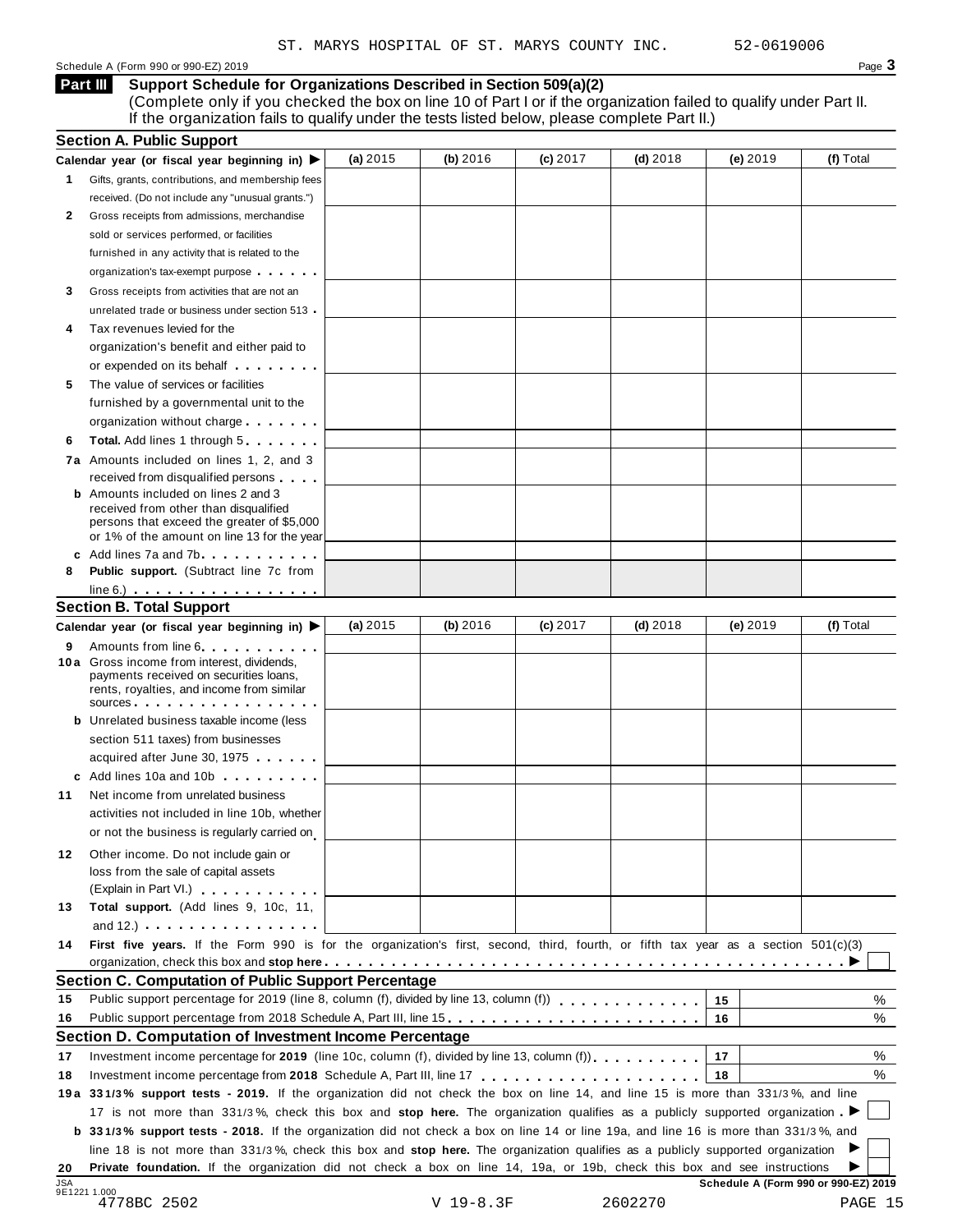ST. MARYS HOSPITAL OF ST. MARYS COUNTY INC. 52-0619006

Schedule A (Form 990 or 990-EZ) 2019 Page **3**

## Part III Support Schedule for Organizations Described in Section 509(a)(2)

(Complete only if you checked the box on line 10 of Part I or if the organization failed to qualify under Part II. If the organization fails to qualify under the tests listed below, please complete Part II.)

### Section A. Public Support

| Calendar year (or fiscal year beginning in) ▶ | (a) 2015 | (b) 2016 | (c) 2017 | (d) 2018 | (e) 2019 | (f) Total |
|---|---|---|---|---|---|---|
| **1** Gifts, grants, contributions, and membership fees received. (Do not include any "unusual grants.") | | | | | | |
| **2** Gross receipts from admissions, merchandise sold or services performed, or facilities furnished in any activity that is related to the organization's tax-exempt purpose | | | | | | |
| **3** Gross receipts from activities that are not an unrelated trade or business under section 513 | | | | | | |
| **4** Tax revenues levied for the organization's benefit and either paid to or expended on its behalf | | | | | | |
| **5** The value of services or facilities furnished by a governmental unit to the organization without charge | | | | | | |
| **6** **Total.** Add lines 1 through 5 | | | | | | |
| **7a** Amounts included on lines 1, 2, and 3 received from disqualified persons | | | | | | |
| **b** Amounts included on lines 2 and 3 received from other than disqualified persons that exceed the greater of $5,000 or 1% of the amount on line 13 for the year | | | | | | |
| **c** Add lines 7a and 7b | | | | | | |
| **8** **Public support.** (Subtract line 7c from line 6.) | | | | | | |

### Section B. Total Support

| Calendar year (or fiscal year beginning in) ▶ | (a) 2015 | (b) 2016 | (c) 2017 | (d) 2018 | (e) 2019 | (f) Total |
|---|---|---|---|---|---|---|
| **9** Amounts from line 6 | | | | | | |
| **10a** Gross income from interest, dividends, payments received on securities loans, rents, royalties, and income from similar sources | | | | | | |
| **b** Unrelated business taxable income (less section 511 taxes) from businesses acquired after June 30, 1975 | | | | | | |
| **c** Add lines 10a and 10b | | | | | | |
| **11** Net income from unrelated business activities not included in line 10b, whether or not the business is regularly carried on | | | | | | |
| **12** Other income. Do not include gain or loss from the sale of capital assets (Explain in Part VI.) | | | | | | |
| **13** **Total support.** (Add lines 9, 10c, 11, and 12.) | | | | | | |

**14** **First five years.** If the Form 990 is for the organization's first, second, third, fourth, or fifth tax year as a section 501(c)(3) organization, check this box and **stop here** ▶ ☐

### Section C. Computation of Public Support Percentage

| | | | |
|---|---|---|---|
| **15** | Public support percentage for 2019 (line 8, column (f), divided by line 13, column (f)) | 15 | % |
| **16** | Public support percentage from 2018 Schedule A, Part III, line 15 | 16 | % |

### Section D. Computation of Investment Income Percentage

| | | | |
|---|---|---|---|
| **17** | Investment income percentage for **2019** (line 10c, column (f), divided by line 13, column (f)) | 17 | % |
| **18** | Investment income percentage from **2018** Schedule A, Part III, line 17 | 18 | % |

**19a** **33 1/3% support tests - 2019.** If the organization did not check the box on line 14, and line 15 is more than 33 1/3%, and line 17 is not more than 33 1/3%, check this box and **stop here.** The organization qualifies as a publicly supported organization ▶ ☐

**b** **33 1/3% support tests - 2018.** If the organization did not check a box on line 14 or line 19a, and line 16 is more than 33 1/3%, and line 18 is not more than 33 1/3%, check this box and **stop here.** The organization qualifies as a publicly supported organization ▶ ☐

**20** **Private foundation.** If the organization did not check a box on line 14, 19a, or 19b, check this box and see instructions ▶ ☐

JSA 9E1221 1.000 **Schedule A (Form 990 or 990-EZ) 2019**

4778BC 2502 V 19-8.3F 2602270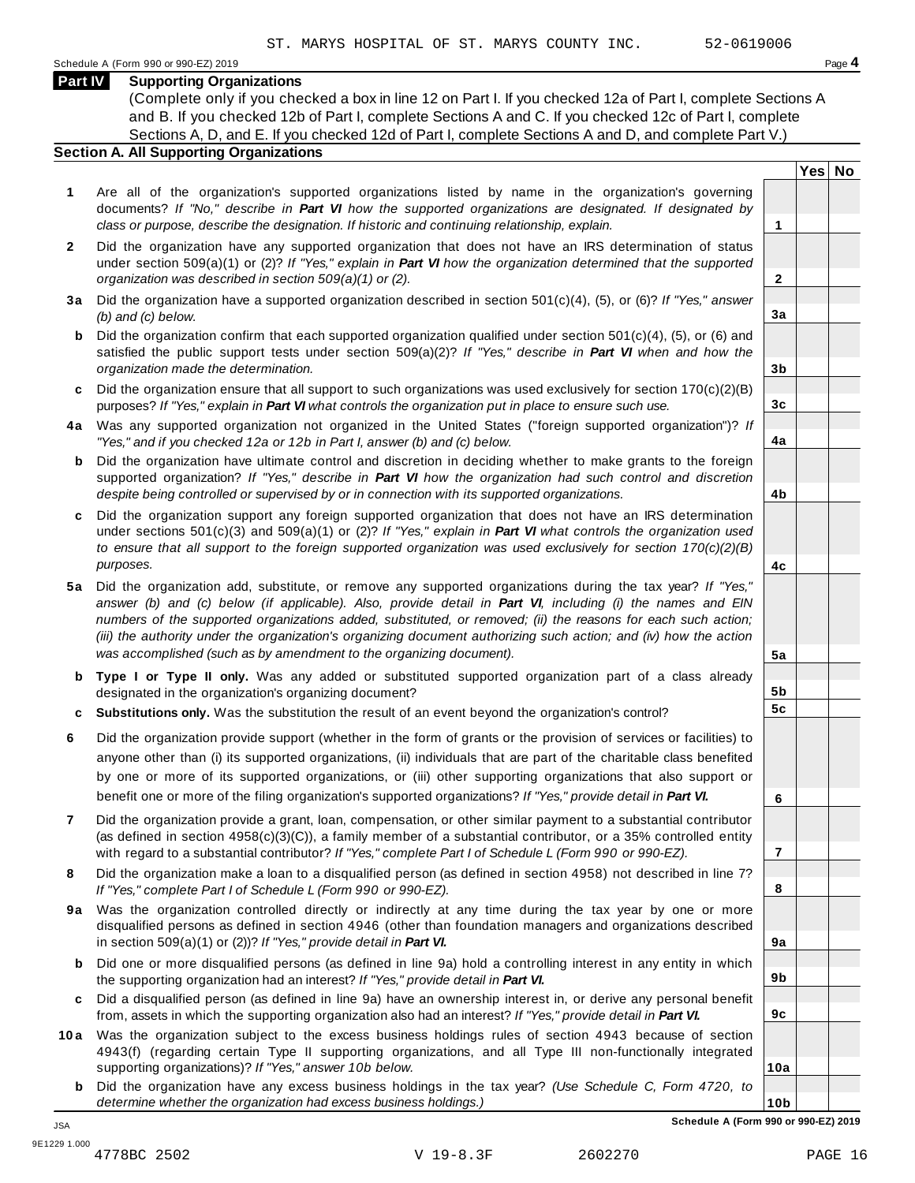ST. MARYS HOSPITAL OF ST. MARYS COUNTY INC. 52-0619006

Schedule A (Form 990 or 990-EZ) 2019

## Part IV Supporting Organizations

(Complete only if you checked a box in line 12 on Part I. If you checked 12a of Part I, complete Sections A and B. If you checked 12b of Part I, complete Sections A and C. If you checked 12c of Part I, complete Sections A, D, and E. If you checked 12d of Part I, complete Sections A and D, and complete Part V.)

### Section A. All Supporting Organizations

| | | Line | Yes | No |
|---|---|---|---|---|
| **1** | Are all of the organization's supported organizations listed by name in the organization's governing documents? *If "No," describe in **Part VI** how the supported organizations are designated. If designated by class or purpose, describe the designation. If historic and continuing relationship, explain.* | 1 | | |
| **2** | Did the organization have any supported organization that does not have an IRS determination of status under section 509(a)(1) or (2)? *If "Yes," explain in **Part VI** how the organization determined that the supported organization was described in section 509(a)(1) or (2).* | 2 | | |
| **3a** | Did the organization have a supported organization described in section 501(c)(4), (5), or (6)? *If "Yes," answer (b) and (c) below.* | 3a | | |
| **b** | Did the organization confirm that each supported organization qualified under section 501(c)(4), (5), or (6) and satisfied the public support tests under section 509(a)(2)? *If "Yes," describe in **Part VI** when and how the organization made the determination.* | 3b | | |
| **c** | Did the organization ensure that all support to such organizations was used exclusively for section 170(c)(2)(B) purposes? *If "Yes," explain in **Part VI** what controls the organization put in place to ensure such use.* | 3c | | |
| **4a** | Was any supported organization not organized in the United States ("foreign supported organization")? *If "Yes," and if you checked 12a or 12b in Part I, answer (b) and (c) below.* | 4a | | |
| **b** | Did the organization have ultimate control and discretion in deciding whether to make grants to the foreign supported organization? *If "Yes," describe in **Part VI** how the organization had such control and discretion despite being controlled or supervised by or in connection with its supported organizations.* | 4b | | |
| **c** | Did the organization support any foreign supported organization that does not have an IRS determination under sections 501(c)(3) and 509(a)(1) or (2)? *If "Yes," explain in **Part VI** what controls the organization used to ensure that all support to the foreign supported organization was used exclusively for section 170(c)(2)(B) purposes.* | 4c | | |
| **5a** | Did the organization add, substitute, or remove any supported organizations during the tax year? *If "Yes," answer (b) and (c) below (if applicable). Also, provide detail in **Part VI**, including (i) the names and EIN numbers of the supported organizations added, substituted, or removed; (ii) the reasons for each such action; (iii) the authority under the organization's organizing document authorizing such action; and (iv) how the action was accomplished (such as by amendment to the organizing document).* | 5a | | |
| **b** | **Type I or Type II only.** Was any added or substituted supported organization part of a class already designated in the organization's organizing document? | 5b | | |
| **c** | **Substitutions only.** Was the substitution the result of an event beyond the organization's control? | 5c | | |
| **6** | Did the organization provide support (whether in the form of grants or the provision of services or facilities) to anyone other than (i) its supported organizations, (ii) individuals that are part of the charitable class benefited by one or more of its supported organizations, or (iii) other supporting organizations that also support or benefit one or more of the filing organization's supported organizations? *If "Yes," provide detail in **Part VI.*** | 6 | | |
| **7** | Did the organization provide a grant, loan, compensation, or other similar payment to a substantial contributor (as defined in section 4958(c)(3)(C)), a family member of a substantial contributor, or a 35% controlled entity with regard to a substantial contributor? *If "Yes," complete Part I of Schedule L (Form 990 or 990-EZ).* | 7 | | |
| **8** | Did the organization make a loan to a disqualified person (as defined in section 4958) not described in line 7? *If "Yes," complete Part I of Schedule L (Form 990 or 990-EZ).* | 8 | | |
| **9a** | Was the organization controlled directly or indirectly at any time during the tax year by one or more disqualified persons as defined in section 4946 (other than foundation managers and organizations described in section 509(a)(1) or (2))? *If "Yes," provide detail in **Part VI.*** | 9a | | |
| **b** | Did one or more disqualified persons (as defined in line 9a) hold a controlling interest in any entity in which the supporting organization had an interest? *If "Yes," provide detail in **Part VI.*** | 9b | | |
| **c** | Did a disqualified person (as defined in line 9a) have an ownership interest in, or derive any personal benefit from, assets in which the supporting organization also had an interest? *If "Yes," provide detail in **Part VI.*** | 9c | | |
| **10a** | Was the organization subject to the excess business holdings rules of section 4943 because of section 4943(f) (regarding certain Type II supporting organizations, and all Type III non-functionally integrated supporting organizations)? *If "Yes," answer 10b below.* | 10a | | |
| **b** | Did the organization have any excess business holdings in the tax year? *(Use Schedule C, Form 4720, to determine whether the organization had excess business holdings.)* | 10b | | |

**Schedule A (Form 990 or 990-EZ) 2019**

JSA
9E1229 1.000
4778BC 2502 V 19-8.3F 2602270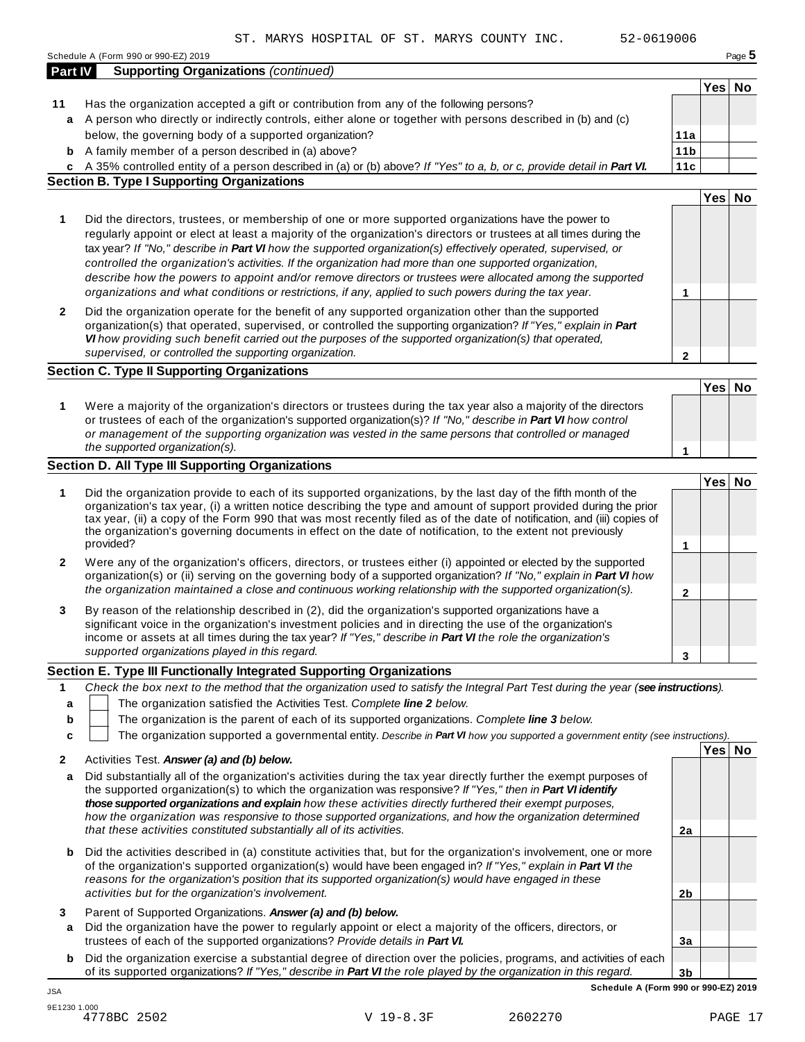ST. MARYS HOSPITAL OF ST. MARYS COUNTY INC. 52-0619006

Schedule A (Form 990 or 990-EZ) 2019

## Part IV Supporting Organizations *(continued)*

| | | | Yes | No |
|---|---|---|---|---|
| **11** | Has the organization accepted a gift or contribution from any of the following persons? | | | |
| **a** | A person who directly or indirectly controls, either alone or together with persons described in (b) and (c) below, the governing body of a supported organization? | **11a** | | |
| **b** | A family member of a person described in (a) above? | **11b** | | |
| **c** | A 35% controlled entity of a person described in (a) or (b) above? *If "Yes" to a, b, or c, provide detail in **Part VI.*** | **11c** | | |

### Section B. Type I Supporting Organizations

| | | | Yes | No |
|---|---|---|---|---|
| **1** | Did the directors, trustees, or membership of one or more supported organizations have the power to regularly appoint or elect at least a majority of the organization's directors or trustees at all times during the tax year? *If "No," describe in **Part VI** how the supported organization(s) effectively operated, supervised, or controlled the organization's activities. If the organization had more than one supported organization, describe how the powers to appoint and/or remove directors or trustees were allocated among the supported organizations and what conditions or restrictions, if any, applied to such powers during the tax year.* | **1** | | |
| **2** | Did the organization operate for the benefit of any supported organization other than the supported organization(s) that operated, supervised, or controlled the supporting organization? *If "Yes," explain in **Part VI** how providing such benefit carried out the purposes of the supported organization(s) that operated, supervised, or controlled the supporting organization.* | **2** | | |

### Section C. Type II Supporting Organizations

| | | | Yes | No |
|---|---|---|---|---|
| **1** | Were a majority of the organization's directors or trustees during the tax year also a majority of the directors or trustees of each of the organization's supported organization(s)? *If "No," describe in **Part VI** how control or management of the supporting organization was vested in the same persons that controlled or managed the supported organization(s).* | **1** | | |

### Section D. All Type III Supporting Organizations

| | | | Yes | No |
|---|---|---|---|---|
| **1** | Did the organization provide to each of its supported organizations, by the last day of the fifth month of the organization's tax year, (i) a written notice describing the type and amount of support provided during the prior tax year, (ii) a copy of the Form 990 that was most recently filed as of the date of notification, and (iii) copies of the organization's governing documents in effect on the date of notification, to the extent not previously provided? | **1** | | |
| **2** | Were any of the organization's officers, directors, or trustees either (i) appointed or elected by the supported organization(s) or (ii) serving on the governing body of a supported organization? *If "No," explain in **Part VI** how the organization maintained a close and continuous working relationship with the supported organization(s).* | **2** | | |
| **3** | By reason of the relationship described in (2), did the organization's supported organizations have a significant voice in the organization's investment policies and in directing the use of the organization's income or assets at all times during the tax year? *If "Yes," describe in **Part VI** the role the organization's supported organizations played in this regard.* | **3** | | |

### Section E. Type III Functionally Integrated Supporting Organizations

**1** *Check the box next to the method that the organization used to satisfy the Integral Part Test during the year (**see instructions**).*

- **a** ☐ The organization satisfied the Activities Test. *Complete **line 2** below.*
- **b** ☐ The organization is the parent of each of its supported organizations. *Complete **line 3** below.*
- **c** ☐ The organization supported a governmental entity. *Describe in **Part VI** how you supported a government entity (see instructions).*

| | | | Yes | No |
|---|---|---|---|---|
| **2** | Activities Test. ***Answer (a) and (b) below.*** | | | |
| **a** | Did substantially all of the organization's activities during the tax year directly further the exempt purposes of the supported organization(s) to which the organization was responsive? *If "Yes," then in **Part VI identify those supported organizations and explain** how these activities directly furthered their exempt purposes, how the organization was responsive to those supported organizations, and how the organization determined that these activities constituted substantially all of its activities.* | **2a** | | |
| **b** | Did the activities described in (a) constitute activities that, but for the organization's involvement, one or more of the organization's supported organization(s) would have been engaged in? *If "Yes," explain in **Part VI** the reasons for the organization's position that its supported organization(s) would have engaged in these activities but for the organization's involvement.* | **2b** | | |
| **3** | Parent of Supported Organizations. ***Answer (a) and (b) below.*** | | | |
| **a** | Did the organization have the power to regularly appoint or elect a majority of the officers, directors, or trustees of each of the supported organizations? *Provide details in **Part VI.*** | **3a** | | |
| **b** | Did the organization exercise a substantial degree of direction over the policies, programs, and activities of each of its supported organizations? *If "Yes," describe in **Part VI** the role played by the organization in this regard.* | **3b** | | |

**Schedule A (Form 990 or 990-EZ) 2019**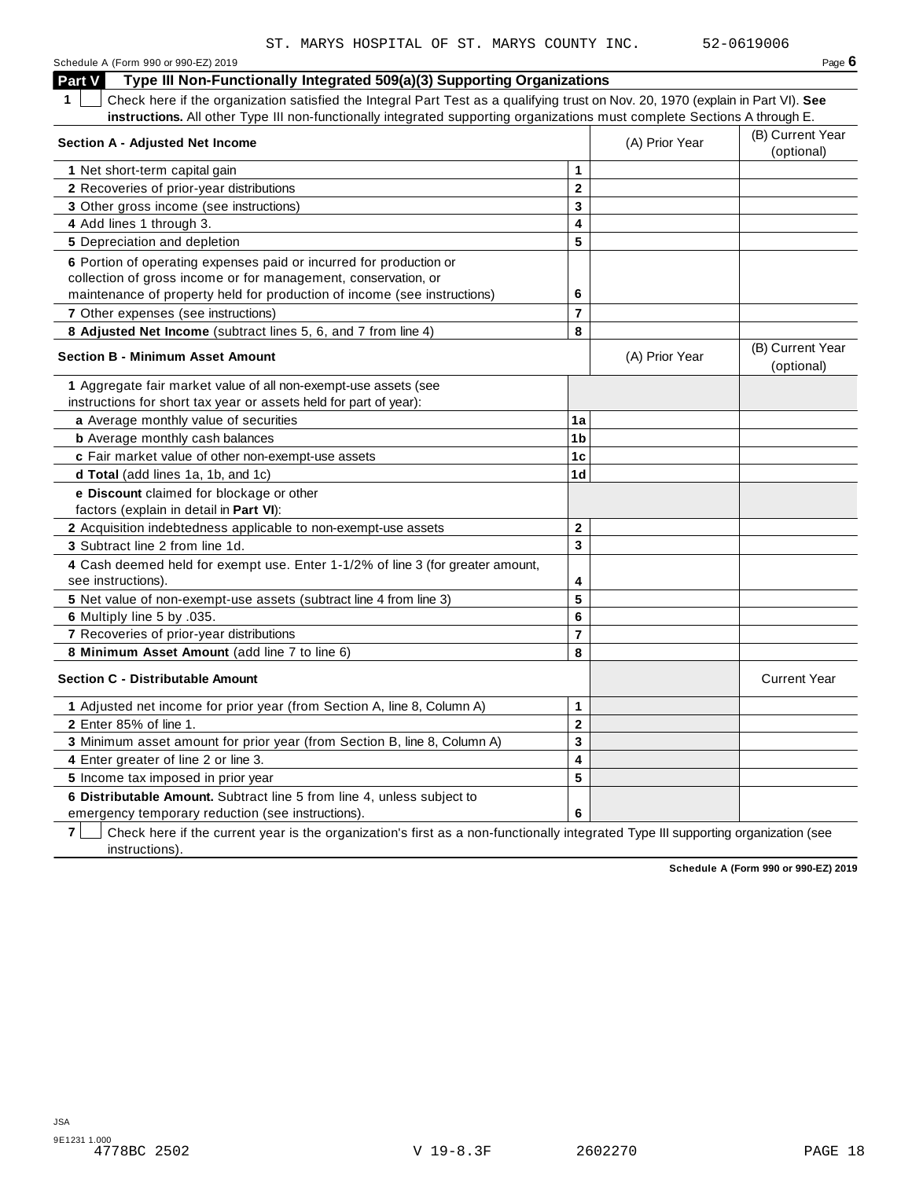ST. MARYS HOSPITAL OF ST. MARYS COUNTY INC. 52-0619006

Schedule A (Form 990 or 990-EZ) 2019 Page **6**

## Part V Type III Non-Functionally Integrated 509(a)(3) Supporting Organizations

**1** ☐ Check here if the organization satisfied the Integral Part Test as a qualifying trust on Nov. 20, 1970 (explain in Part VI). **See instructions.** All other Type III non-functionally integrated supporting organizations must complete Sections A through E.

| **Section A - Adjusted Net Income** | | (A) Prior Year | (B) Current Year (optional) |
|---|---|---|---|
| **1** Net short-term capital gain | **1** | | |
| **2** Recoveries of prior-year distributions | **2** | | |
| **3** Other gross income (see instructions) | **3** | | |
| **4** Add lines 1 through 3. | **4** | | |
| **5** Depreciation and depletion | **5** | | |
| **6** Portion of operating expenses paid or incurred for production or collection of gross income or for management, conservation, or maintenance of property held for production of income (see instructions) | **6** | | |
| **7** Other expenses (see instructions) | **7** | | |
| **8 Adjusted Net Income** (subtract lines 5, 6, and 7 from line 4) | **8** | | |

| **Section B - Minimum Asset Amount** | | (A) Prior Year | (B) Current Year (optional) |
|---|---|---|---|
| **1** Aggregate fair market value of all non-exempt-use assets (see instructions for short tax year or assets held for part of year): | | | |
| **a** Average monthly value of securities | **1a** | | |
| **b** Average monthly cash balances | **1b** | | |
| **c** Fair market value of other non-exempt-use assets | **1c** | | |
| **d Total** (add lines 1a, 1b, and 1c) | **1d** | | |
| **e Discount** claimed for blockage or other factors (explain in detail in **Part VI**): | | | |
| **2** Acquisition indebtedness applicable to non-exempt-use assets | **2** | | |
| **3** Subtract line 2 from line 1d. | **3** | | |
| **4** Cash deemed held for exempt use. Enter 1-1/2% of line 3 (for greater amount, see instructions). | **4** | | |
| **5** Net value of non-exempt-use assets (subtract line 4 from line 3) | **5** | | |
| **6** Multiply line 5 by .035. | **6** | | |
| **7** Recoveries of prior-year distributions | **7** | | |
| **8 Minimum Asset Amount** (add line 7 to line 6) | **8** | | |

| **Section C - Distributable Amount** | | | Current Year |
|---|---|---|---|
| **1** Adjusted net income for prior year (from Section A, line 8, Column A) | **1** | | |
| **2** Enter 85% of line 1. | **2** | | |
| **3** Minimum asset amount for prior year (from Section B, line 8, Column A) | **3** | | |
| **4** Enter greater of line 2 or line 3. | **4** | | |
| **5** Income tax imposed in prior year | **5** | | |
| **6 Distributable Amount.** Subtract line 5 from line 4, unless subject to emergency temporary reduction (see instructions). | **6** | | |

**7** ☐ Check here if the current year is the organization's first as a non-functionally integrated Type III supporting organization (see instructions).

**Schedule A (Form 990 or 990-EZ) 2019**

JSA
9E1231 1.000
4778BC 2502 V 19-8.3F 2602270 PAGE 18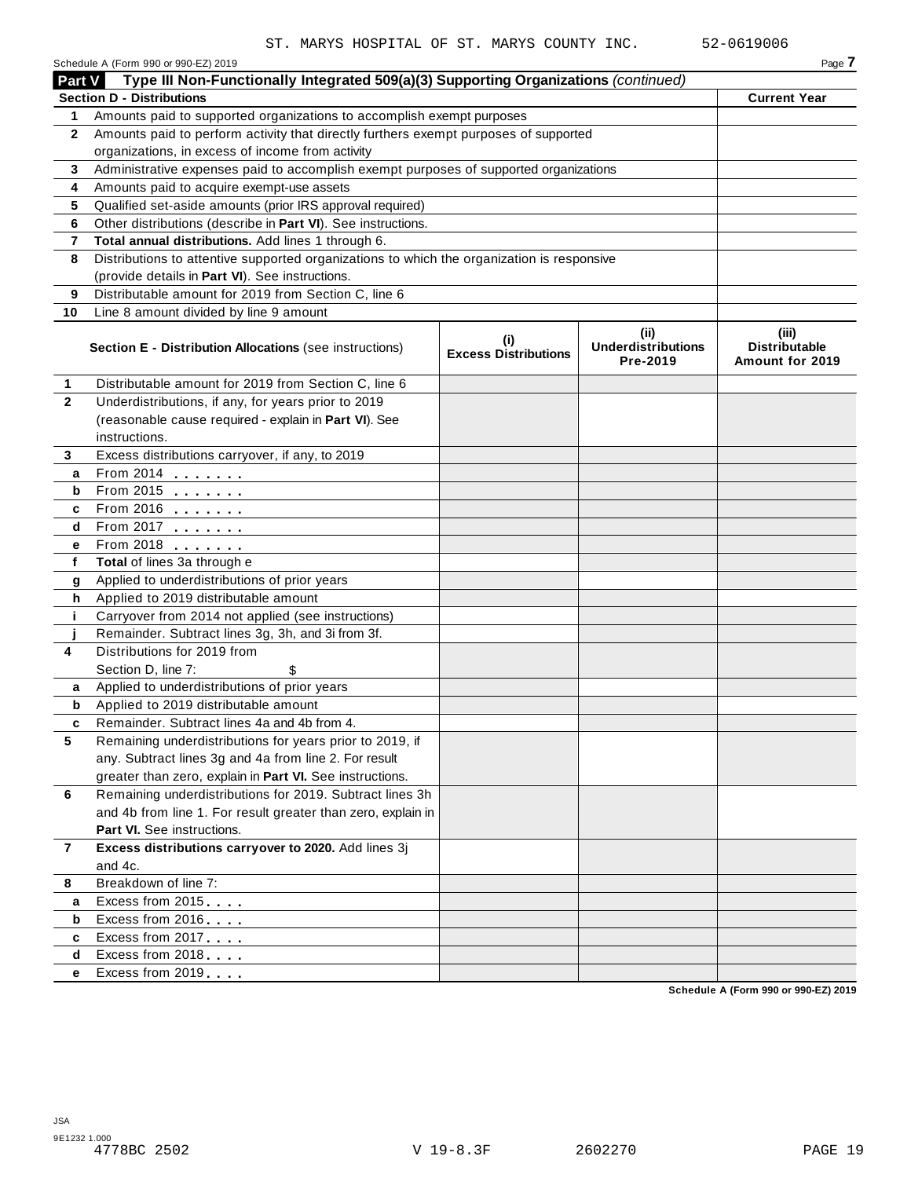ST. MARYS HOSPITAL OF ST. MARYS COUNTY INC. 52-0619006

Schedule A (Form 990 or 990-EZ) 2019

## Part V Type III Non-Functionally Integrated 509(a)(3) Supporting Organizations *(continued)*

| Section D - Distributions | | Current Year |
|---|---|---|
| 1 | Amounts paid to supported organizations to accomplish exempt purposes | |
| 2 | Amounts paid to perform activity that directly furthers exempt purposes of supported organizations, in excess of income from activity | |
| 3 | Administrative expenses paid to accomplish exempt purposes of supported organizations | |
| 4 | Amounts paid to acquire exempt-use assets | |
| 5 | Qualified set-aside amounts (prior IRS approval required) | |
| 6 | Other distributions (describe in **Part VI**). See instructions. | |
| 7 | **Total annual distributions.** Add lines 1 through 6. | |
| 8 | Distributions to attentive supported organizations to which the organization is responsive (provide details in **Part VI**). See instructions. | |
| 9 | Distributable amount for 2019 from Section C, line 6 | |
| 10 | Line 8 amount divided by line 9 amount | |

| | **Section E - Distribution Allocations** (see instructions) | (i) Excess Distributions | (ii) Underdistributions Pre-2019 | (iii) Distributable Amount for 2019 |
|---|---|---|---|---|
| 1 | Distributable amount for 2019 from Section C, line 6 | | | |
| 2 | Underdistributions, if any, for years prior to 2019 (reasonable cause required - explain in **Part VI**). See instructions. | | | |
| 3 | Excess distributions carryover, if any, to 2019 | | | |
| a | From 2014 . . . . . . . | | | |
| b | From 2015 . . . . . . . | | | |
| c | From 2016 . . . . . . . | | | |
| d | From 2017 . . . . . . . | | | |
| e | From 2018 . . . . . . . | | | |
| f | **Total** of lines 3a through e | | | |
| g | Applied to underdistributions of prior years | | | |
| h | Applied to 2019 distributable amount | | | |
| i | Carryover from 2014 not applied (see instructions) | | | |
| j | Remainder. Subtract lines 3g, 3h, and 3i from 3f. | | | |
| 4 | Distributions for 2019 from Section D, line 7: $ | | | |
| a | Applied to underdistributions of prior years | | | |
| b | Applied to 2019 distributable amount | | | |
| c | Remainder. Subtract lines 4a and 4b from 4. | | | |
| 5 | Remaining underdistributions for years prior to 2019, if any. Subtract lines 3g and 4a from line 2. For result greater than zero, explain in **Part VI.** See instructions. | | | |
| 6 | Remaining underdistributions for 2019. Subtract lines 3h and 4b from line 1. For result greater than zero, explain in **Part VI.** See instructions. | | | |
| 7 | **Excess distributions carryover to 2020.** Add lines 3j and 4c. | | | |
| 8 | Breakdown of line 7: | | | |
| a | Excess from 2015 . . . . | | | |
| b | Excess from 2016 . . . . | | | |
| c | Excess from 2017 . . . . | | | |
| d | Excess from 2018 . . . . | | | |
| e | Excess from 2019 . . . . | | | |

Schedule A (Form 990 or 990-EZ) 2019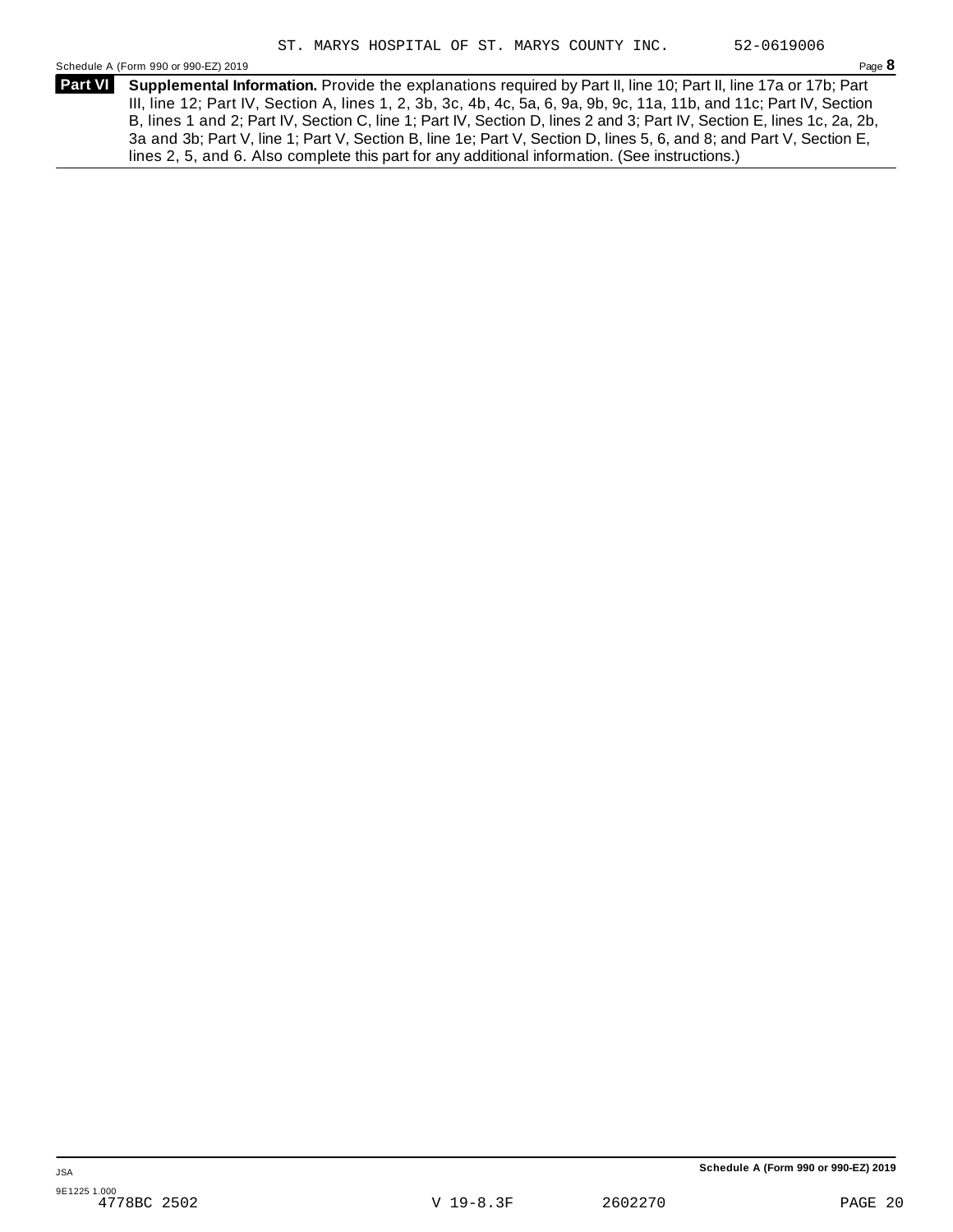ST. MARYS HOSPITAL OF ST. MARYS COUNTY INC. 52-0619006

Schedule A (Form 990 or 990-EZ) 2019

**Part VI** **Supplemental Information.** Provide the explanations required by Part II, line 10; Part II, line 17a or 17b; Part III, line 12; Part IV, Section A, lines 1, 2, 3b, 3c, 4b, 4c, 5a, 6, 9a, 9b, 9c, 11a, 11b, and 11c; Part IV, Section B, lines 1 and 2; Part IV, Section C, line 1; Part IV, Section D, lines 2 and 3; Part IV, Section E, lines 1c, 2a, 2b, 3a and 3b; Part V, line 1; Part V, Section B, line 1e; Part V, Section D, lines 5, 6, and 8; and Part V, Section E, lines 2, 5, and 6. Also complete this part for any additional information. (See instructions.)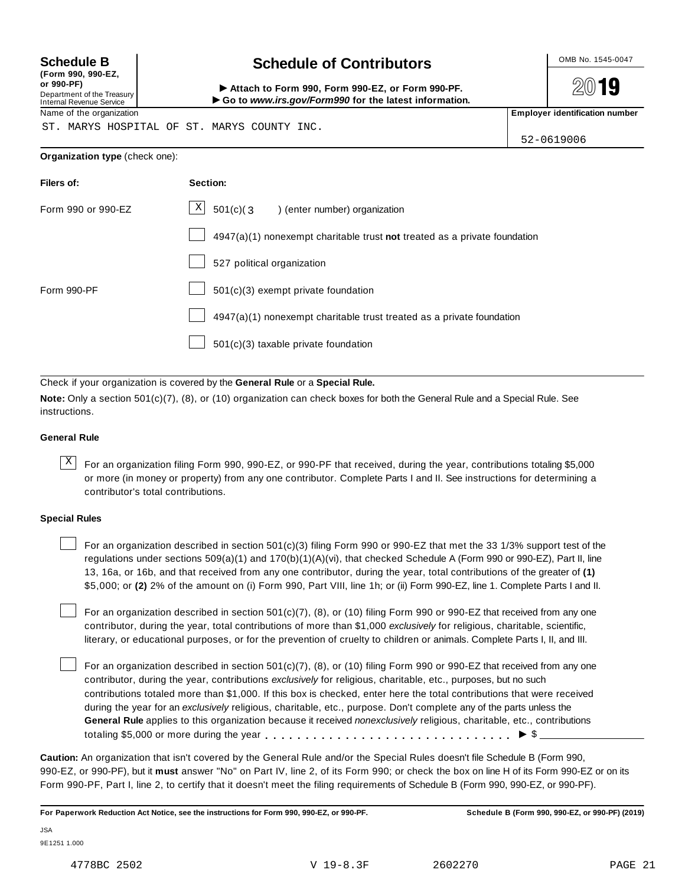**Schedule B**
**(Form 990, 990-EZ, or 990-PF)**
Department of the Treasury
Internal Revenue Service

# Schedule of Contributors

► **Attach to Form 990, Form 990-EZ, or Form 990-PF.**
► **Go to *www.irs.gov/Form990* for the latest information.**

OMB No. 1545-0047

**2019**

Name of the organization: ST. MARYS HOSPITAL OF ST. MARYS COUNTY INC.

**Employer identification number:** 52-0619006

**Organization type** (check one):

| **Filers of:** | **Section:** |
|---|---|
| Form 990 or 990-EZ | [X] 501(c)( 3 ) (enter number) organization |
| | [ ] 4947(a)(1) nonexempt charitable trust **not** treated as a private foundation |
| | [ ] 527 political organization |
| Form 990-PF | [ ] 501(c)(3) exempt private foundation |
| | [ ] 4947(a)(1) nonexempt charitable trust treated as a private foundation |
| | [ ] 501(c)(3) taxable private foundation |

Check if your organization is covered by the **General Rule** or a **Special Rule.**

**Note:** Only a section 501(c)(7), (8), or (10) organization can check boxes for both the General Rule and a Special Rule. See instructions.

### General Rule

[X] For an organization filing Form 990, 990-EZ, or 990-PF that received, during the year, contributions totaling $5,000 or more (in money or property) from any one contributor. Complete Parts I and II. See instructions for determining a contributor's total contributions.

### Special Rules

[ ] For an organization described in section 501(c)(3) filing Form 990 or 990-EZ that met the 33 1/3% support test of the regulations under sections 509(a)(1) and 170(b)(1)(A)(vi), that checked Schedule A (Form 990 or 990-EZ), Part II, line 13, 16a, or 16b, and that received from any one contributor, during the year, total contributions of the greater of **(1)** $5,000; or **(2)** 2% of the amount on (i) Form 990, Part VIII, line 1h; or (ii) Form 990-EZ, line 1. Complete Parts I and II.

[ ] For an organization described in section 501(c)(7), (8), or (10) filing Form 990 or 990-EZ that received from any one contributor, during the year, total contributions of more than $1,000 *exclusively* for religious, charitable, scientific, literary, or educational purposes, or for the prevention of cruelty to children or animals. Complete Parts I, II, and III.

[ ] For an organization described in section 501(c)(7), (8), or (10) filing Form 990 or 990-EZ that received from any one contributor, during the year, contributions *exclusively* for religious, charitable, etc., purposes, but no such contributions totaled more than $1,000. If this box is checked, enter here the total contributions that were received during the year for an *exclusively* religious, charitable, etc., purpose. Don't complete any of the parts unless the **General Rule** applies to this organization because it received *nonexclusively* religious, charitable, etc., contributions totaling $5,000 or more during the year . . . . . . . . . . . . . . . . . . . . . . . . . . . . . ► $ ____________

**Caution:** An organization that isn't covered by the General Rule and/or the Special Rules doesn't file Schedule B (Form 990, 990-EZ, or 990-PF), but it **must** answer "No" on Part IV, line 2, of its Form 990; or check the box on line H of its Form 990-EZ or on its Form 990-PF, Part I, line 2, to certify that it doesn't meet the filing requirements of Schedule B (Form 990, 990-EZ, or 990-PF).

**For Paperwork Reduction Act Notice, see the instructions for Form 990, 990-EZ, or 990-PF.** **Schedule B (Form 990, 990-EZ, or 990-PF) (2019)**

JSA
9E1251 1.000

4778BC 2502 V 19-8.3F 2602270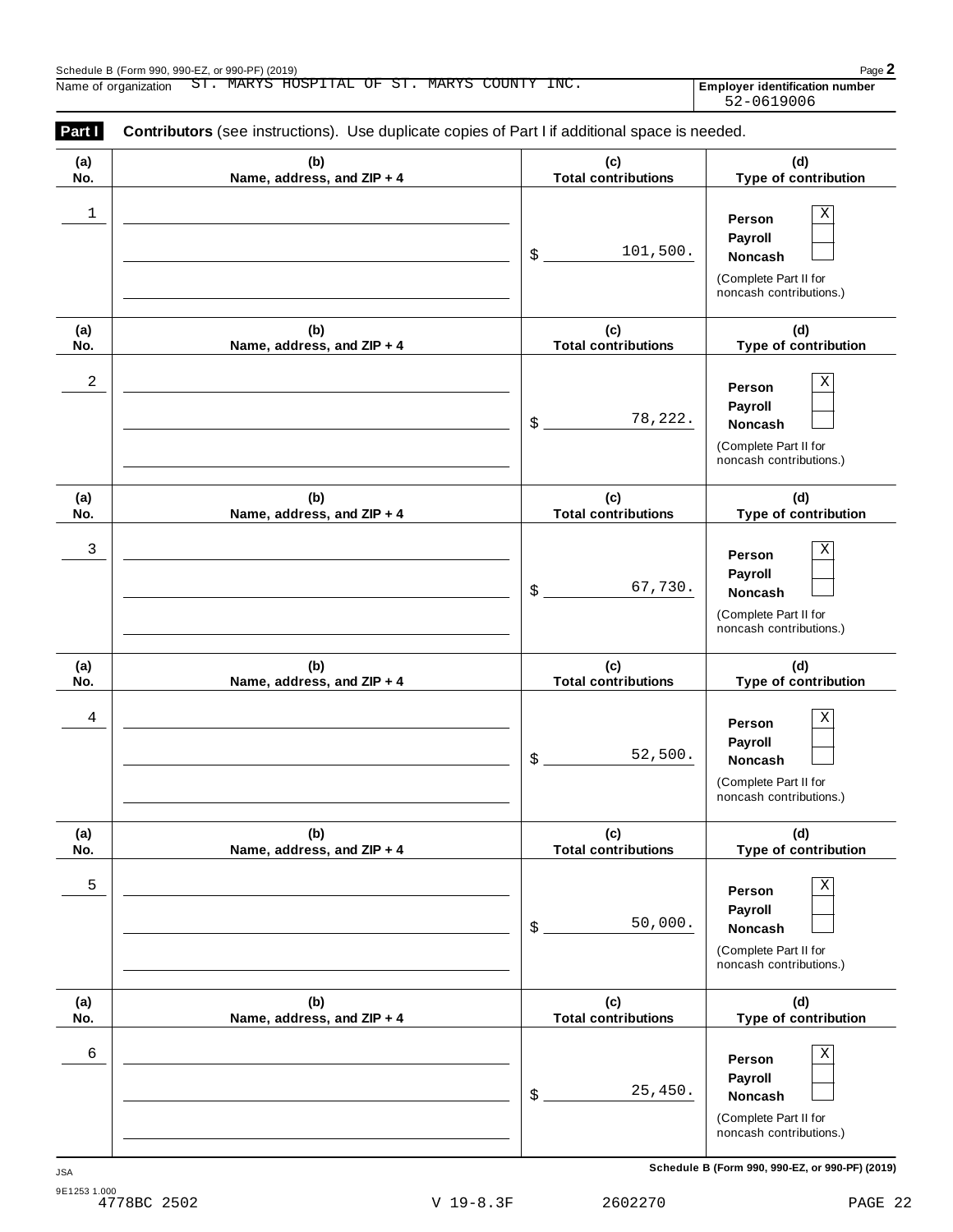Name of organization ST. MARYS HOSPITAL OF ST. MARYS COUNTY INC.

**Employer identification number** 52-0619006

**Part I** **Contributors** (see instructions). Use duplicate copies of Part I if additional space is needed.

| (a) No. | (b) Name, address, and ZIP + 4 | (c) Total contributions | (d) Type of contribution |
|---|---|---|---|
| 1 | | $ 101,500. | Person [X] Payroll [ ] Noncash [ ] (Complete Part II for noncash contributions.) |
| 2 | | $ 78,222. | Person [X] Payroll [ ] Noncash [ ] (Complete Part II for noncash contributions.) |
| 3 | | $ 67,730. | Person [X] Payroll [ ] Noncash [ ] (Complete Part II for noncash contributions.) |
| 4 | | $ 52,500. | Person [X] Payroll [ ] Noncash [ ] (Complete Part II for noncash contributions.) |
| 5 | | $ 50,000. | Person [X] Payroll [ ] Noncash [ ] (Complete Part II for noncash contributions.) |
| 6 | | $ 25,450. | Person [X] Payroll [ ] Noncash [ ] (Complete Part II for noncash contributions.) |

**Schedule B (Form 990, 990-EZ, or 990-PF) (2019)**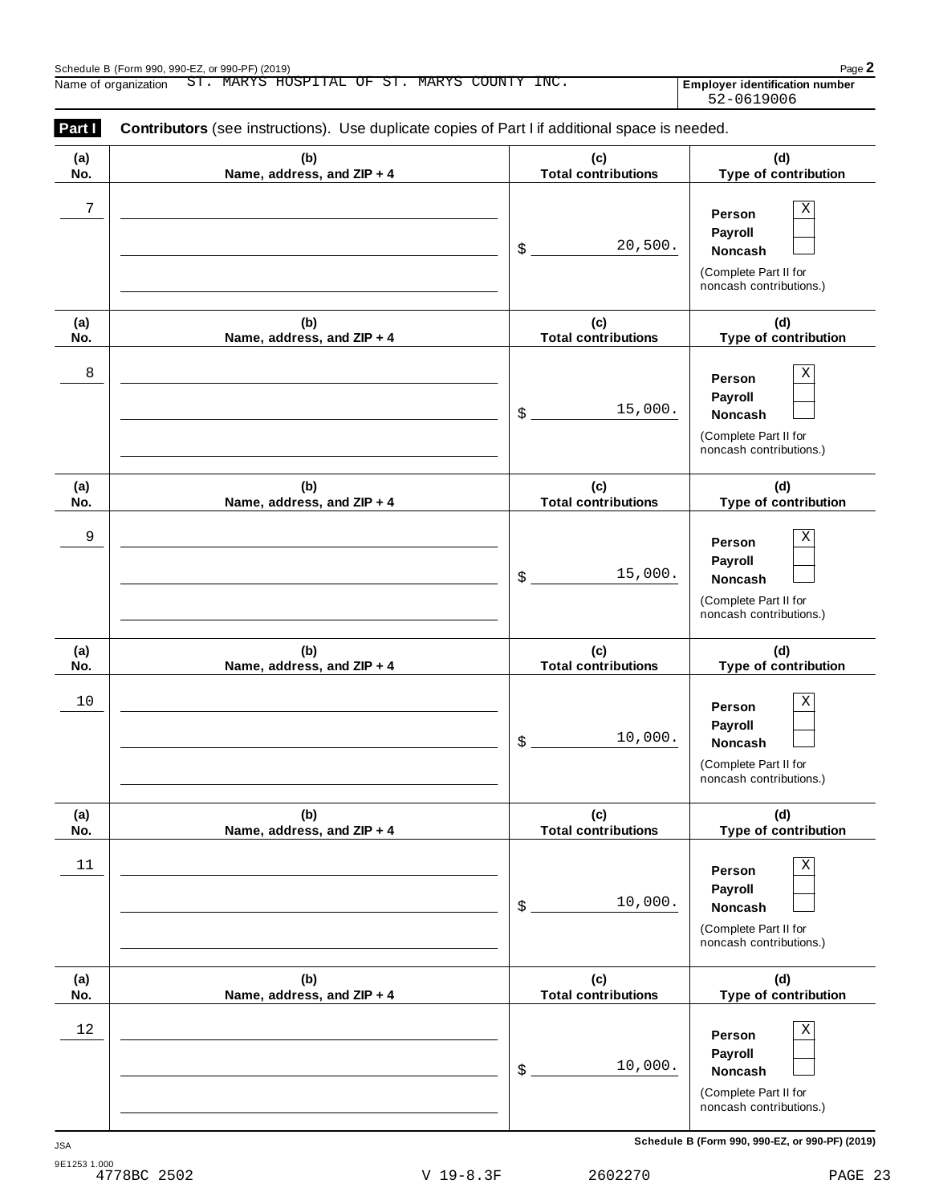Schedule B (Form 990, 990-EZ, or 990-PF) (2019)

Name of organization ST. MARYS HOSPITAL OF ST. MARYS COUNTY INC.

**Employer identification number** 52-0619006

**Part I** **Contributors** (see instructions). Use duplicate copies of Part I if additional space is needed.

| (a) No. | (b) Name, address, and ZIP + 4 | (c) Total contributions | (d) Type of contribution |
|---|---|---|---|
| 7 | | $ 20,500. | Person X<br>Payroll<br>Noncash<br>(Complete Part II for noncash contributions.) |
| 8 | | $ 15,000. | Person X<br>Payroll<br>Noncash<br>(Complete Part II for noncash contributions.) |
| 9 | | $ 15,000. | Person X<br>Payroll<br>Noncash<br>(Complete Part II for noncash contributions.) |
| 10 | | $ 10,000. | Person X<br>Payroll<br>Noncash<br>(Complete Part II for noncash contributions.) |
| 11 | | $ 10,000. | Person X<br>Payroll<br>Noncash<br>(Complete Part II for noncash contributions.) |
| 12 | | $ 10,000. | Person X<br>Payroll<br>Noncash<br>(Complete Part II for noncash contributions.) |

JSA

9E1253 1.000

**Schedule B (Form 990, 990-EZ, or 990-PF) (2019)**

4778BC 2502 V 19-8.3F 2602270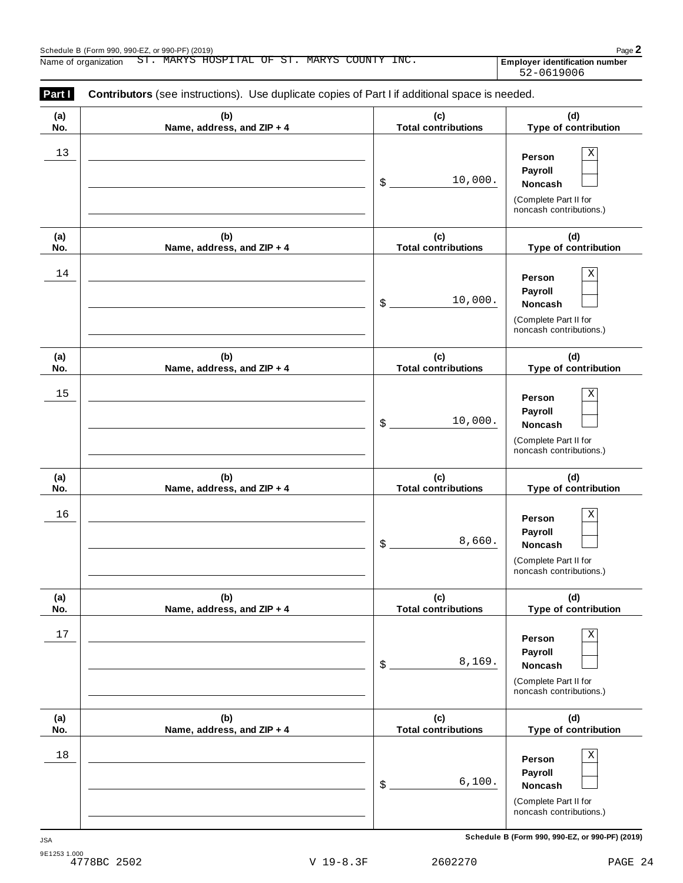Schedule B (Form 990, 990-EZ, or 990-PF) (2019)

Name of organization ST. MARYS HOSPITAL OF ST. MARYS COUNTY INC.

**Employer identification number** 52-0619006

**Part I** **Contributors** (see instructions). Use duplicate copies of Part I if additional space is needed.

| (a) No. | (b) Name, address, and ZIP + 4 | (c) Total contributions | (d) Type of contribution |
|---|---|---|---|
| 13 | | $ 10,000. | Person [X] Payroll [ ] Noncash [ ] (Complete Part II for noncash contributions.) |
| 14 | | $ 10,000. | Person [X] Payroll [ ] Noncash [ ] (Complete Part II for noncash contributions.) |
| 15 | | $ 10,000. | Person [X] Payroll [ ] Noncash [ ] (Complete Part II for noncash contributions.) |
| 16 | | $ 8,660. | Person [X] Payroll [ ] Noncash [ ] (Complete Part II for noncash contributions.) |
| 17 | | $ 8,169. | Person [X] Payroll [ ] Noncash [ ] (Complete Part II for noncash contributions.) |
| 18 | | $ 6,100. | Person [X] Payroll [ ] Noncash [ ] (Complete Part II for noncash contributions.) |

Schedule B (Form 990, 990-EZ, or 990-PF) (2019)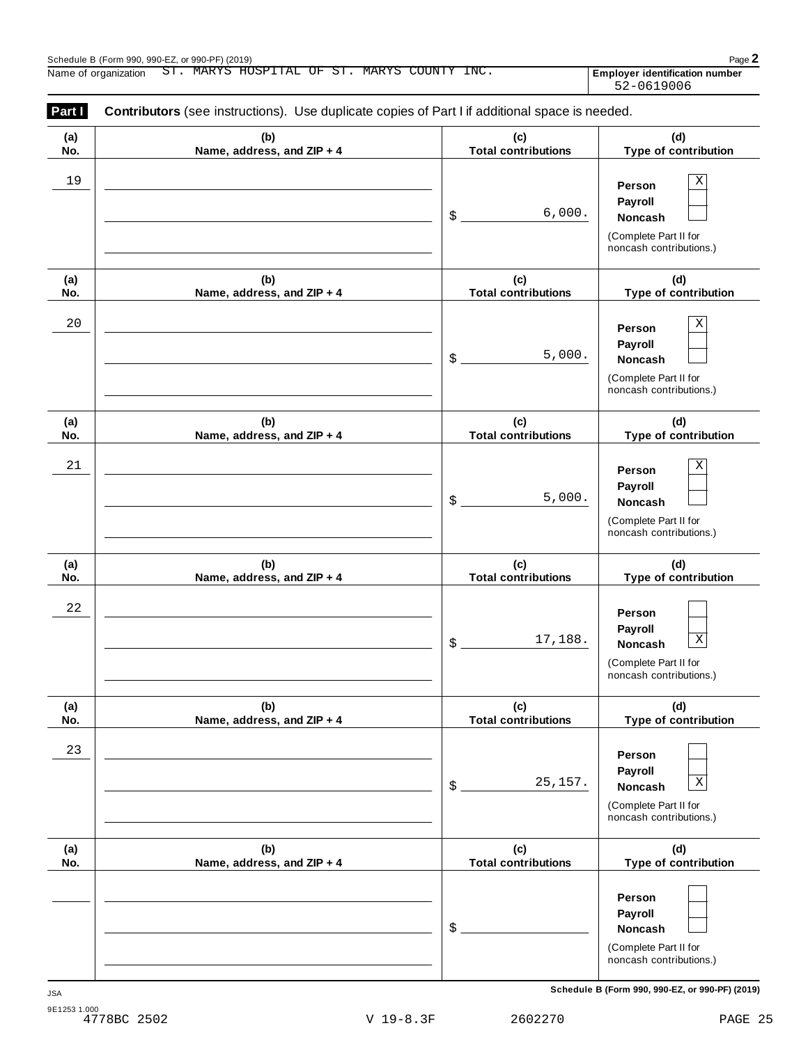Schedule B (Form 990, 990-EZ, or 990-PF) (2019)

Name of organization ST. MARYS HOSPITAL OF ST. MARYS COUNTY INC.

**Employer identification number** 52-0619006

**Part I** **Contributors** (see instructions). Use duplicate copies of Part I if additional space is needed.

| (a) No. | (b) Name, address, and ZIP + 4 | (c) Total contributions | (d) Type of contribution |
|---|---|---|---|
| 19 | | $ 6,000. | Person [X] Payroll [ ] Noncash [ ] (Complete Part II for noncash contributions.) |
| 20 | | $ 5,000. | Person [X] Payroll [ ] Noncash [ ] (Complete Part II for noncash contributions.) |
| 21 | | $ 5,000. | Person [X] Payroll [ ] Noncash [ ] (Complete Part II for noncash contributions.) |
| 22 | | $ 17,188. | Person [ ] Payroll [ ] Noncash [X] (Complete Part II for noncash contributions.) |
| 23 | | $ 25,157. | Person [ ] Payroll [ ] Noncash [X] (Complete Part II for noncash contributions.) |
| | | $ | Person [ ] Payroll [ ] Noncash [ ] (Complete Part II for noncash contributions.) |

**Schedule B (Form 990, 990-EZ, or 990-PF) (2019)**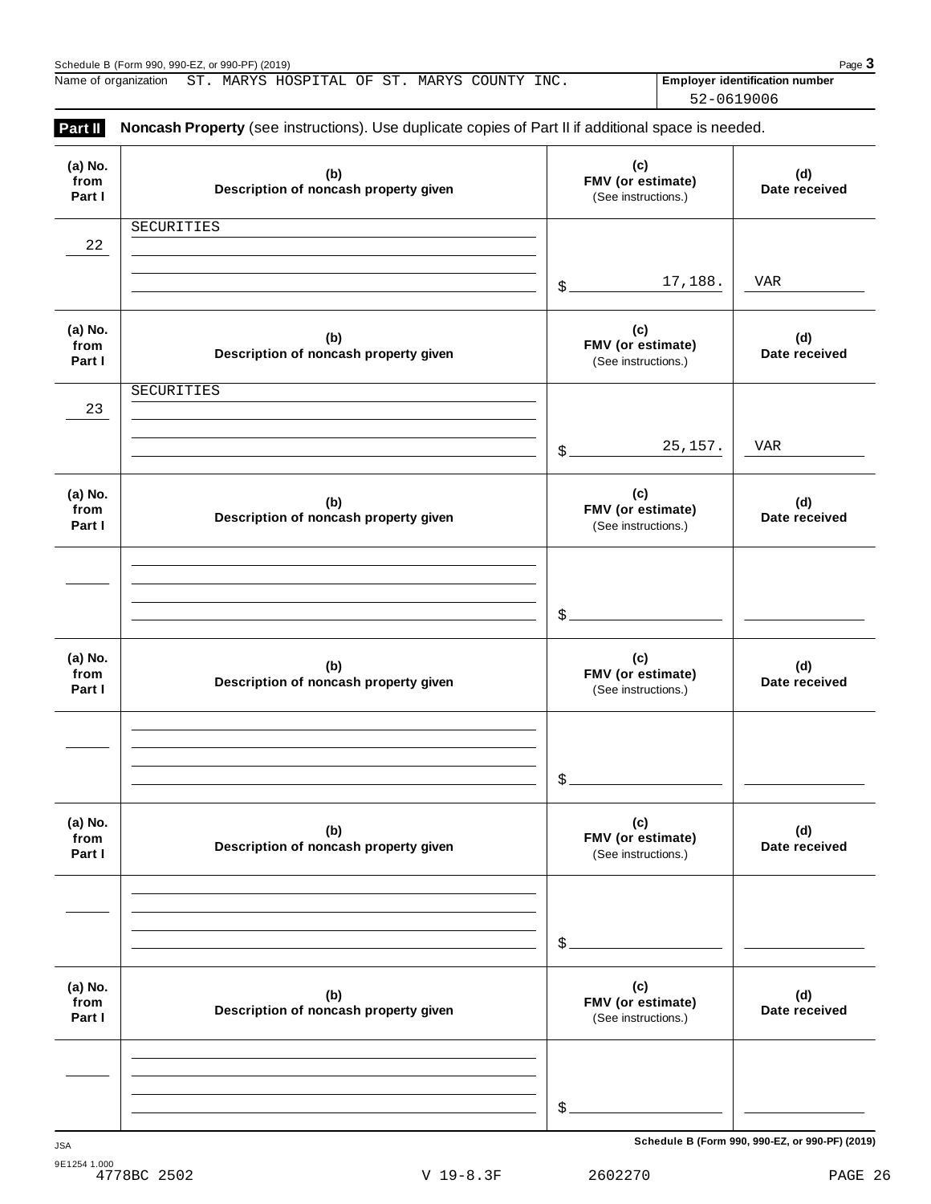Name of organization ST. MARYS HOSPITAL OF ST. MARYS COUNTY INC.

**Employer identification number** 52-0619006

**Part II** **Noncash Property** (see instructions). Use duplicate copies of Part II if additional space is needed.

| (a) No. from Part I | (b) Description of noncash property given | (c) FMV (or estimate) (See instructions.) | (d) Date received |
|---|---|---|---|
| 22 | SECURITIES | $ 17,188. | VAR |
| 23 | SECURITIES | $ 25,157. | VAR |
| | | $ | |
| | | $ | |
| | | $ | |
| | | $ | |

Schedule B (Form 990, 990-EZ, or 990-PF) (2019)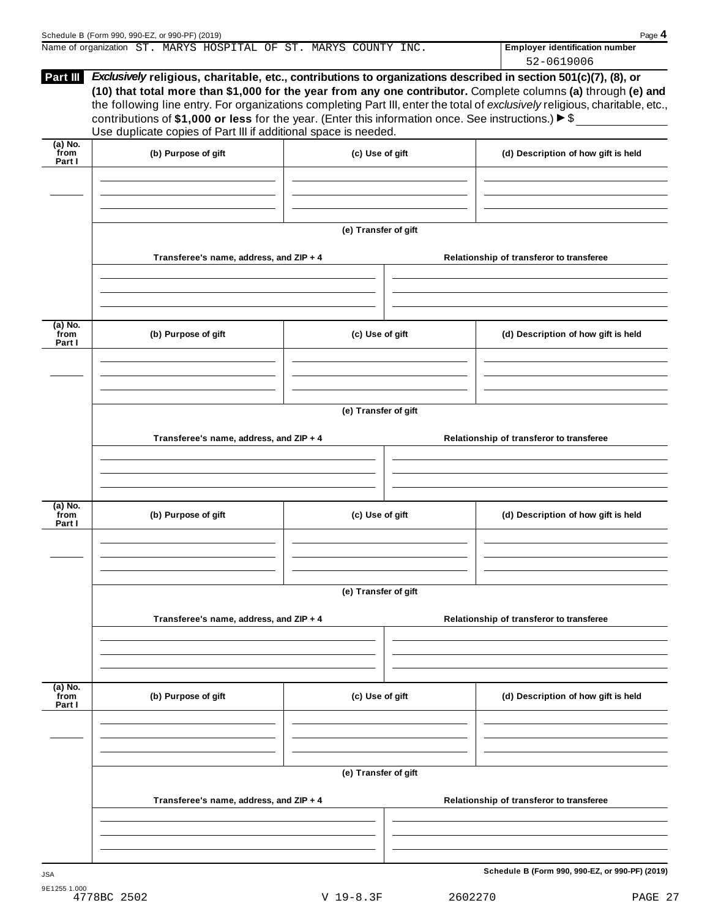Name of organization ST. MARYS HOSPITAL OF ST. MARYS COUNTY INC.

**Employer identification number** 52-0619006

**Part III** ***Exclusively*** **religious, charitable, etc., contributions to organizations described in section 501(c)(7), (8), or (10) that total more than $1,000 for the year from any one contributor.** Complete columns **(a)** through **(e) and** the following line entry. For organizations completing Part III, enter the total of *exclusively* religious, charitable, etc., contributions of **$1,000 or less** for the year. (Enter this information once. See instructions.) ▶ $ \_\_\_\_\_\_\_\_\_\_
Use duplicate copies of Part III if additional space is needed.

| (a) No. from Part I | (b) Purpose of gift | (c) Use of gift | (d) Description of how gift is held |
|---|---|---|---|
| | | | |

**(e) Transfer of gift**

| Transferee's name, address, and ZIP + 4 | Relationship of transferor to transferee |
|---|---|
| | |

| (a) No. from Part I | (b) Purpose of gift | (c) Use of gift | (d) Description of how gift is held |
|---|---|---|---|
| | | | |

**(e) Transfer of gift**

| Transferee's name, address, and ZIP + 4 | Relationship of transferor to transferee |
|---|---|
| | |

| (a) No. from Part I | (b) Purpose of gift | (c) Use of gift | (d) Description of how gift is held |
|---|---|---|---|
| | | | |

**(e) Transfer of gift**

| Transferee's name, address, and ZIP + 4 | Relationship of transferor to transferee |
|---|---|
| | |

| (a) No. from Part I | (b) Purpose of gift | (c) Use of gift | (d) Description of how gift is held |
|---|---|---|---|
| | | | |

**(e) Transfer of gift**

| Transferee's name, address, and ZIP + 4 | Relationship of transferor to transferee |
|---|---|
| | |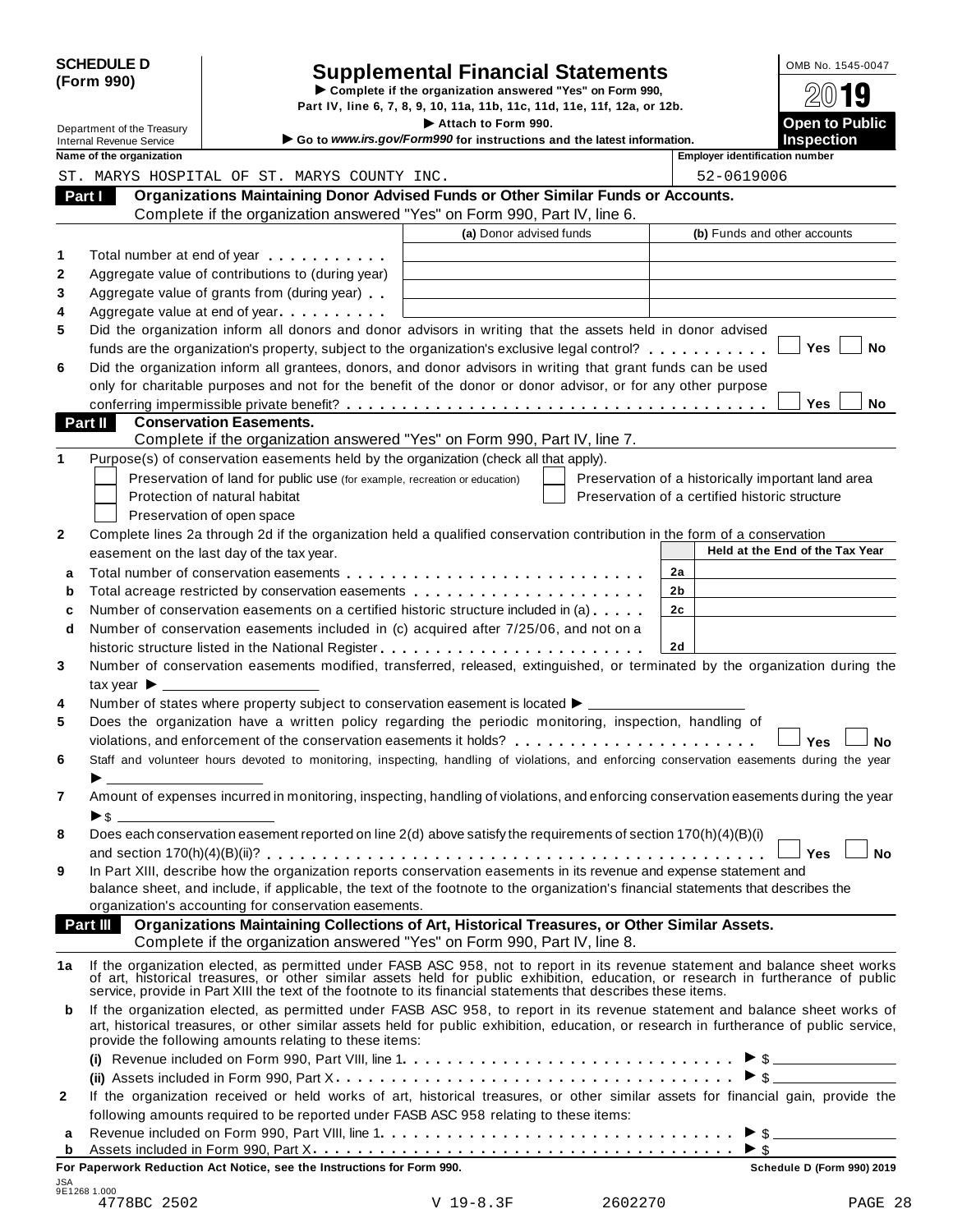**SCHEDULE D (Form 990)**

Department of the Treasury
Internal Revenue Service

# Supplemental Financial Statements

▶ Complete if the organization answered "Yes" on Form 990, Part IV, line 6, 7, 8, 9, 10, 11a, 11b, 11c, 11d, 11e, 11f, 12a, or 12b.
▶ Attach to Form 990.
▶ Go to *www.irs.gov/Form990* for instructions and the latest information.

OMB No. 1545-0047
2019
**Open to Public Inspection**

| Name of the organization | Employer identification number |
|---|---|
| ST. MARYS HOSPITAL OF ST. MARYS COUNTY INC. | 52-0619006 |

## Part I Organizations Maintaining Donor Advised Funds or Other Similar Funds or Accounts.

Complete if the organization answered "Yes" on Form 990, Part IV, line 6.

| | | (a) Donor advised funds | (b) Funds and other accounts |
|---|---|---|---|
| 1 | Total number at end of year | | |
| 2 | Aggregate value of contributions to (during year) | | |
| 3 | Aggregate value of grants from (during year) | | |
| 4 | Aggregate value at end of year | | |

5 Did the organization inform all donors and donor advisors in writing that the assets held in donor advised funds are the organization's property, subject to the organization's exclusive legal control? ☐ Yes ☐ No

6 Did the organization inform all grantees, donors, and donor advisors in writing that grant funds can be used only for charitable purposes and not for the benefit of the donor or donor advisor, or for any other purpose conferring impermissible private benefit? ☐ Yes ☐ No

## Part II Conservation Easements.

Complete if the organization answered "Yes" on Form 990, Part IV, line 7.

1 Purpose(s) of conservation easements held by the organization (check all that apply).

- ☐ Preservation of land for public use (for example, recreation or education)
- ☐ Protection of natural habitat
- ☐ Preservation of open space
- ☐ Preservation of a historically important land area
- ☐ Preservation of a certified historic structure

2 Complete lines 2a through 2d if the organization held a qualified conservation contribution in the form of a conservation easement on the last day of the tax year.

| | | | Held at the End of the Tax Year |
|---|---|---|---|
| a | Total number of conservation easements | 2a | |
| b | Total acreage restricted by conservation easements | 2b | |
| c | Number of conservation easements on a certified historic structure included in (a) | 2c | |
| d | Number of conservation easements included in (c) acquired after 7/25/06, and not on a historic structure listed in the National Register | 2d | |

3 Number of conservation easements modified, transferred, released, extinguished, or terminated by the organization during the tax year ▶ ________

4 Number of states where property subject to conservation easement is located ▶ ________

5 Does the organization have a written policy regarding the periodic monitoring, inspection, handling of violations, and enforcement of the conservation easements it holds? ☐ Yes ☐ No

6 Staff and volunteer hours devoted to monitoring, inspecting, handling of violations, and enforcing conservation easements during the year ▶ ________

7 Amount of expenses incurred in monitoring, inspecting, handling of violations, and enforcing conservation easements during the year ▶ $ ________

8 Does each conservation easement reported on line 2(d) above satisfy the requirements of section 170(h)(4)(B)(i) and section 170(h)(4)(B)(ii)? ☐ Yes ☐ No

9 In Part XIII, describe how the organization reports conservation easements in its revenue and expense statement and balance sheet, and include, if applicable, the text of the footnote to the organization's financial statements that describes the organization's accounting for conservation easements.

## Part III Organizations Maintaining Collections of Art, Historical Treasures, or Other Similar Assets.

Complete if the organization answered "Yes" on Form 990, Part IV, line 8.

1a If the organization elected, as permitted under FASB ASC 958, not to report in its revenue statement and balance sheet works of art, historical treasures, or other similar assets held for public exhibition, education, or research in furtherance of public service, provide in Part XIII the text of the footnote to its financial statements that describes these items.

b If the organization elected, as permitted under FASB ASC 958, to report in its revenue statement and balance sheet works of art, historical treasures, or other similar assets held for public exhibition, education, or research in furtherance of public service, provide the following amounts relating to these items:

(i) Revenue included on Form 990, Part VIII, line 1 ▶ $ ________

(ii) Assets included in Form 990, Part X ▶ $ ________

2 If the organization received or held works of art, historical treasures, or other similar assets for financial gain, provide the following amounts required to be reported under FASB ASC 958 relating to these items:

a Revenue included on Form 990, Part VIII, line 1 ▶ $ ________

b Assets included in Form 990, Part X ▶ $ ________

**For Paperwork Reduction Act Notice, see the Instructions for Form 990.** **Schedule D (Form 990) 2019**

JSA
9E1268 1.000
4778BC 2502 V 19-8.3F 2602270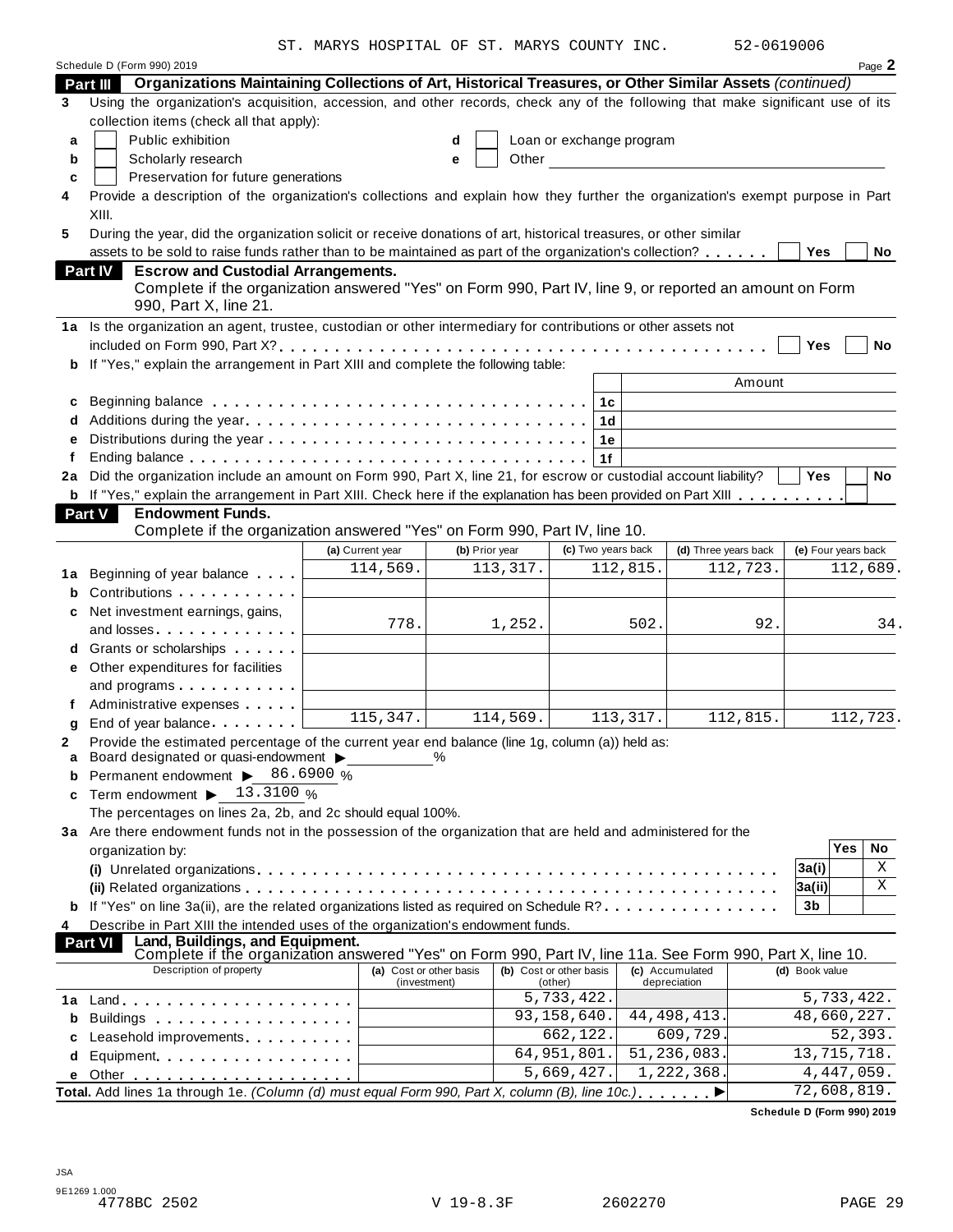ST. MARYS HOSPITAL OF ST. MARYS COUNTY INC. 52-0619006

Schedule D (Form 990) 2019 Page **2**

## Part III Organizations Maintaining Collections of Art, Historical Treasures, or Other Similar Assets *(continued)*

**3** Using the organization's acquisition, accession, and other records, check any of the following that make significant use of its collection items (check all that apply):

- **a** ☐ Public exhibition
- **b** ☐ Scholarly research
- **c** ☐ Preservation for future generations
- **d** ☐ Loan or exchange program
- **e** ☐ Other

**4** Provide a description of the organization's collections and explain how they further the organization's exempt purpose in Part XIII.

**5** During the year, did the organization solicit or receive donations of art, historical treasures, or other similar assets to be sold to raise funds rather than to be maintained as part of the organization's collection? ☐ Yes ☐ No

## Part IV Escrow and Custodial Arrangements.

Complete if the organization answered "Yes" on Form 990, Part IV, line 9, or reported an amount on Form 990, Part X, line 21.

**1a** Is the organization an agent, trustee, custodian or other intermediary for contributions or other assets not included on Form 990, Part X? ☐ Yes ☐ No

**b** If "Yes," explain the arrangement in Part XIII and complete the following table:

| | | | Amount |
|---|---|---|---|
| **c** | Beginning balance | 1c | |
| **d** | Additions during the year | 1d | |
| **e** | Distributions during the year | 1e | |
| **f** | Ending balance | 1f | |

**2a** Did the organization include an amount on Form 990, Part X, line 21, for escrow or custodial account liability? ☐ Yes ☐ No

**b** If "Yes," explain the arrangement in Part XIII. Check here if the explanation has been provided on Part XIII ☐

## Part V Endowment Funds.

Complete if the organization answered "Yes" on Form 990, Part IV, line 10.

| | (a) Current year | (b) Prior year | (c) Two years back | (d) Three years back | (e) Four years back |
|---|---|---|---|---|---|
| **1a** Beginning of year balance | 114,569. | 113,317. | 112,815. | 112,723. | 112,689. |
| **b** Contributions | | | | | |
| **c** Net investment earnings, gains, and losses | 778. | 1,252. | 502. | 92. | 34. |
| **d** Grants or scholarships | | | | | |
| **e** Other expenditures for facilities and programs | | | | | |
| **f** Administrative expenses | | | | | |
| **g** End of year balance | 115,347. | 114,569. | 113,317. | 112,815. | 112,723. |

**2** Provide the estimated percentage of the current year end balance (line 1g, column (a)) held as:

- **a** Board designated or quasi-endowment ▶ ______ %
- **b** Permanent endowment ▶ 86.6900 %
- **c** Term endowment ▶ 13.3100 %

The percentages on lines 2a, 2b, and 2c should equal 100%.

**3a** Are there endowment funds not in the possession of the organization that are held and administered for the organization by:

| | | Yes | No |
|---|---|---|---|
| **(i)** Unrelated organizations | 3a(i) | | X |
| **(ii)** Related organizations | 3a(ii) | | X |
| **b** If "Yes" on line 3a(ii), are the related organizations listed as required on Schedule R? | 3b | | |

**4** Describe in Part XIII the intended uses of the organization's endowment funds.

## Part VI Land, Buildings, and Equipment.

Complete if the organization answered "Yes" on Form 990, Part IV, line 11a. See Form 990, Part X, line 10.

| Description of property | (a) Cost or other basis (investment) | (b) Cost or other basis (other) | (c) Accumulated depreciation | (d) Book value |
|---|---|---|---|---|
| **1a** Land | | 5,733,422. | | 5,733,422. |
| **b** Buildings | | 93,158,640. | 44,498,413. | 48,660,227. |
| **c** Leasehold improvements | | 662,122. | 609,729. | 52,393. |
| **d** Equipment | | 64,951,801. | 51,236,083. | 13,715,718. |
| **e** Other | | 5,669,427. | 1,222,368. | 4,447,059. |
| **Total.** Add lines 1a through 1e. *(Column (d) must equal Form 990, Part X, column (B), line 10c.)* ▶ | | | | 72,608,819. |

**Schedule D (Form 990) 2019**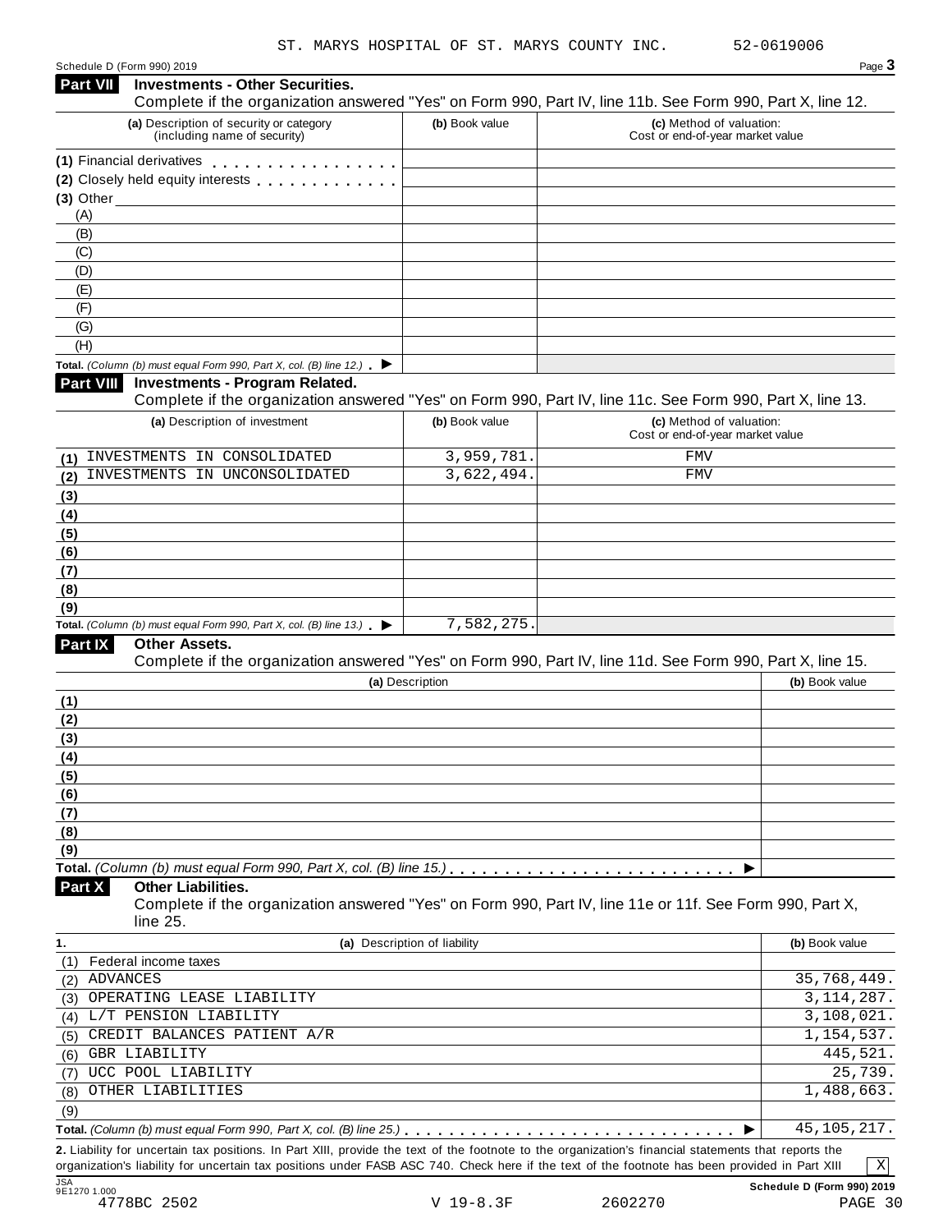ST. MARYS HOSPITAL OF ST. MARYS COUNTY INC. 52-0619006

## Part VII Investments - Other Securities.

Complete if the organization answered "Yes" on Form 990, Part IV, line 11b. See Form 990, Part X, line 12.

| (a) Description of security or category (including name of security) | (b) Book value | (c) Method of valuation: Cost or end-of-year market value |
|---|---|---|
| (1) Financial derivatives | | |
| (2) Closely held equity interests | | |
| (3) Other | | |
| (A) | | |
| (B) | | |
| (C) | | |
| (D) | | |
| (E) | | |
| (F) | | |
| (G) | | |
| (H) | | |
| **Total.** *(Column (b) must equal Form 990, Part X, col. (B) line 12.)* ▶ | | |

## Part VIII Investments - Program Related.

Complete if the organization answered "Yes" on Form 990, Part IV, line 11c. See Form 990, Part X, line 13.

| (a) Description of investment | (b) Book value | (c) Method of valuation: Cost or end-of-year market value |
|---|---|---|
| (1) INVESTMENTS IN CONSOLIDATED | 3,959,781. | FMV |
| (2) INVESTMENTS IN UNCONSOLIDATED | 3,622,494. | FMV |
| (3) | | |
| (4) | | |
| (5) | | |
| (6) | | |
| (7) | | |
| (8) | | |
| (9) | | |
| **Total.** *(Column (b) must equal Form 990, Part X, col. (B) line 13.)* ▶ | 7,582,275. | |

## Part IX Other Assets.

Complete if the organization answered "Yes" on Form 990, Part IV, line 11d. See Form 990, Part X, line 15.

| (a) Description | (b) Book value |
|---|---|
| (1) | |
| (2) | |
| (3) | |
| (4) | |
| (5) | |
| (6) | |
| (7) | |
| (8) | |
| (9) | |
| **Total.** *(Column (b) must equal Form 990, Part X, col. (B) line 15.)* ▶ | |

## Part X Other Liabilities.

Complete if the organization answered "Yes" on Form 990, Part IV, line 11e or 11f. See Form 990, Part X, line 25.

| 1. (a) Description of liability | (b) Book value |
|---|---|
| (1) Federal income taxes | |
| (2) ADVANCES | 35,768,449. |
| (3) OPERATING LEASE LIABILITY | 3,114,287. |
| (4) L/T PENSION LIABILITY | 3,108,021. |
| (5) CREDIT BALANCES PATIENT A/R | 1,154,537. |
| (6) GBR LIABILITY | 445,521. |
| (7) UCC POOL LIABILITY | 25,739. |
| (8) OTHER LIABILITIES | 1,488,663. |
| (9) | |
| **Total.** *(Column (b) must equal Form 990, Part X, col. (B) line 25.)* ▶ | 45,105,217. |

**2.** Liability for uncertain tax positions. In Part XIII, provide the text of the footnote to the organization's financial statements that reports the organization's liability for uncertain tax positions under FASB ASC 740. Check here if the text of the footnote has been provided in Part XIII [X]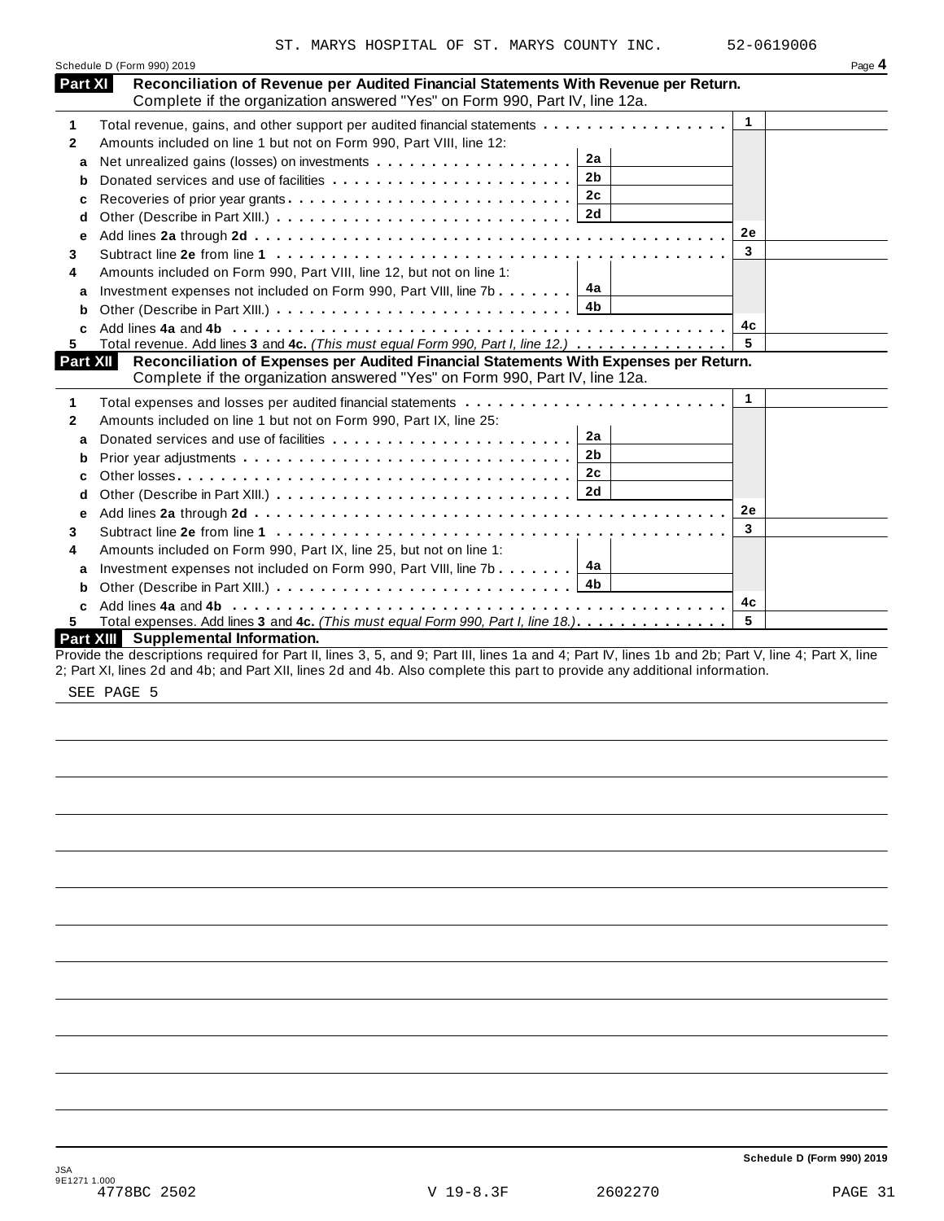ST. MARYS HOSPITAL OF ST. MARYS COUNTY INC. 52-0619006

Schedule D (Form 990) 2019 Page **4**

**Part XI Reconciliation of Revenue per Audited Financial Statements With Revenue per Return.** Complete if the organization answered "Yes" on Form 990, Part IV, line 12a.

| | | | | | |
|---|---|---|---|---|---|
| 1 | Total revenue, gains, and other support per audited financial statements | | | 1 | |
| 2 | Amounts included on line 1 but not on Form 990, Part VIII, line 12: | | | | |
| a | Net unrealized gains (losses) on investments | 2a | | | |
| b | Donated services and use of facilities | 2b | | | |
| c | Recoveries of prior year grants | 2c | | | |
| d | Other (Describe in Part XIII.) | 2d | | | |
| e | Add lines **2a** through **2d** | | | 2e | |
| 3 | Subtract line **2e** from line **1** | | | 3 | |
| 4 | Amounts included on Form 990, Part VIII, line 12, but not on line 1: | | | | |
| a | Investment expenses not included on Form 990, Part VIII, line 7b | 4a | | | |
| b | Other (Describe in Part XIII.) | 4b | | | |
| c | Add lines **4a** and **4b** | | | 4c | |
| 5 | Total revenue. Add lines **3** and **4c.** *(This must equal Form 990, Part I, line 12.)* | | | 5 | |

**Part XII Reconciliation of Expenses per Audited Financial Statements With Expenses per Return.** Complete if the organization answered "Yes" on Form 990, Part IV, line 12a.

| | | | | | |
|---|---|---|---|---|---|
| 1 | Total expenses and losses per audited financial statements | | | 1 | |
| 2 | Amounts included on line 1 but not on Form 990, Part IX, line 25: | | | | |
| a | Donated services and use of facilities | 2a | | | |
| b | Prior year adjustments | 2b | | | |
| c | Other losses | 2c | | | |
| d | Other (Describe in Part XIII.) | 2d | | | |
| e | Add lines **2a** through **2d** | | | 2e | |
| 3 | Subtract line **2e** from line **1** | | | 3 | |
| 4 | Amounts included on Form 990, Part IX, line 25, but not on line 1: | | | | |
| a | Investment expenses not included on Form 990, Part VIII, line 7b | 4a | | | |
| b | Other (Describe in Part XIII.) | 4b | | | |
| c | Add lines **4a** and **4b** | | | 4c | |
| 5 | Total expenses. Add lines **3** and **4c.** *(This must equal Form 990, Part I, line 18.)* | | | 5 | |

**Part XIII Supplemental Information.**

Provide the descriptions required for Part II, lines 3, 5, and 9; Part III, lines 1a and 4; Part IV, lines 1b and 2b; Part V, line 4; Part X, line 2; Part XI, lines 2d and 4b; and Part XII, lines 2d and 4b. Also complete this part to provide any additional information.

SEE PAGE 5

**Schedule D (Form 990) 2019**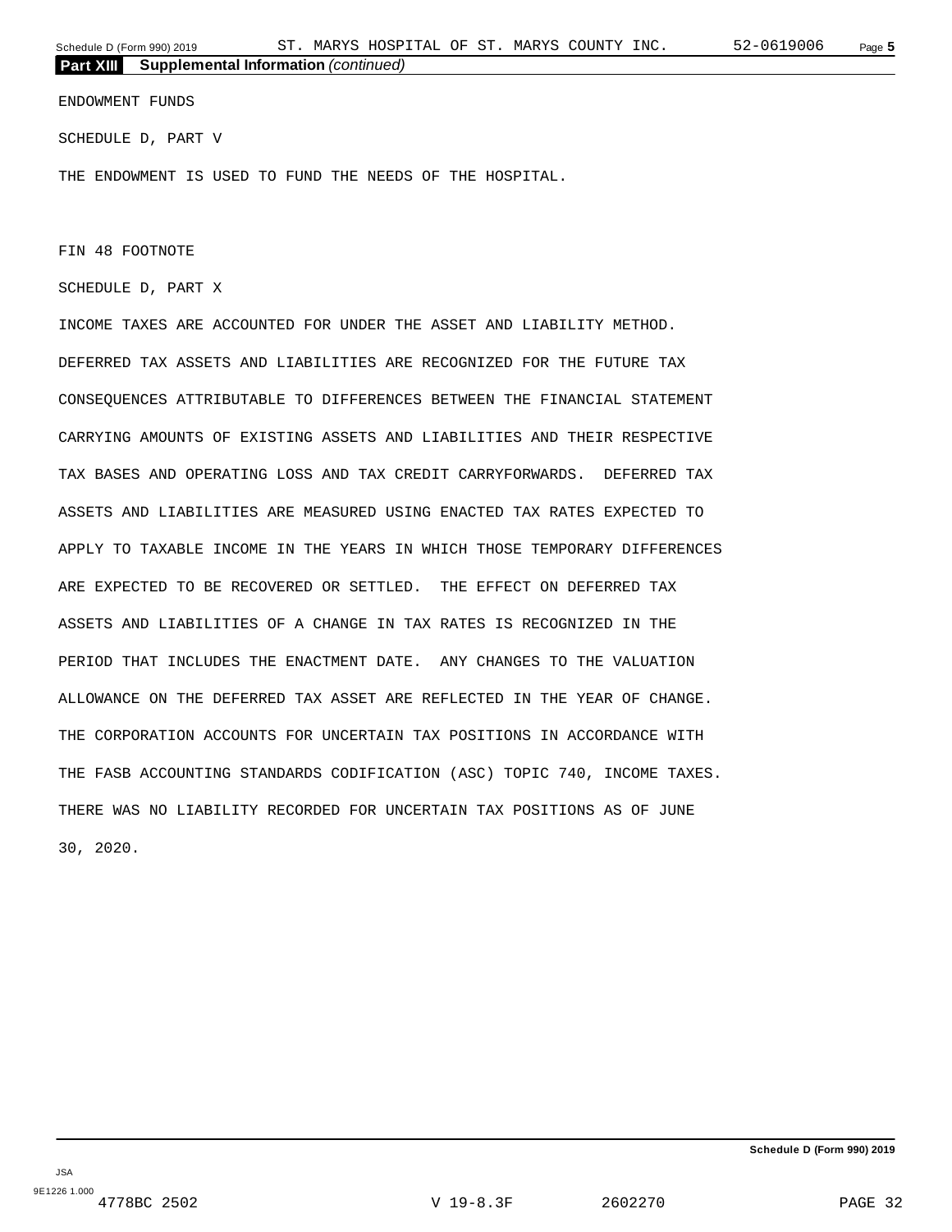**Part XIII Supplemental Information** *(continued)*

ENDOWMENT FUNDS

SCHEDULE D, PART V

THE ENDOWMENT IS USED TO FUND THE NEEDS OF THE HOSPITAL.

FIN 48 FOOTNOTE

SCHEDULE D, PART X

INCOME TAXES ARE ACCOUNTED FOR UNDER THE ASSET AND LIABILITY METHOD. DEFERRED TAX ASSETS AND LIABILITIES ARE RECOGNIZED FOR THE FUTURE TAX CONSEQUENCES ATTRIBUTABLE TO DIFFERENCES BETWEEN THE FINANCIAL STATEMENT CARRYING AMOUNTS OF EXISTING ASSETS AND LIABILITIES AND THEIR RESPECTIVE TAX BASES AND OPERATING LOSS AND TAX CREDIT CARRYFORWARDS. DEFERRED TAX ASSETS AND LIABILITIES ARE MEASURED USING ENACTED TAX RATES EXPECTED TO APPLY TO TAXABLE INCOME IN THE YEARS IN WHICH THOSE TEMPORARY DIFFERENCES ARE EXPECTED TO BE RECOVERED OR SETTLED. THE EFFECT ON DEFERRED TAX ASSETS AND LIABILITIES OF A CHANGE IN TAX RATES IS RECOGNIZED IN THE PERIOD THAT INCLUDES THE ENACTMENT DATE. ANY CHANGES TO THE VALUATION ALLOWANCE ON THE DEFERRED TAX ASSET ARE REFLECTED IN THE YEAR OF CHANGE. THE CORPORATION ACCOUNTS FOR UNCERTAIN TAX POSITIONS IN ACCORDANCE WITH THE FASB ACCOUNTING STANDARDS CODIFICATION (ASC) TOPIC 740, INCOME TAXES. THERE WAS NO LIABILITY RECORDED FOR UNCERTAIN TAX POSITIONS AS OF JUNE 30, 2020.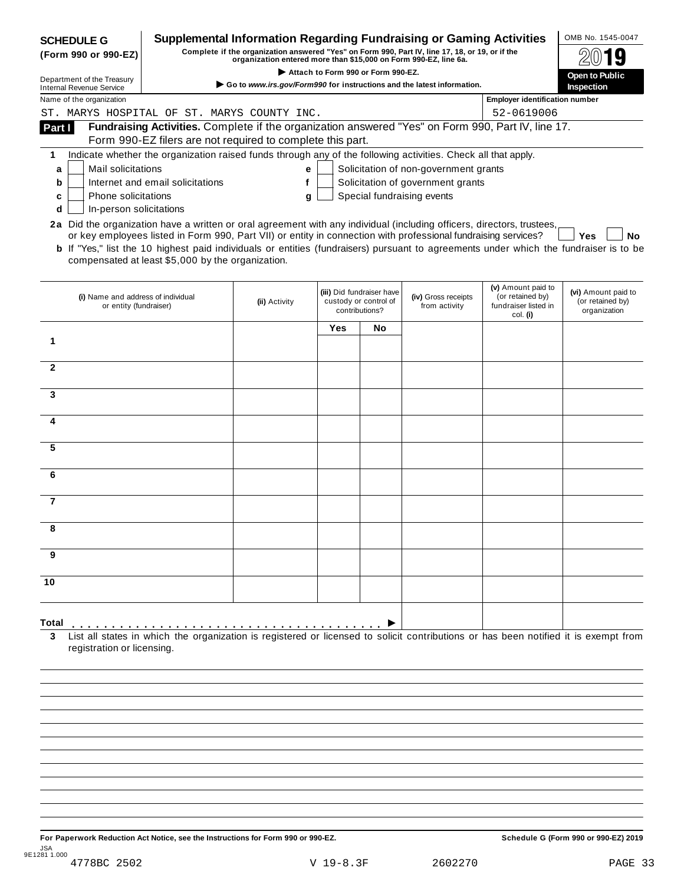**SCHEDULE G (Form 990 or 990-EZ)**

Department of the Treasury
Internal Revenue Service

# Supplemental Information Regarding Fundraising or Gaming Activities

**Complete if the organization answered "Yes" on Form 990, Part IV, line 17, 18, or 19, or if the organization entered more than $15,000 on Form 990-EZ, line 6a.**

▶ **Attach to Form 990 or Form 990-EZ.**

▶ **Go to www.irs.gov/Form990 for instructions and the latest information.**

OMB No. 1545-0047

**2019**

**Open to Public Inspection**

Name of the organization: ST. MARYS HOSPITAL OF ST. MARYS COUNTY INC.

Employer identification number: 52-0619006

**Part I — Fundraising Activities.** Complete if the organization answered "Yes" on Form 990, Part IV, line 17. Form 990-EZ filers are not required to complete this part.

**1** Indicate whether the organization raised funds through any of the following activities. Check all that apply.

- **a** ☐ Mail solicitations
- **b** ☐ Internet and email solicitations
- **c** ☐ Phone solicitations
- **d** ☐ In-person solicitations
- **e** ☐ Solicitation of non-government grants
- **f** ☐ Solicitation of government grants
- **g** ☐ Special fundraising events

**2a** Did the organization have a written or oral agreement with any individual (including officers, directors, trustees, or key employees listed in Form 990, Part VII) or entity in connection with professional fundraising services? ☐ **Yes** ☐ **No**

**b** If "Yes," list the 10 highest paid individuals or entities (fundraisers) pursuant to agreements under which the fundraiser is to be compensated at least $5,000 by the organization.

| | (i) Name and address of individual or entity (fundraiser) | (ii) Activity | (iii) Did fundraiser have custody or control of contributions? Yes | No | (iv) Gross receipts from activity | (v) Amount paid to (or retained by) fundraiser listed in col. (i) | (vi) Amount paid to (or retained by) organization |
|---|---|---|---|---|---|---|---|
| 1 | | | | | | | |
| 2 | | | | | | | |
| 3 | | | | | | | |
| 4 | | | | | | | |
| 5 | | | | | | | |
| 6 | | | | | | | |
| 7 | | | | | | | |
| 8 | | | | | | | |
| 9 | | | | | | | |
| 10 | | | | | | | |
| **Total** ▶ | | | | | | | |

**3** List all states in which the organization is registered or licensed to solicit contributions or has been notified it is exempt from registration or licensing.

**For Paperwork Reduction Act Notice, see the Instructions for Form 990 or 990-EZ.** **Schedule G (Form 990 or 990-EZ) 2019**

JSA 9E1281 1.000
4778BC 2502 V 19-8.3F 2602270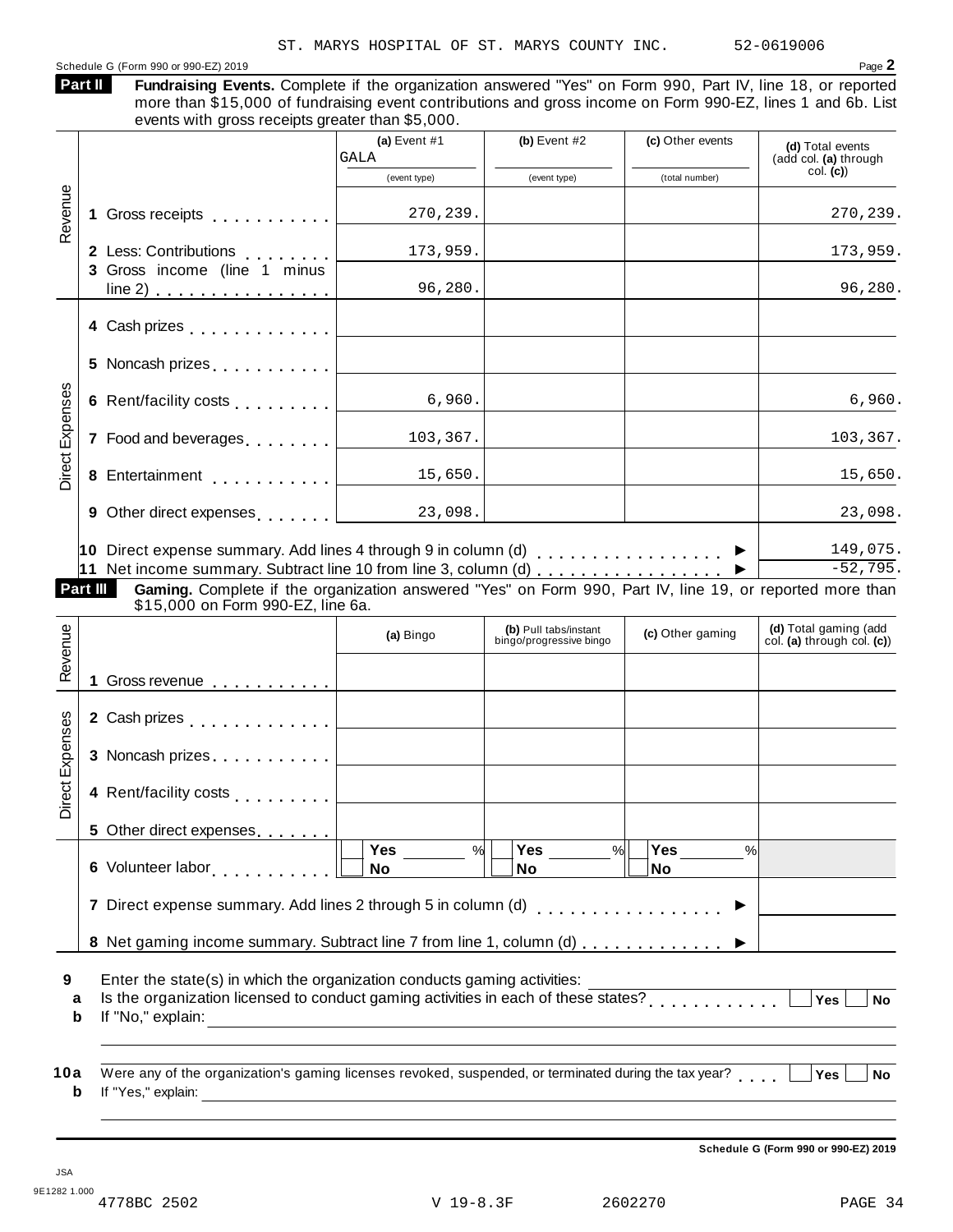ST. MARYS HOSPITAL OF ST. MARYS COUNTY INC. 52-0619006

Schedule G (Form 990 or 990-EZ) 2019 Page **2**

**Part II** **Fundraising Events.** Complete if the organization answered "Yes" on Form 990, Part IV, line 18, or reported more than $15,000 of fundraising event contributions and gross income on Form 990-EZ, lines 1 and 6b. List events with gross receipts greater than $5,000.

| | | (a) Event #1 GALA (event type) | (b) Event #2 (event type) | (c) Other events (total number) | (d) Total events (add col. (a) through col. (c)) |
|---|---|---|---|---|---|
| Revenue | 1 Gross receipts | 270,239. | | | 270,239. |
| | 2 Less: Contributions | 173,959. | | | 173,959. |
| | 3 Gross income (line 1 minus line 2) | 96,280. | | | 96,280. |
| Direct Expenses | 4 Cash prizes | | | | |
| | 5 Noncash prizes | | | | |
| | 6 Rent/facility costs | 6,960. | | | 6,960. |
| | 7 Food and beverages | 103,367. | | | 103,367. |
| | 8 Entertainment | 15,650. | | | 15,650. |
| | 9 Other direct expenses | 23,098. | | | 23,098. |

10 Direct expense summary. Add lines 4 through 9 in column (d) ▶ 149,075.

11 Net income summary. Subtract line 10 from line 3, column (d) ▶ -52,795.

**Part III** **Gaming.** Complete if the organization answered "Yes" on Form 990, Part IV, line 19, or reported more than $15,000 on Form 990-EZ, line 6a.

| | | (a) Bingo | (b) Pull tabs/instant bingo/progressive bingo | (c) Other gaming | (d) Total gaming (add col. (a) through col. (c)) |
|---|---|---|---|---|---|
| Revenue | 1 Gross revenue | | | | |
| Direct Expenses | 2 Cash prizes | | | | |
| | 3 Noncash prizes | | | | |
| | 4 Rent/facility costs | | | | |
| | 5 Other direct expenses | | | | |
| | 6 Volunteer labor | Yes ___ % / No | Yes ___ % / No | Yes ___ % / No | |

7 Direct expense summary. Add lines 2 through 5 in column (d) ▶

8 Net gaming income summary. Subtract line 7 from line 1, column (d) ▶

9 Enter the state(s) in which the organization conducts gaming activities:

a Is the organization licensed to conduct gaming activities in each of these states? Yes No

b If "No," explain:

10a Were any of the organization's gaming licenses revoked, suspended, or terminated during the tax year? Yes No

b If "Yes," explain:

Schedule G (Form 990 or 990-EZ) 2019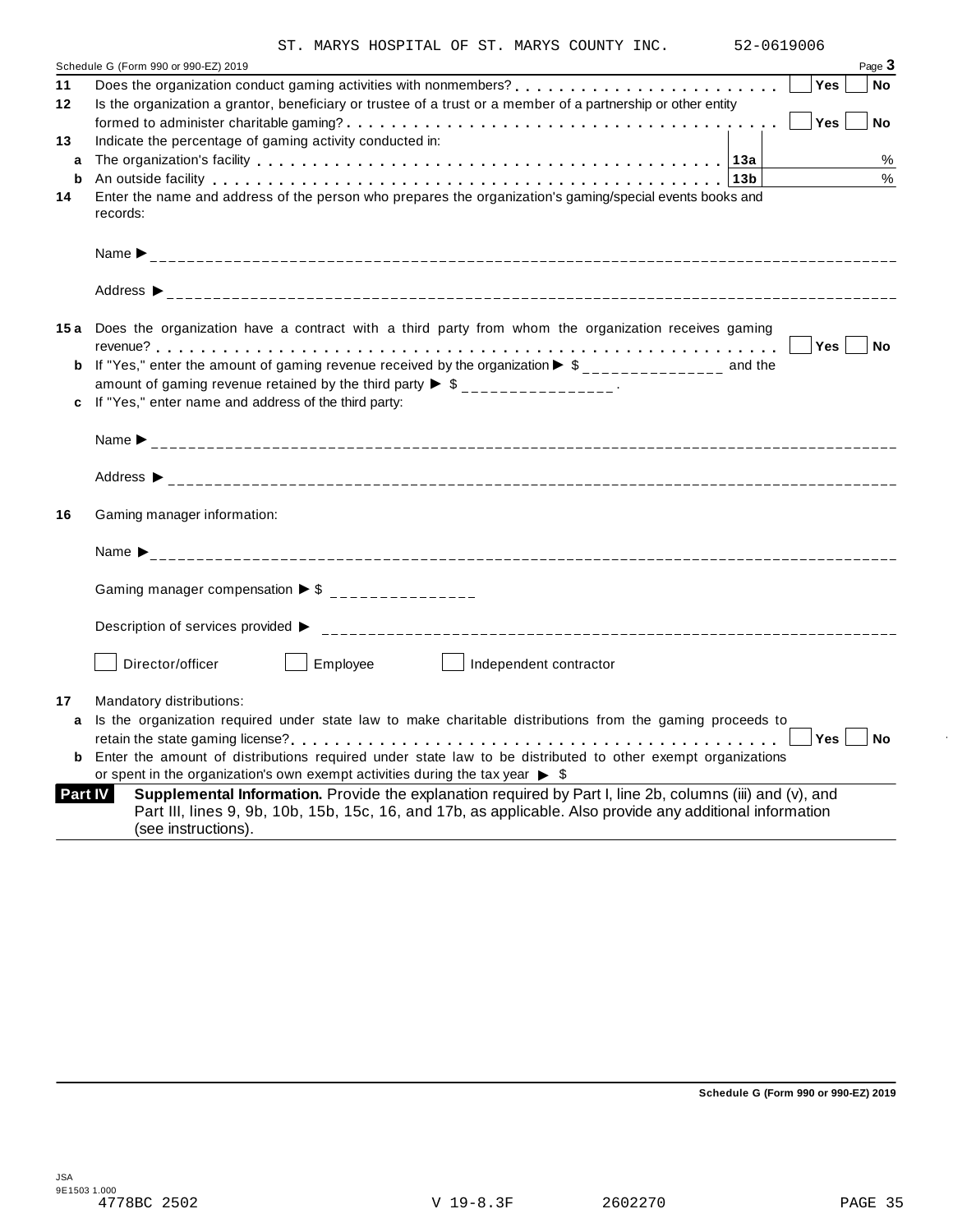ST. MARYS HOSPITAL OF ST. MARYS COUNTY INC. 52-0619006

Schedule G (Form 990 or 990-EZ) 2019 Page **3**

**11** Does the organization conduct gaming activities with nonmembers? . . . . . . . . . . . . . . . . . . . . . . . . ☐ **Yes** ☐ **No**

**12** Is the organization a grantor, beneficiary or trustee of a trust or a member of a partnership or other entity formed to administer charitable gaming? . . . . . . . . . . . . . . . . . . . . . . . . . . . . . . . . . . . . . ☐ **Yes** ☐ **No**

**13** Indicate the percentage of gaming activity conducted in:

| | | | |
|---|---|---|---|
| **a** | The organization's facility . . . . . . . . . . . . . . . . . . . . . . . . . . . . . . . . . . . . . . | **13a** | % |
| **b** | An outside facility . . . . . . . . . . . . . . . . . . . . . . . . . . . . . . . . . . . . . . . . . . | **13b** | % |

**14** Enter the name and address of the person who prepares the organization's gaming/special events books and records:

Name ▶ ____________________

Address ▶ ____________________

**15a** Does the organization have a contract with a third party from whom the organization receives gaming revenue? . . . . . . . . . . . . . . . . . . . . . . . . . . . . . . . . . . . . . . . . . . . . . . . . . . . . . . ☐ **Yes** ☐ **No**

**b** If "Yes," enter the amount of gaming revenue received by the organization ▶ $ ______________ and the amount of gaming revenue retained by the third party ▶ $ ______________.

**c** If "Yes," enter name and address of the third party:

Name ▶ ____________________

Address ▶ ____________________

**16** Gaming manager information:

Name ▶ ____________________

Gaming manager compensation ▶ $ ______________

Description of services provided ▶ ____________________

☐ Director/officer ☐ Employee ☐ Independent contractor

**17** Mandatory distributions:

**a** Is the organization required under state law to make charitable distributions from the gaming proceeds to retain the state gaming license? . . . . . . . . . . . . . . . . . . . . . . . . . . . . . . . . . . . . . . . . . . . . . ☐ **Yes** ☐ **No**

**b** Enter the amount of distributions required under state law to be distributed to other exempt organizations or spent in the organization's own exempt activities during the tax year ▶ $

**Part IV** **Supplemental Information.** Provide the explanation required by Part I, line 2b, columns (iii) and (v), and Part III, lines 9, 9b, 10b, 15b, 15c, 16, and 17b, as applicable. Also provide any additional information (see instructions).

**Schedule G (Form 990 or 990-EZ) 2019**

JSA
9E1503 1.000
4778BC 2502 V 19-8.3F 2602270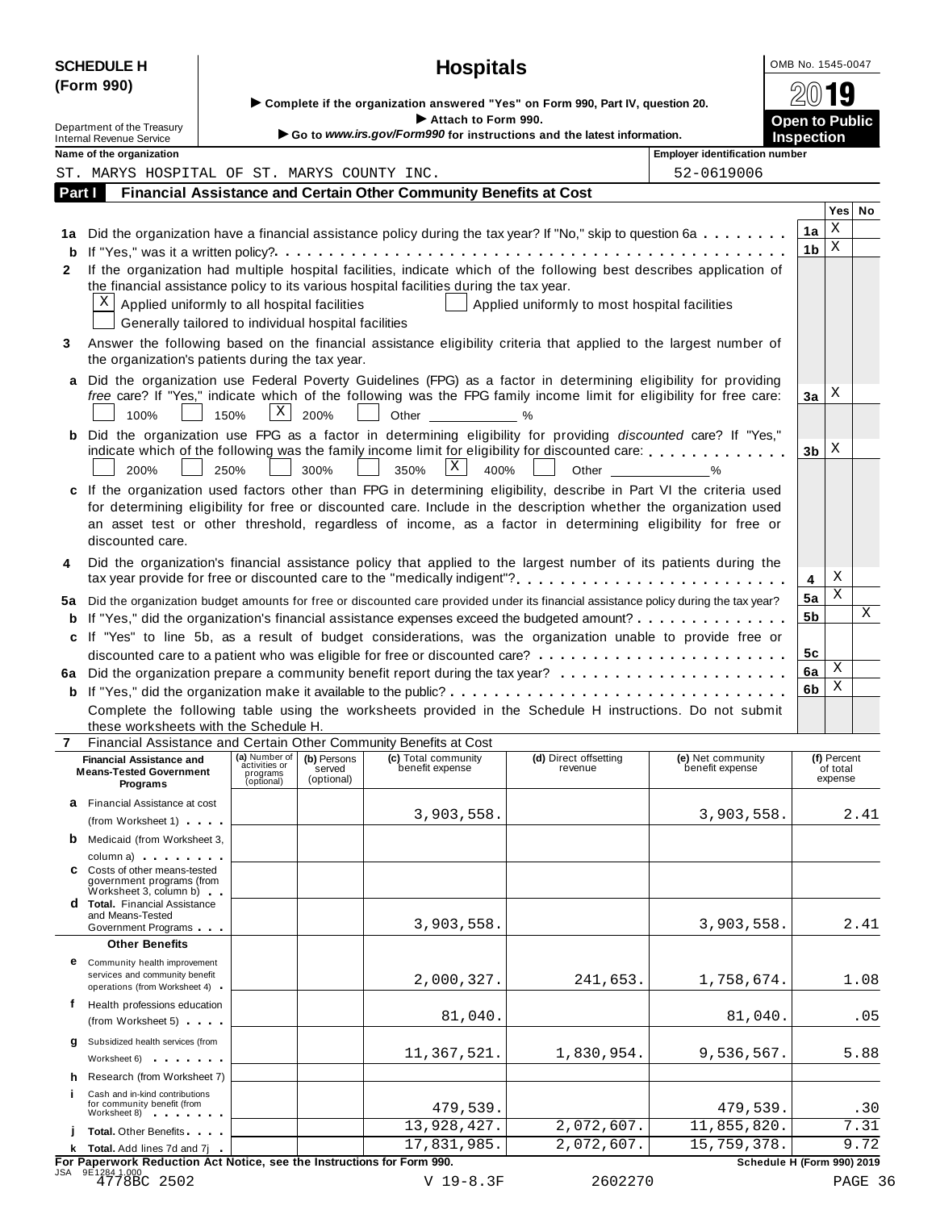**SCHEDULE H (Form 390)**

# Hospitals

OMB No. 1545-0047

**2019**

**Open to Public Inspection**

▶ Complete if the organization answered "Yes" on Form 990, Part IV, question 20.
▶ Attach to Form 990.
▶ Go to *www.irs.gov/Form990* for instructions and the latest information.

Department of the Treasury
Internal Revenue Service

**Name of the organization:** ST. MARYS HOSPITAL OF ST. MARYS COUNTY INC.

**Employer identification number:** 52-0619006

## Part I Financial Assistance and Certain Other Community Benefits at Cost

| | | | Yes | No |
|---|---|---|---|---|
| **1a** | Did the organization have a financial assistance policy during the tax year? If "No," skip to question 6a | 1a | X | |
| **b** | If "Yes," was it a written policy? | 1b | X | |
| **2** | If the organization had multiple hospital facilities, indicate which of the following best describes application of the financial assistance policy to its various hospital facilities during the tax year.<br>[X] Applied uniformly to all hospital facilities [ ] Applied uniformly to most hospital facilities<br>[ ] Generally tailored to individual hospital facilities | | | |
| **3** | Answer the following based on the financial assistance eligibility criteria that applied to the largest number of the organization's patients during the tax year. | | | |
| **a** | Did the organization use Federal Poverty Guidelines (FPG) as a factor in determining eligibility for providing *free* care? If "Yes," indicate which of the following was the FPG family income limit for eligibility for free care:<br>[ ] 100% [ ] 150% [X] 200% [ ] Other ______ % | 3a | X | |
| **b** | Did the organization use FPG as a factor in determining eligibility for providing *discounted* care? If "Yes," indicate which of the following was the family income limit for eligibility for discounted care:<br>[ ] 200% [ ] 250% [ ] 300% [ ] 350% [X] 400% [ ] Other ______ % | 3b | X | |
| **c** | If the organization used factors other than FPG in determining eligibility, describe in Part VI the criteria used for determining eligibility for free or discounted care. Include in the description whether the organization used an asset test or other threshold, regardless of income, as a factor in determining eligibility for free or discounted care. | | | |
| **4** | Did the organization's financial assistance policy that applied to the largest number of its patients during the tax year provide for free or discounted care to the "medically indigent"? | 4 | X | |
| **5a** | Did the organization budget amounts for free or discounted care provided under its financial assistance policy during the tax year? | 5a | X | |
| **b** | If "Yes," did the organization's financial assistance expenses exceed the budgeted amount? | 5b | | X |
| **c** | If "Yes" to line 5b, as a result of budget considerations, was the organization unable to provide free or discounted care to a patient who was eligible for free or discounted care? | 5c | | |
| **6a** | Did the organization prepare a community benefit report during the tax year? | 6a | X | |
| **b** | If "Yes," did the organization make it available to the public? | 6b | X | |

Complete the following table using the worksheets provided in the Schedule H instructions. Do not submit these worksheets with the Schedule H.

**7** Financial Assistance and Certain Other Community Benefits at Cost

| Financial Assistance and Means-Tested Government Programs | (a) Number of activities or programs (optional) | (b) Persons served (optional) | (c) Total community benefit expense | (d) Direct offsetting revenue | (e) Net community benefit expense | (f) Percent of total expense |
|---|---|---|---|---|---|---|
| **a** Financial Assistance at cost (from Worksheet 1) | | | 3,903,558. | | 3,903,558. | 2.41 |
| **b** Medicaid (from Worksheet 3, column a) | | | | | | |
| **c** Costs of other means-tested government programs (from Worksheet 3, column b) | | | | | | |
| **d** **Total.** Financial Assistance and Means-Tested Government Programs | | | 3,903,558. | | 3,903,558. | 2.41 |
| **Other Benefits** | | | | | | |
| **e** Community health improvement services and community benefit operations (from Worksheet 4) | | | 2,000,327. | 241,653. | 1,758,674. | 1.08 |
| **f** Health professions education (from Worksheet 5) | | | 81,040. | | 81,040. | .05 |
| **g** Subsidized health services (from Worksheet 6) | | | 11,367,521. | 1,830,954. | 9,536,567. | 5.88 |
| **h** Research (from Worksheet 7) | | | | | | |
| **i** Cash and in-kind contributions for community benefit (from Worksheet 8) | | | 479,539. | | 479,539. | .30 |
| **j** **Total.** Other Benefits | | | 13,928,427. | 2,072,607. | 11,855,820. | 7.31 |
| **k** **Total.** Add lines 7d and 7j | | | 17,831,985. | 2,072,607. | 15,759,378. | 9.72 |

**For Paperwork Reduction Act Notice, see the Instructions for Form 990.** **Schedule H (Form 990) 2019**

JSA 9E1284 1.000
4778BC 2502 V 19-8.3F 2602270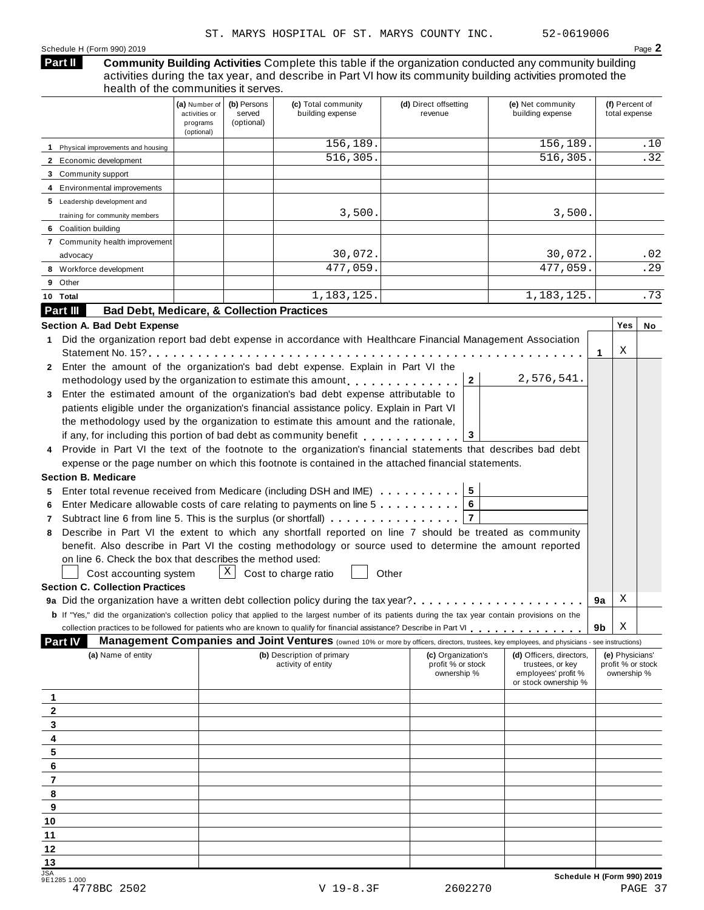ST. MARYS HOSPITAL OF ST. MARYS COUNTY INC. 52-0619006

Schedule H (Form 990) 2019

## Part II Community Building Activities

Complete this table if the organization conducted any community building activities during the tax year, and describe in Part VI how its community building activities promoted the health of the communities it serves.

| | (a) Number of activities or programs (optional) | (b) Persons served (optional) | (c) Total community building expense | (d) Direct offsetting revenue | (e) Net community building expense | (f) Percent of total expense |
|---|---|---|---|---|---|---|
| 1 Physical improvements and housing | | | 156,189. | | 156,189. | .10 |
| 2 Economic development | | | 516,305. | | 516,305. | .32 |
| 3 Community support | | | | | | |
| 4 Environmental improvements | | | | | | |
| 5 Leadership development and training for community members | | | 3,500. | | 3,500. | |
| 6 Coalition building | | | | | | |
| 7 Community health improvement advocacy | | | 30,072. | | 30,072. | .02 |
| 8 Workforce development | | | 477,059. | | 477,059. | .29 |
| 9 Other | | | | | | |
| 10 Total | | | 1,183,125. | | 1,183,125. | .73 |

## Part III Bad Debt, Medicare, & Collection Practices

### Section A. Bad Debt Expense

| | | | Yes | No |
|---|---|---|---|---|
| 1 | Did the organization report bad debt expense in accordance with Healthcare Financial Management Association Statement No. 15? | 1 | X | |

2 Enter the amount of the organization's bad debt expense. Explain in Part VI the methodology used by the organization to estimate this amount . . . . . . . . . . . . . **2** 2,576,541.

3 Enter the estimated amount of the organization's bad debt expense attributable to patients eligible under the organization's financial assistance policy. Explain in Part VI the methodology used by the organization to estimate this amount and the rationale, if any, for including this portion of bad debt as community benefit . . . . . . . . . . . . **3**

4 Provide in Part VI the text of the footnote to the organization's financial statements that describes bad debt expense or the page number on which this footnote is contained in the attached financial statements.

### Section B. Medicare

5 Enter total revenue received from Medicare (including DSH and IME) . . . . . . . . . . **5**

6 Enter Medicare allowable costs of care relating to payments on line 5 . . . . . . . . . . **6**

7 Subtract line 6 from line 5. This is the surplus (or shortfall) . . . . . . . . . . . . . . . . **7**

8 Describe in Part VI the extent to which any shortfall reported on line 7 should be treated as community benefit. Also describe in Part VI the costing methodology or source used to determine the amount reported on line 6. Check the box that describes the method used:

☐ Cost accounting system ☒ Cost to charge ratio ☐ Other

### Section C. Collection Practices

| | | | Yes | No |
|---|---|---|---|---|
| 9a | Did the organization have a written debt collection policy during the tax year? | 9a | X | |
| b | If "Yes," did the organization's collection policy that applied to the largest number of its patients during the tax year contain provisions on the collection practices to be followed for patients who are known to qualify for financial assistance? Describe in Part VI | 9b | X | |

## Part IV Management Companies and Joint Ventures (owned 10% or more by officers, directors, trustees, key employees, and physicians - see instructions)

| | (a) Name of entity | (b) Description of primary activity of entity | (c) Organization's profit % or stock ownership % | (d) Officers, directors, trustees, or key employees' profit % or stock ownership % | (e) Physicians' profit % or stock ownership % |
|---|---|---|---|---|---|
| 1 | | | | | |
| 2 | | | | | |
| 3 | | | | | |
| 4 | | | | | |
| 5 | | | | | |
| 6 | | | | | |
| 7 | | | | | |
| 8 | | | | | |
| 9 | | | | | |
| 10 | | | | | |
| 11 | | | | | |
| 12 | | | | | |
| 13 | | | | | |

Schedule H (Form 990) 2019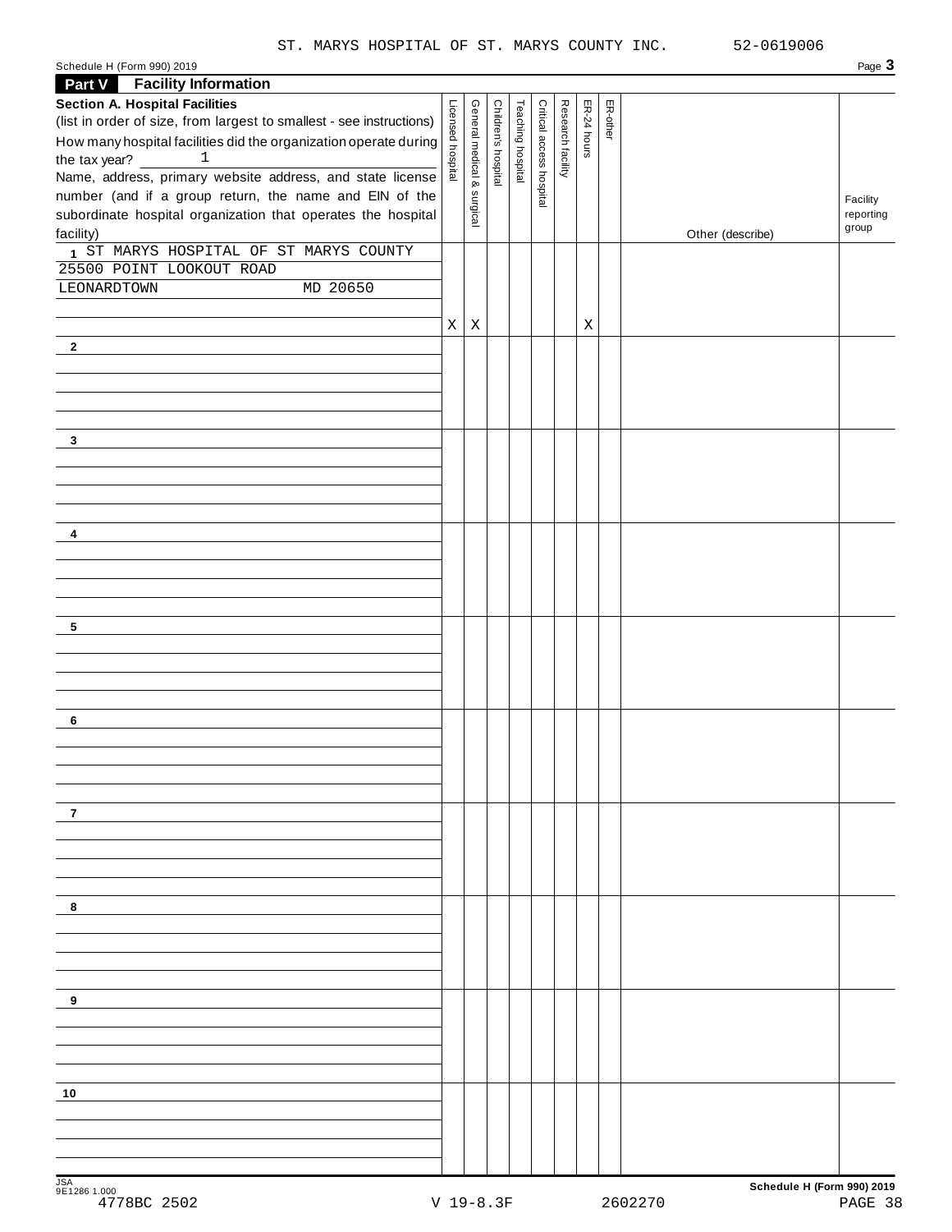ST. MARYS HOSPITAL OF ST. MARYS COUNTY INC. 52-0619006

## Part V Facility Information

**Section A. Hospital Facilities**

(list in order of size, from largest to smallest - see instructions)

How many hospital facilities did the organization operate during the tax year? 1

Name, address, primary website address, and state license number (and if a group return, the name and EIN of the subordinate hospital organization that operates the hospital facility)

| | Licensed hospital | General medical & surgical | Children's hospital | Teaching hospital | Critical access hospital | Research facility | ER-24 hours | ER-other | Other (describe) | Facility reporting group |
|---|---|---|---|---|---|---|---|---|---|---|
| 1 ST MARYS HOSPITAL OF ST MARYS COUNTY<br>25500 POINT LOOKOUT ROAD<br>LEONARDTOWN MD 20650 | X | X | | | | | X | | | |
| 2 | | | | | | | | | | |
| 3 | | | | | | | | | | |
| 4 | | | | | | | | | | |
| 5 | | | | | | | | | | |
| 6 | | | | | | | | | | |
| 7 | | | | | | | | | | |
| 8 | | | | | | | | | | |
| 9 | | | | | | | | | | |
| 10 | | | | | | | | | | |

JSA 9E1286 1.000 **Schedule H (Form 990) 2019**

4778BC 2502 V 19-8.3F 2602270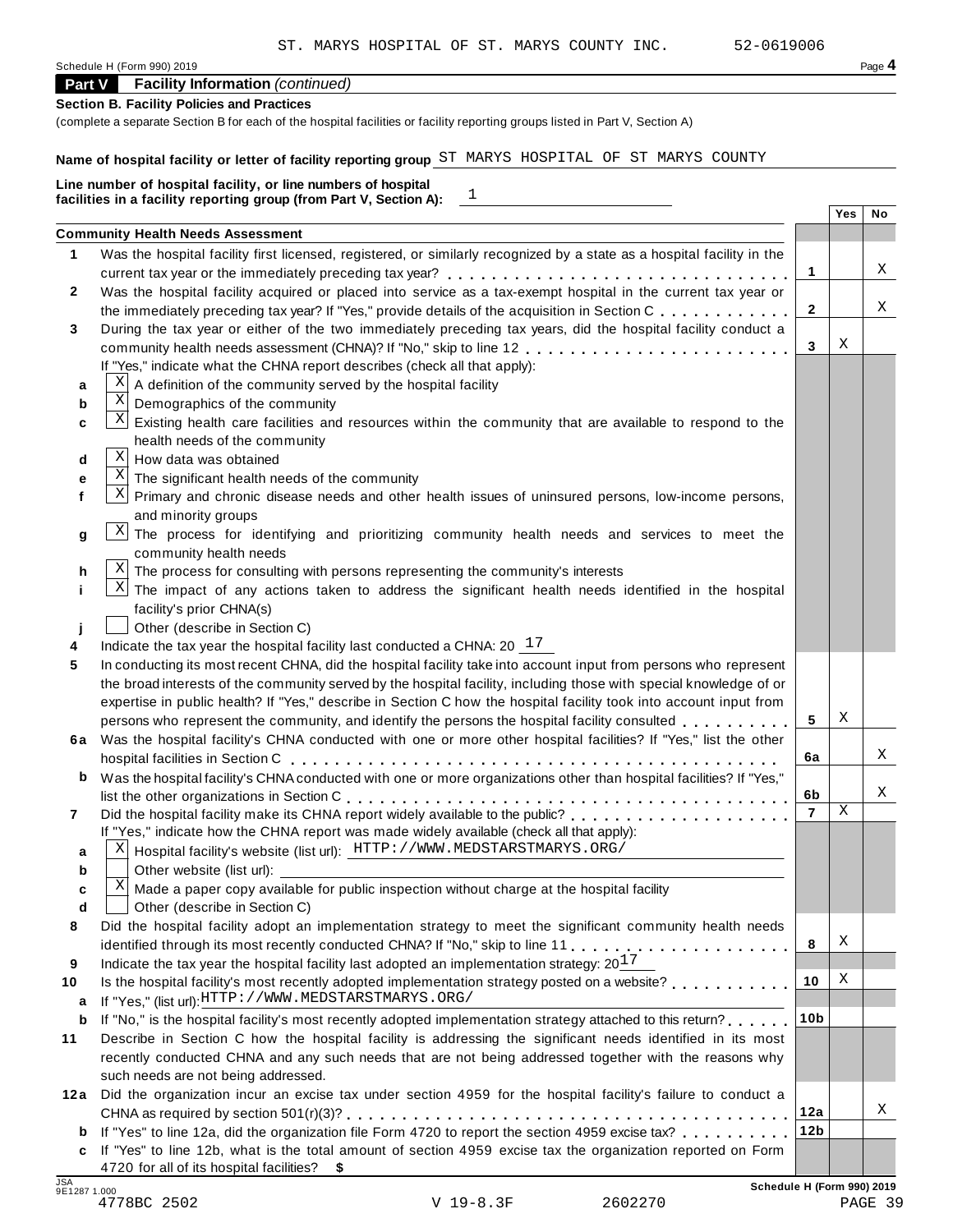ST. MARYS HOSPITAL OF ST. MARYS COUNTY INC. 52-0619006

Schedule H (Form 990) 2019 Page **4**

**Part V Facility Information** *(continued)*

**Section B. Facility Policies and Practices**

(complete a separate Section B for each of the hospital facilities or facility reporting groups listed in Part V, Section A)

**Name of hospital facility or letter of facility reporting group** ST MARYS HOSPITAL OF ST MARYS COUNTY

**Line number of hospital facility, or line numbers of hospital facilities in a facility reporting group (from Part V, Section A):** 1

| | | | Yes | No |
|---|---|---|---|---|
| | **Community Health Needs Assessment** | | | |
| **1** | Was the hospital facility first licensed, registered, or similarly recognized by a state as a hospital facility in the current tax year or the immediately preceding tax year? | **1** | | X |
| **2** | Was the hospital facility acquired or placed into service as a tax-exempt hospital in the current tax year or the immediately preceding tax year? If "Yes," provide details of the acquisition in Section C | **2** | | X |
| **3** | During the tax year or either of the two immediately preceding tax years, did the hospital facility conduct a community health needs assessment (CHNA)? If "No," skip to line 12 | **3** | X | |
| | If "Yes," indicate what the CHNA report describes (check all that apply): | | | |
| **a** | [X] A definition of the community served by the hospital facility | | | |
| **b** | [X] Demographics of the community | | | |
| **c** | [X] Existing health care facilities and resources within the community that are available to respond to the health needs of the community | | | |
| **d** | [X] How data was obtained | | | |
| **e** | [X] The significant health needs of the community | | | |
| **f** | [X] Primary and chronic disease needs and other health issues of uninsured persons, low-income persons, and minority groups | | | |
| **g** | [X] The process for identifying and prioritizing community health needs and services to meet the community health needs | | | |
| **h** | [X] The process for consulting with persons representing the community's interests | | | |
| **i** | [X] The impact of any actions taken to address the significant health needs identified in the hospital facility's prior CHNA(s) | | | |
| **j** | [ ] Other (describe in Section C) | | | |
| **4** | Indicate the tax year the hospital facility last conducted a CHNA: 20 17 | | | |
| **5** | In conducting its most recent CHNA, did the hospital facility take into account input from persons who represent the broad interests of the community served by the hospital facility, including those with special knowledge of or expertise in public health? If "Yes," describe in Section C how the hospital facility took into account input from persons who represent the community, and identify the persons the hospital facility consulted | **5** | X | |
| **6a** | Was the hospital facility's CHNA conducted with one or more other hospital facilities? If "Yes," list the other hospital facilities in Section C | **6a** | | X |
| **b** | Was the hospital facility's CHNA conducted with one or more organizations other than hospital facilities? If "Yes," list the other organizations in Section C | **6b** | | X |
| **7** | Did the hospital facility make its CHNA report widely available to the public? | **7** | X | |
| | If "Yes," indicate how the CHNA report was made widely available (check all that apply): | | | |
| **a** | [X] Hospital facility's website (list url): HTTP://WWW.MEDSTARSTMARYS.ORG/ | | | |
| **b** | [ ] Other website (list url): | | | |
| **c** | [X] Made a paper copy available for public inspection without charge at the hospital facility | | | |
| **d** | [ ] Other (describe in Section C) | | | |
| **8** | Did the hospital facility adopt an implementation strategy to meet the significant community health needs identified through its most recently conducted CHNA? If "No," skip to line 11 | **8** | X | |
| **9** | Indicate the tax year the hospital facility last adopted an implementation strategy: 20 17 | | | |
| **10** | Is the hospital facility's most recently adopted implementation strategy posted on a website? | **10** | X | |
| **a** | If "Yes," (list url): HTTP://WWW.MEDSTARSTMARYS.ORG/ | | | |
| **b** | If "No," is the hospital facility's most recently adopted implementation strategy attached to this return? | **10b** | | |
| **11** | Describe in Section C how the hospital facility is addressing the significant needs identified in its most recently conducted CHNA and any such needs that are not being addressed together with the reasons why such needs are not being addressed. | | | |
| **12a** | Did the organization incur an excise tax under section 4959 for the hospital facility's failure to conduct a CHNA as required by section 501(r)(3)? | **12a** | | X |
| **b** | If "Yes" to line 12a, did the organization file Form 4720 to report the section 4959 excise tax? | **12b** | | |
| **c** | If "Yes" to line 12b, what is the total amount of section 4959 excise tax the organization reported on Form 4720 for all of its hospital facilities? **$** | | | |

JSA 9E1287 1.000 **Schedule H (Form 990) 2019**

4778BC 2502 V 19-8.3F 2602270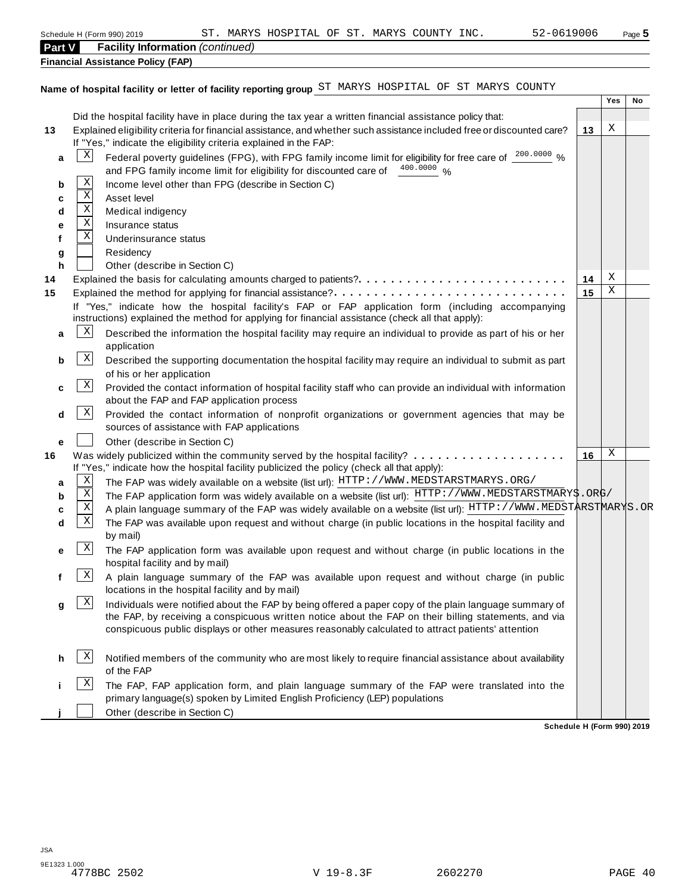Schedule H (Form 990) 2019 ST. MARYS HOSPITAL OF ST. MARYS COUNTY INC. 52-0619006

**Part V** **Facility Information** *(continued)*

**Financial Assistance Policy (FAP)**

**Name of hospital facility or letter of facility reporting group** ST MARYS HOSPITAL OF ST MARYS COUNTY

| | | | | Yes | No |
|---|---|---|---|---|---|
| | | Did the hospital facility have in place during the tax year a written financial assistance policy that: | | | |
| **13** | | Explained eligibility criteria for financial assistance, and whether such assistance included free or discounted care? If "Yes," indicate the eligibility criteria explained in the FAP: | **13** | X | |
| **a** | X | Federal poverty guidelines (FPG), with FPG family income limit for eligibility for free care of 200.0000 % and FPG family income limit for eligibility for discounted care of 400.0000 % | | | |
| **b** | X | Income level other than FPG (describe in Section C) | | | |
| **c** | X | Asset level | | | |
| **d** | X | Medical indigency | | | |
| **e** | X | Insurance status | | | |
| **f** | X | Underinsurance status | | | |
| **g** | | Residency | | | |
| **h** | | Other (describe in Section C) | | | |
| **14** | | Explained the basis for calculating amounts charged to patients? | **14** | X | |
| **15** | | Explained the method for applying for financial assistance? If "Yes," indicate how the hospital facility's FAP or FAP application form (including accompanying instructions) explained the method for applying for financial assistance (check all that apply): | **15** | X | |
| **a** | X | Described the information the hospital facility may require an individual to provide as part of his or her application | | | |
| **b** | X | Described the supporting documentation the hospital facility may require an individual to submit as part of his or her application | | | |
| **c** | X | Provided the contact information of hospital facility staff who can provide an individual with information about the FAP and FAP application process | | | |
| **d** | X | Provided the contact information of nonprofit organizations or government agencies that may be sources of assistance with FAP applications | | | |
| **e** | | Other (describe in Section C) | | | |
| **16** | | Was widely publicized within the community served by the hospital facility? If "Yes," indicate how the hospital facility publicized the policy (check all that apply): | **16** | X | |
| **a** | X | The FAP was widely available on a website (list url): HTTP://WWW.MEDSTARSTMARYS.ORG/ | | | |
| **b** | X | The FAP application form was widely available on a website (list url): HTTP://WWW.MEDSTARSTMARYS.ORG/ | | | |
| **c** | X | A plain language summary of the FAP was widely available on a website (list url): HTTP://WWW.MEDSTARSTMARYS.OR | | | |
| **d** | X | The FAP was available upon request and without charge (in public locations in the hospital facility and by mail) | | | |
| **e** | X | The FAP application form was available upon request and without charge (in public locations in the hospital facility and by mail) | | | |
| **f** | X | A plain language summary of the FAP was available upon request and without charge (in public locations in the hospital facility and by mail) | | | |
| **g** | X | Individuals were notified about the FAP by being offered a paper copy of the plain language summary of the FAP, by receiving a conspicuous written notice about the FAP on their billing statements, and via conspicuous public displays or other measures reasonably calculated to attract patients' attention | | | |
| **h** | X | Notified members of the community who are most likely to require financial assistance about availability of the FAP | | | |
| **i** | X | The FAP, FAP application form, and plain language summary of the FAP were translated into the primary language(s) spoken by Limited English Proficiency (LEP) populations | | | |
| **j** | | Other (describe in Section C) | | | |

**Schedule H (Form 990) 2019**

JSA
9E1323 1.000
4778BC 2502 V 19-8.3F 2602270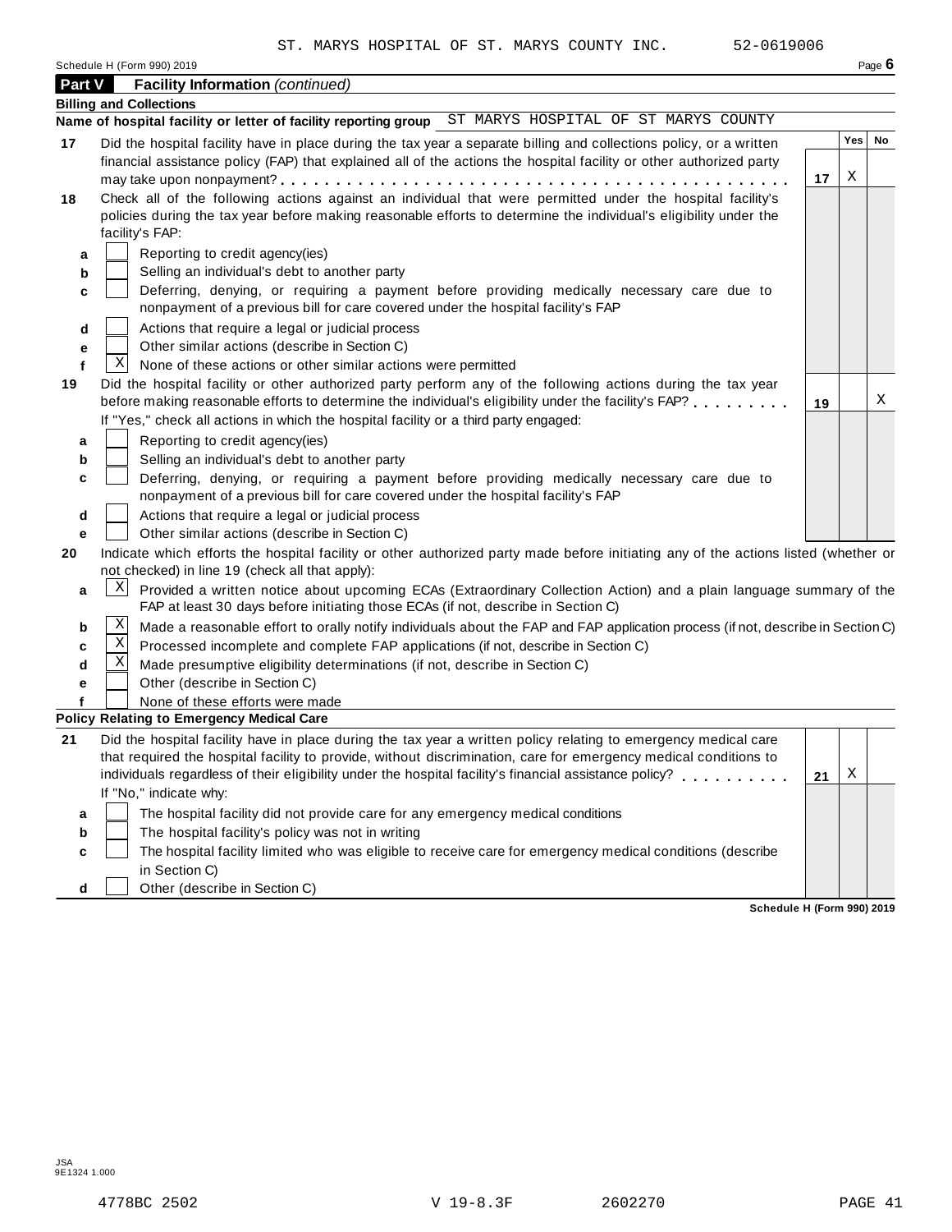ST. MARYS HOSPITAL OF ST. MARYS COUNTY INC. 52-0619006

## Part V Facility Information *(continued)*

**Billing and Collections**

**Name of hospital facility or letter of facility reporting group** ST MARYS HOSPITAL OF ST MARYS COUNTY

| | | | Yes | No |
|---|---|---|---|---|
| **17** | Did the hospital facility have in place during the tax year a separate billing and collections policy, or a written financial assistance policy (FAP) that explained all of the actions the hospital facility or other authorized party may take upon nonpayment? | **17** | X | |
| **18** | Check all of the following actions against an individual that were permitted under the hospital facility's policies during the tax year before making reasonable efforts to determine the individual's eligibility under the facility's FAP: | | | |
| **a** | [ ] Reporting to credit agency(ies) | | | |
| **b** | [ ] Selling an individual's debt to another party | | | |
| **c** | [ ] Deferring, denying, or requiring a payment before providing medically necessary care due to nonpayment of a previous bill for care covered under the hospital facility's FAP | | | |
| **d** | [ ] Actions that require a legal or judicial process | | | |
| **e** | [ ] Other similar actions (describe in Section C) | | | |
| **f** | [X] None of these actions or other similar actions were permitted | | | |
| **19** | Did the hospital facility or other authorized party perform any of the following actions during the tax year before making reasonable efforts to determine the individual's eligibility under the facility's FAP? | **19** | | X |
| | If "Yes," check all actions in which the hospital facility or a third party engaged: | | | |
| **a** | [ ] Reporting to credit agency(ies) | | | |
| **b** | [ ] Selling an individual's debt to another party | | | |
| **c** | [ ] Deferring, denying, or requiring a payment before providing medically necessary care due to nonpayment of a previous bill for care covered under the hospital facility's FAP | | | |
| **d** | [ ] Actions that require a legal or judicial process | | | |
| **e** | [ ] Other similar actions (describe in Section C) | | | |

**20** Indicate which efforts the hospital facility or other authorized party made before initiating any of the actions listed (whether or not checked) in line 19 (check all that apply):

- **a** [X] Provided a written notice about upcoming ECAs (Extraordinary Collection Action) and a plain language summary of the FAP at least 30 days before initiating those ECAs (if not, describe in Section C)
- **b** [X] Made a reasonable effort to orally notify individuals about the FAP and FAP application process (if not, describe in Section C)
- **c** [X] Processed incomplete and complete FAP applications (if not, describe in Section C)
- **d** [X] Made presumptive eligibility determinations (if not, describe in Section C)
- **e** [ ] Other (describe in Section C)
- **f** [ ] None of these efforts were made

**Policy Relating to Emergency Medical Care**

| | | | Yes | No |
|---|---|---|---|---|
| **21** | Did the hospital facility have in place during the tax year a written policy relating to emergency medical care that required the hospital facility to provide, without discrimination, care for emergency medical conditions to individuals regardless of their eligibility under the hospital facility's financial assistance policy? | **21** | X | |
| | If "No," indicate why: | | | |
| **a** | [ ] The hospital facility did not provide care for any emergency medical conditions | | | |
| **b** | [ ] The hospital facility's policy was not in writing | | | |
| **c** | [ ] The hospital facility limited who was eligible to receive care for emergency medical conditions (describe in Section C) | | | |
| **d** | [ ] Other (describe in Section C) | | | |

**Schedule H (Form 990) 2019**

JSA
9E1324 1.000

4778BC 2502 V 19-8.3F 2602270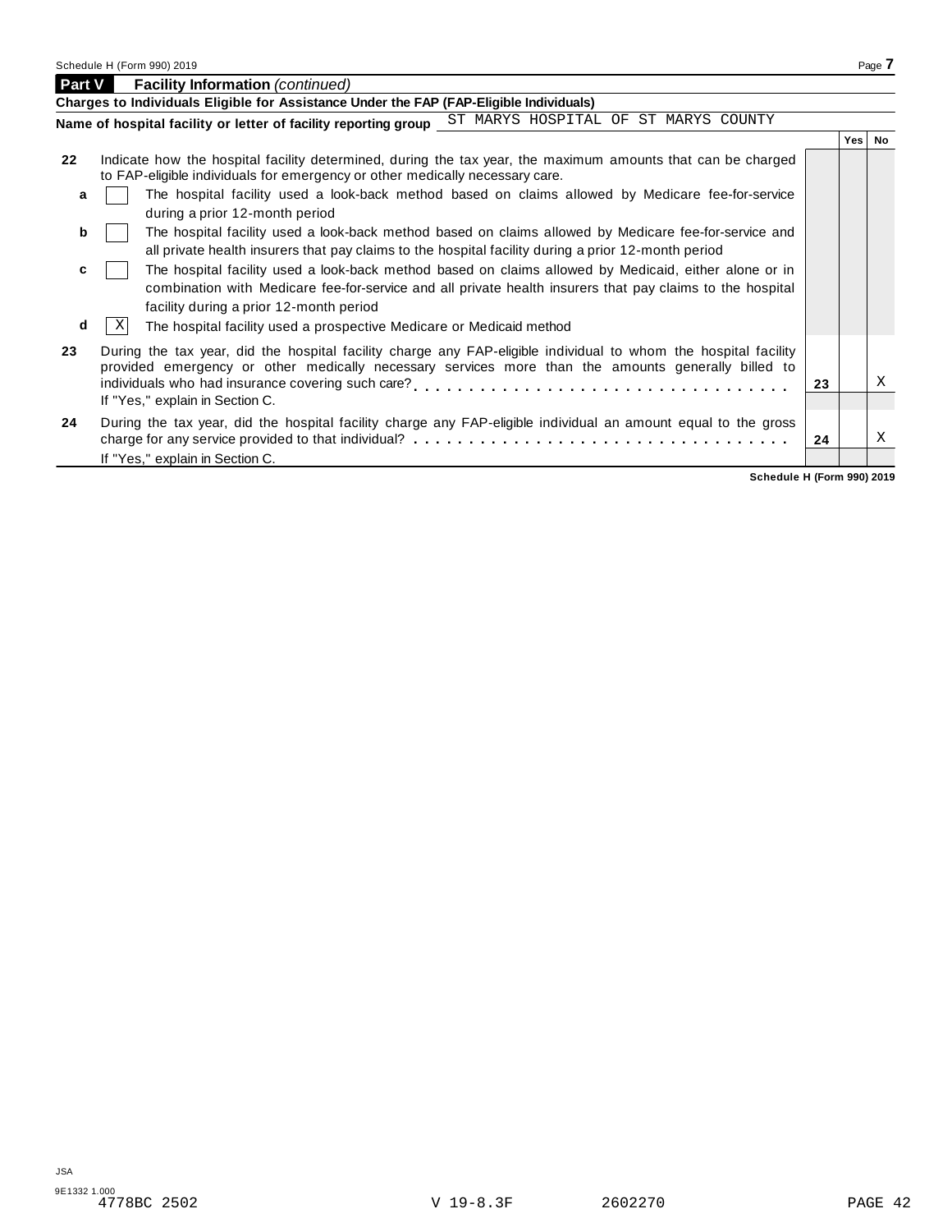## Part V Facility Information *(continued)*

**Charges to Individuals Eligible for Assistance Under the FAP (FAP-Eligible Individuals)**

**Name of hospital facility or letter of facility reporting group** ST MARYS HOSPITAL OF ST MARYS COUNTY

| | | | Yes | No |
|---|---|---|---|---|
| **22** | Indicate how the hospital facility determined, during the tax year, the maximum amounts that can be charged to FAP-eligible individuals for emergency or other medically necessary care. | | | |
| **a** | [ ] The hospital facility used a look-back method based on claims allowed by Medicare fee-for-service during a prior 12-month period | | | |
| **b** | [ ] The hospital facility used a look-back method based on claims allowed by Medicare fee-for-service and all private health insurers that pay claims to the hospital facility during a prior 12-month period | | | |
| **c** | [ ] The hospital facility used a look-back method based on claims allowed by Medicaid, either alone or in combination with Medicare fee-for-service and all private health insurers that pay claims to the hospital facility during a prior 12-month period | | | |
| **d** | [X] The hospital facility used a prospective Medicare or Medicaid method | | | |
| **23** | During the tax year, did the hospital facility charge any FAP-eligible individual to whom the hospital facility provided emergency or other medically necessary services more than the amounts generally billed to individuals who had insurance covering such care? If "Yes," explain in Section C. | **23** | | X |
| **24** | During the tax year, did the hospital facility charge any FAP-eligible individual an amount equal to the gross charge for any service provided to that individual? If "Yes," explain in Section C. | **24** | | X |

**Schedule H (Form 990) 2019**

JSA
9E1332 1.000
4778BC 2502 V 19-8.3F 2602270 PAGE 42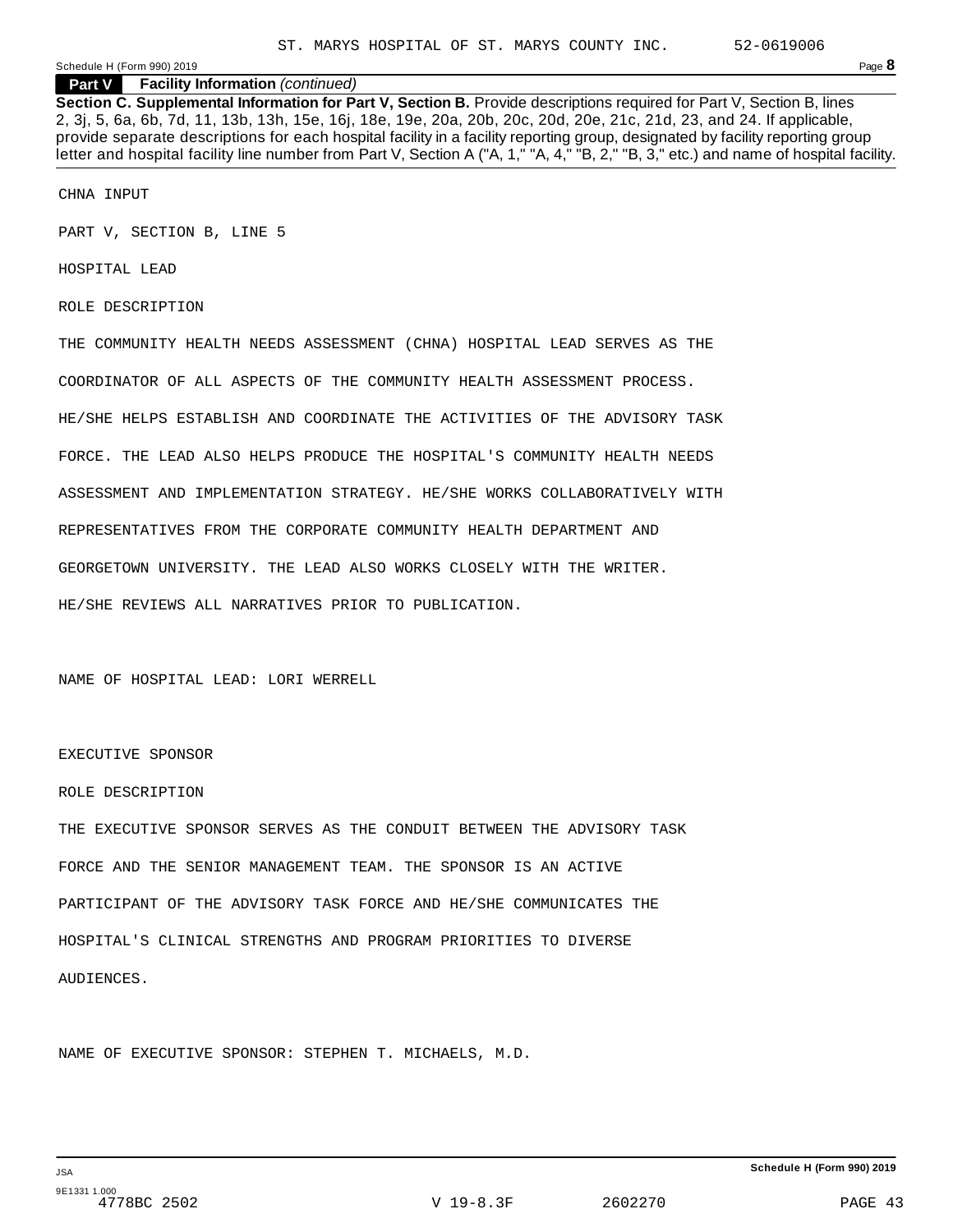## Part V Facility Information *(continued)*

**Section C. Supplemental Information for Part V, Section B.** Provide descriptions required for Part V, Section B, lines 2, 3j, 5, 6a, 6b, 7d, 11, 13b, 13h, 15e, 16j, 18e, 19e, 20a, 20b, 20c, 20d, 20e, 21c, 21d, 23, and 24. If applicable, provide separate descriptions for each hospital facility in a facility reporting group, designated by facility reporting group letter and hospital facility line number from Part V, Section A ("A, 1," "A, 4," "B, 2," "B, 3," etc.) and name of hospital facility.

CHNA INPUT

PART V, SECTION B, LINE 5

HOSPITAL LEAD

ROLE DESCRIPTION

THE COMMUNITY HEALTH NEEDS ASSESSMENT (CHNA) HOSPITAL LEAD SERVES AS THE COORDINATOR OF ALL ASPECTS OF THE COMMUNITY HEALTH ASSESSMENT PROCESS. HE/SHE HELPS ESTABLISH AND COORDINATE THE ACTIVITIES OF THE ADVISORY TASK FORCE. THE LEAD ALSO HELPS PRODUCE THE HOSPITAL'S COMMUNITY HEALTH NEEDS ASSESSMENT AND IMPLEMENTATION STRATEGY. HE/SHE WORKS COLLABORATIVELY WITH REPRESENTATIVES FROM THE CORPORATE COMMUNITY HEALTH DEPARTMENT AND GEORGETOWN UNIVERSITY. THE LEAD ALSO WORKS CLOSELY WITH THE WRITER. HE/SHE REVIEWS ALL NARRATIVES PRIOR TO PUBLICATION.

NAME OF HOSPITAL LEAD: LORI WERRELL

EXECUTIVE SPONSOR

ROLE DESCRIPTION

THE EXECUTIVE SPONSOR SERVES AS THE CONDUIT BETWEEN THE ADVISORY TASK FORCE AND THE SENIOR MANAGEMENT TEAM. THE SPONSOR IS AN ACTIVE PARTICIPANT OF THE ADVISORY TASK FORCE AND HE/SHE COMMUNICATES THE HOSPITAL'S CLINICAL STRENGTHS AND PROGRAM PRIORITIES TO DIVERSE AUDIENCES.

NAME OF EXECUTIVE SPONSOR: STEPHEN T. MICHAELS, M.D.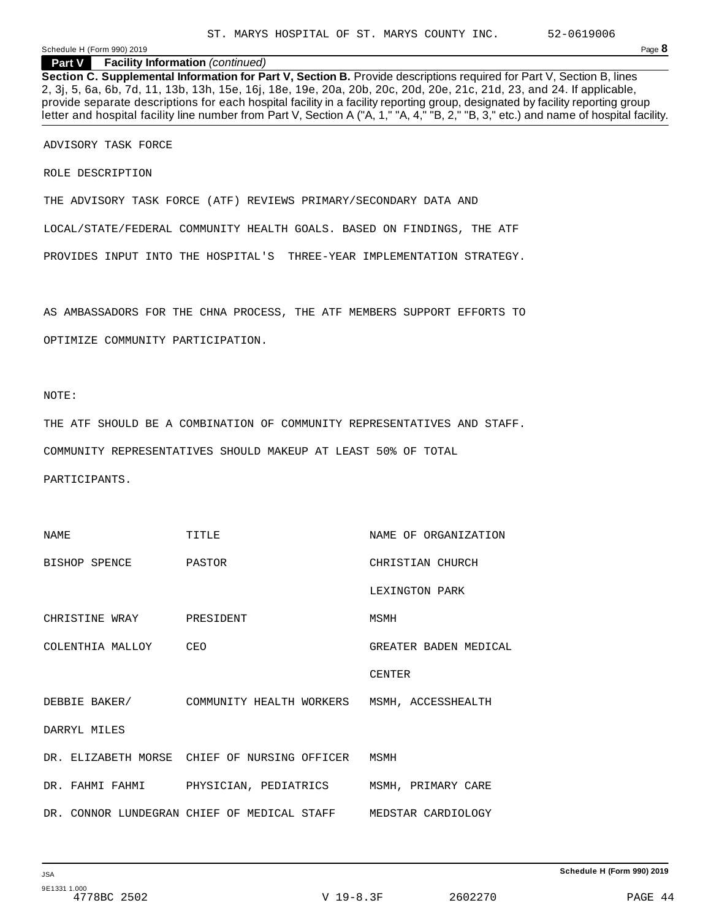**Part V Facility Information** *(continued)*

**Section C. Supplemental Information for Part V, Section B.** Provide descriptions required for Part V, Section B, lines 2, 3j, 5, 6a, 6b, 7d, 11, 13b, 13h, 15e, 16j, 18e, 19e, 20a, 20b, 20c, 20d, 20e, 21c, 21d, 23, and 24. If applicable, provide separate descriptions for each hospital facility in a facility reporting group, designated by facility reporting group letter and hospital facility line number from Part V, Section A ("A, 1," "A, 4," "B, 2," "B, 3," etc.) and name of hospital facility.

ADVISORY TASK FORCE

ROLE DESCRIPTION

THE ADVISORY TASK FORCE (ATF) REVIEWS PRIMARY/SECONDARY DATA AND LOCAL/STATE/FEDERAL COMMUNITY HEALTH GOALS. BASED ON FINDINGS, THE ATF PROVIDES INPUT INTO THE HOSPITAL'S THREE-YEAR IMPLEMENTATION STRATEGY.

AS AMBASSADORS FOR THE CHNA PROCESS, THE ATF MEMBERS SUPPORT EFFORTS TO OPTIMIZE COMMUNITY PARTICIPATION.

NOTE:

THE ATF SHOULD BE A COMBINATION OF COMMUNITY REPRESENTATIVES AND STAFF. COMMUNITY REPRESENTATIVES SHOULD MAKEUP AT LEAST 50% OF TOTAL PARTICIPANTS.

| NAME | TITLE | NAME OF ORGANIZATION |
|---|---|---|
| BISHOP SPENCE | PASTOR | CHRISTIAN CHURCH LEXINGTON PARK |
| CHRISTINE WRAY | PRESIDENT | MSMH |
| COLENTHIA MALLOY | CEO | GREATER BADEN MEDICAL CENTER |
| DEBBIE BAKER/ DARRYL MILES | COMMUNITY HEALTH WORKERS | MSMH, ACCESSHEALTH |
| DR. ELIZABETH MORSE | CHIEF OF NURSING OFFICER | MSMH |
| DR. FAHMI FAHMI | PHYSICIAN, PEDIATRICS | MSMH, PRIMARY CARE |
| DR. CONNOR LUNDEGRAN | CHIEF OF MEDICAL STAFF | MEDSTAR CARDIOLOGY |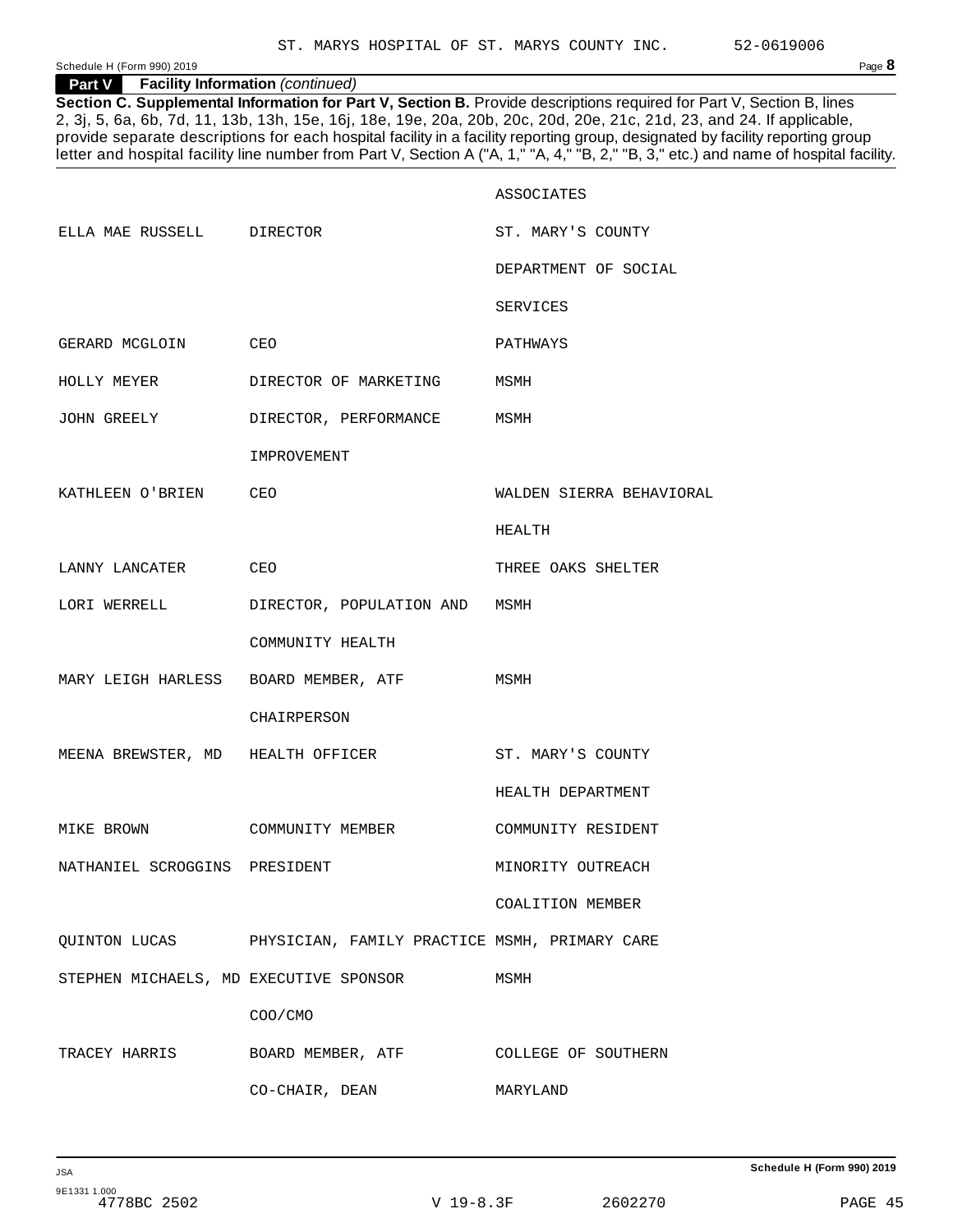ST. MARYS HOSPITAL OF ST. MARYS COUNTY INC. 52-0619006

**Part V Facility Information** *(continued)*

**Section C. Supplemental Information for Part V, Section B.** Provide descriptions required for Part V, Section B, lines 2, 3j, 5, 6a, 6b, 7d, 11, 13b, 13h, 15e, 16j, 18e, 19e, 20a, 20b, 20c, 20d, 20e, 21c, 21d, 23, and 24. If applicable, provide separate descriptions for each hospital facility in a facility reporting group, designated by facility reporting group letter and hospital facility line number from Part V, Section A ("A, 1," "A, 4," "B, 2," "B, 3," etc.) and name of hospital facility.

| | | |
|---|---|---|
| | | ASSOCIATES |
| ELLA MAE RUSSELL | DIRECTOR | ST. MARY'S COUNTY DEPARTMENT OF SOCIAL SERVICES |
| GERARD MCGLOIN | CEO | PATHWAYS |
| HOLLY MEYER | DIRECTOR OF MARKETING | MSMH |
| JOHN GREELY | DIRECTOR, PERFORMANCE IMPROVEMENT | MSMH |
| KATHLEEN O'BRIEN | CEO | WALDEN SIERRA BEHAVIORAL HEALTH |
| LANNY LANCATER | CEO | THREE OAKS SHELTER |
| LORI WERRELL | DIRECTOR, POPULATION AND COMMUNITY HEALTH | MSMH |
| MARY LEIGH HARLESS | BOARD MEMBER, ATF CHAIRPERSON | MSMH |
| MEENA BREWSTER, MD | HEALTH OFFICER | ST. MARY'S COUNTY HEALTH DEPARTMENT |
| MIKE BROWN | COMMUNITY MEMBER | COMMUNITY RESIDENT |
| NATHANIEL SCROGGINS | PRESIDENT | MINORITY OUTREACH COALITION MEMBER |
| QUINTON LUCAS | PHYSICIAN, FAMILY PRACTICE | MSMH, PRIMARY CARE |
| STEPHEN MICHAELS, MD | EXECUTIVE SPONSOR COO/CMO | MSMH |
| TRACEY HARRIS | BOARD MEMBER, ATF CO-CHAIR, DEAN | COLLEGE OF SOUTHERN MARYLAND |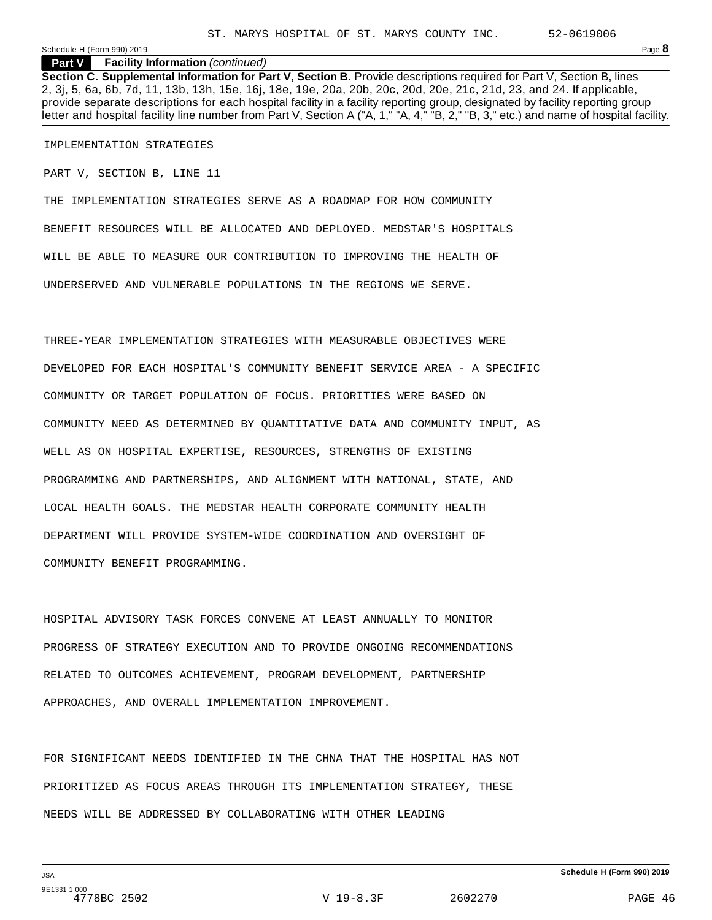**Part V Facility Information** *(continued)*

**Section C. Supplemental Information for Part V, Section B.** Provide descriptions required for Part V, Section B, lines 2, 3j, 5, 6a, 6b, 7d, 11, 13b, 13h, 15e, 16j, 18e, 19e, 20a, 20b, 20c, 20d, 20e, 21c, 21d, 23, and 24. If applicable, provide separate descriptions for each hospital facility in a facility reporting group, designated by facility reporting group letter and hospital facility line number from Part V, Section A ("A, 1," "A, 4," "B, 2," "B, 3," etc.) and name of hospital facility.

IMPLEMENTATION STRATEGIES

PART V, SECTION B, LINE 11

THE IMPLEMENTATION STRATEGIES SERVE AS A ROADMAP FOR HOW COMMUNITY BENEFIT RESOURCES WILL BE ALLOCATED AND DEPLOYED. MEDSTAR'S HOSPITALS WILL BE ABLE TO MEASURE OUR CONTRIBUTION TO IMPROVING THE HEALTH OF UNDERSERVED AND VULNERABLE POPULATIONS IN THE REGIONS WE SERVE.

THREE-YEAR IMPLEMENTATION STRATEGIES WITH MEASURABLE OBJECTIVES WERE DEVELOPED FOR EACH HOSPITAL'S COMMUNITY BENEFIT SERVICE AREA - A SPECIFIC COMMUNITY OR TARGET POPULATION OF FOCUS. PRIORITIES WERE BASED ON COMMUNITY NEED AS DETERMINED BY QUANTITATIVE DATA AND COMMUNITY INPUT, AS WELL AS ON HOSPITAL EXPERTISE, RESOURCES, STRENGTHS OF EXISTING PROGRAMMING AND PARTNERSHIPS, AND ALIGNMENT WITH NATIONAL, STATE, AND LOCAL HEALTH GOALS. THE MEDSTAR HEALTH CORPORATE COMMUNITY HEALTH DEPARTMENT WILL PROVIDE SYSTEM-WIDE COORDINATION AND OVERSIGHT OF COMMUNITY BENEFIT PROGRAMMING.

HOSPITAL ADVISORY TASK FORCES CONVENE AT LEAST ANNUALLY TO MONITOR PROGRESS OF STRATEGY EXECUTION AND TO PROVIDE ONGOING RECOMMENDATIONS RELATED TO OUTCOMES ACHIEVEMENT, PROGRAM DEVELOPMENT, PARTNERSHIP APPROACHES, AND OVERALL IMPLEMENTATION IMPROVEMENT.

FOR SIGNIFICANT NEEDS IDENTIFIED IN THE CHNA THAT THE HOSPITAL HAS NOT PRIORITIZED AS FOCUS AREAS THROUGH ITS IMPLEMENTATION STRATEGY, THESE NEEDS WILL BE ADDRESSED BY COLLABORATING WITH OTHER LEADING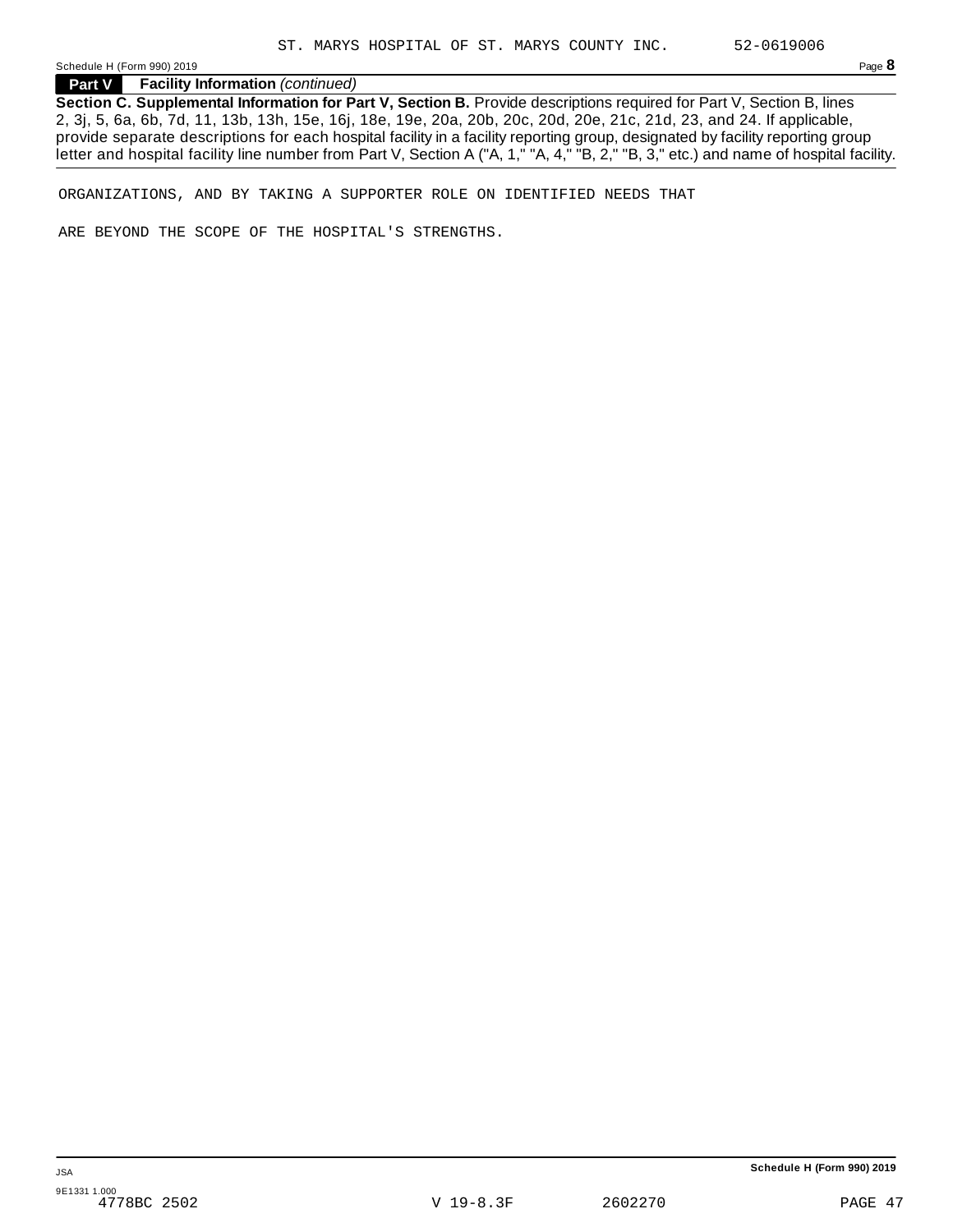**Part V Facility Information** *(continued)*

**Section C. Supplemental Information for Part V, Section B.** Provide descriptions required for Part V, Section B, lines 2, 3j, 5, 6a, 6b, 7d, 11, 13b, 13h, 15e, 16j, 18e, 19e, 20a, 20b, 20c, 20d, 20e, 21c, 21d, 23, and 24. If applicable, provide separate descriptions for each hospital facility in a facility reporting group, designated by facility reporting group letter and hospital facility line number from Part V, Section A ("A, 1," "A, 4," "B, 2," "B, 3," etc.) and name of hospital facility.

ORGANIZATIONS, AND BY TAKING A SUPPORTER ROLE ON IDENTIFIED NEEDS THAT

ARE BEYOND THE SCOPE OF THE HOSPITAL'S STRENGTHS.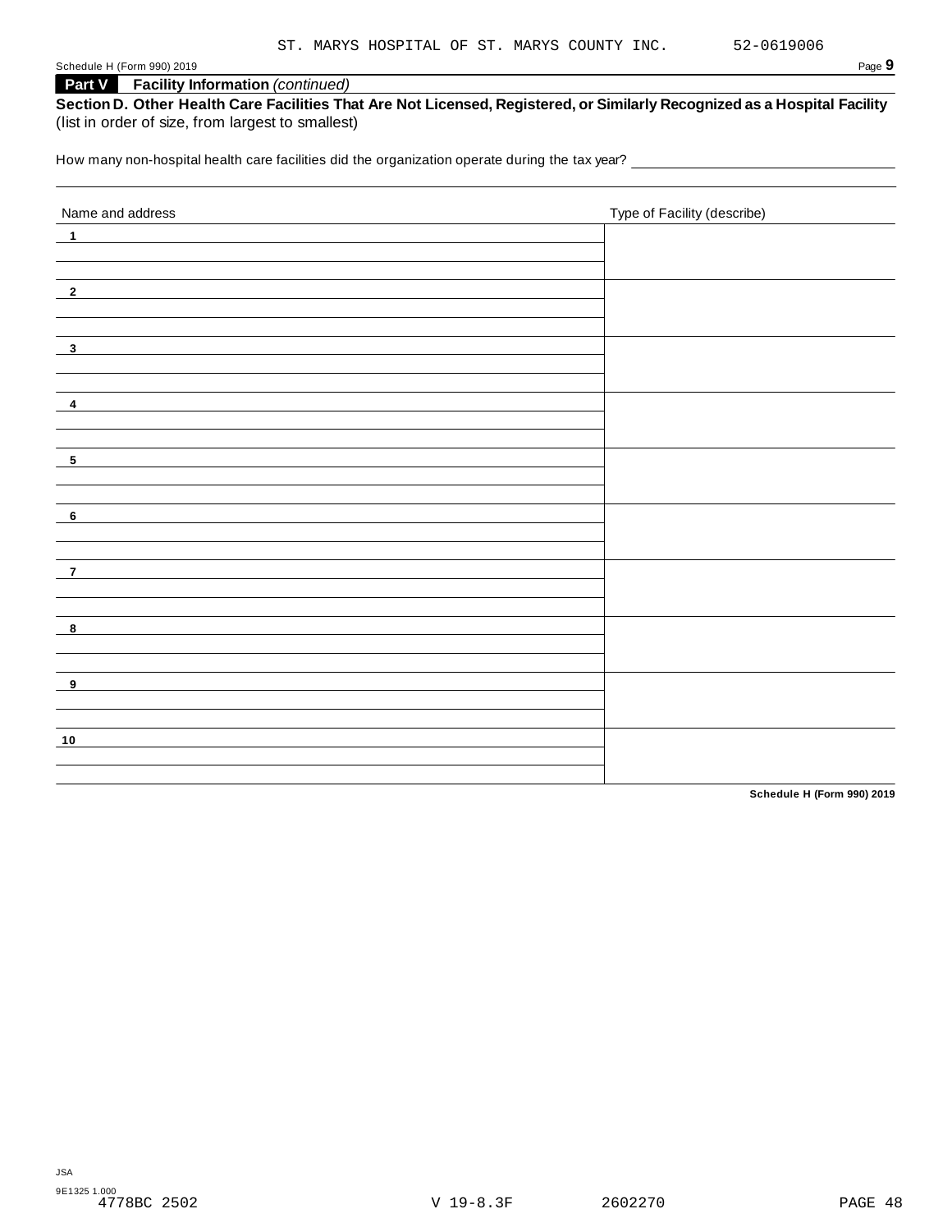ST. MARYS HOSPITAL OF ST. MARYS COUNTY INC. 52-0619006

**Part V** **Facility Information** *(continued)*

**Section D. Other Health Care Facilities That Are Not Licensed, Registered, or Similarly Recognized as a Hospital Facility** (list in order of size, from largest to smallest)

How many non-hospital health care facilities did the organization operate during the tax year?

| Name and address | Type of Facility (describe) |
|---|---|
| 1 | |
| 2 | |
| 3 | |
| 4 | |
| 5 | |
| 6 | |
| 7 | |
| 8 | |
| 9 | |
| 10 | |

**Schedule H (Form 990) 2019**

JSA
9E1325 1.000
4778BC 2502 V 19-8.3F 2602270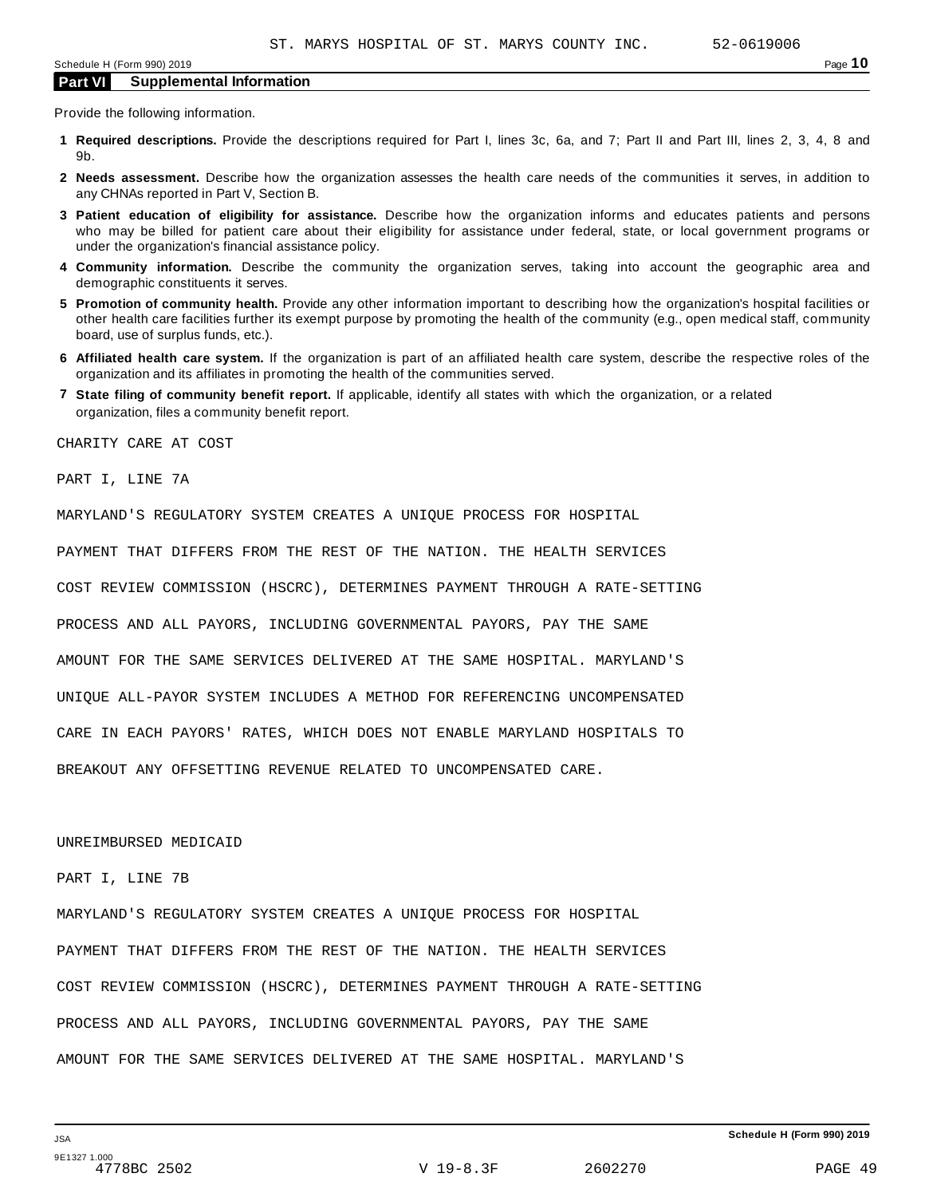## Part VI Supplemental Information

Provide the following information.

1. **Required descriptions.** Provide the descriptions required for Part I, lines 3c, 6a, and 7; Part II and Part III, lines 2, 3, 4, 8 and 9b.
2. **Needs assessment.** Describe how the organization assesses the health care needs of the communities it serves, in addition to any CHNAs reported in Part V, Section B.
3. **Patient education of eligibility for assistance.** Describe how the organization informs and educates patients and persons who may be billed for patient care about their eligibility for assistance under federal, state, or local government programs or under the organization's financial assistance policy.
4. **Community information.** Describe the community the organization serves, taking into account the geographic area and demographic constituents it serves.
5. **Promotion of community health.** Provide any other information important to describing how the organization's hospital facilities or other health care facilities further its exempt purpose by promoting the health of the community (e.g., open medical staff, community board, use of surplus funds, etc.).
6. **Affiliated health care system.** If the organization is part of an affiliated health care system, describe the respective roles of the organization and its affiliates in promoting the health of the communities served.
7. **State filing of community benefit report.** If applicable, identify all states with which the organization, or a related organization, files a community benefit report.

CHARITY CARE AT COST

PART I, LINE 7A

MARYLAND'S REGULATORY SYSTEM CREATES A UNIQUE PROCESS FOR HOSPITAL PAYMENT THAT DIFFERS FROM THE REST OF THE NATION. THE HEALTH SERVICES COST REVIEW COMMISSION (HSCRC), DETERMINES PAYMENT THROUGH A RATE-SETTING PROCESS AND ALL PAYORS, INCLUDING GOVERNMENTAL PAYORS, PAY THE SAME AMOUNT FOR THE SAME SERVICES DELIVERED AT THE SAME HOSPITAL. MARYLAND'S UNIQUE ALL-PAYOR SYSTEM INCLUDES A METHOD FOR REFERENCING UNCOMPENSATED CARE IN EACH PAYORS' RATES, WHICH DOES NOT ENABLE MARYLAND HOSPITALS TO BREAKOUT ANY OFFSETTING REVENUE RELATED TO UNCOMPENSATED CARE.

UNREIMBURSED MEDICAID

PART I, LINE 7B

MARYLAND'S REGULATORY SYSTEM CREATES A UNIQUE PROCESS FOR HOSPITAL PAYMENT THAT DIFFERS FROM THE REST OF THE NATION. THE HEALTH SERVICES COST REVIEW COMMISSION (HSCRC), DETERMINES PAYMENT THROUGH A RATE-SETTING PROCESS AND ALL PAYORS, INCLUDING GOVERNMENTAL PAYORS, PAY THE SAME AMOUNT FOR THE SAME SERVICES DELIVERED AT THE SAME HOSPITAL. MARYLAND'S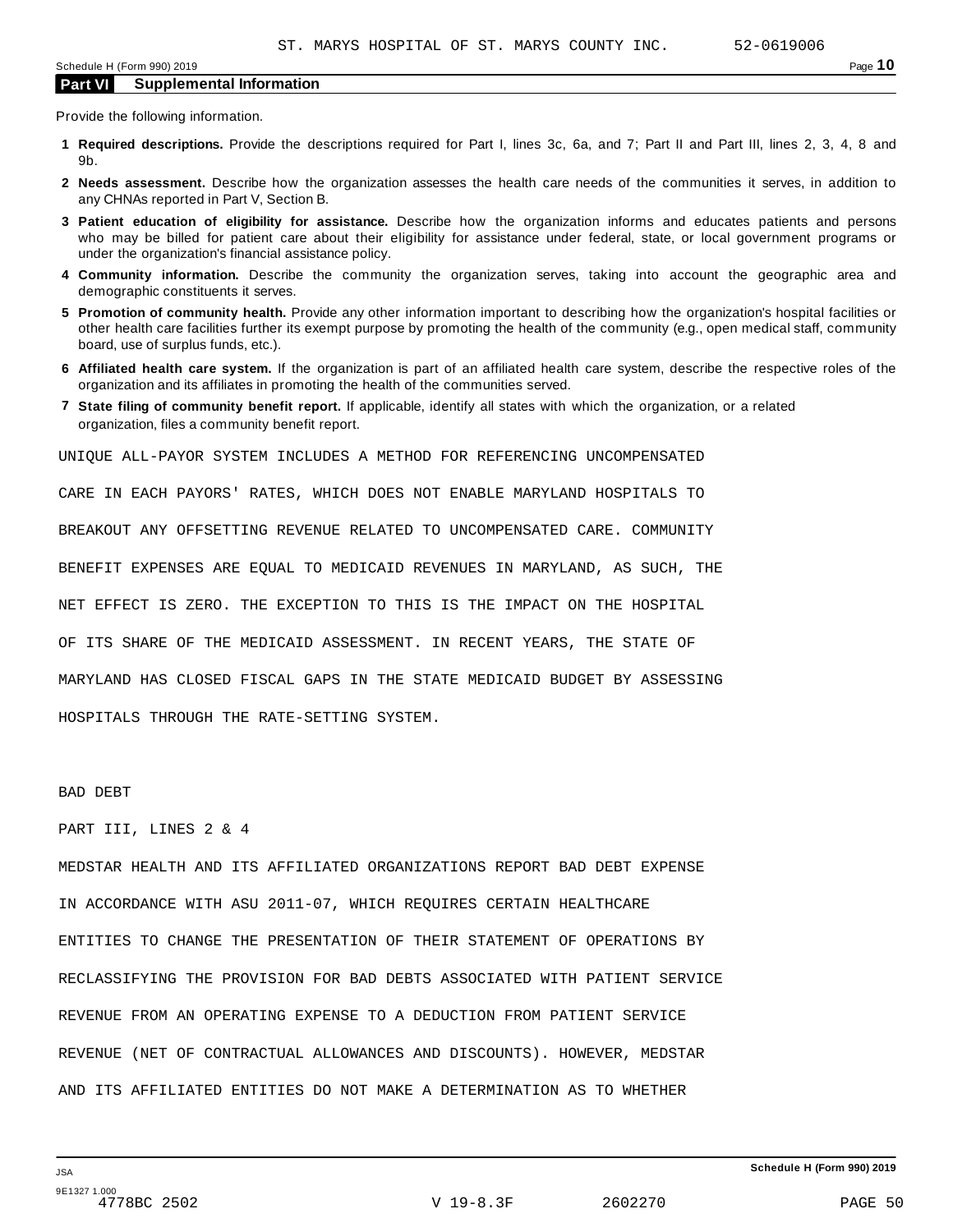## Part VI Supplemental Information

Provide the following information.

**1 Required descriptions.** Provide the descriptions required for Part I, lines 3c, 6a, and 7; Part II and Part III, lines 2, 3, 4, 8 and 9b.

**2 Needs assessment.** Describe how the organization assesses the health care needs of the communities it serves, in addition to any CHNAs reported in Part V, Section B.

**3 Patient education of eligibility for assistance.** Describe how the organization informs and educates patients and persons who may be billed for patient care about their eligibility for assistance under federal, state, or local government programs or under the organization's financial assistance policy.

**4 Community information.** Describe the community the organization serves, taking into account the geographic area and demographic constituents it serves.

**5 Promotion of community health.** Provide any other information important to describing how the organization's hospital facilities or other health care facilities further its exempt purpose by promoting the health of the community (e.g., open medical staff, community board, use of surplus funds, etc.).

**6 Affiliated health care system.** If the organization is part of an affiliated health care system, describe the respective roles of the organization and its affiliates in promoting the health of the communities served.

**7 State filing of community benefit report.** If applicable, identify all states with which the organization, or a related organization, files a community benefit report.

UNIQUE ALL-PAYOR SYSTEM INCLUDES A METHOD FOR REFERENCING UNCOMPENSATED CARE IN EACH PAYORS' RATES, WHICH DOES NOT ENABLE MARYLAND HOSPITALS TO BREAKOUT ANY OFFSETTING REVENUE RELATED TO UNCOMPENSATED CARE. COMMUNITY BENEFIT EXPENSES ARE EQUAL TO MEDICAID REVENUES IN MARYLAND, AS SUCH, THE NET EFFECT IS ZERO. THE EXCEPTION TO THIS IS THE IMPACT ON THE HOSPITAL OF ITS SHARE OF THE MEDICAID ASSESSMENT. IN RECENT YEARS, THE STATE OF MARYLAND HAS CLOSED FISCAL GAPS IN THE STATE MEDICAID BUDGET BY ASSESSING HOSPITALS THROUGH THE RATE-SETTING SYSTEM.

BAD DEBT

PART III, LINES 2 & 4

MEDSTAR HEALTH AND ITS AFFILIATED ORGANIZATIONS REPORT BAD DEBT EXPENSE IN ACCORDANCE WITH ASU 2011-07, WHICH REQUIRES CERTAIN HEALTHCARE ENTITIES TO CHANGE THE PRESENTATION OF THEIR STATEMENT OF OPERATIONS BY RECLASSIFYING THE PROVISION FOR BAD DEBTS ASSOCIATED WITH PATIENT SERVICE REVENUE FROM AN OPERATING EXPENSE TO A DEDUCTION FROM PATIENT SERVICE REVENUE (NET OF CONTRACTUAL ALLOWANCES AND DISCOUNTS). HOWEVER, MEDSTAR AND ITS AFFILIATED ENTITIES DO NOT MAKE A DETERMINATION AS TO WHETHER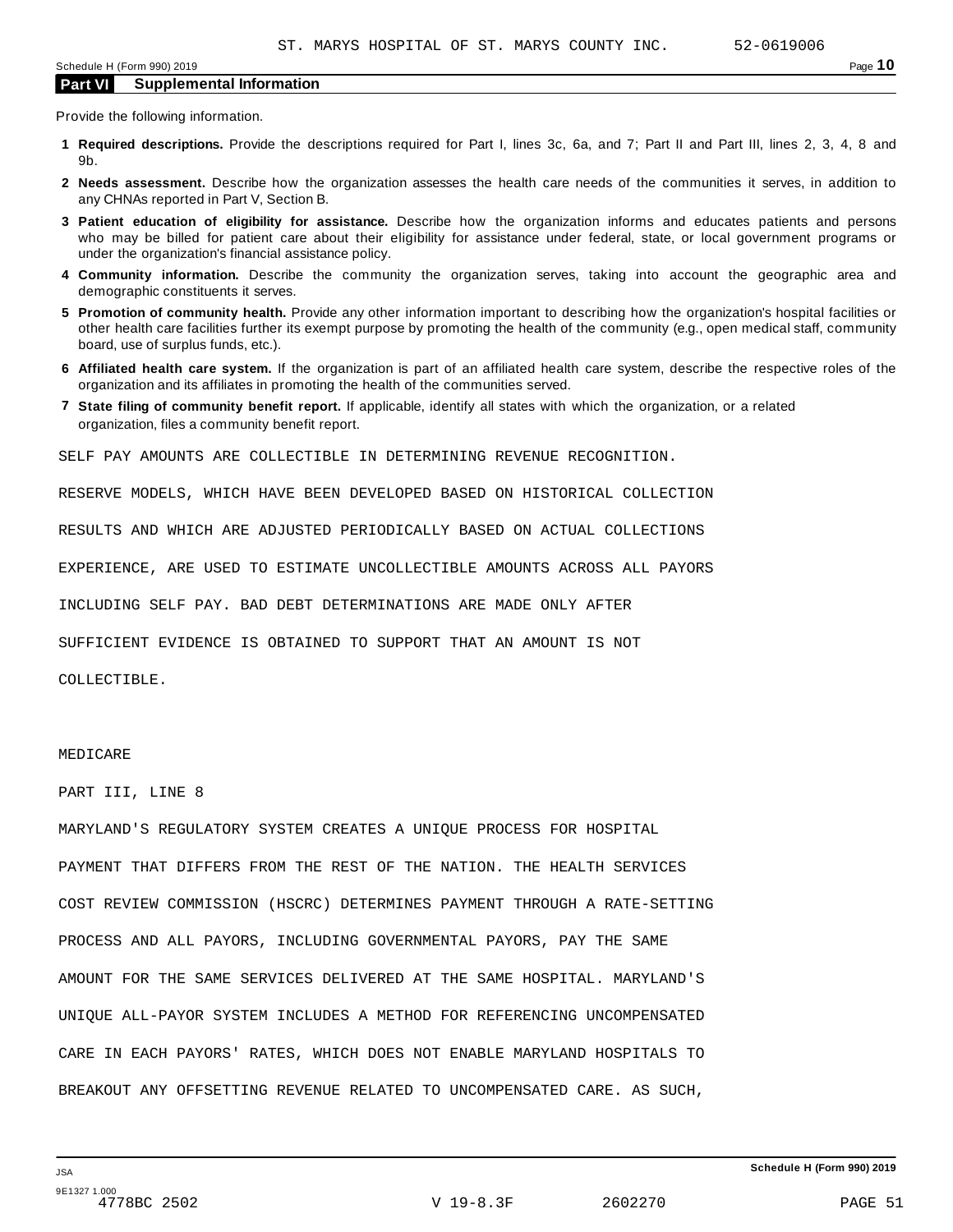## Part VI Supplemental Information

Provide the following information.

**1 Required descriptions.** Provide the descriptions required for Part I, lines 3c, 6a, and 7; Part II and Part III, lines 2, 3, 4, 8 and 9b.

**2 Needs assessment.** Describe how the organization assesses the health care needs of the communities it serves, in addition to any CHNAs reported in Part V, Section B.

**3 Patient education of eligibility for assistance.** Describe how the organization informs and educates patients and persons who may be billed for patient care about their eligibility for assistance under federal, state, or local government programs or under the organization's financial assistance policy.

**4 Community information.** Describe the community the organization serves, taking into account the geographic area and demographic constituents it serves.

**5 Promotion of community health.** Provide any other information important to describing how the organization's hospital facilities or other health care facilities further its exempt purpose by promoting the health of the community (e.g., open medical staff, community board, use of surplus funds, etc.).

**6 Affiliated health care system.** If the organization is part of an affiliated health care system, describe the respective roles of the organization and its affiliates in promoting the health of the communities served.

**7 State filing of community benefit report.** If applicable, identify all states with which the organization, or a related organization, files a community benefit report.

SELF PAY AMOUNTS ARE COLLECTIBLE IN DETERMINING REVENUE RECOGNITION. RESERVE MODELS, WHICH HAVE BEEN DEVELOPED BASED ON HISTORICAL COLLECTION RESULTS AND WHICH ARE ADJUSTED PERIODICALLY BASED ON ACTUAL COLLECTIONS EXPERIENCE, ARE USED TO ESTIMATE UNCOLLECTIBLE AMOUNTS ACROSS ALL PAYORS INCLUDING SELF PAY. BAD DEBT DETERMINATIONS ARE MADE ONLY AFTER SUFFICIENT EVIDENCE IS OBTAINED TO SUPPORT THAT AN AMOUNT IS NOT COLLECTIBLE.

MEDICARE

PART III, LINE 8

MARYLAND'S REGULATORY SYSTEM CREATES A UNIQUE PROCESS FOR HOSPITAL PAYMENT THAT DIFFERS FROM THE REST OF THE NATION. THE HEALTH SERVICES COST REVIEW COMMISSION (HSCRC) DETERMINES PAYMENT THROUGH A RATE-SETTING PROCESS AND ALL PAYORS, INCLUDING GOVERNMENTAL PAYORS, PAY THE SAME AMOUNT FOR THE SAME SERVICES DELIVERED AT THE SAME HOSPITAL. MARYLAND'S UNIQUE ALL-PAYOR SYSTEM INCLUDES A METHOD FOR REFERENCING UNCOMPENSATED CARE IN EACH PAYORS' RATES, WHICH DOES NOT ENABLE MARYLAND HOSPITALS TO BREAKOUT ANY OFFSETTING REVENUE RELATED TO UNCOMPENSATED CARE. AS SUCH,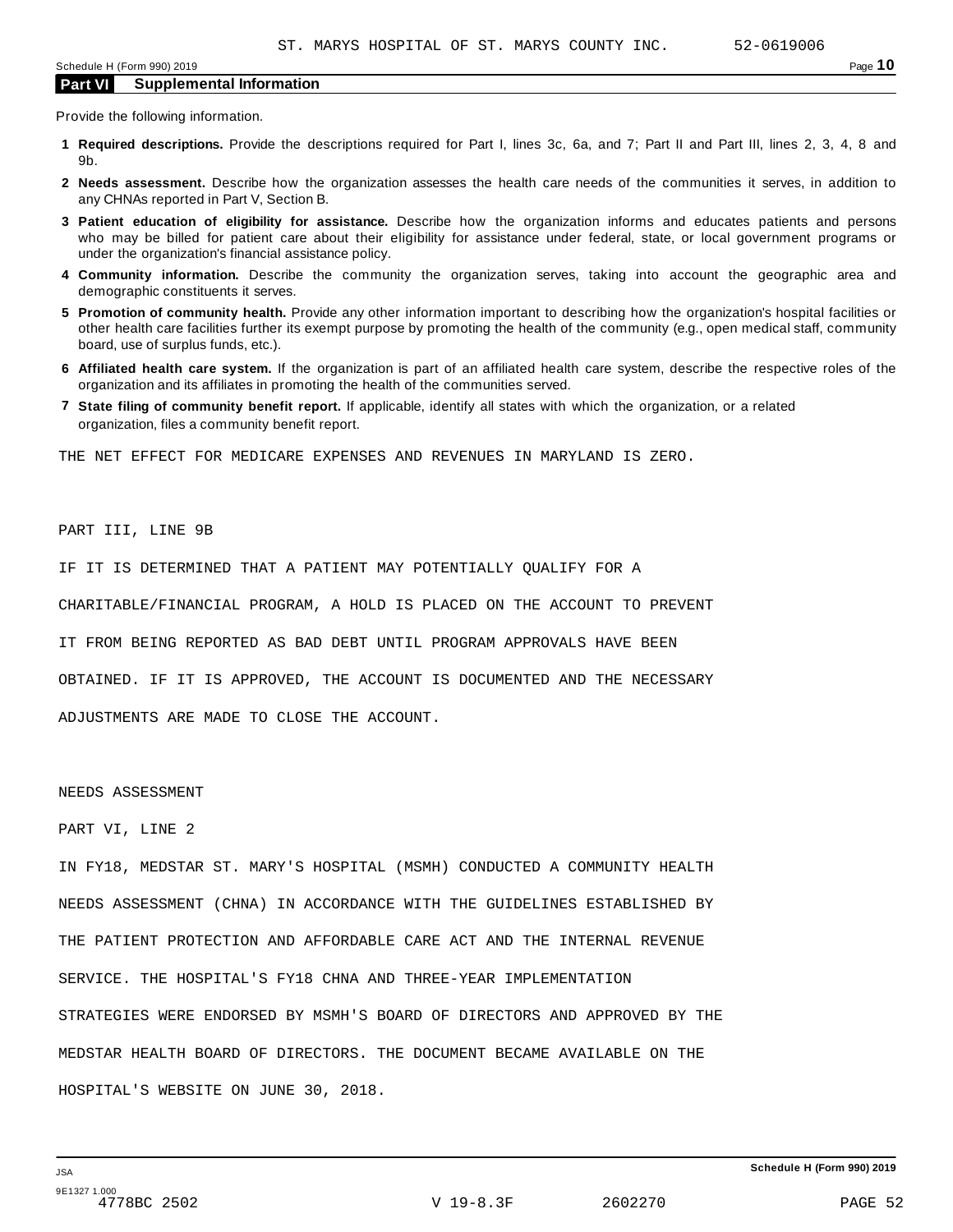ST. MARYS HOSPITAL OF ST. MARYS COUNTY INC. 52-0619006

## Part VI Supplemental Information

Provide the following information.

1. **Required descriptions.** Provide the descriptions required for Part I, lines 3c, 6a, and 7; Part II and Part III, lines 2, 3, 4, 8 and 9b.
2. **Needs assessment.** Describe how the organization assesses the health care needs of the communities it serves, in addition to any CHNAs reported in Part V, Section B.
3. **Patient education of eligibility for assistance.** Describe how the organization informs and educates patients and persons who may be billed for patient care about their eligibility for assistance under federal, state, or local government programs or under the organization's financial assistance policy.
4. **Community information.** Describe the community the organization serves, taking into account the geographic area and demographic constituents it serves.
5. **Promotion of community health.** Provide any other information important to describing how the organization's hospital facilities or other health care facilities further its exempt purpose by promoting the health of the community (e.g., open medical staff, community board, use of surplus funds, etc.).
6. **Affiliated health care system.** If the organization is part of an affiliated health care system, describe the respective roles of the organization and its affiliates in promoting the health of the communities served.
7. **State filing of community benefit report.** If applicable, identify all states with which the organization, or a related organization, files a community benefit report.

THE NET EFFECT FOR MEDICARE EXPENSES AND REVENUES IN MARYLAND IS ZERO.

PART III, LINE 9B

IF IT IS DETERMINED THAT A PATIENT MAY POTENTIALLY QUALIFY FOR A CHARITABLE/FINANCIAL PROGRAM, A HOLD IS PLACED ON THE ACCOUNT TO PREVENT IT FROM BEING REPORTED AS BAD DEBT UNTIL PROGRAM APPROVALS HAVE BEEN OBTAINED. IF IT IS APPROVED, THE ACCOUNT IS DOCUMENTED AND THE NECESSARY ADJUSTMENTS ARE MADE TO CLOSE THE ACCOUNT.

NEEDS ASSESSMENT

PART VI, LINE 2

IN FY18, MEDSTAR ST. MARY'S HOSPITAL (MSMH) CONDUCTED A COMMUNITY HEALTH NEEDS ASSESSMENT (CHNA) IN ACCORDANCE WITH THE GUIDELINES ESTABLISHED BY THE PATIENT PROTECTION AND AFFORDABLE CARE ACT AND THE INTERNAL REVENUE SERVICE. THE HOSPITAL'S FY18 CHNA AND THREE-YEAR IMPLEMENTATION STRATEGIES WERE ENDORSED BY MSMH'S BOARD OF DIRECTORS AND APPROVED BY THE MEDSTAR HEALTH BOARD OF DIRECTORS. THE DOCUMENT BECAME AVAILABLE ON THE HOSPITAL'S WEBSITE ON JUNE 30, 2018.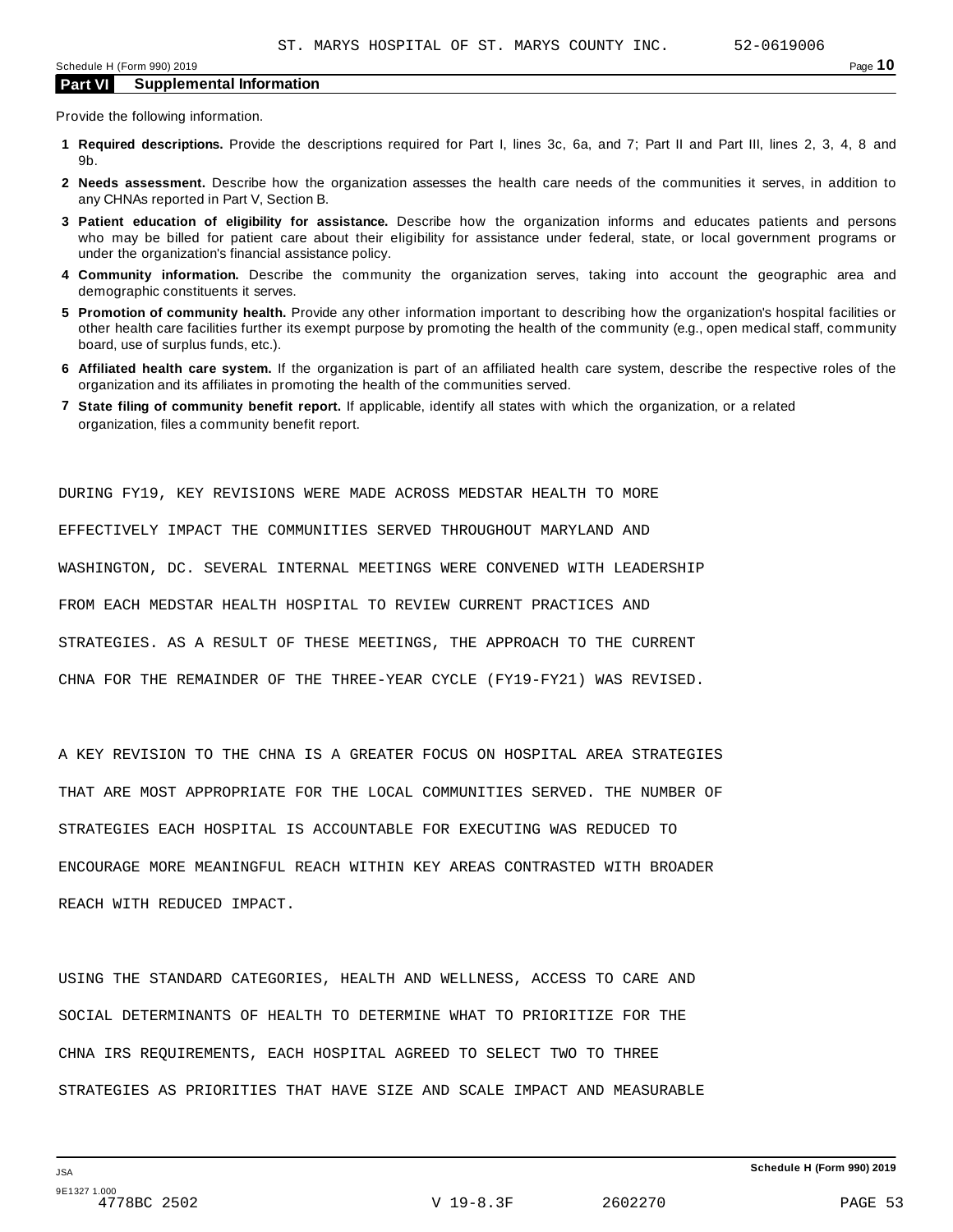ST. MARYS HOSPITAL OF ST. MARYS COUNTY INC. 52-0619006

## Part VI Supplemental Information

Provide the following information.

1. **Required descriptions.** Provide the descriptions required for Part I, lines 3c, 6a, and 7; Part II and Part III, lines 2, 3, 4, 8 and 9b.
2. **Needs assessment.** Describe how the organization assesses the health care needs of the communities it serves, in addition to any CHNAs reported in Part V, Section B.
3. **Patient education of eligibility for assistance.** Describe how the organization informs and educates patients and persons who may be billed for patient care about their eligibility for assistance under federal, state, or local government programs or under the organization's financial assistance policy.
4. **Community information.** Describe the community the organization serves, taking into account the geographic area and demographic constituents it serves.
5. **Promotion of community health.** Provide any other information important to describing how the organization's hospital facilities or other health care facilities further its exempt purpose by promoting the health of the community (e.g., open medical staff, community board, use of surplus funds, etc.).
6. **Affiliated health care system.** If the organization is part of an affiliated health care system, describe the respective roles of the organization and its affiliates in promoting the health of the communities served.
7. **State filing of community benefit report.** If applicable, identify all states with which the organization, or a related organization, files a community benefit report.

DURING FY19, KEY REVISIONS WERE MADE ACROSS MEDSTAR HEALTH TO MORE EFFECTIVELY IMPACT THE COMMUNITIES SERVED THROUGHOUT MARYLAND AND WASHINGTON, DC. SEVERAL INTERNAL MEETINGS WERE CONVENED WITH LEADERSHIP FROM EACH MEDSTAR HEALTH HOSPITAL TO REVIEW CURRENT PRACTICES AND STRATEGIES. AS A RESULT OF THESE MEETINGS, THE APPROACH TO THE CURRENT CHNA FOR THE REMAINDER OF THE THREE-YEAR CYCLE (FY19-FY21) WAS REVISED.

A KEY REVISION TO THE CHNA IS A GREATER FOCUS ON HOSPITAL AREA STRATEGIES THAT ARE MOST APPROPRIATE FOR THE LOCAL COMMUNITIES SERVED. THE NUMBER OF STRATEGIES EACH HOSPITAL IS ACCOUNTABLE FOR EXECUTING WAS REDUCED TO ENCOURAGE MORE MEANINGFUL REACH WITHIN KEY AREAS CONTRASTED WITH BROADER REACH WITH REDUCED IMPACT.

USING THE STANDARD CATEGORIES, HEALTH AND WELLNESS, ACCESS TO CARE AND SOCIAL DETERMINANTS OF HEALTH TO DETERMINE WHAT TO PRIORITIZE FOR THE CHNA IRS REQUIREMENTS, EACH HOSPITAL AGREED TO SELECT TWO TO THREE STRATEGIES AS PRIORITIES THAT HAVE SIZE AND SCALE IMPACT AND MEASURABLE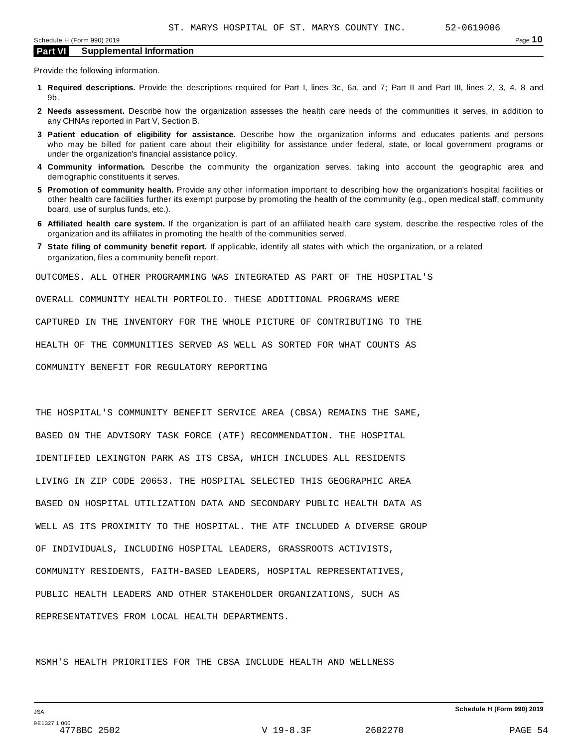## Part VI Supplemental Information

Provide the following information.

**1 Required descriptions.** Provide the descriptions required for Part I, lines 3c, 6a, and 7; Part II and Part III, lines 2, 3, 4, 8 and 9b.

**2 Needs assessment.** Describe how the organization assesses the health care needs of the communities it serves, in addition to any CHNAs reported in Part V, Section B.

**3 Patient education of eligibility for assistance.** Describe how the organization informs and educates patients and persons who may be billed for patient care about their eligibility for assistance under federal, state, or local government programs or under the organization's financial assistance policy.

**4 Community information.** Describe the community the organization serves, taking into account the geographic area and demographic constituents it serves.

**5 Promotion of community health.** Provide any other information important to describing how the organization's hospital facilities or other health care facilities further its exempt purpose by promoting the health of the community (e.g., open medical staff, community board, use of surplus funds, etc.).

**6 Affiliated health care system.** If the organization is part of an affiliated health care system, describe the respective roles of the organization and its affiliates in promoting the health of the communities served.

**7 State filing of community benefit report.** If applicable, identify all states with which the organization, or a related organization, files a community benefit report.

OUTCOMES. ALL OTHER PROGRAMMING WAS INTEGRATED AS PART OF THE HOSPITAL'S OVERALL COMMUNITY HEALTH PORTFOLIO. THESE ADDITIONAL PROGRAMS WERE CAPTURED IN THE INVENTORY FOR THE WHOLE PICTURE OF CONTRIBUTING TO THE HEALTH OF THE COMMUNITIES SERVED AS WELL AS SORTED FOR WHAT COUNTS AS COMMUNITY BENEFIT FOR REGULATORY REPORTING

THE HOSPITAL'S COMMUNITY BENEFIT SERVICE AREA (CBSA) REMAINS THE SAME, BASED ON THE ADVISORY TASK FORCE (ATF) RECOMMENDATION. THE HOSPITAL IDENTIFIED LEXINGTON PARK AS ITS CBSA, WHICH INCLUDES ALL RESIDENTS LIVING IN ZIP CODE 20653. THE HOSPITAL SELECTED THIS GEOGRAPHIC AREA BASED ON HOSPITAL UTILIZATION DATA AND SECONDARY PUBLIC HEALTH DATA AS WELL AS ITS PROXIMITY TO THE HOSPITAL. THE ATF INCLUDED A DIVERSE GROUP OF INDIVIDUALS, INCLUDING HOSPITAL LEADERS, GRASSROOTS ACTIVISTS, COMMUNITY RESIDENTS, FAITH-BASED LEADERS, HOSPITAL REPRESENTATIVES, PUBLIC HEALTH LEADERS AND OTHER STAKEHOLDER ORGANIZATIONS, SUCH AS REPRESENTATIVES FROM LOCAL HEALTH DEPARTMENTS.

MSMH'S HEALTH PRIORITIES FOR THE CBSA INCLUDE HEALTH AND WELLNESS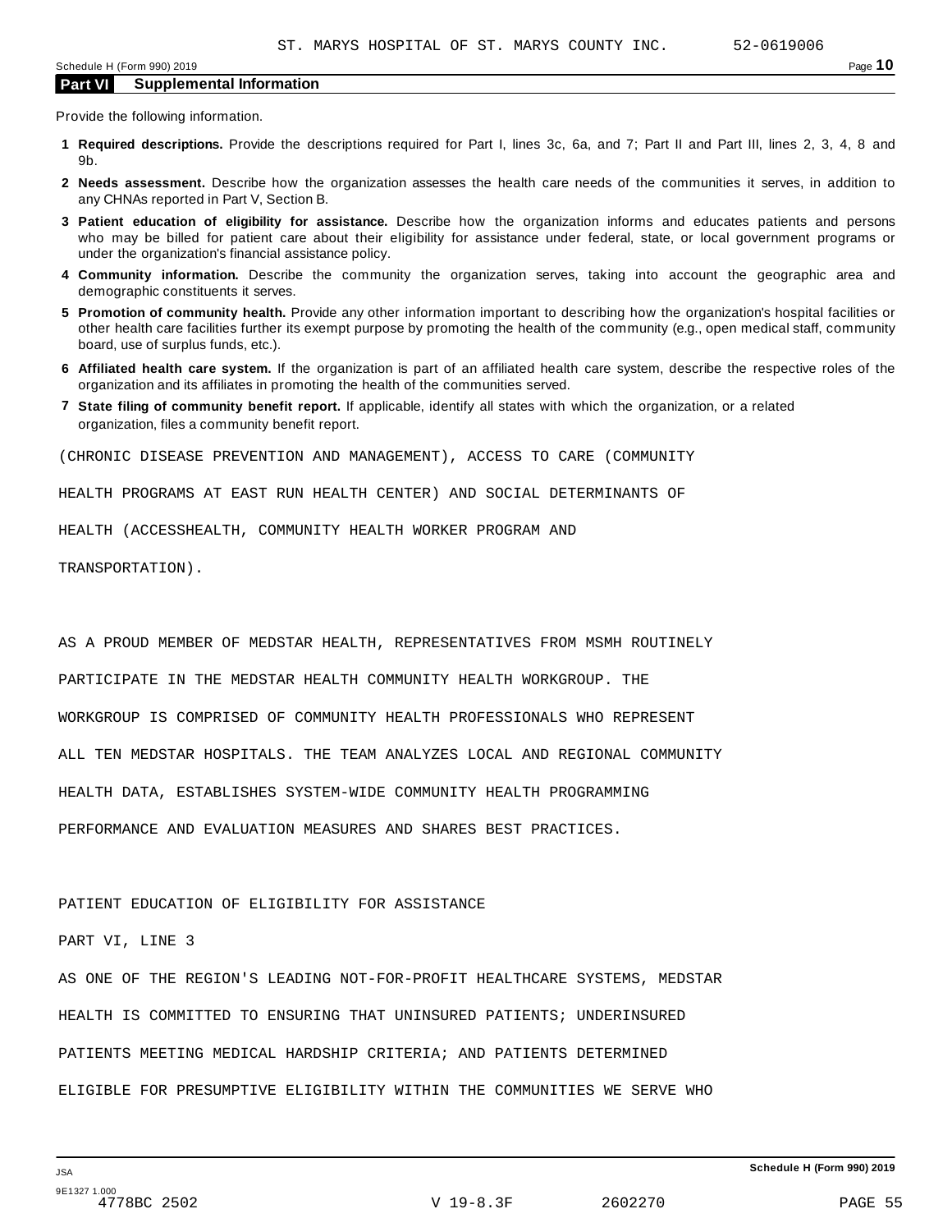## Part VI Supplemental Information

Provide the following information.

1. **Required descriptions.** Provide the descriptions required for Part I, lines 3c, 6a, and 7; Part II and Part III, lines 2, 3, 4, 8 and 9b.
2. **Needs assessment.** Describe how the organization assesses the health care needs of the communities it serves, in addition to any CHNAs reported in Part V, Section B.
3. **Patient education of eligibility for assistance.** Describe how the organization informs and educates patients and persons who may be billed for patient care about their eligibility for assistance under federal, state, or local government programs or under the organization's financial assistance policy.
4. **Community information.** Describe the community the organization serves, taking into account the geographic area and demographic constituents it serves.
5. **Promotion of community health.** Provide any other information important to describing how the organization's hospital facilities or other health care facilities further its exempt purpose by promoting the health of the community (e.g., open medical staff, community board, use of surplus funds, etc.).
6. **Affiliated health care system.** If the organization is part of an affiliated health care system, describe the respective roles of the organization and its affiliates in promoting the health of the communities served.
7. **State filing of community benefit report.** If applicable, identify all states with which the organization, or a related organization, files a community benefit report.

(CHRONIC DISEASE PREVENTION AND MANAGEMENT), ACCESS TO CARE (COMMUNITY HEALTH PROGRAMS AT EAST RUN HEALTH CENTER) AND SOCIAL DETERMINANTS OF HEALTH (ACCESSHEALTH, COMMUNITY HEALTH WORKER PROGRAM AND TRANSPORTATION).

AS A PROUD MEMBER OF MEDSTAR HEALTH, REPRESENTATIVES FROM MSMH ROUTINELY PARTICIPATE IN THE MEDSTAR HEALTH COMMUNITY HEALTH WORKGROUP. THE WORKGROUP IS COMPRISED OF COMMUNITY HEALTH PROFESSIONALS WHO REPRESENT ALL TEN MEDSTAR HOSPITALS. THE TEAM ANALYZES LOCAL AND REGIONAL COMMUNITY HEALTH DATA, ESTABLISHES SYSTEM-WIDE COMMUNITY HEALTH PROGRAMMING PERFORMANCE AND EVALUATION MEASURES AND SHARES BEST PRACTICES.

PATIENT EDUCATION OF ELIGIBILITY FOR ASSISTANCE

PART VI, LINE 3

AS ONE OF THE REGION'S LEADING NOT-FOR-PROFIT HEALTHCARE SYSTEMS, MEDSTAR HEALTH IS COMMITTED TO ENSURING THAT UNINSURED PATIENTS; UNDERINSURED PATIENTS MEETING MEDICAL HARDSHIP CRITERIA; AND PATIENTS DETERMINED ELIGIBLE FOR PRESUMPTIVE ELIGIBILITY WITHIN THE COMMUNITIES WE SERVE WHO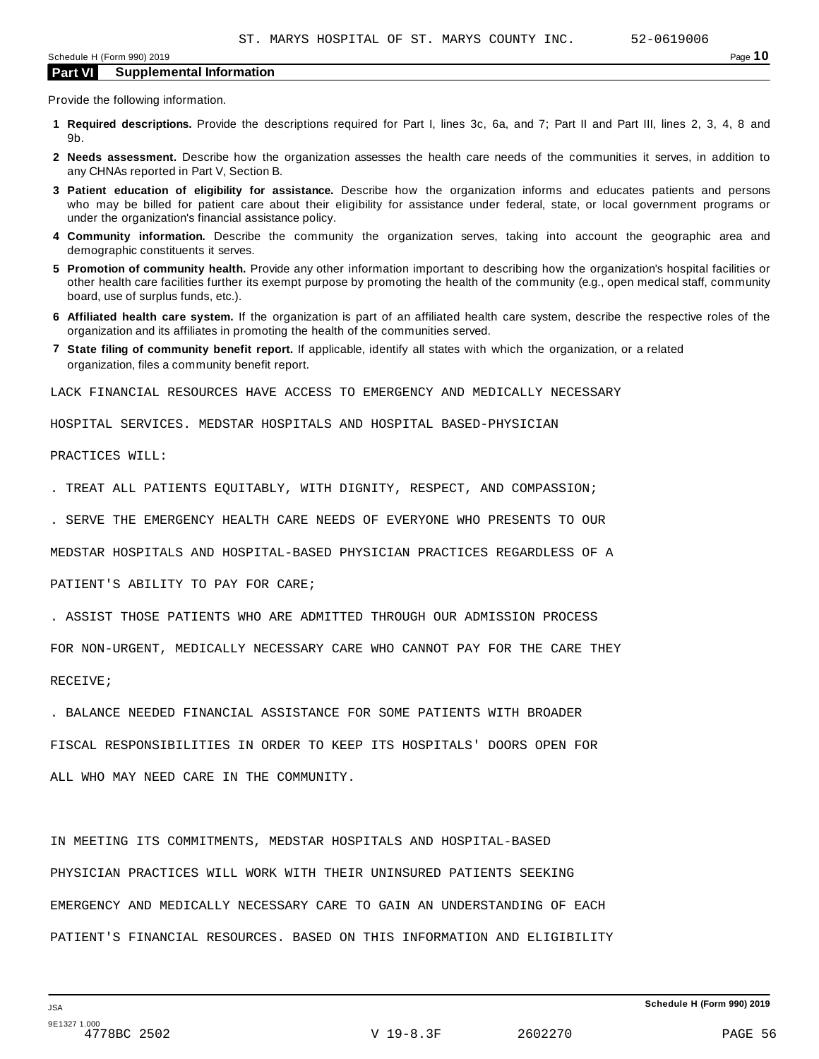## Part VI Supplemental Information

Provide the following information.

**1 Required descriptions.** Provide the descriptions required for Part I, lines 3c, 6a, and 7; Part II and Part III, lines 2, 3, 4, 8 and 9b.

**2 Needs assessment.** Describe how the organization assesses the health care needs of the communities it serves, in addition to any CHNAs reported in Part V, Section B.

**3 Patient education of eligibility for assistance.** Describe how the organization informs and educates patients and persons who may be billed for patient care about their eligibility for assistance under federal, state, or local government programs or under the organization's financial assistance policy.

**4 Community information.** Describe the community the organization serves, taking into account the geographic area and demographic constituents it serves.

**5 Promotion of community health.** Provide any other information important to describing how the organization's hospital facilities or other health care facilities further its exempt purpose by promoting the health of the community (e.g., open medical staff, community board, use of surplus funds, etc.).

**6 Affiliated health care system.** If the organization is part of an affiliated health care system, describe the respective roles of the organization and its affiliates in promoting the health of the communities served.

**7 State filing of community benefit report.** If applicable, identify all states with which the organization, or a related organization, files a community benefit report.

LACK FINANCIAL RESOURCES HAVE ACCESS TO EMERGENCY AND MEDICALLY NECESSARY HOSPITAL SERVICES. MEDSTAR HOSPITALS AND HOSPITAL BASED-PHYSICIAN PRACTICES WILL:

. TREAT ALL PATIENTS EQUITABLY, WITH DIGNITY, RESPECT, AND COMPASSION;

. SERVE THE EMERGENCY HEALTH CARE NEEDS OF EVERYONE WHO PRESENTS TO OUR MEDSTAR HOSPITALS AND HOSPITAL-BASED PHYSICIAN PRACTICES REGARDLESS OF A PATIENT'S ABILITY TO PAY FOR CARE;

. ASSIST THOSE PATIENTS WHO ARE ADMITTED THROUGH OUR ADMISSION PROCESS FOR NON-URGENT, MEDICALLY NECESSARY CARE WHO CANNOT PAY FOR THE CARE THEY RECEIVE;

. BALANCE NEEDED FINANCIAL ASSISTANCE FOR SOME PATIENTS WITH BROADER FISCAL RESPONSIBILITIES IN ORDER TO KEEP ITS HOSPITALS' DOORS OPEN FOR ALL WHO MAY NEED CARE IN THE COMMUNITY.

IN MEETING ITS COMMITMENTS, MEDSTAR HOSPITALS AND HOSPITAL-BASED PHYSICIAN PRACTICES WILL WORK WITH THEIR UNINSURED PATIENTS SEEKING EMERGENCY AND MEDICALLY NECESSARY CARE TO GAIN AN UNDERSTANDING OF EACH PATIENT'S FINANCIAL RESOURCES. BASED ON THIS INFORMATION AND ELIGIBILITY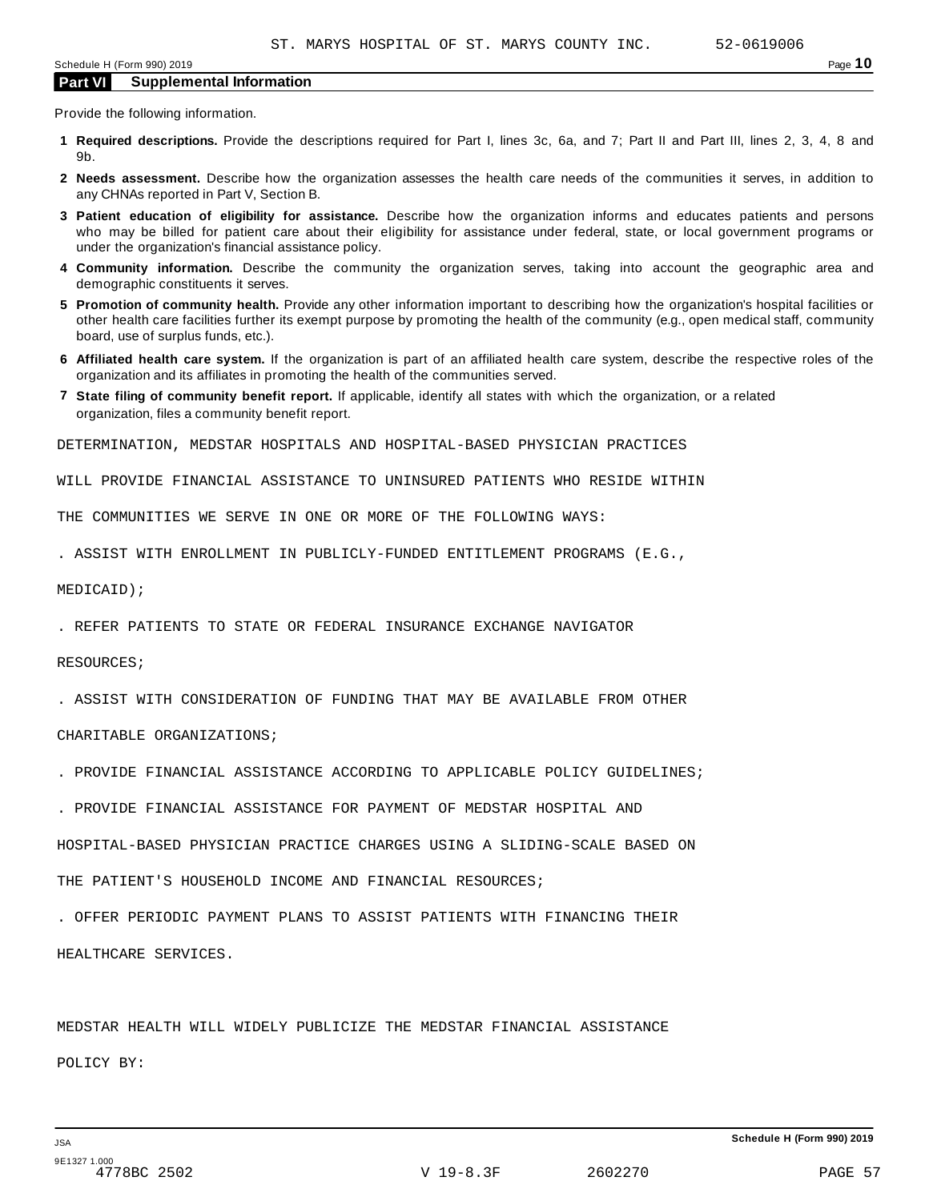ST. MARYS HOSPITAL OF ST. MARYS COUNTY INC. 52-0619006

Schedule H (Form 990) 2019

**Part VI Supplemental Information**

Provide the following information.

**1 Required descriptions.** Provide the descriptions required for Part I, lines 3c, 6a, and 7; Part II and Part III, lines 2, 3, 4, 8 and 9b.

**2 Needs assessment.** Describe how the organization assesses the health care needs of the communities it serves, in addition to any CHNAs reported in Part V, Section B.

**3 Patient education of eligibility for assistance.** Describe how the organization informs and educates patients and persons who may be billed for patient care about their eligibility for assistance under federal, state, or local government programs or under the organization's financial assistance policy.

**4 Community information.** Describe the community the organization serves, taking into account the geographic area and demographic constituents it serves.

**5 Promotion of community health.** Provide any other information important to describing how the organization's hospital facilities or other health care facilities further its exempt purpose by promoting the health of the community (e.g., open medical staff, community board, use of surplus funds, etc.).

**6 Affiliated health care system.** If the organization is part of an affiliated health care system, describe the respective roles of the organization and its affiliates in promoting the health of the communities served.

**7 State filing of community benefit report.** If applicable, identify all states with which the organization, or a related organization, files a community benefit report.

DETERMINATION, MEDSTAR HOSPITALS AND HOSPITAL-BASED PHYSICIAN PRACTICES WILL PROVIDE FINANCIAL ASSISTANCE TO UNINSURED PATIENTS WHO RESIDE WITHIN THE COMMUNITIES WE SERVE IN ONE OR MORE OF THE FOLLOWING WAYS:

. ASSIST WITH ENROLLMENT IN PUBLICLY-FUNDED ENTITLEMENT PROGRAMS (E.G., MEDICAID);

. REFER PATIENTS TO STATE OR FEDERAL INSURANCE EXCHANGE NAVIGATOR RESOURCES;

. ASSIST WITH CONSIDERATION OF FUNDING THAT MAY BE AVAILABLE FROM OTHER CHARITABLE ORGANIZATIONS;

. PROVIDE FINANCIAL ASSISTANCE ACCORDING TO APPLICABLE POLICY GUIDELINES;

. PROVIDE FINANCIAL ASSISTANCE FOR PAYMENT OF MEDSTAR HOSPITAL AND HOSPITAL-BASED PHYSICIAN PRACTICE CHARGES USING A SLIDING-SCALE BASED ON THE PATIENT'S HOUSEHOLD INCOME AND FINANCIAL RESOURCES;

. OFFER PERIODIC PAYMENT PLANS TO ASSIST PATIENTS WITH FINANCING THEIR HEALTHCARE SERVICES.

MEDSTAR HEALTH WILL WIDELY PUBLICIZE THE MEDSTAR FINANCIAL ASSISTANCE POLICY BY: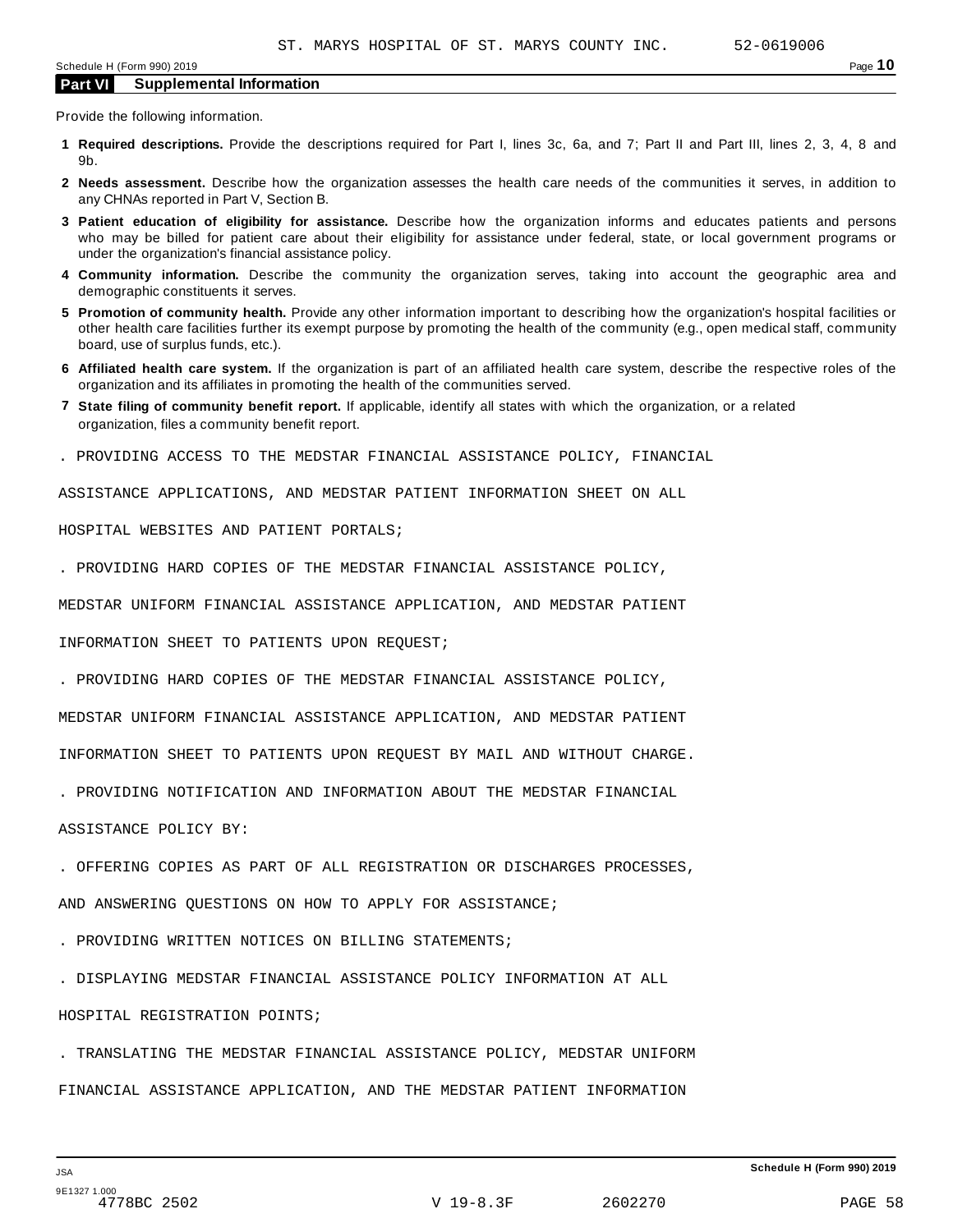ST. MARYS HOSPITAL OF ST. MARYS COUNTY INC. 52-0619006

## Part VI Supplemental Information

Provide the following information.

**1 Required descriptions.** Provide the descriptions required for Part I, lines 3c, 6a, and 7; Part II and Part III, lines 2, 3, 4, 8 and 9b.

**2 Needs assessment.** Describe how the organization assesses the health care needs of the communities it serves, in addition to any CHNAs reported in Part V, Section B.

**3 Patient education of eligibility for assistance.** Describe how the organization informs and educates patients and persons who may be billed for patient care about their eligibility for assistance under federal, state, or local government programs or under the organization's financial assistance policy.

**4 Community information.** Describe the community the organization serves, taking into account the geographic area and demographic constituents it serves.

**5 Promotion of community health.** Provide any other information important to describing how the organization's hospital facilities or other health care facilities further its exempt purpose by promoting the health of the community (e.g., open medical staff, community board, use of surplus funds, etc.).

**6 Affiliated health care system.** If the organization is part of an affiliated health care system, describe the respective roles of the organization and its affiliates in promoting the health of the communities served.

**7 State filing of community benefit report.** If applicable, identify all states with which the organization, or a related organization, files a community benefit report.

. PROVIDING ACCESS TO THE MEDSTAR FINANCIAL ASSISTANCE POLICY, FINANCIAL ASSISTANCE APPLICATIONS, AND MEDSTAR PATIENT INFORMATION SHEET ON ALL HOSPITAL WEBSITES AND PATIENT PORTALS;

. PROVIDING HARD COPIES OF THE MEDSTAR FINANCIAL ASSISTANCE POLICY, MEDSTAR UNIFORM FINANCIAL ASSISTANCE APPLICATION, AND MEDSTAR PATIENT INFORMATION SHEET TO PATIENTS UPON REQUEST;

. PROVIDING HARD COPIES OF THE MEDSTAR FINANCIAL ASSISTANCE POLICY, MEDSTAR UNIFORM FINANCIAL ASSISTANCE APPLICATION, AND MEDSTAR PATIENT INFORMATION SHEET TO PATIENTS UPON REQUEST BY MAIL AND WITHOUT CHARGE.

. PROVIDING NOTIFICATION AND INFORMATION ABOUT THE MEDSTAR FINANCIAL ASSISTANCE POLICY BY:

. OFFERING COPIES AS PART OF ALL REGISTRATION OR DISCHARGES PROCESSES, AND ANSWERING QUESTIONS ON HOW TO APPLY FOR ASSISTANCE;

. PROVIDING WRITTEN NOTICES ON BILLING STATEMENTS;

. DISPLAYING MEDSTAR FINANCIAL ASSISTANCE POLICY INFORMATION AT ALL HOSPITAL REGISTRATION POINTS;

. TRANSLATING THE MEDSTAR FINANCIAL ASSISTANCE POLICY, MEDSTAR UNIFORM FINANCIAL ASSISTANCE APPLICATION, AND THE MEDSTAR PATIENT INFORMATION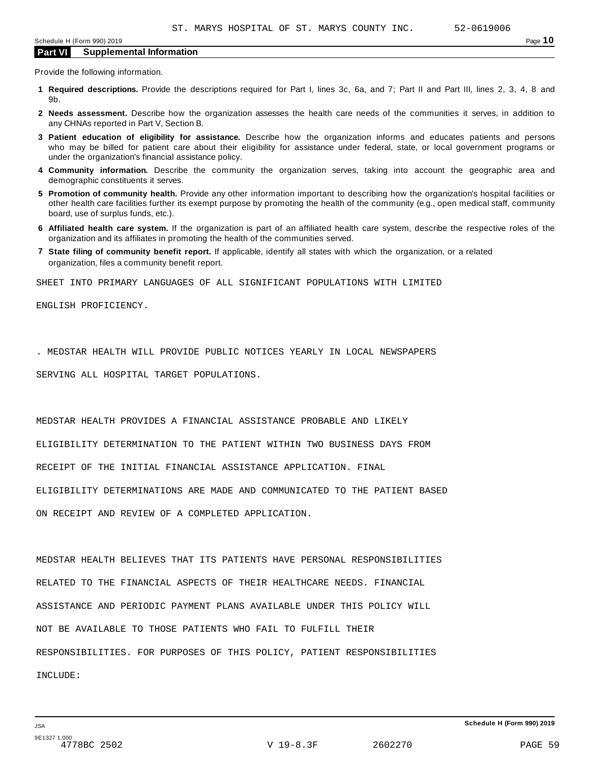## Part VI Supplemental Information

Provide the following information.

1. **Required descriptions.** Provide the descriptions required for Part I, lines 3c, 6a, and 7; Part II and Part III, lines 2, 3, 4, 8 and 9b.
2. **Needs assessment.** Describe how the organization assesses the health care needs of the communities it serves, in addition to any CHNAs reported in Part V, Section B.
3. **Patient education of eligibility for assistance.** Describe how the organization informs and educates patients and persons who may be billed for patient care about their eligibility for assistance under federal, state, or local government programs or under the organization's financial assistance policy.
4. **Community information.** Describe the community the organization serves, taking into account the geographic area and demographic constituents it serves.
5. **Promotion of community health.** Provide any other information important to describing how the organization's hospital facilities or other health care facilities further its exempt purpose by promoting the health of the community (e.g., open medical staff, community board, use of surplus funds, etc.).
6. **Affiliated health care system.** If the organization is part of an affiliated health care system, describe the respective roles of the organization and its affiliates in promoting the health of the communities served.
7. **State filing of community benefit report.** If applicable, identify all states with which the organization, or a related organization, files a community benefit report.

SHEET INTO PRIMARY LANGUAGES OF ALL SIGNIFICANT POPULATIONS WITH LIMITED ENGLISH PROFICIENCY.

. MEDSTAR HEALTH WILL PROVIDE PUBLIC NOTICES YEARLY IN LOCAL NEWSPAPERS SERVING ALL HOSPITAL TARGET POPULATIONS.

MEDSTAR HEALTH PROVIDES A FINANCIAL ASSISTANCE PROBABLE AND LIKELY ELIGIBILITY DETERMINATION TO THE PATIENT WITHIN TWO BUSINESS DAYS FROM RECEIPT OF THE INITIAL FINANCIAL ASSISTANCE APPLICATION. FINAL ELIGIBILITY DETERMINATIONS ARE MADE AND COMMUNICATED TO THE PATIENT BASED ON RECEIPT AND REVIEW OF A COMPLETED APPLICATION.

MEDSTAR HEALTH BELIEVES THAT ITS PATIENTS HAVE PERSONAL RESPONSIBILITIES RELATED TO THE FINANCIAL ASPECTS OF THEIR HEALTHCARE NEEDS. FINANCIAL ASSISTANCE AND PERIODIC PAYMENT PLANS AVAILABLE UNDER THIS POLICY WILL NOT BE AVAILABLE TO THOSE PATIENTS WHO FAIL TO FULFILL THEIR RESPONSIBILITIES. FOR PURPOSES OF THIS POLICY, PATIENT RESPONSIBILITIES INCLUDE: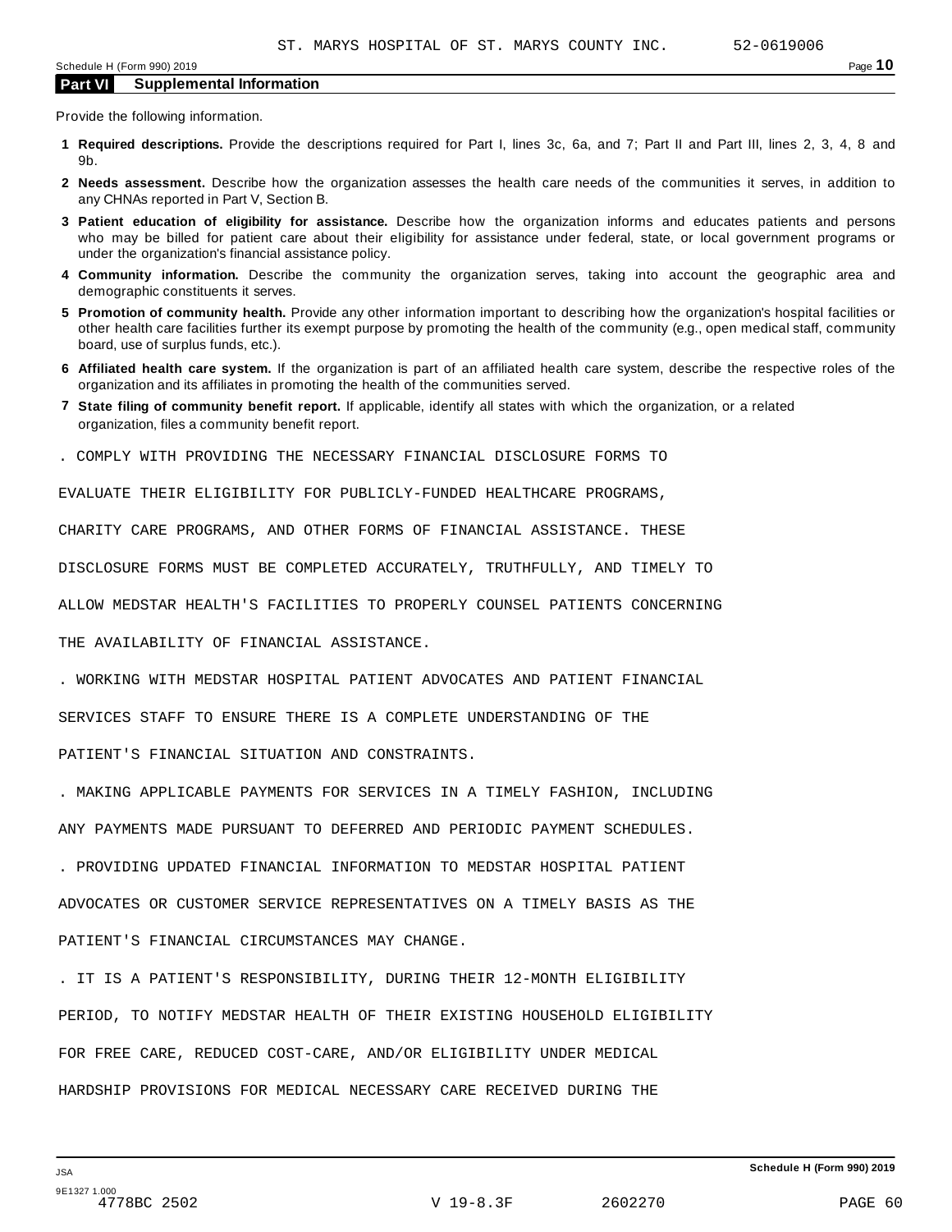## Part VI Supplemental Information

Provide the following information.

**1 Required descriptions.** Provide the descriptions required for Part I, lines 3c, 6a, and 7; Part II and Part III, lines 2, 3, 4, 8 and 9b.

**2 Needs assessment.** Describe how the organization assesses the health care needs of the communities it serves, in addition to any CHNAs reported in Part V, Section B.

**3 Patient education of eligibility for assistance.** Describe how the organization informs and educates patients and persons who may be billed for patient care about their eligibility for assistance under federal, state, or local government programs or under the organization's financial assistance policy.

**4 Community information.** Describe the community the organization serves, taking into account the geographic area and demographic constituents it serves.

**5 Promotion of community health.** Provide any other information important to describing how the organization's hospital facilities or other health care facilities further its exempt purpose by promoting the health of the community (e.g., open medical staff, community board, use of surplus funds, etc.).

**6 Affiliated health care system.** If the organization is part of an affiliated health care system, describe the respective roles of the organization and its affiliates in promoting the health of the communities served.

**7 State filing of community benefit report.** If applicable, identify all states with which the organization, or a related organization, files a community benefit report.

. COMPLY WITH PROVIDING THE NECESSARY FINANCIAL DISCLOSURE FORMS TO EVALUATE THEIR ELIGIBILITY FOR PUBLICLY-FUNDED HEALTHCARE PROGRAMS, CHARITY CARE PROGRAMS, AND OTHER FORMS OF FINANCIAL ASSISTANCE. THESE DISCLOSURE FORMS MUST BE COMPLETED ACCURATELY, TRUTHFULLY, AND TIMELY TO ALLOW MEDSTAR HEALTH'S FACILITIES TO PROPERLY COUNSEL PATIENTS CONCERNING THE AVAILABILITY OF FINANCIAL ASSISTANCE.

. WORKING WITH MEDSTAR HOSPITAL PATIENT ADVOCATES AND PATIENT FINANCIAL SERVICES STAFF TO ENSURE THERE IS A COMPLETE UNDERSTANDING OF THE PATIENT'S FINANCIAL SITUATION AND CONSTRAINTS.

. MAKING APPLICABLE PAYMENTS FOR SERVICES IN A TIMELY FASHION, INCLUDING ANY PAYMENTS MADE PURSUANT TO DEFERRED AND PERIODIC PAYMENT SCHEDULES.

. PROVIDING UPDATED FINANCIAL INFORMATION TO MEDSTAR HOSPITAL PATIENT ADVOCATES OR CUSTOMER SERVICE REPRESENTATIVES ON A TIMELY BASIS AS THE PATIENT'S FINANCIAL CIRCUMSTANCES MAY CHANGE.

. IT IS A PATIENT'S RESPONSIBILITY, DURING THEIR 12-MONTH ELIGIBILITY PERIOD, TO NOTIFY MEDSTAR HEALTH OF THEIR EXISTING HOUSEHOLD ELIGIBILITY FOR FREE CARE, REDUCED COST-CARE, AND/OR ELIGIBILITY UNDER MEDICAL HARDSHIP PROVISIONS FOR MEDICAL NECESSARY CARE RECEIVED DURING THE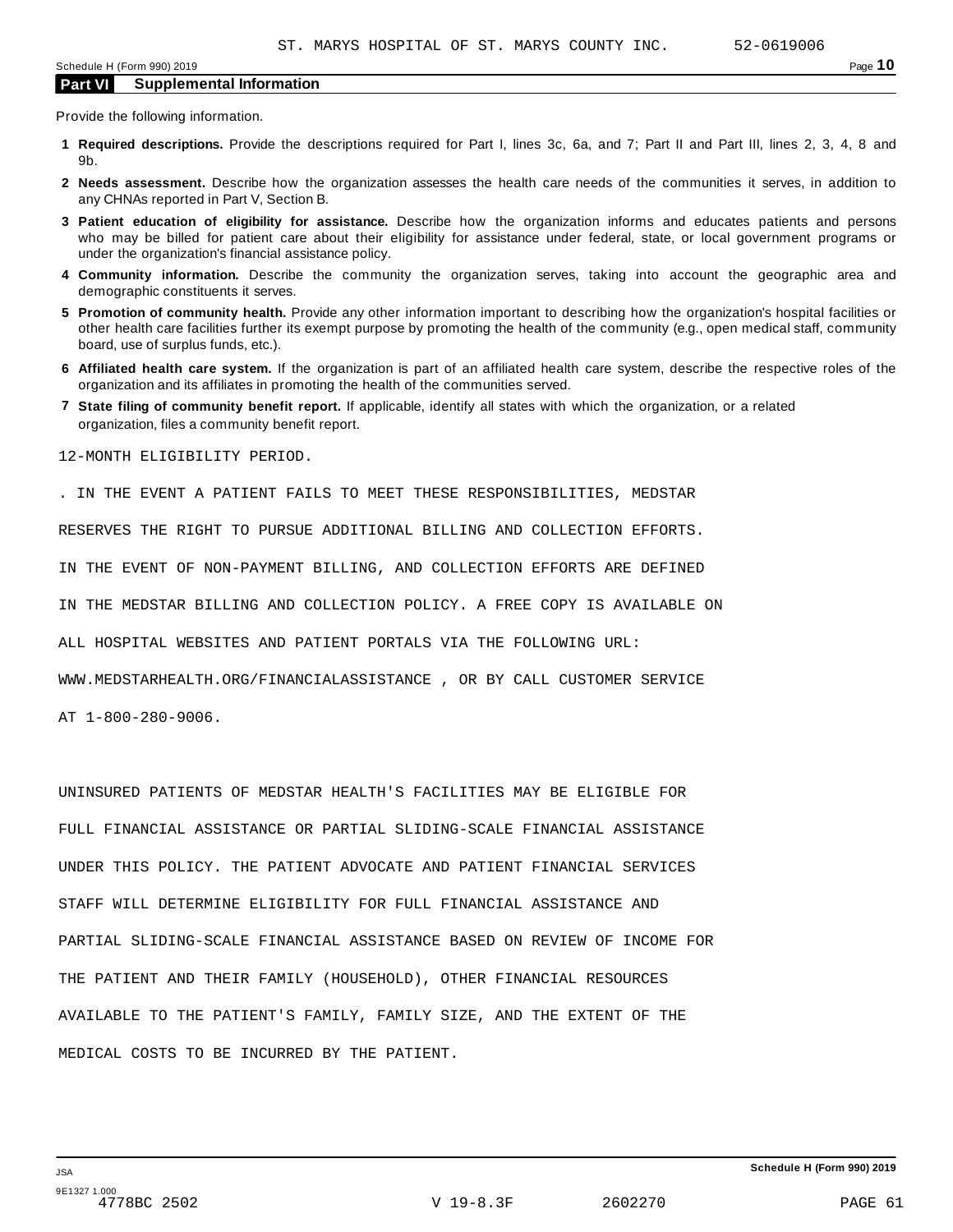ST. MARYS HOSPITAL OF ST. MARYS COUNTY INC. 52-0619006

## Part VI Supplemental Information

Provide the following information.

1. **Required descriptions.** Provide the descriptions required for Part I, lines 3c, 6a, and 7; Part II and Part III, lines 2, 3, 4, 8 and 9b.
2. **Needs assessment.** Describe how the organization assesses the health care needs of the communities it serves, in addition to any CHNAs reported in Part V, Section B.
3. **Patient education of eligibility for assistance.** Describe how the organization informs and educates patients and persons who may be billed for patient care about their eligibility for assistance under federal, state, or local government programs or under the organization's financial assistance policy.
4. **Community information.** Describe the community the organization serves, taking into account the geographic area and demographic constituents it serves.
5. **Promotion of community health.** Provide any other information important to describing how the organization's hospital facilities or other health care facilities further its exempt purpose by promoting the health of the community (e.g., open medical staff, community board, use of surplus funds, etc.).
6. **Affiliated health care system.** If the organization is part of an affiliated health care system, describe the respective roles of the organization and its affiliates in promoting the health of the communities served.
7. **State filing of community benefit report.** If applicable, identify all states with which the organization, or a related organization, files a community benefit report.

12-MONTH ELIGIBILITY PERIOD.

. IN THE EVENT A PATIENT FAILS TO MEET THESE RESPONSIBILITIES, MEDSTAR RESERVES THE RIGHT TO PURSUE ADDITIONAL BILLING AND COLLECTION EFFORTS. IN THE EVENT OF NON-PAYMENT BILLING, AND COLLECTION EFFORTS ARE DEFINED IN THE MEDSTAR BILLING AND COLLECTION POLICY. A FREE COPY IS AVAILABLE ON ALL HOSPITAL WEBSITES AND PATIENT PORTALS VIA THE FOLLOWING URL: WWW.MEDSTARHEALTH.ORG/FINANCIALASSISTANCE , OR BY CALL CUSTOMER SERVICE AT 1-800-280-9006.

UNINSURED PATIENTS OF MEDSTAR HEALTH'S FACILITIES MAY BE ELIGIBLE FOR FULL FINANCIAL ASSISTANCE OR PARTIAL SLIDING-SCALE FINANCIAL ASSISTANCE UNDER THIS POLICY. THE PATIENT ADVOCATE AND PATIENT FINANCIAL SERVICES STAFF WILL DETERMINE ELIGIBILITY FOR FULL FINANCIAL ASSISTANCE AND PARTIAL SLIDING-SCALE FINANCIAL ASSISTANCE BASED ON REVIEW OF INCOME FOR THE PATIENT AND THEIR FAMILY (HOUSEHOLD), OTHER FINANCIAL RESOURCES AVAILABLE TO THE PATIENT'S FAMILY, FAMILY SIZE, AND THE EXTENT OF THE MEDICAL COSTS TO BE INCURRED BY THE PATIENT.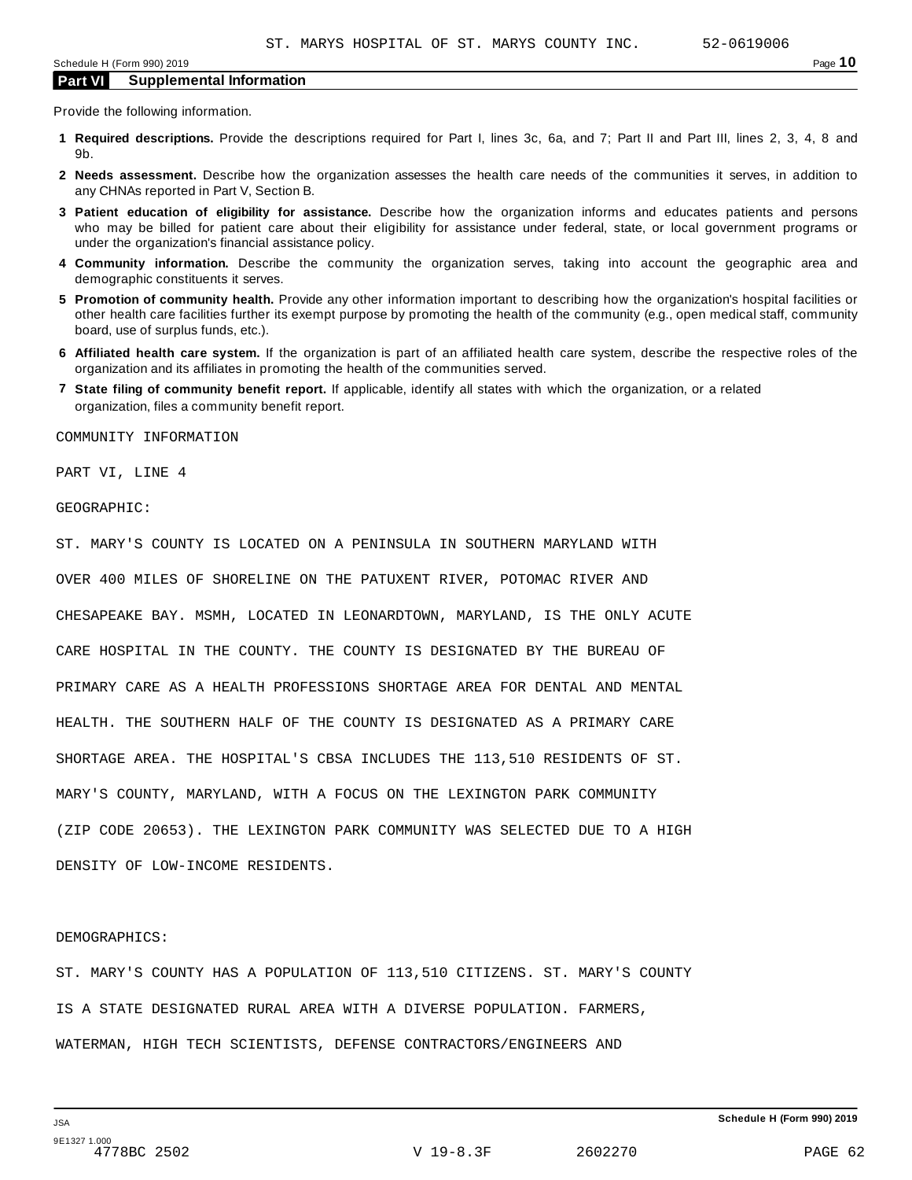## Part VI Supplemental Information

Provide the following information.

1. **Required descriptions.** Provide the descriptions required for Part I, lines 3c, 6a, and 7; Part II and Part III, lines 2, 3, 4, 8 and 9b.
2. **Needs assessment.** Describe how the organization assesses the health care needs of the communities it serves, in addition to any CHNAs reported in Part V, Section B.
3. **Patient education of eligibility for assistance.** Describe how the organization informs and educates patients and persons who may be billed for patient care about their eligibility for assistance under federal, state, or local government programs or under the organization's financial assistance policy.
4. **Community information.** Describe the community the organization serves, taking into account the geographic area and demographic constituents it serves.
5. **Promotion of community health.** Provide any other information important to describing how the organization's hospital facilities or other health care facilities further its exempt purpose by promoting the health of the community (e.g., open medical staff, community board, use of surplus funds, etc.).
6. **Affiliated health care system.** If the organization is part of an affiliated health care system, describe the respective roles of the organization and its affiliates in promoting the health of the communities served.
7. **State filing of community benefit report.** If applicable, identify all states with which the organization, or a related organization, files a community benefit report.

COMMUNITY INFORMATION

PART VI, LINE 4

GEOGRAPHIC:

ST. MARY'S COUNTY IS LOCATED ON A PENINSULA IN SOUTHERN MARYLAND WITH OVER 400 MILES OF SHORELINE ON THE PATUXENT RIVER, POTOMAC RIVER AND CHESAPEAKE BAY. MSMH, LOCATED IN LEONARDTOWN, MARYLAND, IS THE ONLY ACUTE CARE HOSPITAL IN THE COUNTY. THE COUNTY IS DESIGNATED BY THE BUREAU OF PRIMARY CARE AS A HEALTH PROFESSIONS SHORTAGE AREA FOR DENTAL AND MENTAL HEALTH. THE SOUTHERN HALF OF THE COUNTY IS DESIGNATED AS A PRIMARY CARE SHORTAGE AREA. THE HOSPITAL'S CBSA INCLUDES THE 113,510 RESIDENTS OF ST. MARY'S COUNTY, MARYLAND, WITH A FOCUS ON THE LEXINGTON PARK COMMUNITY (ZIP CODE 20653). THE LEXINGTON PARK COMMUNITY WAS SELECTED DUE TO A HIGH DENSITY OF LOW-INCOME RESIDENTS.

DEMOGRAPHICS:

ST. MARY'S COUNTY HAS A POPULATION OF 113,510 CITIZENS. ST. MARY'S COUNTY IS A STATE DESIGNATED RURAL AREA WITH A DIVERSE POPULATION. FARMERS, WATERMAN, HIGH TECH SCIENTISTS, DEFENSE CONTRACTORS/ENGINEERS AND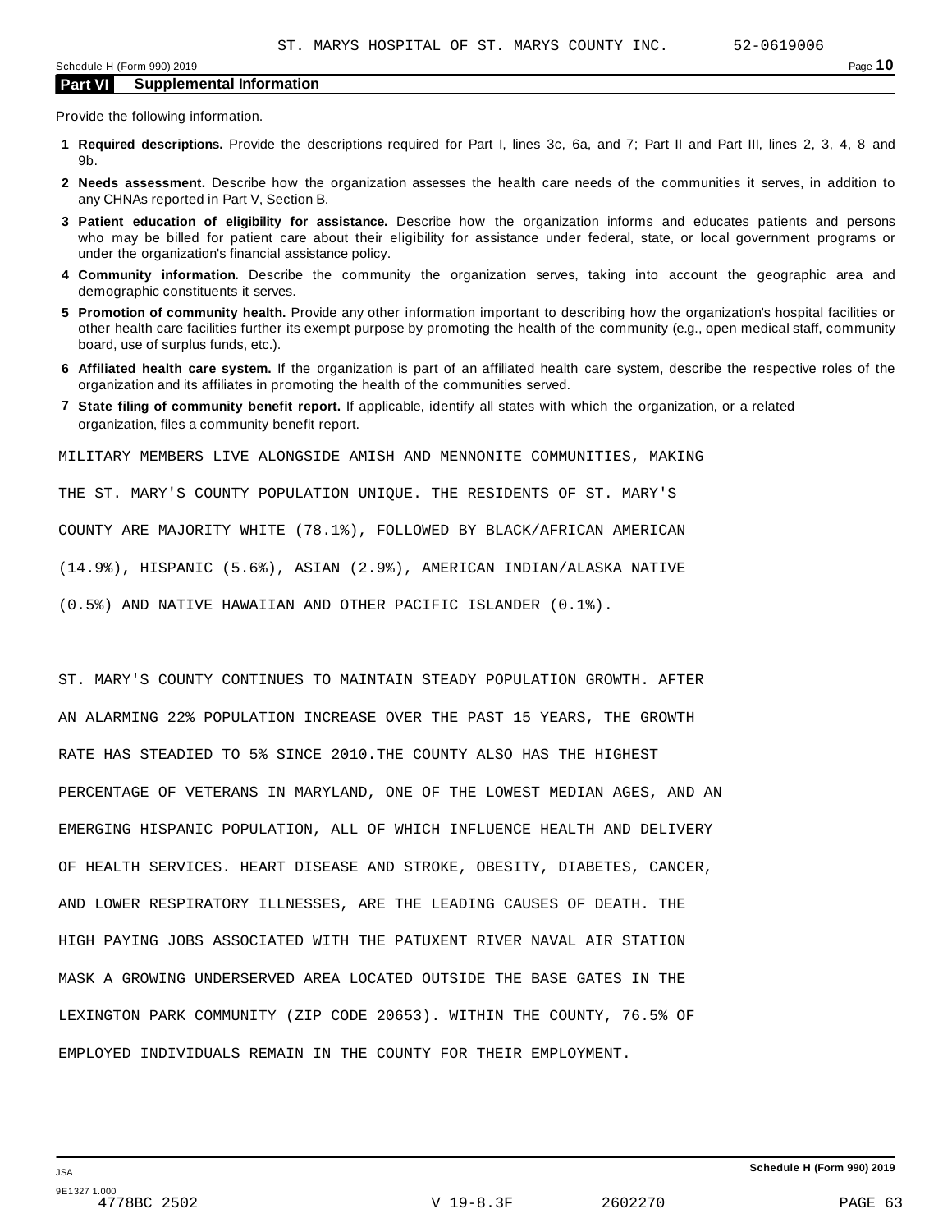ST. MARYS HOSPITAL OF ST. MARYS COUNTY INC. 52-0619006

Schedule H (Form 990) 2019

## Part VI Supplemental Information

Provide the following information.

1. **Required descriptions.** Provide the descriptions required for Part I, lines 3c, 6a, and 7; Part II and Part III, lines 2, 3, 4, 8 and 9b.
2. **Needs assessment.** Describe how the organization assesses the health care needs of the communities it serves, in addition to any CHNAs reported in Part V, Section B.
3. **Patient education of eligibility for assistance.** Describe how the organization informs and educates patients and persons who may be billed for patient care about their eligibility for assistance under federal, state, or local government programs or under the organization's financial assistance policy.
4. **Community information.** Describe the community the organization serves, taking into account the geographic area and demographic constituents it serves.
5. **Promotion of community health.** Provide any other information important to describing how the organization's hospital facilities or other health care facilities further its exempt purpose by promoting the health of the community (e.g., open medical staff, community board, use of surplus funds, etc.).
6. **Affiliated health care system.** If the organization is part of an affiliated health care system, describe the respective roles of the organization and its affiliates in promoting the health of the communities served.
7. **State filing of community benefit report.** If applicable, identify all states with which the organization, or a related organization, files a community benefit report.

MILITARY MEMBERS LIVE ALONGSIDE AMISH AND MENNONITE COMMUNITIES, MAKING THE ST. MARY'S COUNTY POPULATION UNIQUE. THE RESIDENTS OF ST. MARY'S COUNTY ARE MAJORITY WHITE (78.1%), FOLLOWED BY BLACK/AFRICAN AMERICAN (14.9%), HISPANIC (5.6%), ASIAN (2.9%), AMERICAN INDIAN/ALASKA NATIVE (0.5%) AND NATIVE HAWAIIAN AND OTHER PACIFIC ISLANDER (0.1%).

ST. MARY'S COUNTY CONTINUES TO MAINTAIN STEADY POPULATION GROWTH. AFTER AN ALARMING 22% POPULATION INCREASE OVER THE PAST 15 YEARS, THE GROWTH RATE HAS STEADIED TO 5% SINCE 2010.THE COUNTY ALSO HAS THE HIGHEST PERCENTAGE OF VETERANS IN MARYLAND, ONE OF THE LOWEST MEDIAN AGES, AND AN EMERGING HISPANIC POPULATION, ALL OF WHICH INFLUENCE HEALTH AND DELIVERY OF HEALTH SERVICES. HEART DISEASE AND STROKE, OBESITY, DIABETES, CANCER, AND LOWER RESPIRATORY ILLNESSES, ARE THE LEADING CAUSES OF DEATH. THE HIGH PAYING JOBS ASSOCIATED WITH THE PATUXENT RIVER NAVAL AIR STATION MASK A GROWING UNDERSERVED AREA LOCATED OUTSIDE THE BASE GATES IN THE LEXINGTON PARK COMMUNITY (ZIP CODE 20653). WITHIN THE COUNTY, 76.5% OF EMPLOYED INDIVIDUALS REMAIN IN THE COUNTY FOR THEIR EMPLOYMENT.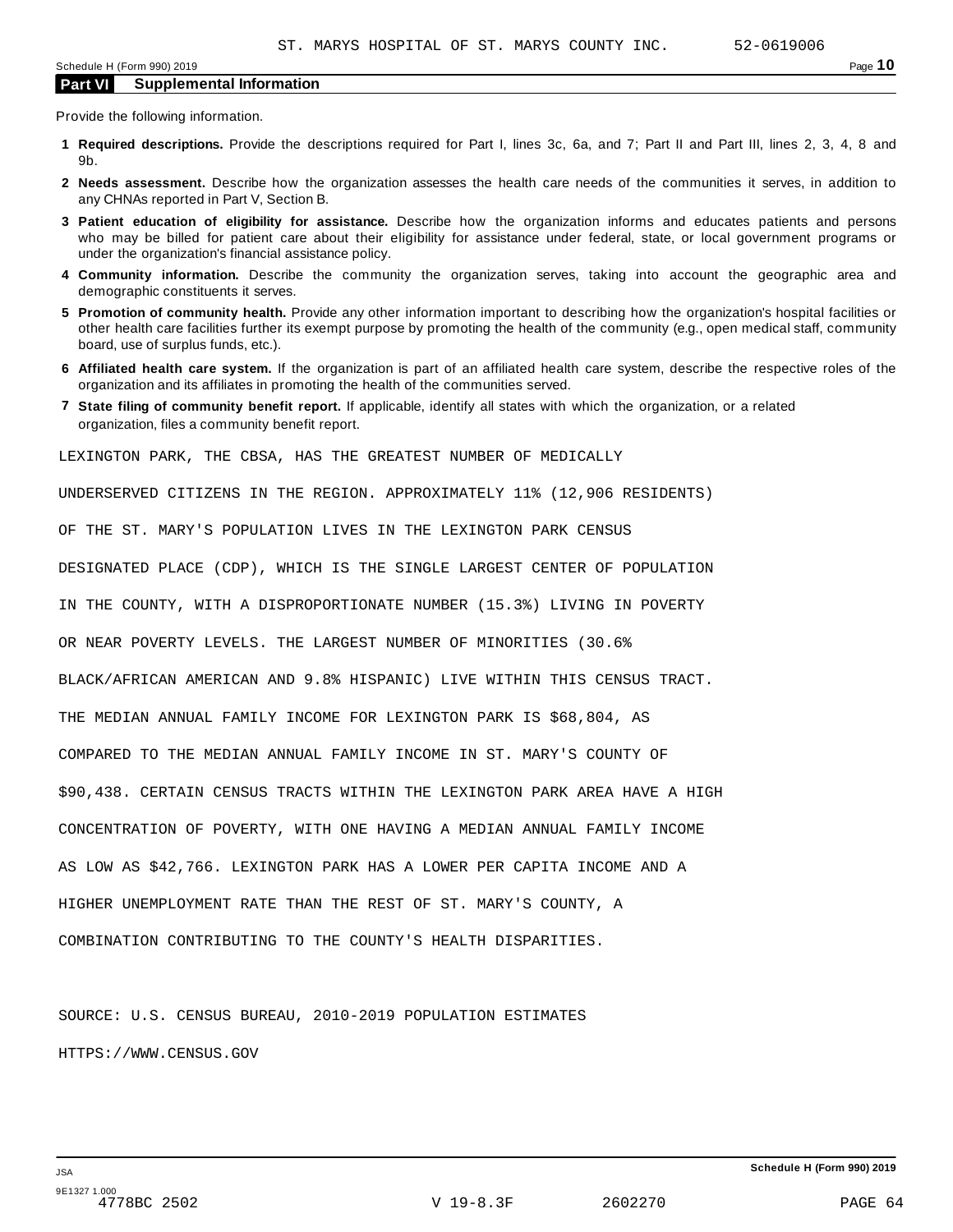## Part VI Supplemental Information

Provide the following information.

1. **Required descriptions.** Provide the descriptions required for Part I, lines 3c, 6a, and 7; Part II and Part III, lines 2, 3, 4, 8 and 9b.
2. **Needs assessment.** Describe how the organization assesses the health care needs of the communities it serves, in addition to any CHNAs reported in Part V, Section B.
3. **Patient education of eligibility for assistance.** Describe how the organization informs and educates patients and persons who may be billed for patient care about their eligibility for assistance under federal, state, or local government programs or under the organization's financial assistance policy.
4. **Community information.** Describe the community the organization serves, taking into account the geographic area and demographic constituents it serves.
5. **Promotion of community health.** Provide any other information important to describing how the organization's hospital facilities or other health care facilities further its exempt purpose by promoting the health of the community (e.g., open medical staff, community board, use of surplus funds, etc.).
6. **Affiliated health care system.** If the organization is part of an affiliated health care system, describe the respective roles of the organization and its affiliates in promoting the health of the communities served.
7. **State filing of community benefit report.** If applicable, identify all states with which the organization, or a related organization, files a community benefit report.

LEXINGTON PARK, THE CBSA, HAS THE GREATEST NUMBER OF MEDICALLY UNDERSERVED CITIZENS IN THE REGION. APPROXIMATELY 11% (12,906 RESIDENTS) OF THE ST. MARY'S POPULATION LIVES IN THE LEXINGTON PARK CENSUS DESIGNATED PLACE (CDP), WHICH IS THE SINGLE LARGEST CENTER OF POPULATION IN THE COUNTY, WITH A DISPROPORTIONATE NUMBER (15.3%) LIVING IN POVERTY OR NEAR POVERTY LEVELS. THE LARGEST NUMBER OF MINORITIES (30.6% BLACK/AFRICAN AMERICAN AND 9.8% HISPANIC) LIVE WITHIN THIS CENSUS TRACT. THE MEDIAN ANNUAL FAMILY INCOME FOR LEXINGTON PARK IS $68,804, AS COMPARED TO THE MEDIAN ANNUAL FAMILY INCOME IN ST. MARY'S COUNTY OF $90,438. CERTAIN CENSUS TRACTS WITHIN THE LEXINGTON PARK AREA HAVE A HIGH CONCENTRATION OF POVERTY, WITH ONE HAVING A MEDIAN ANNUAL FAMILY INCOME AS LOW AS $42,766. LEXINGTON PARK HAS A LOWER PER CAPITA INCOME AND A HIGHER UNEMPLOYMENT RATE THAN THE REST OF ST. MARY'S COUNTY, A COMBINATION CONTRIBUTING TO THE COUNTY'S HEALTH DISPARITIES.

SOURCE: U.S. CENSUS BUREAU, 2010-2019 POPULATION ESTIMATES HTTPS://WWW.CENSUS.GOV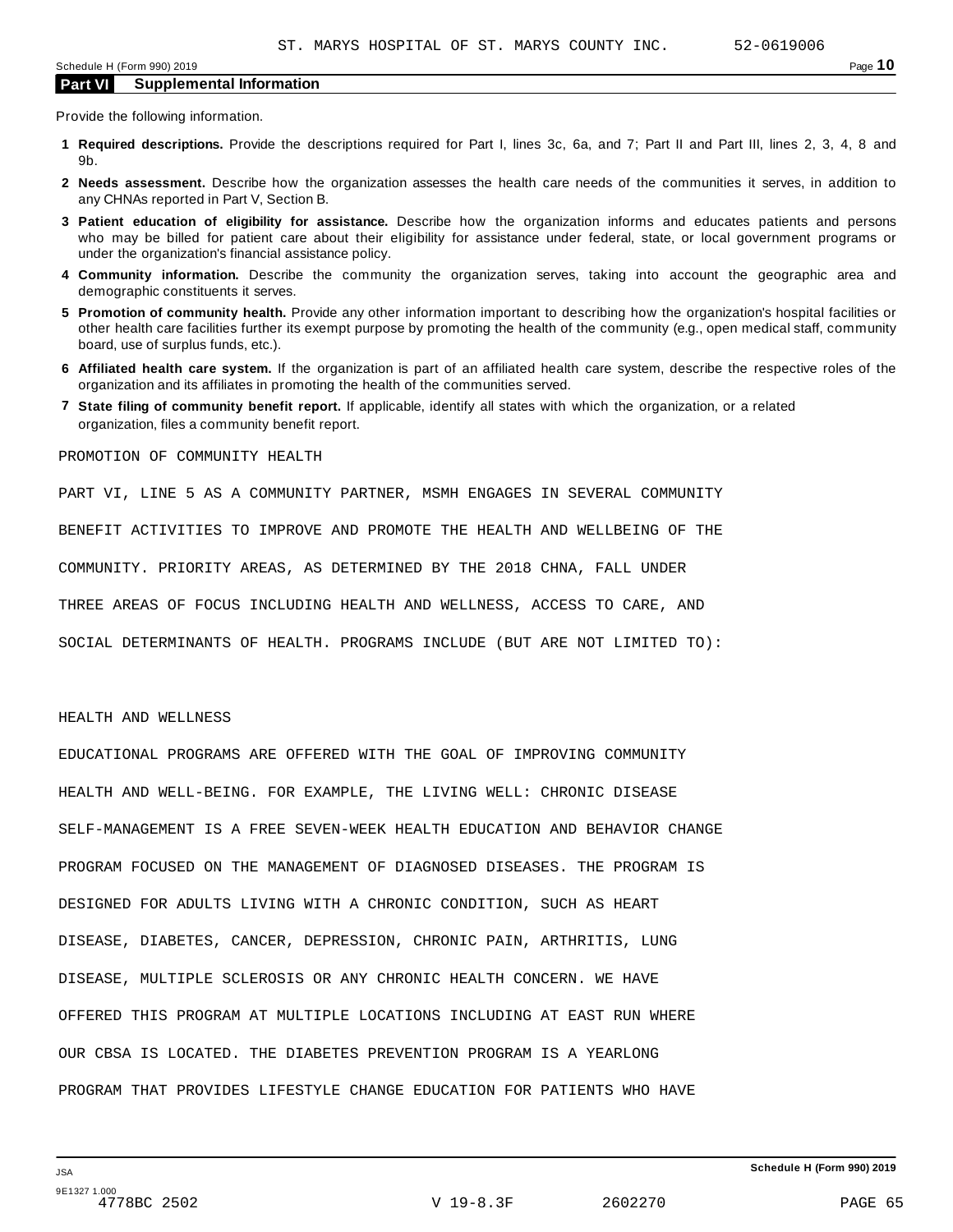ST. MARYS HOSPITAL OF ST. MARYS COUNTY INC. 52-0619006

Schedule H (Form 990) 2019

## Part VI Supplemental Information

Provide the following information.

1. **Required descriptions.** Provide the descriptions required for Part I, lines 3c, 6a, and 7; Part II and Part III, lines 2, 3, 4, 8 and 9b.
2. **Needs assessment.** Describe how the organization assesses the health care needs of the communities it serves, in addition to any CHNAs reported in Part V, Section B.
3. **Patient education of eligibility for assistance.** Describe how the organization informs and educates patients and persons who may be billed for patient care about their eligibility for assistance under federal, state, or local government programs or under the organization's financial assistance policy.
4. **Community information.** Describe the community the organization serves, taking into account the geographic area and demographic constituents it serves.
5. **Promotion of community health.** Provide any other information important to describing how the organization's hospital facilities or other health care facilities further its exempt purpose by promoting the health of the community (e.g., open medical staff, community board, use of surplus funds, etc.).
6. **Affiliated health care system.** If the organization is part of an affiliated health care system, describe the respective roles of the organization and its affiliates in promoting the health of the communities served.
7. **State filing of community benefit report.** If applicable, identify all states with which the organization, or a related organization, files a community benefit report.

PROMOTION OF COMMUNITY HEALTH

PART VI, LINE 5 AS A COMMUNITY PARTNER, MSMH ENGAGES IN SEVERAL COMMUNITY BENEFIT ACTIVITIES TO IMPROVE AND PROMOTE THE HEALTH AND WELLBEING OF THE COMMUNITY. PRIORITY AREAS, AS DETERMINED BY THE 2018 CHNA, FALL UNDER THREE AREAS OF FOCUS INCLUDING HEALTH AND WELLNESS, ACCESS TO CARE, AND SOCIAL DETERMINANTS OF HEALTH. PROGRAMS INCLUDE (BUT ARE NOT LIMITED TO):

HEALTH AND WELLNESS

EDUCATIONAL PROGRAMS ARE OFFERED WITH THE GOAL OF IMPROVING COMMUNITY HEALTH AND WELL-BEING. FOR EXAMPLE, THE LIVING WELL: CHRONIC DISEASE SELF-MANAGEMENT IS A FREE SEVEN-WEEK HEALTH EDUCATION AND BEHAVIOR CHANGE PROGRAM FOCUSED ON THE MANAGEMENT OF DIAGNOSED DISEASES. THE PROGRAM IS DESIGNED FOR ADULTS LIVING WITH A CHRONIC CONDITION, SUCH AS HEART DISEASE, DIABETES, CANCER, DEPRESSION, CHRONIC PAIN, ARTHRITIS, LUNG DISEASE, MULTIPLE SCLEROSIS OR ANY CHRONIC HEALTH CONCERN. WE HAVE OFFERED THIS PROGRAM AT MULTIPLE LOCATIONS INCLUDING AT EAST RUN WHERE OUR CBSA IS LOCATED. THE DIABETES PREVENTION PROGRAM IS A YEARLONG PROGRAM THAT PROVIDES LIFESTYLE CHANGE EDUCATION FOR PATIENTS WHO HAVE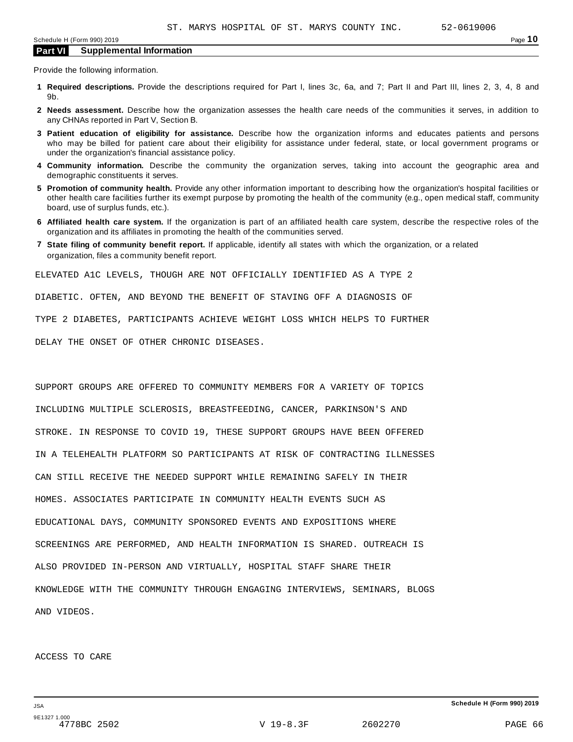## Part VI Supplemental Information

Provide the following information.

1. **Required descriptions.** Provide the descriptions required for Part I, lines 3c, 6a, and 7; Part II and Part III, lines 2, 3, 4, 8 and 9b.
2. **Needs assessment.** Describe how the organization assesses the health care needs of the communities it serves, in addition to any CHNAs reported in Part V, Section B.
3. **Patient education of eligibility for assistance.** Describe how the organization informs and educates patients and persons who may be billed for patient care about their eligibility for assistance under federal, state, or local government programs or under the organization's financial assistance policy.
4. **Community information.** Describe the community the organization serves, taking into account the geographic area and demographic constituents it serves.
5. **Promotion of community health.** Provide any other information important to describing how the organization's hospital facilities or other health care facilities further its exempt purpose by promoting the health of the community (e.g., open medical staff, community board, use of surplus funds, etc.).
6. **Affiliated health care system.** If the organization is part of an affiliated health care system, describe the respective roles of the organization and its affiliates in promoting the health of the communities served.
7. **State filing of community benefit report.** If applicable, identify all states with which the organization, or a related organization, files a community benefit report.

ELEVATED A1C LEVELS, THOUGH ARE NOT OFFICIALLY IDENTIFIED AS A TYPE 2 DIABETIC. OFTEN, AND BEYOND THE BENEFIT OF STAVING OFF A DIAGNOSIS OF TYPE 2 DIABETES, PARTICIPANTS ACHIEVE WEIGHT LOSS WHICH HELPS TO FURTHER DELAY THE ONSET OF OTHER CHRONIC DISEASES.

SUPPORT GROUPS ARE OFFERED TO COMMUNITY MEMBERS FOR A VARIETY OF TOPICS INCLUDING MULTIPLE SCLEROSIS, BREASTFEEDING, CANCER, PARKINSON'S AND STROKE. IN RESPONSE TO COVID 19, THESE SUPPORT GROUPS HAVE BEEN OFFERED IN A TELEHEALTH PLATFORM SO PARTICIPANTS AT RISK OF CONTRACTING ILLNESSES CAN STILL RECEIVE THE NEEDED SUPPORT WHILE REMAINING SAFELY IN THEIR HOMES. ASSOCIATES PARTICIPATE IN COMMUNITY HEALTH EVENTS SUCH AS EDUCATIONAL DAYS, COMMUNITY SPONSORED EVENTS AND EXPOSITIONS WHERE SCREENINGS ARE PERFORMED, AND HEALTH INFORMATION IS SHARED. OUTREACH IS ALSO PROVIDED IN-PERSON AND VIRTUALLY, HOSPITAL STAFF SHARE THEIR KNOWLEDGE WITH THE COMMUNITY THROUGH ENGAGING INTERVIEWS, SEMINARS, BLOGS AND VIDEOS.

ACCESS TO CARE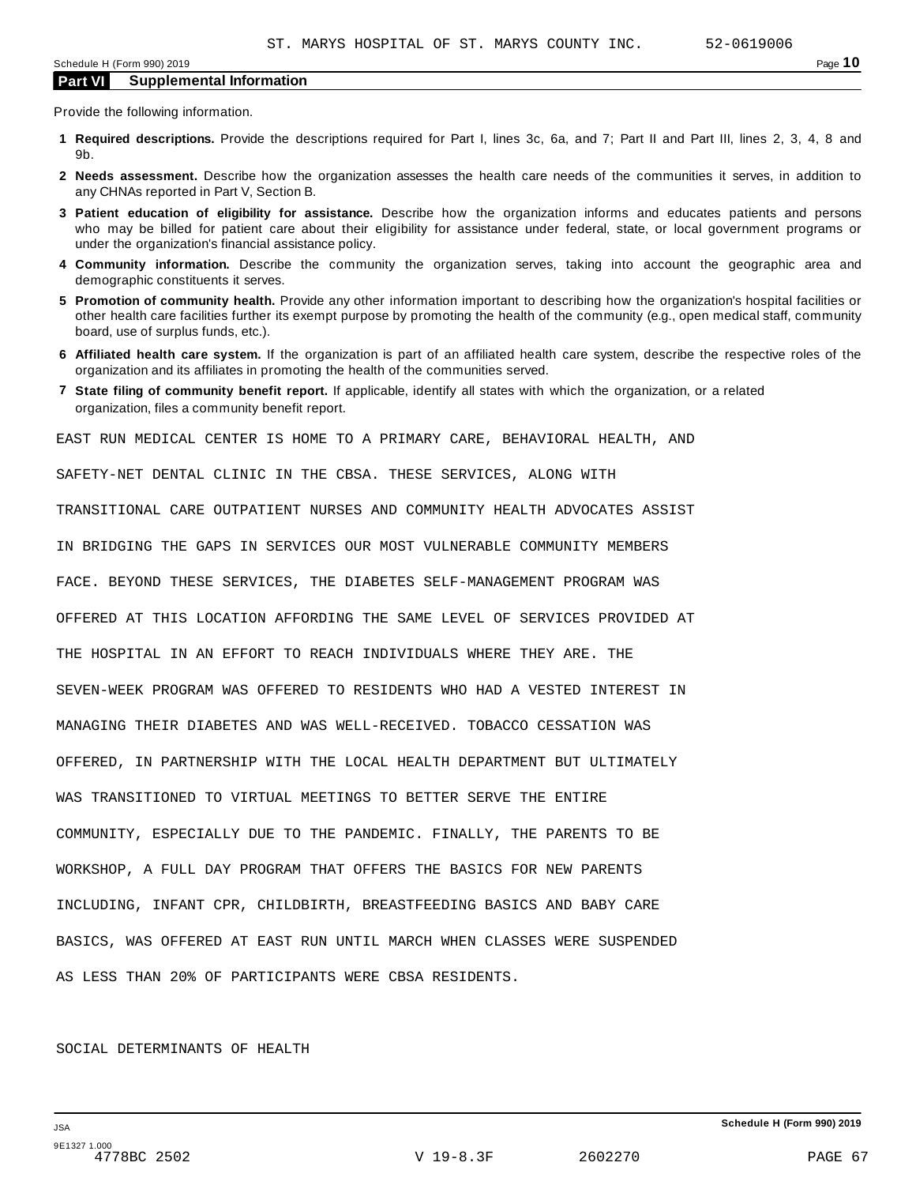## Part VI Supplemental Information

Provide the following information.

1. **Required descriptions.** Provide the descriptions required for Part I, lines 3c, 6a, and 7; Part II and Part III, lines 2, 3, 4, 8 and 9b.
2. **Needs assessment.** Describe how the organization assesses the health care needs of the communities it serves, in addition to any CHNAs reported in Part V, Section B.
3. **Patient education of eligibility for assistance.** Describe how the organization informs and educates patients and persons who may be billed for patient care about their eligibility for assistance under federal, state, or local government programs or under the organization's financial assistance policy.
4. **Community information.** Describe the community the organization serves, taking into account the geographic area and demographic constituents it serves.
5. **Promotion of community health.** Provide any other information important to describing how the organization's hospital facilities or other health care facilities further its exempt purpose by promoting the health of the community (e.g., open medical staff, community board, use of surplus funds, etc.).
6. **Affiliated health care system.** If the organization is part of an affiliated health care system, describe the respective roles of the organization and its affiliates in promoting the health of the communities served.
7. **State filing of community benefit report.** If applicable, identify all states with which the organization, or a related organization, files a community benefit report.

EAST RUN MEDICAL CENTER IS HOME TO A PRIMARY CARE, BEHAVIORAL HEALTH, AND SAFETY-NET DENTAL CLINIC IN THE CBSA. THESE SERVICES, ALONG WITH TRANSITIONAL CARE OUTPATIENT NURSES AND COMMUNITY HEALTH ADVOCATES ASSIST IN BRIDGING THE GAPS IN SERVICES OUR MOST VULNERABLE COMMUNITY MEMBERS FACE. BEYOND THESE SERVICES, THE DIABETES SELF-MANAGEMENT PROGRAM WAS OFFERED AT THIS LOCATION AFFORDING THE SAME LEVEL OF SERVICES PROVIDED AT THE HOSPITAL IN AN EFFORT TO REACH INDIVIDUALS WHERE THEY ARE. THE SEVEN-WEEK PROGRAM WAS OFFERED TO RESIDENTS WHO HAD A VESTED INTEREST IN MANAGING THEIR DIABETES AND WAS WELL-RECEIVED. TOBACCO CESSATION WAS OFFERED, IN PARTNERSHIP WITH THE LOCAL HEALTH DEPARTMENT BUT ULTIMATELY WAS TRANSITIONED TO VIRTUAL MEETINGS TO BETTER SERVE THE ENTIRE COMMUNITY, ESPECIALLY DUE TO THE PANDEMIC. FINALLY, THE PARENTS TO BE WORKSHOP, A FULL DAY PROGRAM THAT OFFERS THE BASICS FOR NEW PARENTS INCLUDING, INFANT CPR, CHILDBIRTH, BREASTFEEDING BASICS AND BABY CARE BASICS, WAS OFFERED AT EAST RUN UNTIL MARCH WHEN CLASSES WERE SUSPENDED AS LESS THAN 20% OF PARTICIPANTS WERE CBSA RESIDENTS.

SOCIAL DETERMINANTS OF HEALTH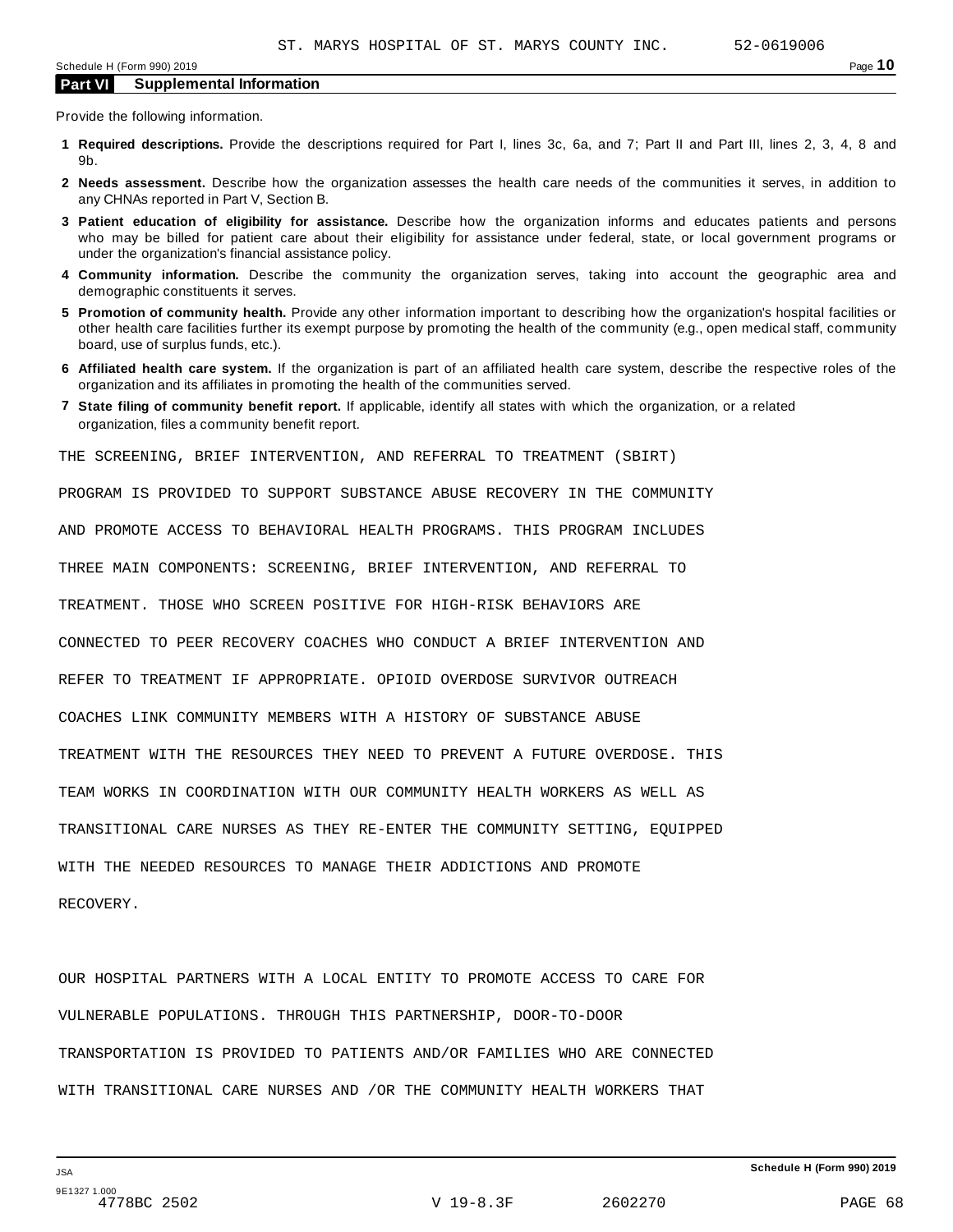## Part VI Supplemental Information

Provide the following information.

**1 Required descriptions.** Provide the descriptions required for Part I, lines 3c, 6a, and 7; Part II and Part III, lines 2, 3, 4, 8 and 9b.

**2 Needs assessment.** Describe how the organization assesses the health care needs of the communities it serves, in addition to any CHNAs reported in Part V, Section B.

**3 Patient education of eligibility for assistance.** Describe how the organization informs and educates patients and persons who may be billed for patient care about their eligibility for assistance under federal, state, or local government programs or under the organization's financial assistance policy.

**4 Community information.** Describe the community the organization serves, taking into account the geographic area and demographic constituents it serves.

**5 Promotion of community health.** Provide any other information important to describing how the organization's hospital facilities or other health care facilities further its exempt purpose by promoting the health of the community (e.g., open medical staff, community board, use of surplus funds, etc.).

**6 Affiliated health care system.** If the organization is part of an affiliated health care system, describe the respective roles of the organization and its affiliates in promoting the health of the communities served.

**7 State filing of community benefit report.** If applicable, identify all states with which the organization, or a related organization, files a community benefit report.

THE SCREENING, BRIEF INTERVENTION, AND REFERRAL TO TREATMENT (SBIRT) PROGRAM IS PROVIDED TO SUPPORT SUBSTANCE ABUSE RECOVERY IN THE COMMUNITY AND PROMOTE ACCESS TO BEHAVIORAL HEALTH PROGRAMS. THIS PROGRAM INCLUDES THREE MAIN COMPONENTS: SCREENING, BRIEF INTERVENTION, AND REFERRAL TO TREATMENT. THOSE WHO SCREEN POSITIVE FOR HIGH-RISK BEHAVIORS ARE CONNECTED TO PEER RECOVERY COACHES WHO CONDUCT A BRIEF INTERVENTION AND REFER TO TREATMENT IF APPROPRIATE. OPIOID OVERDOSE SURVIVOR OUTREACH COACHES LINK COMMUNITY MEMBERS WITH A HISTORY OF SUBSTANCE ABUSE TREATMENT WITH THE RESOURCES THEY NEED TO PREVENT A FUTURE OVERDOSE. THIS TEAM WORKS IN COORDINATION WITH OUR COMMUNITY HEALTH WORKERS AS WELL AS TRANSITIONAL CARE NURSES AS THEY RE-ENTER THE COMMUNITY SETTING, EQUIPPED WITH THE NEEDED RESOURCES TO MANAGE THEIR ADDICTIONS AND PROMOTE RECOVERY.

OUR HOSPITAL PARTNERS WITH A LOCAL ENTITY TO PROMOTE ACCESS TO CARE FOR VULNERABLE POPULATIONS. THROUGH THIS PARTNERSHIP, DOOR-TO-DOOR TRANSPORTATION IS PROVIDED TO PATIENTS AND/OR FAMILIES WHO ARE CONNECTED WITH TRANSITIONAL CARE NURSES AND /OR THE COMMUNITY HEALTH WORKERS THAT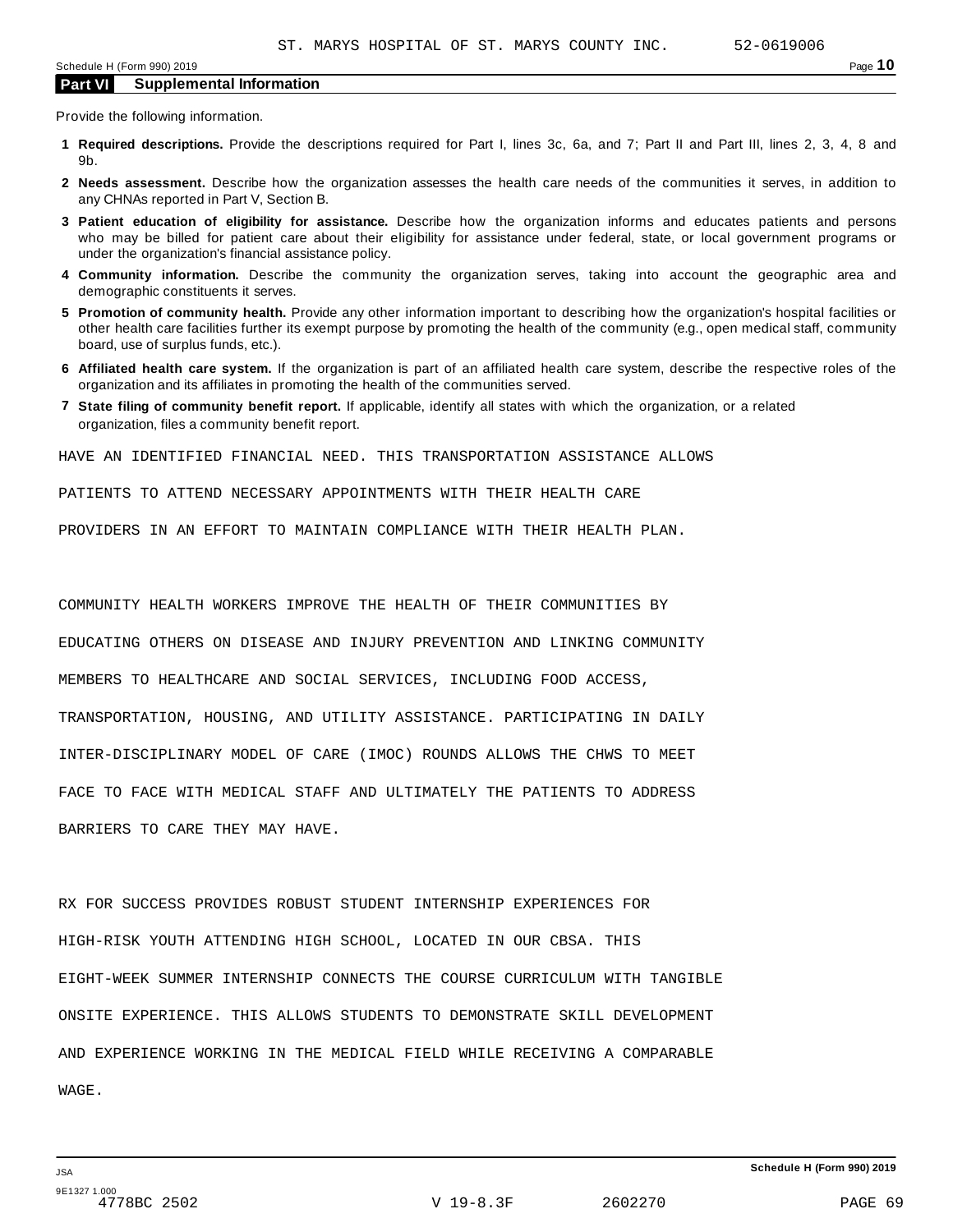## Part VI Supplemental Information

Provide the following information.

**1 Required descriptions.** Provide the descriptions required for Part I, lines 3c, 6a, and 7; Part II and Part III, lines 2, 3, 4, 8 and 9b.

**2 Needs assessment.** Describe how the organization assesses the health care needs of the communities it serves, in addition to any CHNAs reported in Part V, Section B.

**3 Patient education of eligibility for assistance.** Describe how the organization informs and educates patients and persons who may be billed for patient care about their eligibility for assistance under federal, state, or local government programs or under the organization's financial assistance policy.

**4 Community information.** Describe the community the organization serves, taking into account the geographic area and demographic constituents it serves.

**5 Promotion of community health.** Provide any other information important to describing how the organization's hospital facilities or other health care facilities further its exempt purpose by promoting the health of the community (e.g., open medical staff, community board, use of surplus funds, etc.).

**6 Affiliated health care system.** If the organization is part of an affiliated health care system, describe the respective roles of the organization and its affiliates in promoting the health of the communities served.

**7 State filing of community benefit report.** If applicable, identify all states with which the organization, or a related organization, files a community benefit report.

HAVE AN IDENTIFIED FINANCIAL NEED. THIS TRANSPORTATION ASSISTANCE ALLOWS PATIENTS TO ATTEND NECESSARY APPOINTMENTS WITH THEIR HEALTH CARE PROVIDERS IN AN EFFORT TO MAINTAIN COMPLIANCE WITH THEIR HEALTH PLAN.

COMMUNITY HEALTH WORKERS IMPROVE THE HEALTH OF THEIR COMMUNITIES BY EDUCATING OTHERS ON DISEASE AND INJURY PREVENTION AND LINKING COMMUNITY MEMBERS TO HEALTHCARE AND SOCIAL SERVICES, INCLUDING FOOD ACCESS, TRANSPORTATION, HOUSING, AND UTILITY ASSISTANCE. PARTICIPATING IN DAILY INTER-DISCIPLINARY MODEL OF CARE (IMOC) ROUNDS ALLOWS THE CHWS TO MEET FACE TO FACE WITH MEDICAL STAFF AND ULTIMATELY THE PATIENTS TO ADDRESS BARRIERS TO CARE THEY MAY HAVE.

RX FOR SUCCESS PROVIDES ROBUST STUDENT INTERNSHIP EXPERIENCES FOR HIGH-RISK YOUTH ATTENDING HIGH SCHOOL, LOCATED IN OUR CBSA. THIS EIGHT-WEEK SUMMER INTERNSHIP CONNECTS THE COURSE CURRICULUM WITH TANGIBLE ONSITE EXPERIENCE. THIS ALLOWS STUDENTS TO DEMONSTRATE SKILL DEVELOPMENT AND EXPERIENCE WORKING IN THE MEDICAL FIELD WHILE RECEIVING A COMPARABLE WAGE.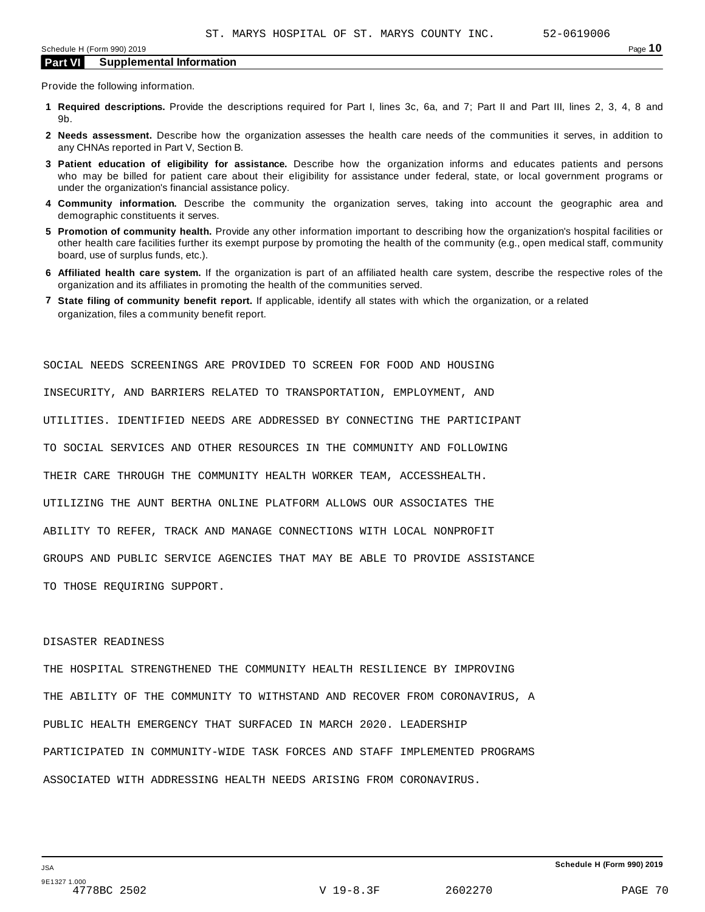ST. MARYS HOSPITAL OF ST. MARYS COUNTY INC. 52-0619006

## Part VI Supplemental Information

Provide the following information.

1. **Required descriptions.** Provide the descriptions required for Part I, lines 3c, 6a, and 7; Part II and Part III, lines 2, 3, 4, 8 and 9b.
2. **Needs assessment.** Describe how the organization assesses the health care needs of the communities it serves, in addition to any CHNAs reported in Part V, Section B.
3. **Patient education of eligibility for assistance.** Describe how the organization informs and educates patients and persons who may be billed for patient care about their eligibility for assistance under federal, state, or local government programs or under the organization's financial assistance policy.
4. **Community information.** Describe the community the organization serves, taking into account the geographic area and demographic constituents it serves.
5. **Promotion of community health.** Provide any other information important to describing how the organization's hospital facilities or other health care facilities further its exempt purpose by promoting the health of the community (e.g., open medical staff, community board, use of surplus funds, etc.).
6. **Affiliated health care system.** If the organization is part of an affiliated health care system, describe the respective roles of the organization and its affiliates in promoting the health of the communities served.
7. **State filing of community benefit report.** If applicable, identify all states with which the organization, or a related organization, files a community benefit report.

SOCIAL NEEDS SCREENINGS ARE PROVIDED TO SCREEN FOR FOOD AND HOUSING INSECURITY, AND BARRIERS RELATED TO TRANSPORTATION, EMPLOYMENT, AND UTILITIES. IDENTIFIED NEEDS ARE ADDRESSED BY CONNECTING THE PARTICIPANT TO SOCIAL SERVICES AND OTHER RESOURCES IN THE COMMUNITY AND FOLLOWING THEIR CARE THROUGH THE COMMUNITY HEALTH WORKER TEAM, ACCESSHEALTH. UTILIZING THE AUNT BERTHA ONLINE PLATFORM ALLOWS OUR ASSOCIATES THE ABILITY TO REFER, TRACK AND MANAGE CONNECTIONS WITH LOCAL NONPROFIT GROUPS AND PUBLIC SERVICE AGENCIES THAT MAY BE ABLE TO PROVIDE ASSISTANCE TO THOSE REQUIRING SUPPORT.

DISASTER READINESS

THE HOSPITAL STRENGTHENED THE COMMUNITY HEALTH RESILIENCE BY IMPROVING THE ABILITY OF THE COMMUNITY TO WITHSTAND AND RECOVER FROM CORONAVIRUS, A PUBLIC HEALTH EMERGENCY THAT SURFACED IN MARCH 2020. LEADERSHIP PARTICIPATED IN COMMUNITY-WIDE TASK FORCES AND STAFF IMPLEMENTED PROGRAMS ASSOCIATED WITH ADDRESSING HEALTH NEEDS ARISING FROM CORONAVIRUS.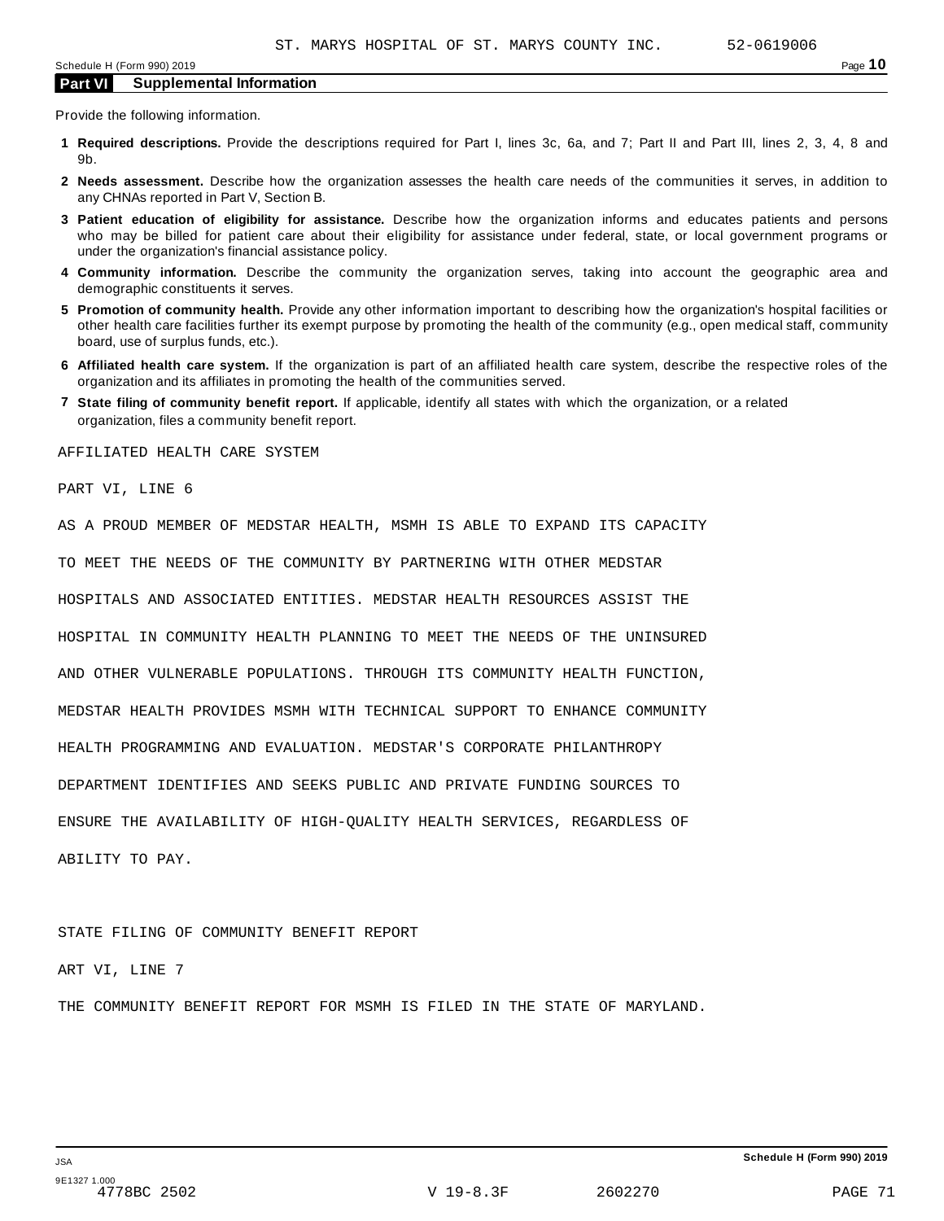ST. MARYS HOSPITAL OF ST. MARYS COUNTY INC. 52-0619006

## Part VI Supplemental Information

Provide the following information.

1. **Required descriptions.** Provide the descriptions required for Part I, lines 3c, 6a, and 7; Part II and Part III, lines 2, 3, 4, 8 and 9b.
2. **Needs assessment.** Describe how the organization assesses the health care needs of the communities it serves, in addition to any CHNAs reported in Part V, Section B.
3. **Patient education of eligibility for assistance.** Describe how the organization informs and educates patients and persons who may be billed for patient care about their eligibility for assistance under federal, state, or local government programs or under the organization's financial assistance policy.
4. **Community information.** Describe the community the organization serves, taking into account the geographic area and demographic constituents it serves.
5. **Promotion of community health.** Provide any other information important to describing how the organization's hospital facilities or other health care facilities further its exempt purpose by promoting the health of the community (e.g., open medical staff, community board, use of surplus funds, etc.).
6. **Affiliated health care system.** If the organization is part of an affiliated health care system, describe the respective roles of the organization and its affiliates in promoting the health of the communities served.
7. **State filing of community benefit report.** If applicable, identify all states with which the organization, or a related organization, files a community benefit report.

AFFILIATED HEALTH CARE SYSTEM

PART VI, LINE 6

AS A PROUD MEMBER OF MEDSTAR HEALTH, MSMH IS ABLE TO EXPAND ITS CAPACITY TO MEET THE NEEDS OF THE COMMUNITY BY PARTNERING WITH OTHER MEDSTAR HOSPITALS AND ASSOCIATED ENTITIES. MEDSTAR HEALTH RESOURCES ASSIST THE HOSPITAL IN COMMUNITY HEALTH PLANNING TO MEET THE NEEDS OF THE UNINSURED AND OTHER VULNERABLE POPULATIONS. THROUGH ITS COMMUNITY HEALTH FUNCTION, MEDSTAR HEALTH PROVIDES MSMH WITH TECHNICAL SUPPORT TO ENHANCE COMMUNITY HEALTH PROGRAMMING AND EVALUATION. MEDSTAR'S CORPORATE PHILANTHROPY DEPARTMENT IDENTIFIES AND SEEKS PUBLIC AND PRIVATE FUNDING SOURCES TO ENSURE THE AVAILABILITY OF HIGH-QUALITY HEALTH SERVICES, REGARDLESS OF ABILITY TO PAY.

STATE FILING OF COMMUNITY BENEFIT REPORT

ART VI, LINE 7

THE COMMUNITY BENEFIT REPORT FOR MSMH IS FILED IN THE STATE OF MARYLAND.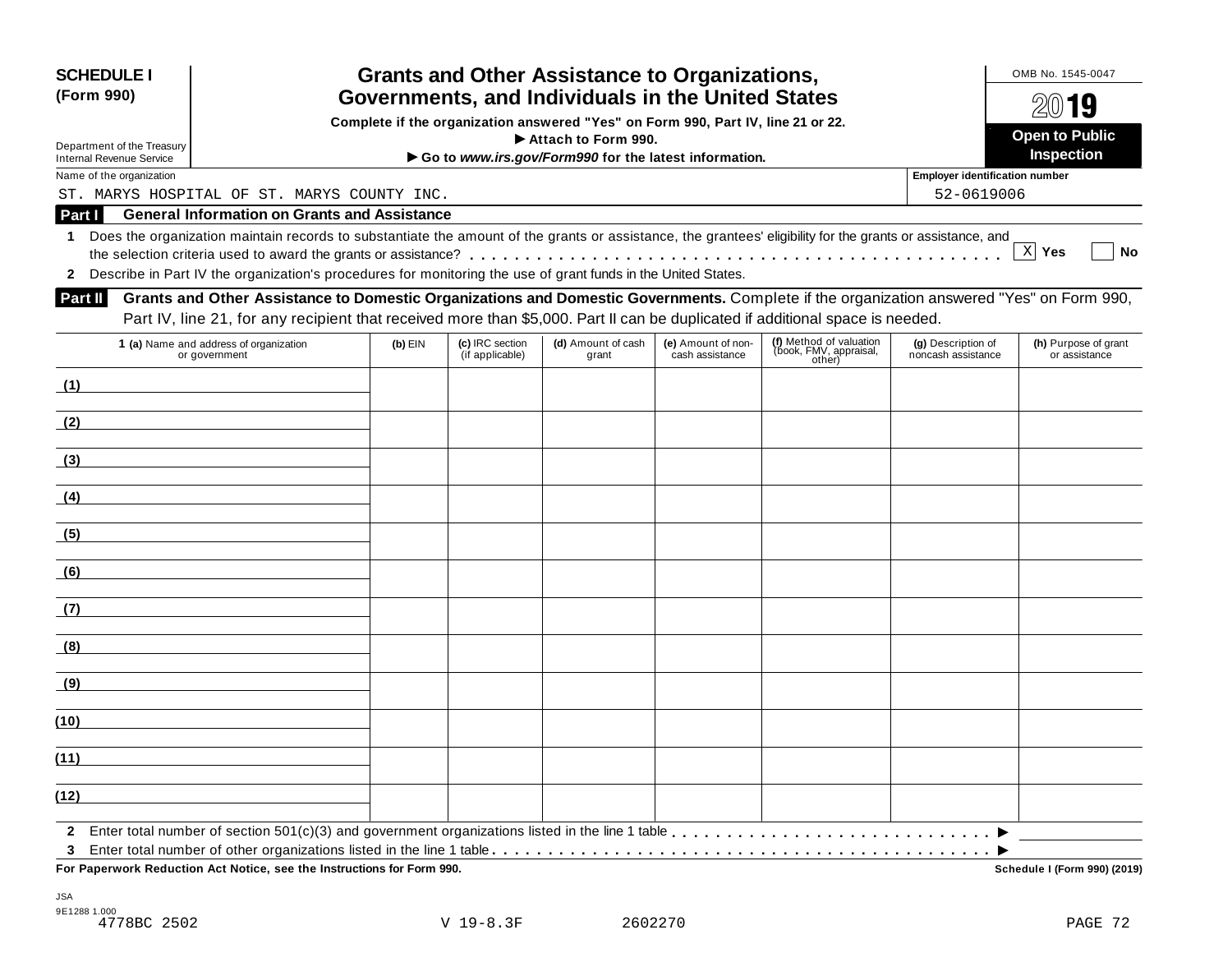**SCHEDULE I (Form 990)**

Department of the Treasury
Internal Revenue Service

# Grants and Other Assistance to Organizations, Governments, and Individuals in the United States

**Complete if the organization answered "Yes" on Form 990, Part IV, line 21 or 22.**
**▶ Attach to Form 990.**
**▶ Go to *www.irs.gov/Form990* for the latest information.**

OMB No. 1545-0047

**2019**

**Open to Public Inspection**

Name of the organization: ST. MARYS HOSPITAL OF ST. MARYS COUNTY INC.

Employer identification number: 52-0619006

## Part I General Information on Grants and Assistance

**1** Does the organization maintain records to substantiate the amount of the grants or assistance, the grantees' eligibility for the grants or assistance, and the selection criteria used to award the grants or assistance? . . . . . . [X] **Yes** [ ] **No**

**2** Describe in Part IV the organization's procedures for monitoring the use of grant funds in the United States.

## Part II Grants and Other Assistance to Domestic Organizations and Domestic Governments.

Complete if the organization answered "Yes" on Form 990, Part IV, line 21, for any recipient that received more than $5,000. Part II can be duplicated if additional space is needed.

| 1 (a) Name and address of organization or government | (b) EIN | (c) IRC section (if applicable) | (d) Amount of cash grant | (e) Amount of non-cash assistance | (f) Method of valuation (book, FMV, appraisal, other) | (g) Description of noncash assistance | (h) Purpose of grant or assistance |
|---|---|---|---|---|---|---|---|
| (1) | | | | | | | |
| (2) | | | | | | | |
| (3) | | | | | | | |
| (4) | | | | | | | |
| (5) | | | | | | | |
| (6) | | | | | | | |
| (7) | | | | | | | |
| (8) | | | | | | | |
| (9) | | | | | | | |
| (10) | | | | | | | |
| (11) | | | | | | | |
| (12) | | | | | | | |

**2** Enter total number of section 501(c)(3) and government organizations listed in the line 1 table . . . . . . ▶

**3** Enter total number of other organizations listed in the line 1 table . . . . . . ▶

**For Paperwork Reduction Act Notice, see the Instructions for Form 990.** **Schedule I (Form 990) (2019)**

JSA
9E1288 1.000
4778BC 2502 V 19-8.3F 2602270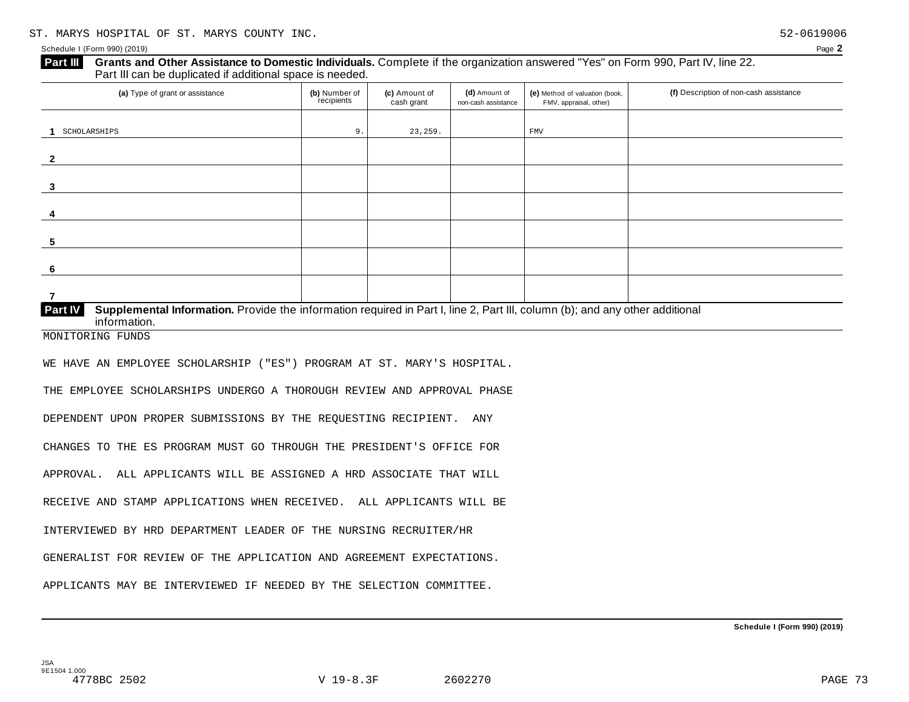ST. MARYS HOSPITAL OF ST. MARYS COUNTY INC. 52-0619006

Schedule I (Form 990) (2019) Page **2**

**Part III** **Grants and Other Assistance to Domestic Individuals.** Complete if the organization answered "Yes" on Form 990, Part IV, line 22. Part III can be duplicated if additional space is needed.

| | (a) Type of grant or assistance | (b) Number of recipients | (c) Amount of cash grant | (d) Amount of non-cash assistance | (e) Method of valuation (book, FMV, appraisal, other) | (f) Description of non-cash assistance |
|---|---|---|---|---|---|---|
| 1 | SCHOLARSHIPS | 9. | 23,259. | | FMV | |
| 2 | | | | | | |
| 3 | | | | | | |
| 4 | | | | | | |
| 5 | | | | | | |
| 6 | | | | | | |
| 7 | | | | | | |

**Part IV** **Supplemental Information.** Provide the information required in Part I, line 2, Part III, column (b); and any other additional information.

MONITORING FUNDS

WE HAVE AN EMPLOYEE SCHOLARSHIP ("ES") PROGRAM AT ST. MARY'S HOSPITAL. THE EMPLOYEE SCHOLARSHIPS UNDERGO A THOROUGH REVIEW AND APPROVAL PHASE DEPENDENT UPON PROPER SUBMISSIONS BY THE REQUESTING RECIPIENT. ANY CHANGES TO THE ES PROGRAM MUST GO THROUGH THE PRESIDENT'S OFFICE FOR APPROVAL. ALL APPLICANTS WILL BE ASSIGNED A HRD ASSOCIATE THAT WILL RECEIVE AND STAMP APPLICATIONS WHEN RECEIVED. ALL APPLICANTS WILL BE INTERVIEWED BY HRD DEPARTMENT LEADER OF THE NURSING RECRUITER/HR GENERALIST FOR REVIEW OF THE APPLICATION AND AGREEMENT EXPECTATIONS. APPLICANTS MAY BE INTERVIEWED IF NEEDED BY THE SELECTION COMMITTEE.

**Schedule I (Form 990) (2019)**

JSA 9E1504 1.000
4778BC 2502 V 19-8.3F 2602270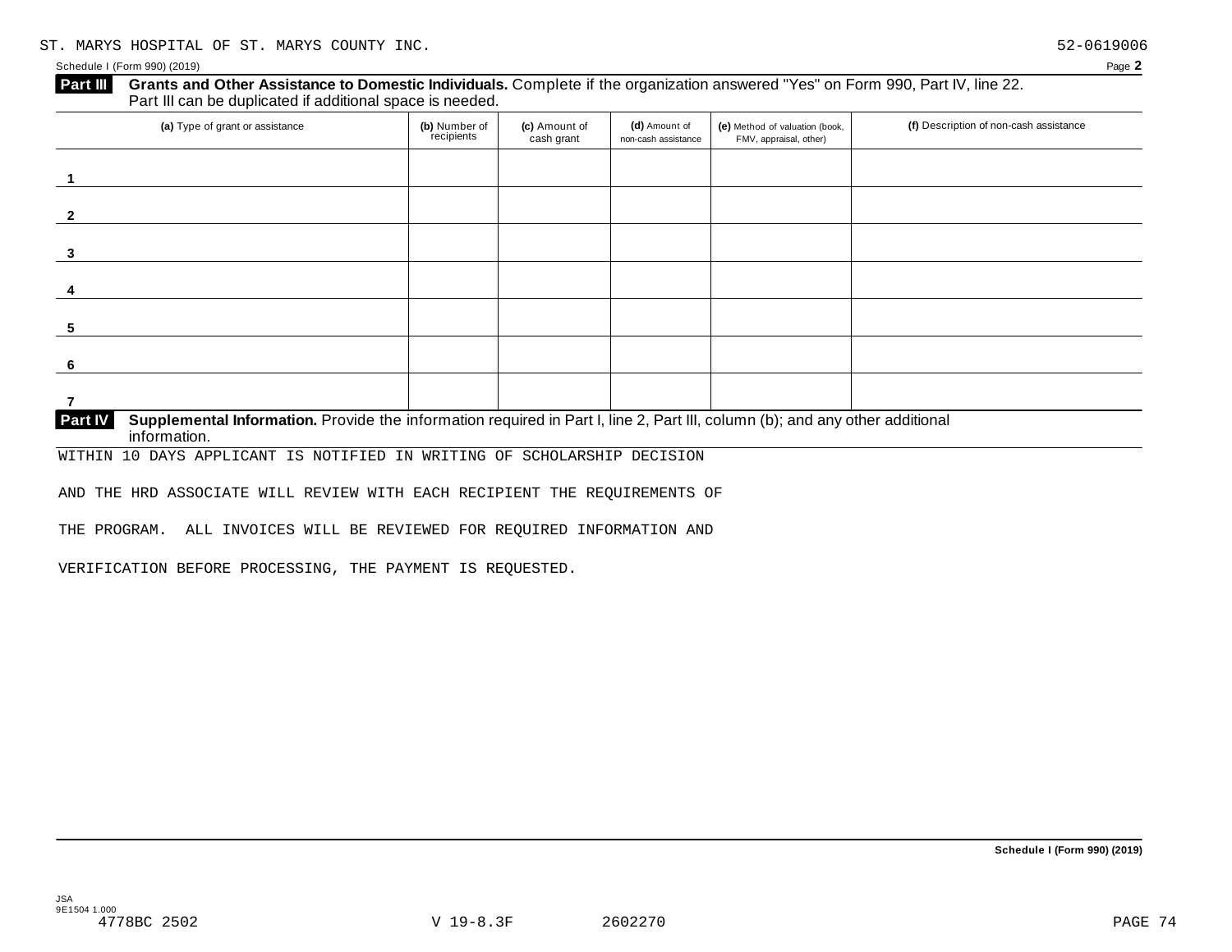ST. MARYS HOSPITAL OF ST. MARYS COUNTY INC. 52-0619006

Schedule I (Form 990) (2019) Page **2**

**Part III** **Grants and Other Assistance to Domestic Individuals.** Complete if the organization answered "Yes" on Form 990, Part IV, line 22. Part III can be duplicated if additional space is needed.

| (a) Type of grant or assistance | (b) Number of recipients | (c) Amount of cash grant | (d) Amount of non-cash assistance | (e) Method of valuation (book, FMV, appraisal, other) | (f) Description of non-cash assistance |
|---|---|---|---|---|---|
| 1 | | | | | |
| 2 | | | | | |
| 3 | | | | | |
| 4 | | | | | |
| 5 | | | | | |
| 6 | | | | | |
| 7 | | | | | |

**Part IV** **Supplemental Information.** Provide the information required in Part I, line 2, Part III, column (b); and any other additional information.

WITHIN 10 DAYS APPLICANT IS NOTIFIED IN WRITING OF SCHOLARSHIP DECISION

AND THE HRD ASSOCIATE WILL REVIEW WITH EACH RECIPIENT THE REQUIREMENTS OF

THE PROGRAM. ALL INVOICES WILL BE REVIEWED FOR REQUIRED INFORMATION AND

VERIFICATION BEFORE PROCESSING, THE PAYMENT IS REQUESTED.

**Schedule I (Form 990) (2019)**

JSA
9E1504 1.000
4778BC 2502 V 19-8.3F 2602270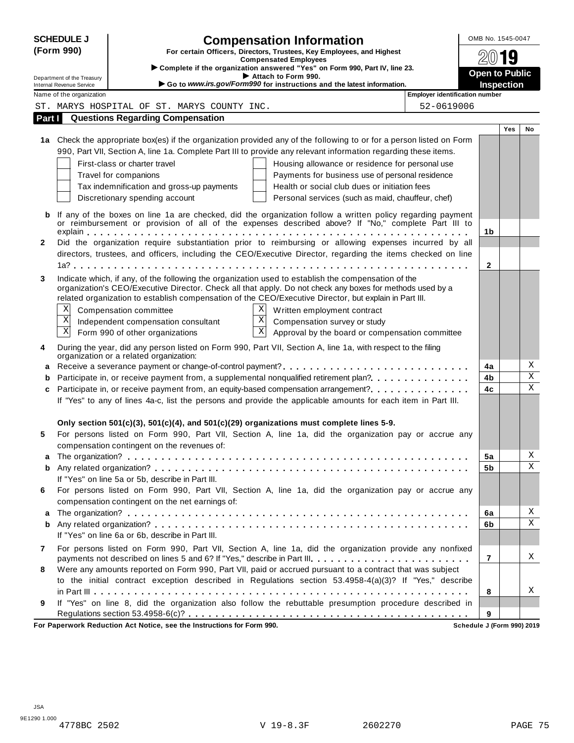**SCHEDULE J (Form 990)**

# Compensation Information

**For certain Officers, Directors, Trustees, Key Employees, and Highest Compensated Employees**

▶ Complete if the organization answered "Yes" on Form 990, Part IV, line 23.
▶ Attach to Form 990.
▶ Go to *www.irs.gov/Form990* for instructions and the latest information.

Department of the Treasury
Internal Revenue Service

OMB No. 1545-0047

2019

**Open to Public Inspection**

| Name of the organization | Employer identification number |
|---|---|
| ST. MARYS HOSPITAL OF ST. MARYS COUNTY INC. | 52-0619006 |

## Part I Questions Regarding Compensation

| | | | Yes | No |
|---|---|---|---|---|
| **1a** | Check the appropriate box(es) if the organization provided any of the following to or for a person listed on Form 990, Part VII, Section A, line 1a. Complete Part III to provide any relevant information regarding these items.<br>☐ First-class or charter travel ☐ Housing allowance or residence for personal use<br>☐ Travel for companions ☐ Payments for business use of personal residence<br>☐ Tax indemnification and gross-up payments ☐ Health or social club dues or initiation fees<br>☐ Discretionary spending account ☐ Personal services (such as maid, chauffeur, chef) | | | |
| **b** | If any of the boxes on line 1a are checked, did the organization follow a written policy regarding payment or reimbursement or provision of all of the expenses described above? If "No," complete Part III to explain | 1b | | |
| **2** | Did the organization require substantiation prior to reimbursing or allowing expenses incurred by all directors, trustees, and officers, including the CEO/Executive Director, regarding the items checked on line 1a? | 2 | | |
| **3** | Indicate which, if any, of the following the organization used to establish the compensation of the organization's CEO/Executive Director. Check all that apply. Do not check any boxes for methods used by a related organization to establish compensation of the CEO/Executive Director, but explain in Part III.<br>☒ Compensation committee ☒ Written employment contract<br>☒ Independent compensation consultant ☒ Compensation survey or study<br>☒ Form 990 of other organizations ☒ Approval by the board or compensation committee | | | |
| **4** | During the year, did any person listed on Form 990, Part VII, Section A, line 1a, with respect to the filing organization or a related organization: | | | |
| **a** | Receive a severance payment or change-of-control payment? | 4a | | X |
| **b** | Participate in, or receive payment from, a supplemental nonqualified retirement plan? | 4b | | X |
| **c** | Participate in, or receive payment from, an equity-based compensation arrangement? | 4c | | X |
| | If "Yes" to any of lines 4a-c, list the persons and provide the applicable amounts for each item in Part III. | | | |
| | **Only section 501(c)(3), 501(c)(4), and 501(c)(29) organizations must complete lines 5-9.** | | | |
| **5** | For persons listed on Form 990, Part VII, Section A, line 1a, did the organization pay or accrue any compensation contingent on the revenues of: | | | |
| **a** | The organization? | 5a | | X |
| **b** | Any related organization? | 5b | | X |
| | If "Yes" on line 5a or 5b, describe in Part III. | | | |
| **6** | For persons listed on Form 990, Part VII, Section A, line 1a, did the organization pay or accrue any compensation contingent on the net earnings of: | | | |
| **a** | The organization? | 6a | | X |
| **b** | Any related organization? | 6b | | X |
| | If "Yes" on line 6a or 6b, describe in Part III. | | | |
| **7** | For persons listed on Form 990, Part VII, Section A, line 1a, did the organization provide any nonfixed payments not described on lines 5 and 6? If "Yes," describe in Part III. | 7 | | X |
| **8** | Were any amounts reported on Form 990, Part VII, paid or accrued pursuant to a contract that was subject to the initial contract exception described in Regulations section 53.4958-4(a)(3)? If "Yes," describe in Part III | 8 | | X |
| **9** | If "Yes" on line 8, did the organization also follow the rebuttable presumption procedure described in Regulations section 53.4958-6(c)? | 9 | | |

**For Paperwork Reduction Act Notice, see the Instructions for Form 990.** **Schedule J (Form 990) 2019**

JSA
9E1290 1.000
4778BC 2502 V 19-8.3F 2602270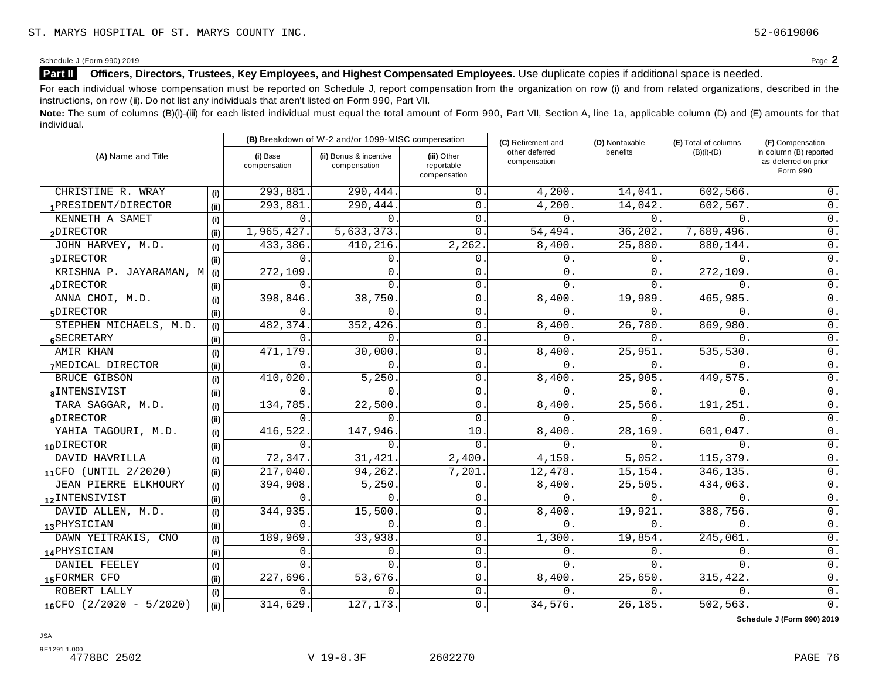ST. MARYS HOSPITAL OF ST. MARYS COUNTY INC. 52-0619006

Schedule J (Form 990) 2019 Page **2**

**Part II** **Officers, Directors, Trustees, Key Employees, and Highest Compensated Employees.** Use duplicate copies if additional space is needed.

For each individual whose compensation must be reported on Schedule J, report compensation from the organization on row (i) and from related organizations, described in the instructions, on row (ii). Do not list any individuals that aren't listed on Form 990, Part VII.

**Note:** The sum of columns (B)(i)-(iii) for each listed individual must equal the total amount of Form 990, Part VII, Section A, line 1a, applicable column (D) and (E) amounts for that individual.

| (A) Name and Title | | (B) Breakdown of W-2 and/or 1099-MISC compensation | | | (C) Retirement and other deferred compensation | (D) Nontaxable benefits | (E) Total of columns (B)(i)-(D) | (F) Compensation in column (B) reported as deferred on prior Form 990 |
|---|---|---|---|---|---|---|---|---|
| | | (i) Base compensation | (ii) Bonus & incentive compensation | (iii) Other reportable compensation | | | | |
| CHRISTINE R. WRAY | (i) | 293,881. | 290,444. | 0. | 4,200. | 14,041. | 602,566. | 0. |
| 1 PRESIDENT/DIRECTOR | (ii) | 293,881. | 290,444. | 0. | 4,200. | 14,042. | 602,567. | 0. |
| KENNETH A SAMET | (i) | 0. | 0. | 0. | 0. | 0. | 0. | 0. |
| 2 DIRECTOR | (ii) | 1,965,427. | 5,633,373. | 0. | 54,494. | 36,202. | 7,689,496. | 0. |
| JOHN HARVEY, M.D. | (i) | 433,386. | 410,216. | 2,262. | 8,400. | 25,880. | 880,144. | 0. |
| 3 DIRECTOR | (ii) | 0. | 0. | 0. | 0. | 0. | 0. | 0. |
| KRISHNA P. JAYARAMAN, M | (i) | 272,109. | 0. | 0. | 0. | 0. | 272,109. | 0. |
| 4 DIRECTOR | (ii) | 0. | 0. | 0. | 0. | 0. | 0. | 0. |
| ANNA CHOI, M.D. | (i) | 398,846. | 38,750. | 0. | 8,400. | 19,989. | 465,985. | 0. |
| 5 DIRECTOR | (ii) | 0. | 0. | 0. | 0. | 0. | 0. | 0. |
| STEPHEN MICHAELS, M.D. | (i) | 482,374. | 352,426. | 0. | 8,400. | 26,780. | 869,980. | 0. |
| 6 SECRETARY | (ii) | 0. | 0. | 0. | 0. | 0. | 0. | 0. |
| AMIR KHAN | (i) | 471,179. | 30,000. | 0. | 8,400. | 25,951. | 535,530. | 0. |
| 7 MEDICAL DIRECTOR | (ii) | 0. | 0. | 0. | 0. | 0. | 0. | 0. |
| BRUCE GIBSON | (i) | 410,020. | 5,250. | 0. | 8,400. | 25,905. | 449,575. | 0. |
| 8 INTENSIVIST | (ii) | 0. | 0. | 0. | 0. | 0. | 0. | 0. |
| TARA SAGGAR, M.D. | (i) | 134,785. | 22,500. | 0. | 8,400. | 25,566. | 191,251. | 0. |
| 9 DIRECTOR | (ii) | 0. | 0. | 0. | 0. | 0. | 0. | 0. |
| YAHIA TAGOURI, M.D. | (i) | 416,522. | 147,946. | 10. | 8,400. | 28,169. | 601,047. | 0. |
| 10 DIRECTOR | (ii) | 0. | 0. | 0. | 0. | 0. | 0. | 0. |
| DAVID HAVRILLA | (i) | 72,347. | 31,421. | 2,400. | 4,159. | 5,052. | 115,379. | 0. |
| 11 CFO (UNTIL 2/2020) | (ii) | 217,040. | 94,262. | 7,201. | 12,478. | 15,154. | 346,135. | 0. |
| JEAN PIERRE ELKHOURY | (i) | 394,908. | 5,250. | 0. | 8,400. | 25,505. | 434,063. | 0. |
| 12 INTENSIVIST | (ii) | 0. | 0. | 0. | 0. | 0. | 0. | 0. |
| DAVID ALLEN, M.D. | (i) | 344,935. | 15,500. | 0. | 8,400. | 19,921. | 388,756. | 0. |
| 13 PHYSICIAN | (ii) | 0. | 0. | 0. | 0. | 0. | 0. | 0. |
| DAWN YEITRAKIS, CNO | (i) | 189,969. | 33,938. | 0. | 1,300. | 19,854. | 245,061. | 0. |
| 14 PHYSICIAN | (ii) | 0. | 0. | 0. | 0. | 0. | 0. | 0. |
| DANIEL FEELEY | (i) | 0. | 0. | 0. | 0. | 0. | 0. | 0. |
| 15 FORMER CFO | (ii) | 227,696. | 53,676. | 0. | 8,400. | 25,650. | 315,422. | 0. |
| ROBERT LALLY | (i) | 0. | 0. | 0. | 0. | 0. | 0. | 0. |
| 16 CFO (2/2020 - 5/2020) | (ii) | 314,629. | 127,173. | 0. | 34,576. | 26,185. | 502,563. | 0. |

**Schedule J (Form 990) 2019**

JSA
9E1291 1.000
4778BC 2502 V 19-8.3F 2602270 PAGE 76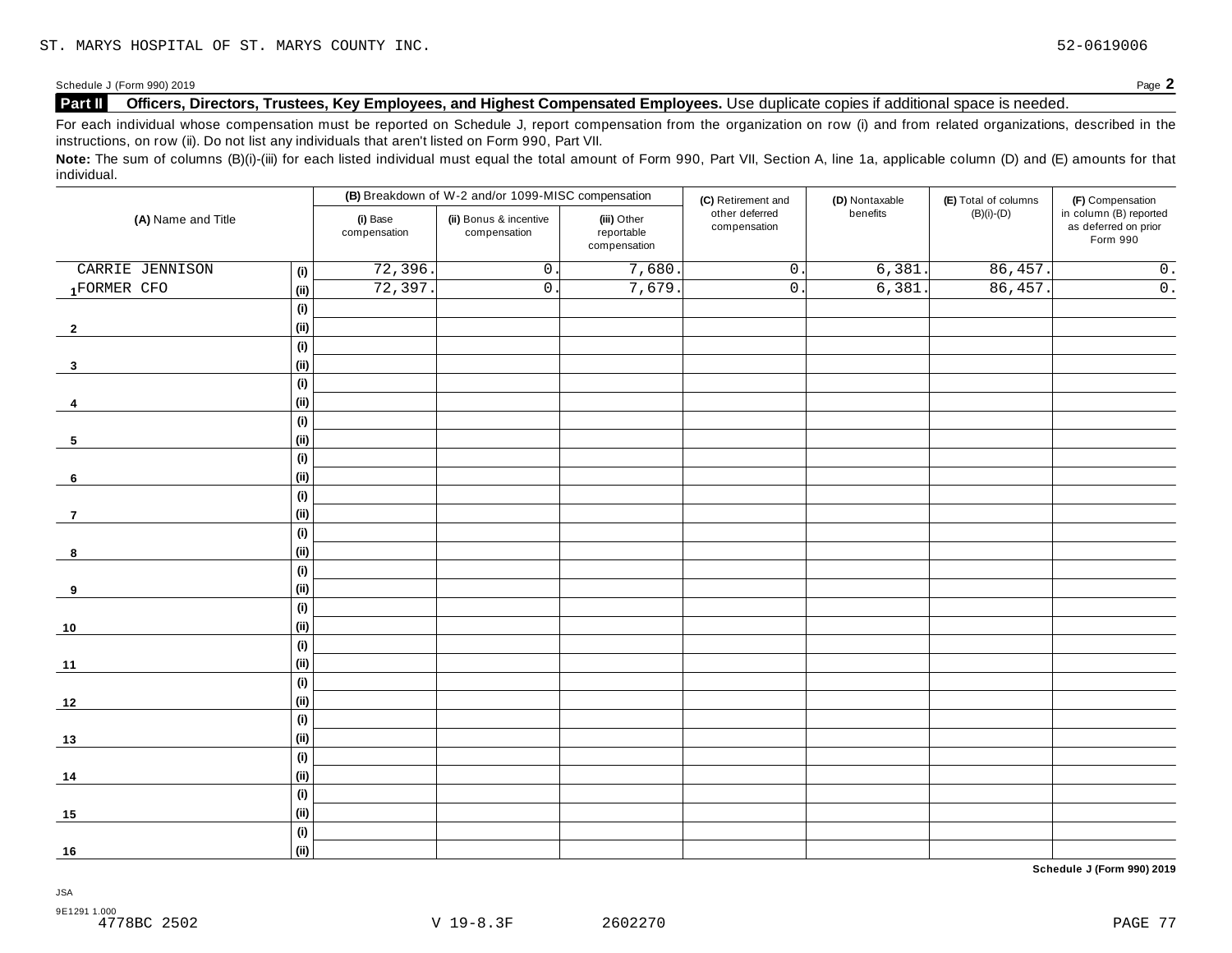ST. MARYS HOSPITAL OF ST. MARYS COUNTY INC. 52-0619006

Schedule J (Form 990) 2019 Page **2**

**Part II** **Officers, Directors, Trustees, Key Employees, and Highest Compensated Employees.** Use duplicate copies if additional space is needed.

For each individual whose compensation must be reported on Schedule J, report compensation from the organization on row (i) and from related organizations, described in the instructions, on row (ii). Do not list any individuals that aren't listed on Form 990, Part VII.

**Note:** The sum of columns (B)(i)-(iii) for each listed individual must equal the total amount of Form 990, Part VII, Section A, line 1a, applicable column (D) and (E) amounts for that individual.

| (A) Name and Title | | (B) Breakdown of W-2 and/or 1099-MISC compensation | | | (C) Retirement and other deferred compensation | (D) Nontaxable benefits | (E) Total of columns (B)(i)-(D) | (F) Compensation in column (B) reported as deferred on prior Form 990 |
|---|---|---|---|---|---|---|---|---|
| | | (i) Base compensation | (ii) Bonus & incentive compensation | (iii) Other reportable compensation | | | | |
| 1 CARRIE JENNISON | (i) | 72,396. | 0. | 7,680. | 0. | 6,381. | 86,457. | 0. |
| FORMER CFO | (ii) | 72,397. | 0. | 7,679. | 0. | 6,381. | 86,457. | 0. |
| 2 | (i) | | | | | | | |
| | (ii) | | | | | | | |
| 3 | (i) | | | | | | | |
| | (ii) | | | | | | | |
| 4 | (i) | | | | | | | |
| | (ii) | | | | | | | |
| 5 | (i) | | | | | | | |
| | (ii) | | | | | | | |
| 6 | (i) | | | | | | | |
| | (ii) | | | | | | | |
| 7 | (i) | | | | | | | |
| | (ii) | | | | | | | |
| 8 | (i) | | | | | | | |
| | (ii) | | | | | | | |
| 9 | (i) | | | | | | | |
| | (ii) | | | | | | | |
| 10 | (i) | | | | | | | |
| | (ii) | | | | | | | |
| 11 | (i) | | | | | | | |
| | (ii) | | | | | | | |
| 12 | (i) | | | | | | | |
| | (ii) | | | | | | | |
| 13 | (i) | | | | | | | |
| | (ii) | | | | | | | |
| 14 | (i) | | | | | | | |
| | (ii) | | | | | | | |
| 15 | (i) | | | | | | | |
| | (ii) | | | | | | | |
| 16 | (i) | | | | | | | |
| | (ii) | | | | | | | |

**Schedule J (Form 990) 2019**

JSA
9E1291 1.000
4778BC 2502 V 19-8.3F 2602270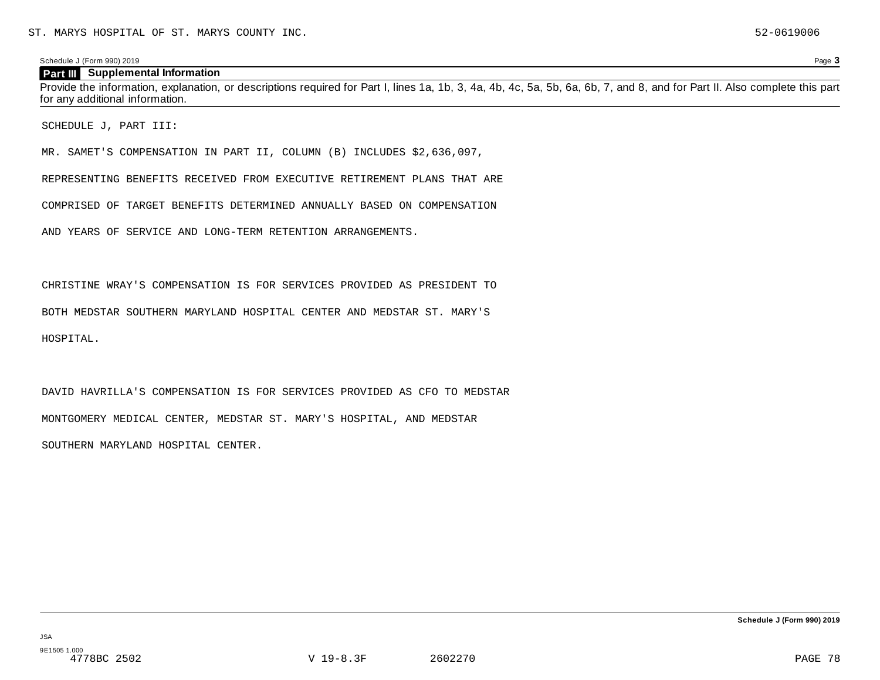Schedule J (Form 990) 2019 Page **3**

## Part III Supplemental Information

Provide the information, explanation, or descriptions required for Part I, lines 1a, 1b, 3, 4a, 4b, 4c, 5a, 5b, 6a, 6b, 7, and 8, and for Part II. Also complete this part for any additional information.

SCHEDULE J, PART III:

MR. SAMET'S COMPENSATION IN PART II, COLUMN (B) INCLUDES $2,636,097, REPRESENTING BENEFITS RECEIVED FROM EXECUTIVE RETIREMENT PLANS THAT ARE COMPRISED OF TARGET BENEFITS DETERMINED ANNUALLY BASED ON COMPENSATION AND YEARS OF SERVICE AND LONG-TERM RETENTION ARRANGEMENTS.

CHRISTINE WRAY'S COMPENSATION IS FOR SERVICES PROVIDED AS PRESIDENT TO BOTH MEDSTAR SOUTHERN MARYLAND HOSPITAL CENTER AND MEDSTAR ST. MARY'S HOSPITAL.

DAVID HAVRILLA'S COMPENSATION IS FOR SERVICES PROVIDED AS CFO TO MEDSTAR MONTGOMERY MEDICAL CENTER, MEDSTAR ST. MARY'S HOSPITAL, AND MEDSTAR SOUTHERN MARYLAND HOSPITAL CENTER.

**Schedule J (Form 990) 2019**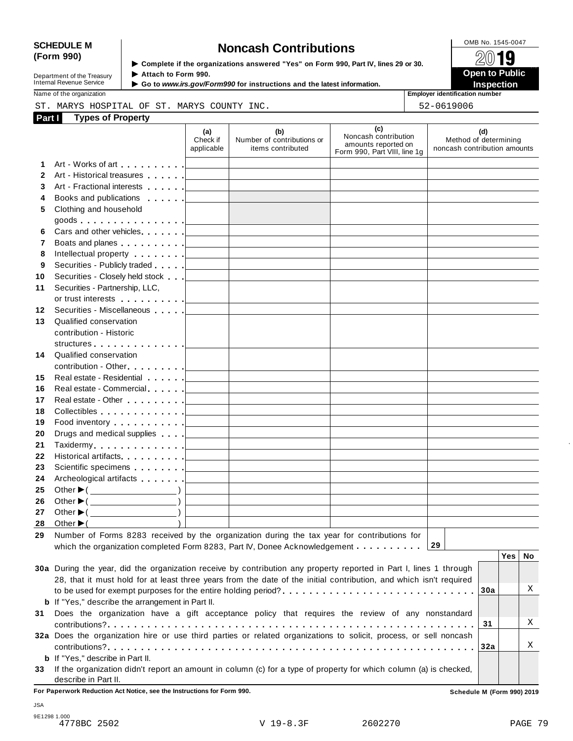**SCHEDULE M (Form 990)**

Department of the Treasury
Internal Revenue Service

# Noncash Contributions

▶ Complete if the organizations answered "Yes" on Form 990, Part IV, lines 29 or 30.
▶ Attach to Form 990.
▶ Go to *www.irs.gov/Form990* for instructions and the latest information.

OMB No. 1545-0047

**2019**

**Open to Public Inspection**

Name of the organization: ST. MARYS HOSPITAL OF ST. MARYS COUNTY INC.

Employer identification number: 52-0619006

## Part I Types of Property

| | | (a) Check if applicable | (b) Number of contributions or items contributed | (c) Noncash contribution amounts reported on Form 990, Part VIII, line 1g | (d) Method of determining noncash contribution amounts |
|---|---|---|---|---|---|
| 1 | Art - Works of art | | | | |
| 2 | Art - Historical treasures | | | | |
| 3 | Art - Fractional interests | | | | |
| 4 | Books and publications | | | | |
| 5 | Clothing and household goods | | | | |
| 6 | Cars and other vehicles | | | | |
| 7 | Boats and planes | | | | |
| 8 | Intellectual property | | | | |
| 9 | Securities - Publicly traded | | | | |
| 10 | Securities - Closely held stock | | | | |
| 11 | Securities - Partnership, LLC, or trust interests | | | | |
| 12 | Securities - Miscellaneous | | | | |
| 13 | Qualified conservation contribution - Historic structures | | | | |
| 14 | Qualified conservation contribution - Other | | | | |
| 15 | Real estate - Residential | | | | |
| 16 | Real estate - Commercial | | | | |
| 17 | Real estate - Other | | | | |
| 18 | Collectibles | | | | |
| 19 | Food inventory | | | | |
| 20 | Drugs and medical supplies | | | | |
| 21 | Taxidermy | | | | |
| 22 | Historical artifacts | | | | |
| 23 | Scientific specimens | | | | |
| 24 | Archeological artifacts | | | | |
| 25 | Other ▶ ( ) | | | | |
| 26 | Other ▶ ( ) | | | | |
| 27 | Other ▶ ( ) | | | | |
| 28 | Other ▶ ( ) | | | | |

29 Number of Forms 8283 received by the organization during the tax year for contributions for which the organization completed Form 8283, Part IV, Donee Acknowledgement . . . . . . . . . . 29

| | | | Yes | No |
|---|---|---|---|---|
| 30a | During the year, did the organization receive by contribution any property reported in Part I, lines 1 through 28, that it must hold for at least three years from the date of the initial contribution, and which isn't required to be used for exempt purposes for the entire holding period? | 30a | | X |
| b | If "Yes," describe the arrangement in Part II. | | | |
| 31 | Does the organization have a gift acceptance policy that requires the review of any nonstandard contributions? | 31 | | X |
| 32a | Does the organization hire or use third parties or related organizations to solicit, process, or sell noncash contributions? | 32a | | X |
| b | If "Yes," describe in Part II. | | | |
| 33 | If the organization didn't report an amount in column (c) for a type of property for which column (a) is checked, describe in Part II. | | | |

**For Paperwork Reduction Act Notice, see the Instructions for Form 990.** **Schedule M (Form 990) 2019**

JSA
9E1298 1.000
4778BC 2502 V 19-8.3F 2602270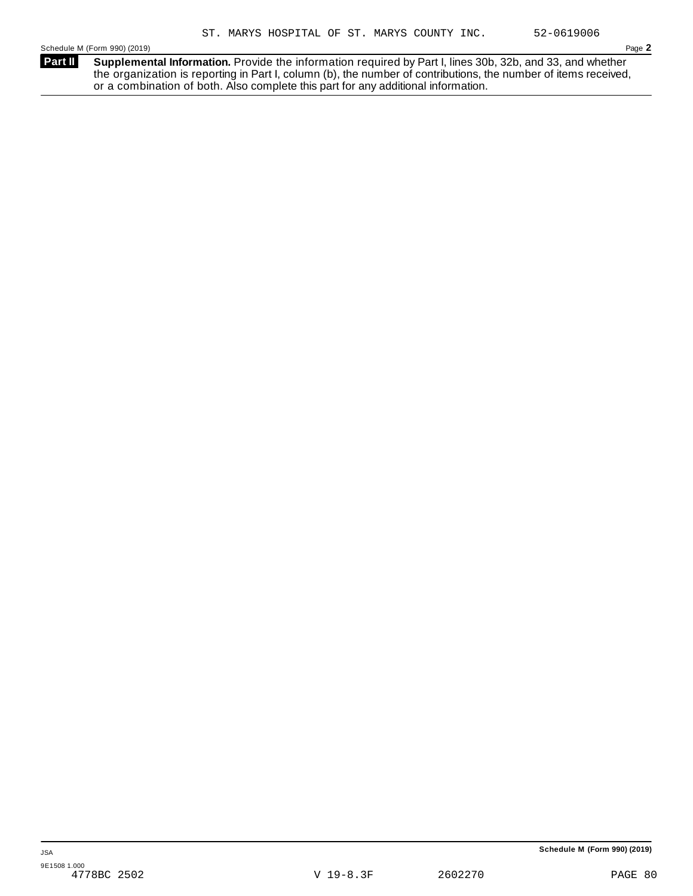ST. MARYS HOSPITAL OF ST. MARYS COUNTY INC. 52-0619006

Schedule M (Form 990) (2019) Page **2**

**Part II** **Supplemental Information.** Provide the information required by Part I, lines 30b, 32b, and 33, and whether the organization is reporting in Part I, column (b), the number of contributions, the number of items received, or a combination of both. Also complete this part for any additional information.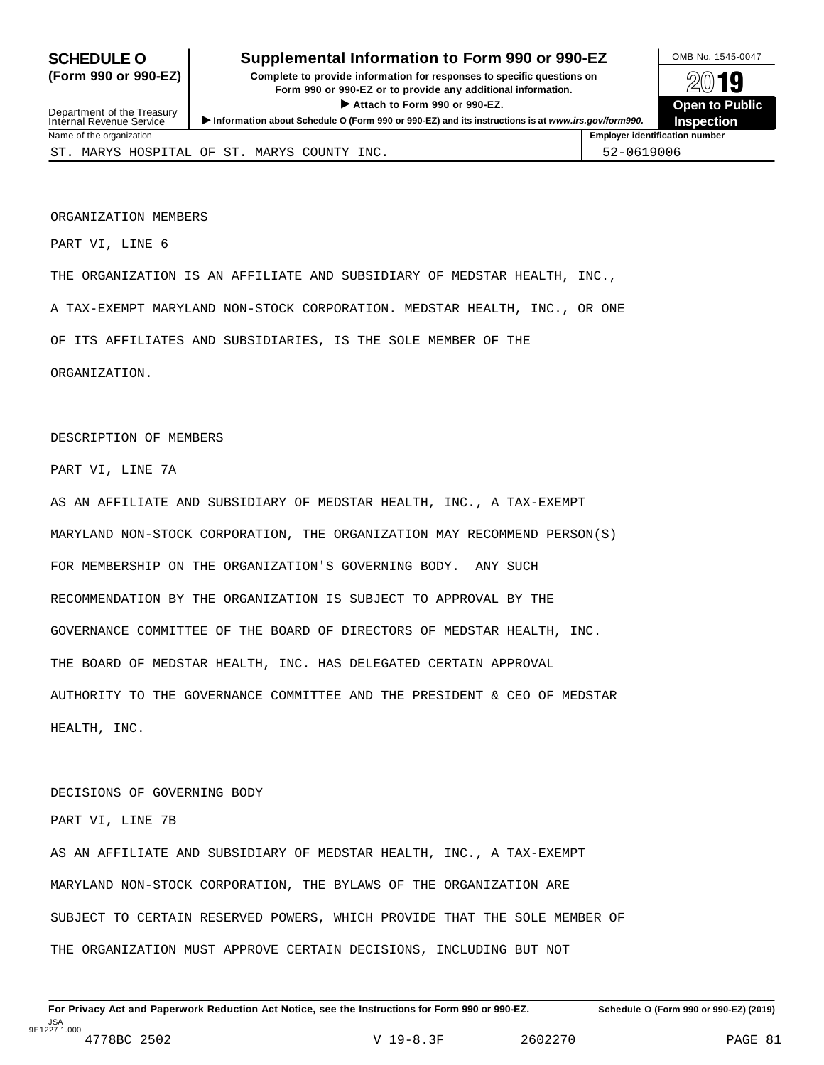# SCHEDULE O (Form 990 or 990-EZ)

## Supplemental Information to Form 990 or 990-EZ

**Complete to provide information for responses to specific questions on Form 990 or 990-EZ or to provide any additional information.**

▶ **Attach to Form 990 or 990-EZ.**

Department of the Treasury
Internal Revenue Service

▶ **Information about Schedule O (Form 990 or 990-EZ) and its instructions is at** ***www.irs.gov/form990.***

OMB No. 1545-0047

**2019**

**Open to Public Inspection**

| Name of the organization | Employer identification number |
|---|---|
| ST. MARYS HOSPITAL OF ST. MARYS COUNTY INC. | 52-0619006 |

ORGANIZATION MEMBERS

PART VI, LINE 6

THE ORGANIZATION IS AN AFFILIATE AND SUBSIDIARY OF MEDSTAR HEALTH, INC., A TAX-EXEMPT MARYLAND NON-STOCK CORPORATION. MEDSTAR HEALTH, INC., OR ONE OF ITS AFFILIATES AND SUBSIDIARIES, IS THE SOLE MEMBER OF THE ORGANIZATION.

DESCRIPTION OF MEMBERS

PART VI, LINE 7A

AS AN AFFILIATE AND SUBSIDIARY OF MEDSTAR HEALTH, INC., A TAX-EXEMPT MARYLAND NON-STOCK CORPORATION, THE ORGANIZATION MAY RECOMMEND PERSON(S) FOR MEMBERSHIP ON THE ORGANIZATION'S GOVERNING BODY. ANY SUCH RECOMMENDATION BY THE ORGANIZATION IS SUBJECT TO APPROVAL BY THE GOVERNANCE COMMITTEE OF THE BOARD OF DIRECTORS OF MEDSTAR HEALTH, INC. THE BOARD OF MEDSTAR HEALTH, INC. HAS DELEGATED CERTAIN APPROVAL AUTHORITY TO THE GOVERNANCE COMMITTEE AND THE PRESIDENT & CEO OF MEDSTAR HEALTH, INC.

DECISIONS OF GOVERNING BODY

PART VI, LINE 7B

AS AN AFFILIATE AND SUBSIDIARY OF MEDSTAR HEALTH, INC., A TAX-EXEMPT MARYLAND NON-STOCK CORPORATION, THE BYLAWS OF THE ORGANIZATION ARE SUBJECT TO CERTAIN RESERVED POWERS, WHICH PROVIDE THAT THE SOLE MEMBER OF THE ORGANIZATION MUST APPROVE CERTAIN DECISIONS, INCLUDING BUT NOT

**For Privacy Act and Paperwork Reduction Act Notice, see the Instructions for Form 990 or 990-EZ.** **Schedule O (Form 990 or 990-EZ) (2019)**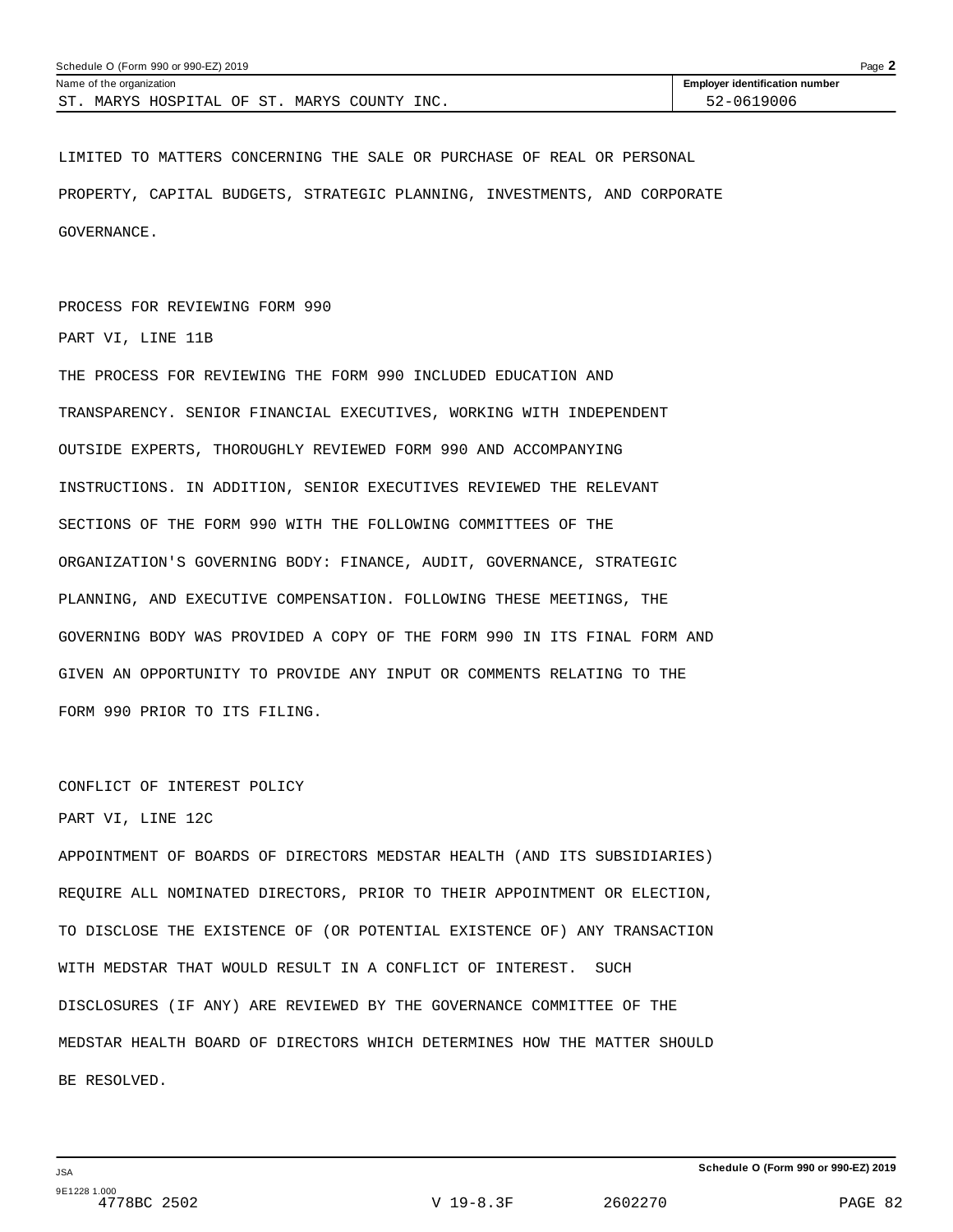LIMITED TO MATTERS CONCERNING THE SALE OR PURCHASE OF REAL OR PERSONAL PROPERTY, CAPITAL BUDGETS, STRATEGIC PLANNING, INVESTMENTS, AND CORPORATE GOVERNANCE.

PROCESS FOR REVIEWING FORM 990

PART VI, LINE 11B

THE PROCESS FOR REVIEWING THE FORM 990 INCLUDED EDUCATION AND TRANSPARENCY. SENIOR FINANCIAL EXECUTIVES, WORKING WITH INDEPENDENT OUTSIDE EXPERTS, THOROUGHLY REVIEWED FORM 990 AND ACCOMPANYING INSTRUCTIONS. IN ADDITION, SENIOR EXECUTIVES REVIEWED THE RELEVANT SECTIONS OF THE FORM 990 WITH THE FOLLOWING COMMITTEES OF THE ORGANIZATION'S GOVERNING BODY: FINANCE, AUDIT, GOVERNANCE, STRATEGIC PLANNING, AND EXECUTIVE COMPENSATION. FOLLOWING THESE MEETINGS, THE GOVERNING BODY WAS PROVIDED A COPY OF THE FORM 990 IN ITS FINAL FORM AND GIVEN AN OPPORTUNITY TO PROVIDE ANY INPUT OR COMMENTS RELATING TO THE FORM 990 PRIOR TO ITS FILING.

CONFLICT OF INTEREST POLICY

PART VI, LINE 12C

APPOINTMENT OF BOARDS OF DIRECTORS MEDSTAR HEALTH (AND ITS SUBSIDIARIES) REQUIRE ALL NOMINATED DIRECTORS, PRIOR TO THEIR APPOINTMENT OR ELECTION, TO DISCLOSE THE EXISTENCE OF (OR POTENTIAL EXISTENCE OF) ANY TRANSACTION WITH MEDSTAR THAT WOULD RESULT IN A CONFLICT OF INTEREST. SUCH DISCLOSURES (IF ANY) ARE REVIEWED BY THE GOVERNANCE COMMITTEE OF THE MEDSTAR HEALTH BOARD OF DIRECTORS WHICH DETERMINES HOW THE MATTER SHOULD BE RESOLVED.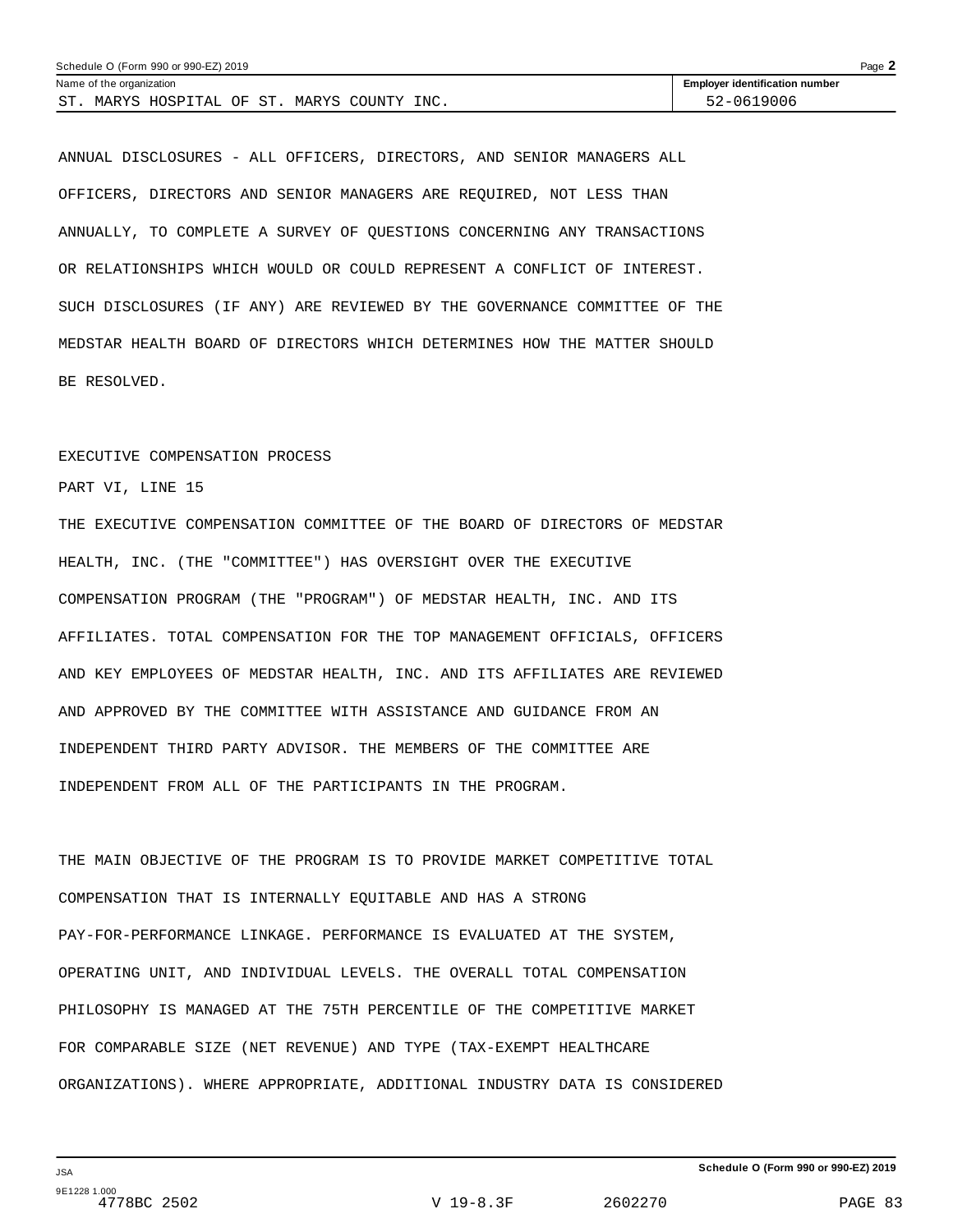ANNUAL DISCLOSURES - ALL OFFICERS, DIRECTORS, AND SENIOR MANAGERS ALL OFFICERS, DIRECTORS AND SENIOR MANAGERS ARE REQUIRED, NOT LESS THAN ANNUALLY, TO COMPLETE A SURVEY OF QUESTIONS CONCERNING ANY TRANSACTIONS OR RELATIONSHIPS WHICH WOULD OR COULD REPRESENT A CONFLICT OF INTEREST. SUCH DISCLOSURES (IF ANY) ARE REVIEWED BY THE GOVERNANCE COMMITTEE OF THE MEDSTAR HEALTH BOARD OF DIRECTORS WHICH DETERMINES HOW THE MATTER SHOULD BE RESOLVED.

EXECUTIVE COMPENSATION PROCESS

PART VI, LINE 15

THE EXECUTIVE COMPENSATION COMMITTEE OF THE BOARD OF DIRECTORS OF MEDSTAR HEALTH, INC. (THE "COMMITTEE") HAS OVERSIGHT OVER THE EXECUTIVE COMPENSATION PROGRAM (THE "PROGRAM") OF MEDSTAR HEALTH, INC. AND ITS AFFILIATES. TOTAL COMPENSATION FOR THE TOP MANAGEMENT OFFICIALS, OFFICERS AND KEY EMPLOYEES OF MEDSTAR HEALTH, INC. AND ITS AFFILIATES ARE REVIEWED AND APPROVED BY THE COMMITTEE WITH ASSISTANCE AND GUIDANCE FROM AN INDEPENDENT THIRD PARTY ADVISOR. THE MEMBERS OF THE COMMITTEE ARE INDEPENDENT FROM ALL OF THE PARTICIPANTS IN THE PROGRAM.

THE MAIN OBJECTIVE OF THE PROGRAM IS TO PROVIDE MARKET COMPETITIVE TOTAL COMPENSATION THAT IS INTERNALLY EQUITABLE AND HAS A STRONG PAY-FOR-PERFORMANCE LINKAGE. PERFORMANCE IS EVALUATED AT THE SYSTEM, OPERATING UNIT, AND INDIVIDUAL LEVELS. THE OVERALL TOTAL COMPENSATION PHILOSOPHY IS MANAGED AT THE 75TH PERCENTILE OF THE COMPETITIVE MARKET FOR COMPARABLE SIZE (NET REVENUE) AND TYPE (TAX-EXEMPT HEALTHCARE ORGANIZATIONS). WHERE APPROPRIATE, ADDITIONAL INDUSTRY DATA IS CONSIDERED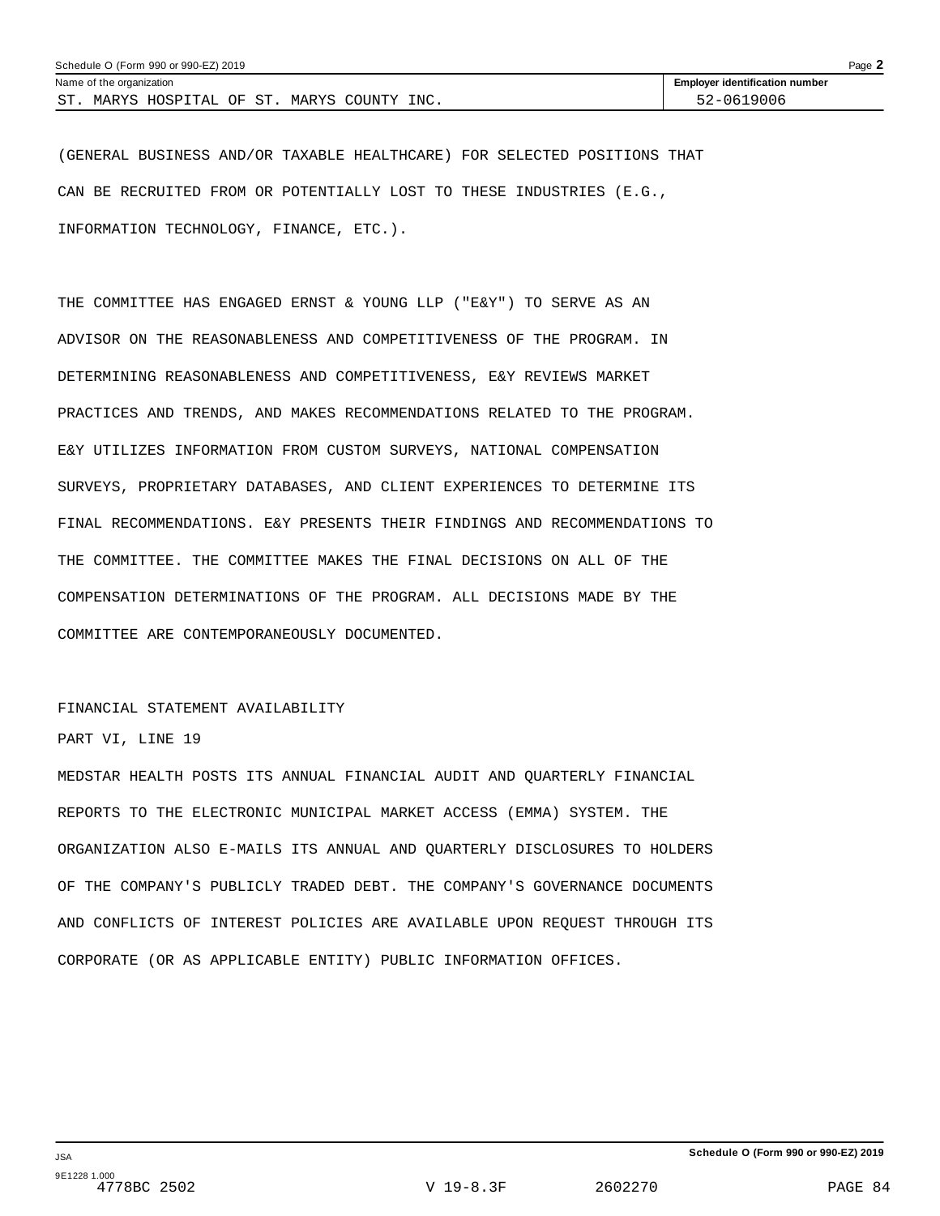(GENERAL BUSINESS AND/OR TAXABLE HEALTHCARE) FOR SELECTED POSITIONS THAT CAN BE RECRUITED FROM OR POTENTIALLY LOST TO THESE INDUSTRIES (E.G., INFORMATION TECHNOLOGY, FINANCE, ETC.).

THE COMMITTEE HAS ENGAGED ERNST & YOUNG LLP ("E&Y") TO SERVE AS AN ADVISOR ON THE REASONABLENESS AND COMPETITIVENESS OF THE PROGRAM. IN DETERMINING REASONABLENESS AND COMPETITIVENESS, E&Y REVIEWS MARKET PRACTICES AND TRENDS, AND MAKES RECOMMENDATIONS RELATED TO THE PROGRAM. E&Y UTILIZES INFORMATION FROM CUSTOM SURVEYS, NATIONAL COMPENSATION SURVEYS, PROPRIETARY DATABASES, AND CLIENT EXPERIENCES TO DETERMINE ITS FINAL RECOMMENDATIONS. E&Y PRESENTS THEIR FINDINGS AND RECOMMENDATIONS TO THE COMMITTEE. THE COMMITTEE MAKES THE FINAL DECISIONS ON ALL OF THE COMPENSATION DETERMINATIONS OF THE PROGRAM. ALL DECISIONS MADE BY THE COMMITTEE ARE CONTEMPORANEOUSLY DOCUMENTED.

FINANCIAL STATEMENT AVAILABILITY

PART VI, LINE 19

MEDSTAR HEALTH POSTS ITS ANNUAL FINANCIAL AUDIT AND QUARTERLY FINANCIAL REPORTS TO THE ELECTRONIC MUNICIPAL MARKET ACCESS (EMMA) SYSTEM. THE ORGANIZATION ALSO E-MAILS ITS ANNUAL AND QUARTERLY DISCLOSURES TO HOLDERS OF THE COMPANY'S PUBLICLY TRADED DEBT. THE COMPANY'S GOVERNANCE DOCUMENTS AND CONFLICTS OF INTEREST POLICIES ARE AVAILABLE UPON REQUEST THROUGH ITS CORPORATE (OR AS APPLICABLE ENTITY) PUBLIC INFORMATION OFFICES.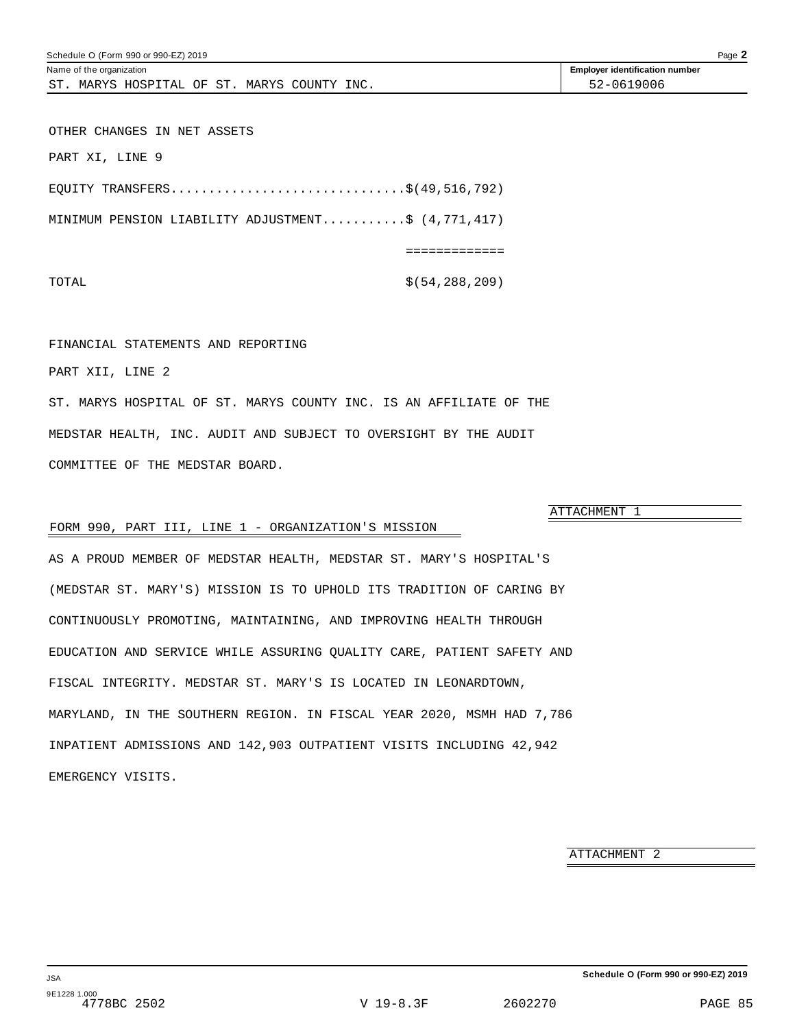Schedule O (Form 990 or 990-EZ) 2019

| Name of the organization | Employer identification number |
|---|---|
| ST. MARYS HOSPITAL OF ST. MARYS COUNTY INC. | 52-0619006 |

OTHER CHANGES IN NET ASSETS

PART XI, LINE 9

| | |
|---|---|
| EQUITY TRANSFERS | $(49,516,792) |
| MINIMUM PENSION LIABILITY ADJUSTMENT | $ (4,771,417) |
| TOTAL | $(54,288,209) |

FINANCIAL STATEMENTS AND REPORTING

PART XII, LINE 2

ST. MARYS HOSPITAL OF ST. MARYS COUNTY INC. IS AN AFFILIATE OF THE MEDSTAR HEALTH, INC. AUDIT AND SUBJECT TO OVERSIGHT BY THE AUDIT COMMITTEE OF THE MEDSTAR BOARD.

ATTACHMENT 1

FORM 990, PART III, LINE 1 - ORGANIZATION'S MISSION

AS A PROUD MEMBER OF MEDSTAR HEALTH, MEDSTAR ST. MARY'S HOSPITAL'S (MEDSTAR ST. MARY'S) MISSION IS TO UPHOLD ITS TRADITION OF CARING BY CONTINUOUSLY PROMOTING, MAINTAINING, AND IMPROVING HEALTH THROUGH EDUCATION AND SERVICE WHILE ASSURING QUALITY CARE, PATIENT SAFETY AND FISCAL INTEGRITY. MEDSTAR ST. MARY'S IS LOCATED IN LEONARDTOWN, MARYLAND, IN THE SOUTHERN REGION. IN FISCAL YEAR 2020, MSMH HAD 7,786 INPATIENT ADMISSIONS AND 142,903 OUTPATIENT VISITS INCLUDING 42,942 EMERGENCY VISITS.

ATTACHMENT 2

Schedule O (Form 990 or 990-EZ) 2019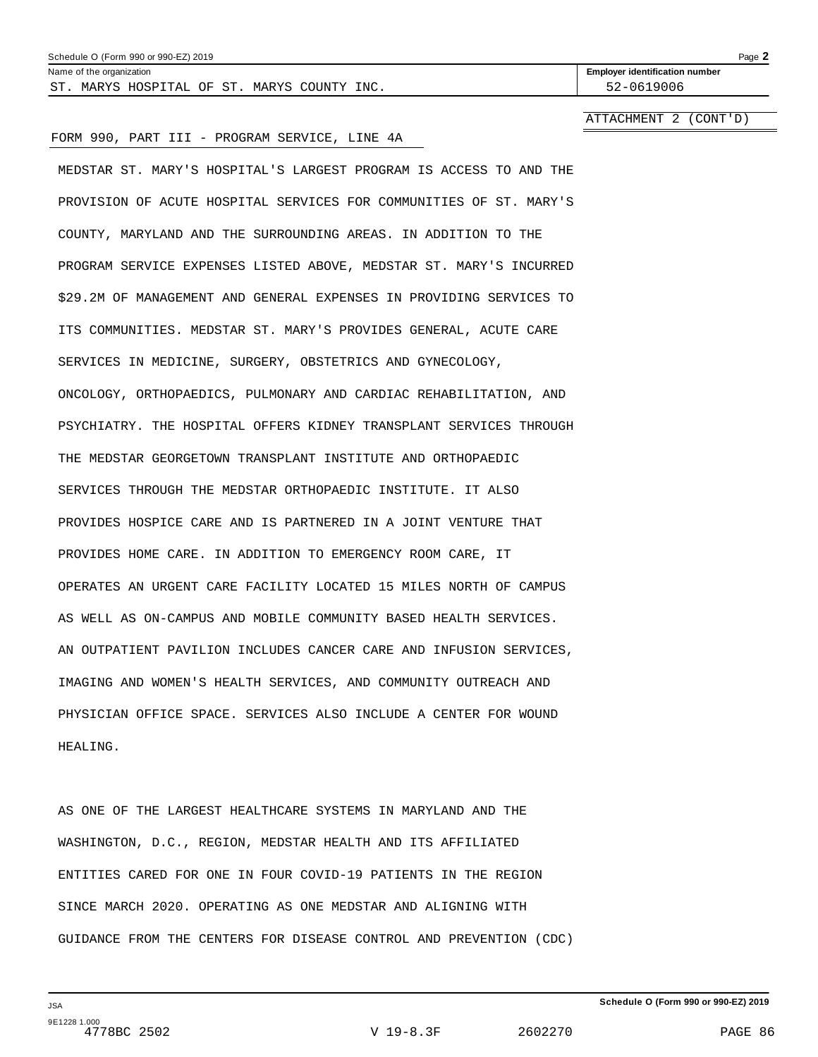Name of the organization: ST. MARYS HOSPITAL OF ST. MARYS COUNTY INC.

Employer identification number: 52-0619006

ATTACHMENT 2 (CONT'D)

FORM 990, PART III - PROGRAM SERVICE, LINE 4A

MEDSTAR ST. MARY'S HOSPITAL'S LARGEST PROGRAM IS ACCESS TO AND THE PROVISION OF ACUTE HOSPITAL SERVICES FOR COMMUNITIES OF ST. MARY'S COUNTY, MARYLAND AND THE SURROUNDING AREAS. IN ADDITION TO THE PROGRAM SERVICE EXPENSES LISTED ABOVE, MEDSTAR ST. MARY'S INCURRED $29.2M OF MANAGEMENT AND GENERAL EXPENSES IN PROVIDING SERVICES TO ITS COMMUNITIES. MEDSTAR ST. MARY'S PROVIDES GENERAL, ACUTE CARE SERVICES IN MEDICINE, SURGERY, OBSTETRICS AND GYNECOLOGY, ONCOLOGY, ORTHOPAEDICS, PULMONARY AND CARDIAC REHABILITATION, AND PSYCHIATRY. THE HOSPITAL OFFERS KIDNEY TRANSPLANT SERVICES THROUGH THE MEDSTAR GEORGETOWN TRANSPLANT INSTITUTE AND ORTHOPAEDIC SERVICES THROUGH THE MEDSTAR ORTHOPAEDIC INSTITUTE. IT ALSO PROVIDES HOSPICE CARE AND IS PARTNERED IN A JOINT VENTURE THAT PROVIDES HOME CARE. IN ADDITION TO EMERGENCY ROOM CARE, IT OPERATES AN URGENT CARE FACILITY LOCATED 15 MILES NORTH OF CAMPUS AS WELL AS ON-CAMPUS AND MOBILE COMMUNITY BASED HEALTH SERVICES. AN OUTPATIENT PAVILION INCLUDES CANCER CARE AND INFUSION SERVICES, IMAGING AND WOMEN'S HEALTH SERVICES, AND COMMUNITY OUTREACH AND PHYSICIAN OFFICE SPACE. SERVICES ALSO INCLUDE A CENTER FOR WOUND HEALING.

AS ONE OF THE LARGEST HEALTHCARE SYSTEMS IN MARYLAND AND THE WASHINGTON, D.C., REGION, MEDSTAR HEALTH AND ITS AFFILIATED ENTITIES CARED FOR ONE IN FOUR COVID-19 PATIENTS IN THE REGION SINCE MARCH 2020. OPERATING AS ONE MEDSTAR AND ALIGNING WITH GUIDANCE FROM THE CENTERS FOR DISEASE CONTROL AND PREVENTION (CDC)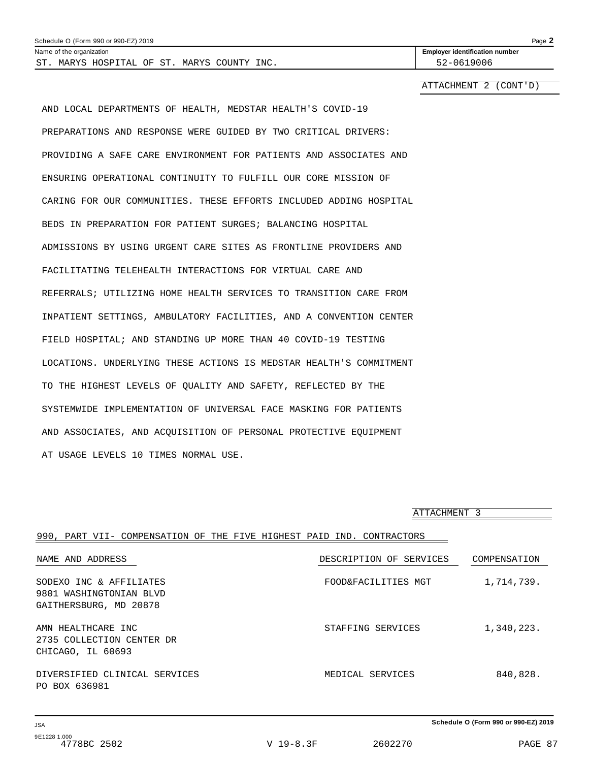ATTACHMENT 2 (CONT'D)

AND LOCAL DEPARTMENTS OF HEALTH, MEDSTAR HEALTH'S COVID-19 PREPARATIONS AND RESPONSE WERE GUIDED BY TWO CRITICAL DRIVERS: PROVIDING A SAFE CARE ENVIRONMENT FOR PATIENTS AND ASSOCIATES AND ENSURING OPERATIONAL CONTINUITY TO FULFILL OUR CORE MISSION OF CARING FOR OUR COMMUNITIES. THESE EFFORTS INCLUDED ADDING HOSPITAL BEDS IN PREPARATION FOR PATIENT SURGES; BALANCING HOSPITAL ADMISSIONS BY USING URGENT CARE SITES AS FRONTLINE PROVIDERS AND FACILITATING TELEHEALTH INTERACTIONS FOR VIRTUAL CARE AND REFERRALS; UTILIZING HOME HEALTH SERVICES TO TRANSITION CARE FROM INPATIENT SETTINGS, AMBULATORY FACILITIES, AND A CONVENTION CENTER FIELD HOSPITAL; AND STANDING UP MORE THAN 40 COVID-19 TESTING LOCATIONS. UNDERLYING THESE ACTIONS IS MEDSTAR HEALTH'S COMMITMENT TO THE HIGHEST LEVELS OF QUALITY AND SAFETY, REFLECTED BY THE SYSTEMWIDE IMPLEMENTATION OF UNIVERSAL FACE MASKING FOR PATIENTS AND ASSOCIATES, AND ACQUISITION OF PERSONAL PROTECTIVE EQUIPMENT AT USAGE LEVELS 10 TIMES NORMAL USE.

ATTACHMENT 3

990, PART VII- COMPENSATION OF THE FIVE HIGHEST PAID IND. CONTRACTORS

| NAME AND ADDRESS | DESCRIPTION OF SERVICES | COMPENSATION |
|---|---|---|
| SODEXO INC & AFFILIATES<br>9801 WASHINGTONIAN BLVD<br>GAITHERSBURG, MD 20878 | FOOD&FACILITIES MGT | 1,714,739. |
| AMN HEALTHCARE INC<br>2735 COLLECTION CENTER DR<br>CHICAGO, IL 60693 | STAFFING SERVICES | 1,340,223. |
| DIVERSIFIED CLINICAL SERVICES<br>PO BOX 636981 | MEDICAL SERVICES | 840,828. |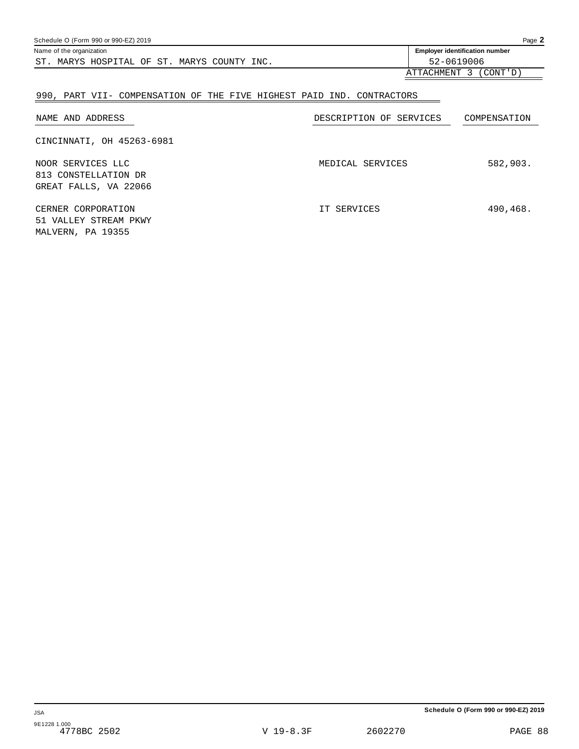Schedule O (Form 990 or 990-EZ) 2019

Name of the organization: ST. MARYS HOSPITAL OF ST. MARYS COUNTY INC.

Employer identification number: 52-0619006

ATTACHMENT 3 (CONT'D)

## 990, PART VII- COMPENSATION OF THE FIVE HIGHEST PAID IND. CONTRACTORS

| NAME AND ADDRESS | DESCRIPTION OF SERVICES | COMPENSATION |
|---|---|---|
| CINCINNATI, OH 45263-6981 | | |
| NOOR SERVICES LLC<br>813 CONSTELLATION DR<br>GREAT FALLS, VA 22066 | MEDICAL SERVICES | 582,903. |
| CERNER CORPORATION<br>51 VALLEY STREAM PKWY<br>MALVERN, PA 19355 | IT SERVICES | 490,468. |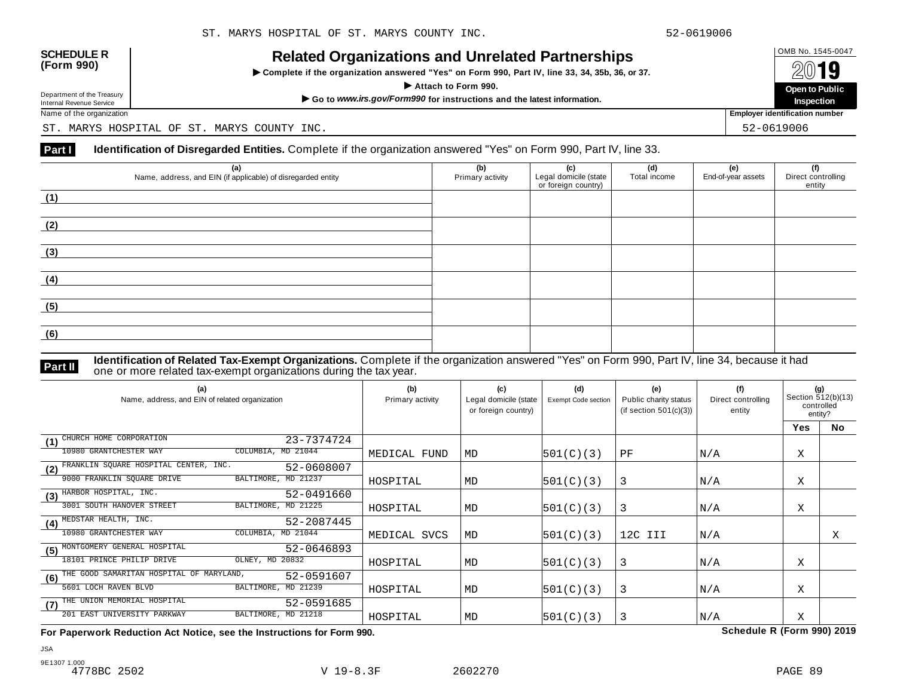**SCHEDULE R (Form 990)**

Department of the Treasury
Internal Revenue Service

# Related Organizations and Unrelated Partnerships

▶ Complete if the organization answered "Yes" on Form 990, Part IV, line 33, 34, 35b, 36, or 37.

▶ Attach to Form 990.

▶ Go to *www.irs.gov/Form990* for instructions and the latest information.

OMB No. 1545-0047

2019

**Open to Public Inspection**

Name of the organization: ST. MARYS HOSPITAL OF ST. MARYS COUNTY INC.

Employer identification number: 52-0619006

## Part I Identification of Disregarded Entities. Complete if the organization answered "Yes" on Form 990, Part IV, line 33.

| (a) Name, address, and EIN (if applicable) of disregarded entity | (b) Primary activity | (c) Legal domicile (state or foreign country) | (d) Total income | (e) End-of-year assets | (f) Direct controlling entity |
|---|---|---|---|---|---|
| (1) | | | | | |
| (2) | | | | | |
| (3) | | | | | |
| (4) | | | | | |
| (5) | | | | | |
| (6) | | | | | |

## Part II Identification of Related Tax-Exempt Organizations. Complete if the organization answered "Yes" on Form 990, Part IV, line 34, because it had one or more related tax-exempt organizations during the tax year.

| (a) Name, address, and EIN of related organization | (b) Primary activity | (c) Legal domicile (state or foreign country) | (d) Exempt Code section | (e) Public charity status (if section 501(c)(3)) | (f) Direct controlling entity | (g) Section 512(b)(13) controlled entity? Yes | No |
|---|---|---|---|---|---|---|---|
| (1) CHURCH HOME CORPORATION 23-7374724<br>10980 GRANTCHESTER WAY COLUMBIA, MD 21044 | MEDICAL FUND | MD | 501(C)(3) | PF | N/A | X | |
| (2) FRANKLIN SQUARE HOSPITAL CENTER, INC. 52-0608007<br>9000 FRANKLIN SQUARE DRIVE BALTIMORE, MD 21237 | HOSPITAL | MD | 501(C)(3) | 3 | N/A | X | |
| (3) HARBOR HOSPITAL, INC. 52-0491660<br>3001 SOUTH HANOVER STREET BALTIMORE, MD 21225 | HOSPITAL | MD | 501(C)(3) | 3 | N/A | X | |
| (4) MEDSTAR HEALTH, INC. 52-2087445<br>10980 GRANTCHESTER WAY COLUMBIA, MD 21044 | MEDICAL SVCS | MD | 501(C)(3) | 12C III | N/A | | X |
| (5) MONTGOMERY GENERAL HOSPITAL 52-0646893<br>18101 PRINCE PHILIP DRIVE OLNEY, MD 20832 | HOSPITAL | MD | 501(C)(3) | 3 | N/A | X | |
| (6) THE GOOD SAMARITAN HOSPITAL OF MARYLAND, 52-0591607<br>5601 LOCH RAVEN BLVD BALTIMORE, MD 21239 | HOSPITAL | MD | 501(C)(3) | 3 | N/A | X | |
| (7) THE UNION MEMORIAL HOSPITAL 52-0591685<br>201 EAST UNIVERSITY PARKWAY BALTIMORE, MD 21218 | HOSPITAL | MD | 501(C)(3) | 3 | N/A | X | |

**For Paperwork Reduction Act Notice, see the Instructions for Form 990.** **Schedule R (Form 990) 2019**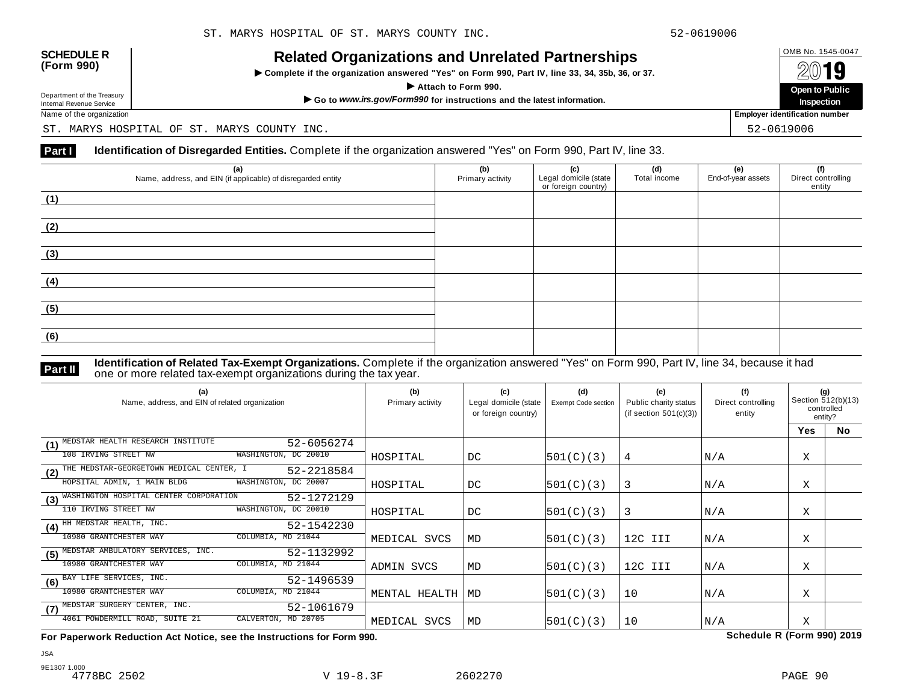**SCHEDULE R (Form 990)**

Department of the Treasury
Internal Revenue Service

# Related Organizations and Unrelated Partnerships

▶ Complete if the organization answered "Yes" on Form 990, Part IV, line 33, 34, 35b, 36, or 37.

▶ Attach to Form 990.

▶ Go to *www.irs.gov/Form990* for instructions and the latest information.

OMB No. 1545-0047

2019

**Open to Public Inspection**

Name of the organization: ST. MARYS HOSPITAL OF ST. MARYS COUNTY INC.

Employer identification number: 52-0619006

**Part I** **Identification of Disregarded Entities.** Complete if the organization answered "Yes" on Form 990, Part IV, line 33.

| (a) Name, address, and EIN (if applicable) of disregarded entity | (b) Primary activity | (c) Legal domicile (state or foreign country) | (d) Total income | (e) End-of-year assets | (f) Direct controlling entity |
|---|---|---|---|---|---|
| (1) | | | | | |
| (2) | | | | | |
| (3) | | | | | |
| (4) | | | | | |
| (5) | | | | | |
| (6) | | | | | |

**Part II** **Identification of Related Tax-Exempt Organizations.** Complete if the organization answered "Yes" on Form 990, Part IV, line 34, because it had one or more related tax-exempt organizations during the tax year.

| (a) Name, address, and EIN of related organization | (b) Primary activity | (c) Legal domicile (state or foreign country) | (d) Exempt Code section | (e) Public charity status (if section 501(c)(3)) | (f) Direct controlling entity | (g) Section 512(b)(13) controlled entity? Yes | No |
|---|---|---|---|---|---|---|---|
| (1) MEDSTAR HEALTH RESEARCH INSTITUTE 52-6056274<br>108 IRVING STREET NW WASHINGTON, DC 20010 | HOSPITAL | DC | 501(C)(3) | 4 | N/A | X | |
| (2) THE MEDSTAR-GEORGETOWN MEDICAL CENTER, I 52-2218584<br>HOPSITAL ADMIN, 1 MAIN BLDG WASHINGTON, DC 20007 | HOSPITAL | DC | 501(C)(3) | 3 | N/A | X | |
| (3) WASHINGTON HOSPITAL CENTER CORPORATION 52-1272129<br>110 IRVING STREET NW WASHINGTON, DC 20010 | HOSPITAL | DC | 501(C)(3) | 3 | N/A | X | |
| (4) HH MEDSTAR HEALTH, INC. 52-1542230<br>10980 GRANTCHESTER WAY COLUMBIA, MD 21044 | MEDICAL SVCS | MD | 501(C)(3) | 12C III | N/A | X | |
| (5) MEDSTAR AMBULATORY SERVICES, INC. 52-1132992<br>10980 GRANTCHESTER WAY COLUMBIA, MD 21044 | ADMIN SVCS | MD | 501(C)(3) | 12C III | N/A | X | |
| (6) BAY LIFE SERVICES, INC. 52-1496539<br>10980 GRANTCHESTER WAY COLUMBIA, MD 21044 | MENTAL HEALTH | MD | 501(C)(3) | 10 | N/A | X | |
| (7) MEDSTAR SURGERY CENTER, INC. 52-1061679<br>4061 POWDERMILL ROAD, SUITE 21 CALVERTON, MD 20705 | MEDICAL SVCS | MD | 501(C)(3) | 10 | N/A | X | |

**For Paperwork Reduction Act Notice, see the Instructions for Form 990.** **Schedule R (Form 990) 2019**

JSA
9E1307 1.000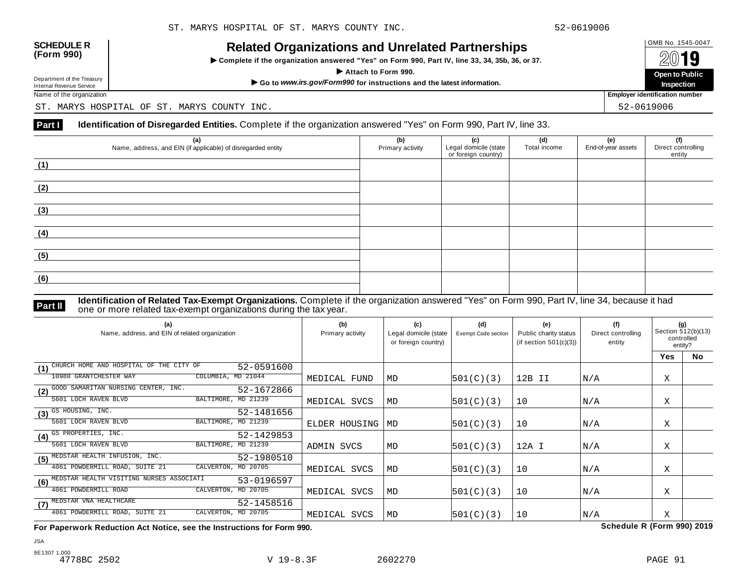**SCHEDULE R (Form 990)**

Department of the Treasury
Internal Revenue Service

# Related Organizations and Unrelated Partnerships

▶ Complete if the organization answered "Yes" on Form 990, Part IV, line 33, 34, 35b, 36, or 37.

▶ Attach to Form 990.

▶ Go to *www.irs.gov/Form990* for instructions and the latest information.

OMB No. 1545-0047

2019

**Open to Public Inspection**

Name of the organization: ST. MARYS HOSPITAL OF ST. MARYS COUNTY INC.

Employer identification number: 52-0619006

**Part I** **Identification of Disregarded Entities.** Complete if the organization answered "Yes" on Form 990, Part IV, line 33.

| (a) Name, address, and EIN (if applicable) of disregarded entity | (b) Primary activity | (c) Legal domicile (state or foreign country) | (d) Total income | (e) End-of-year assets | (f) Direct controlling entity |
|---|---|---|---|---|---|
| (1) | | | | | |
| (2) | | | | | |
| (3) | | | | | |
| (4) | | | | | |
| (5) | | | | | |
| (6) | | | | | |

**Part II** **Identification of Related Tax-Exempt Organizations.** Complete if the organization answered "Yes" on Form 990, Part IV, line 34, because it had one or more related tax-exempt organizations during the tax year.

| (a) Name, address, and EIN of related organization | (b) Primary activity | (c) Legal domicile (state or foreign country) | (d) Exempt Code section | (e) Public charity status (if section 501(c)(3)) | (f) Direct controlling entity | (g) Section 512(b)(13) controlled entity? Yes | No |
|---|---|---|---|---|---|---|---|
| (1) CHURCH HOME AND HOSPITAL OF THE CITY OF 52-0591600<br>10980 GRANTCHESTER WAY COLUMBIA, MD 21044 | MEDICAL FUND | MD | 501(C)(3) | 12B II | N/A | X | |
| (2) GOOD SAMARITAN NURSING CENTER, INC. 52-1672866<br>5601 LOCH RAVEN BLVD BALTIMORE, MD 21239 | MEDICAL SVCS | MD | 501(C)(3) | 10 | N/A | X | |
| (3) GS HOUSING, INC. 52-1481656<br>5601 LOCH RAVEN BLVD BALTIMORE, MD 21239 | ELDER HOUSING | MD | 501(C)(3) | 10 | N/A | X | |
| (4) GS PROPERTIES, INC. 52-1429853<br>5601 LOCH RAVEN BLVD BALTIMORE, MD 21239 | ADMIN SVCS | MD | 501(C)(3) | 12A I | N/A | X | |
| (5) MEDSTAR HEALTH INFUSION, INC. 52-1980510<br>4061 POWDERMILL ROAD, SUITE 21 CALVERTON, MD 20705 | MEDICAL SVCS | MD | 501(C)(3) | 10 | N/A | X | |
| (6) MEDSTAR HEALTH VISITING NURSES ASSOCIATI 53-0196597<br>4061 POWDERMILL ROAD CALVERTON, MD 20705 | MEDICAL SVCS | MD | 501(C)(3) | 10 | N/A | X | |
| (7) MEDSTAR VNA HEALTHCARE 52-1458516<br>4061 POWDERMILL ROAD, SUITE 21 CALVERTON, MD 20705 | MEDICAL SVCS | MD | 501(C)(3) | 10 | N/A | X | |

**For Paperwork Reduction Act Notice, see the Instructions for Form 990.** **Schedule R (Form 990) 2019**

JSA
9E1307 1.000
4778BC 2502 V 19-8.3F 2602270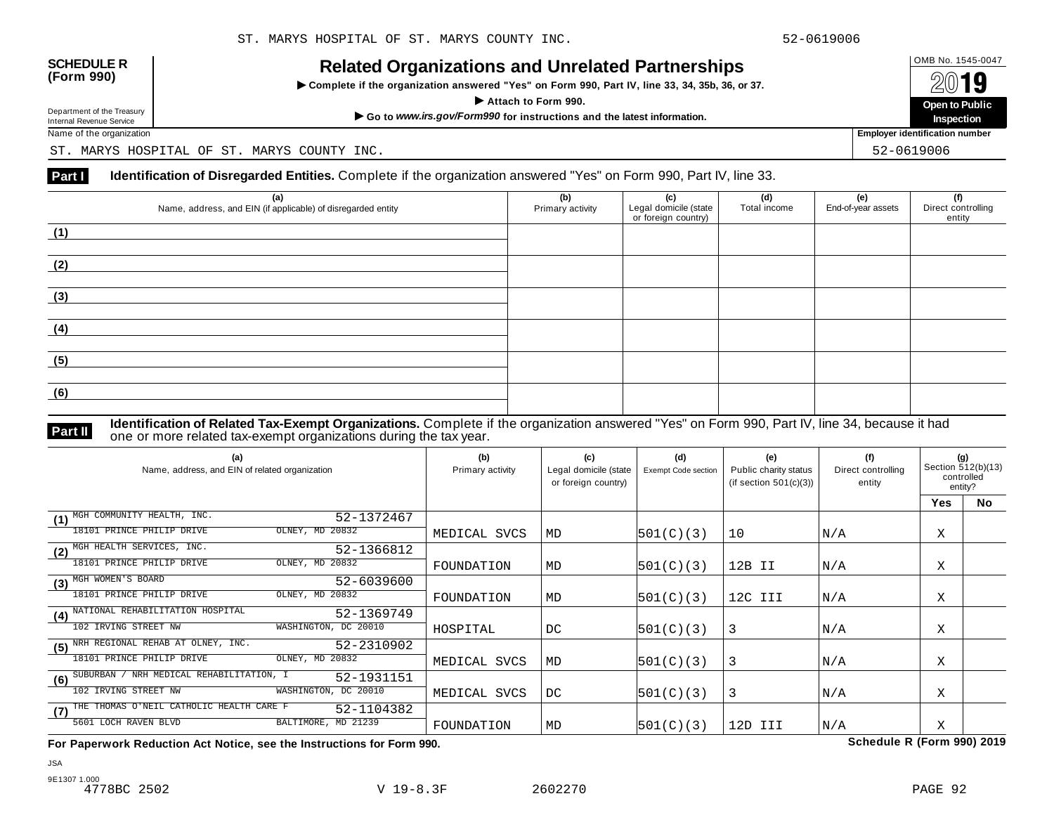ST. MARYS HOSPITAL OF ST. MARYS COUNTY INC. 52-0619006

**SCHEDULE R (Form 990)**

Department of the Treasury
Internal Revenue Service

# Related Organizations and Unrelated Partnerships

▶ **Complete if the organization answered "Yes" on Form 990, Part IV, line 33, 34, 35b, 36, or 37.**

▶ **Attach to Form 990.**

▶ **Go to *www.irs.gov/Form990* for instructions and the latest information.**

OMB No. 1545-0047

**2019**

**Open to Public Inspection**

Name of the organization: ST. MARYS HOSPITAL OF ST. MARYS COUNTY INC.

Employer identification number: 52-0619006

**Part I** **Identification of Disregarded Entities.** Complete if the organization answered "Yes" on Form 990, Part IV, line 33.

| (a) Name, address, and EIN (if applicable) of disregarded entity | (b) Primary activity | (c) Legal domicile (state or foreign country) | (d) Total income | (e) End-of-year assets | (f) Direct controlling entity |
|---|---|---|---|---|---|
| (1) | | | | | |
| (2) | | | | | |
| (3) | | | | | |
| (4) | | | | | |
| (5) | | | | | |
| (6) | | | | | |

**Part II** **Identification of Related Tax-Exempt Organizations.** Complete if the organization answered "Yes" on Form 990, Part IV, line 34, because it had one or more related tax-exempt organizations during the tax year.

| (a) Name, address, and EIN of related organization | (b) Primary activity | (c) Legal domicile (state or foreign country) | (d) Exempt Code section | (e) Public charity status (if section 501(c)(3)) | (f) Direct controlling entity | (g) Section 512(b)(13) controlled entity? Yes | No |
|---|---|---|---|---|---|---|---|
| (1) MGH COMMUNITY HEALTH, INC. 52-1372467<br>18101 PRINCE PHILIP DRIVE OLNEY, MD 20832 | MEDICAL SVCS | MD | 501(C)(3) | 10 | N/A | X | |
| (2) MGH HEALTH SERVICES, INC. 52-1366812<br>18101 PRINCE PHILIP DRIVE OLNEY, MD 20832 | FOUNDATION | MD | 501(C)(3) | 12B II | N/A | X | |
| (3) MGH WOMEN'S BOARD 52-6039600<br>18101 PRINCE PHILIP DRIVE OLNEY, MD 20832 | FOUNDATION | MD | 501(C)(3) | 12C III | N/A | X | |
| (4) NATIONAL REHABILITATION HOSPITAL 52-1369749<br>102 IRVING STREET NW WASHINGTON, DC 20010 | HOSPITAL | DC | 501(C)(3) | 3 | N/A | X | |
| (5) NRH REGIONAL REHAB AT OLNEY, INC. 52-2310902<br>18101 PRINCE PHILIP DRIVE OLNEY, MD 20832 | MEDICAL SVCS | MD | 501(C)(3) | 3 | N/A | X | |
| (6) SUBURBAN / NRH MEDICAL REHABILITATION, I 52-1931151<br>102 IRVING STREET NW WASHINGTON, DC 20010 | MEDICAL SVCS | DC | 501(C)(3) | 3 | N/A | X | |
| (7) THE THOMAS O'NEIL CATHOLIC HEALTH CARE F 52-1104382<br>5601 LOCH RAVEN BLVD BALTIMORE, MD 21239 | FOUNDATION | MD | 501(C)(3) | 12D III | N/A | X | |

**For Paperwork Reduction Act Notice, see the Instructions for Form 990.** **Schedule R (Form 990) 2019**

JSA
9E1307 1.000
4778BC 2502 V 19-8.3F 2602270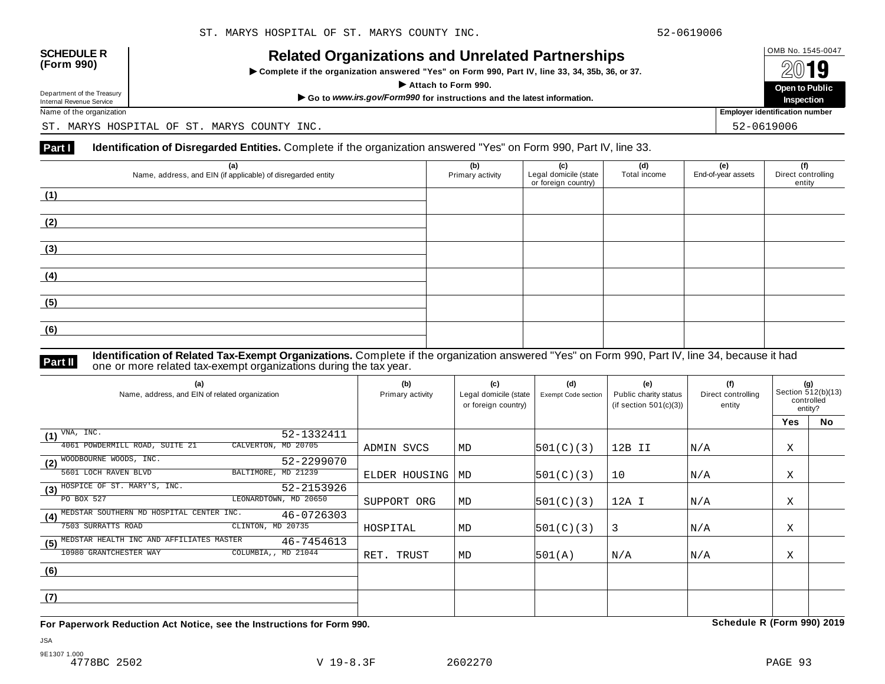**SCHEDULE R (Form 990)**

Department of the Treasury
Internal Revenue Service

# Related Organizations and Unrelated Partnerships

▶ Complete if the organization answered "Yes" on Form 990, Part IV, line 33, 34, 35b, 36, or 37.

▶ Attach to Form 990.

▶ Go to *www.irs.gov/Form990* for instructions and the latest information.

OMB No. 1545-0047

**2019**

**Open to Public Inspection**

Name of the organization: ST. MARYS HOSPITAL OF ST. MARYS COUNTY INC.

Employer identification number: 52-0619006

**Part I** **Identification of Disregarded Entities.** Complete if the organization answered "Yes" on Form 990, Part IV, line 33.

| (a) Name, address, and EIN (if applicable) of disregarded entity | (b) Primary activity | (c) Legal domicile (state or foreign country) | (d) Total income | (e) End-of-year assets | (f) Direct controlling entity |
|---|---|---|---|---|---|
| (1) | | | | | |
| (2) | | | | | |
| (3) | | | | | |
| (4) | | | | | |
| (5) | | | | | |
| (6) | | | | | |

**Part II** **Identification of Related Tax-Exempt Organizations.** Complete if the organization answered "Yes" on Form 990, Part IV, line 34, because it had one or more related tax-exempt organizations during the tax year.

| (a) Name, address, and EIN of related organization | (b) Primary activity | (c) Legal domicile (state or foreign country) | (d) Exempt Code section | (e) Public charity status (if section 501(c)(3)) | (f) Direct controlling entity | (g) Section 512(b)(13) controlled entity? Yes | No |
|---|---|---|---|---|---|---|---|
| (1) VNA, INC. 52-1332411<br>4061 POWDERMILL ROAD, SUITE 21 CALVERTON, MD 20705 | ADMIN SVCS | MD | 501(C)(3) | 12B II | N/A | X | |
| (2) WOODBOURNE WOODS, INC. 52-2299070<br>5601 LOCH RAVEN BLVD BALTIMORE, MD 21239 | ELDER HOUSING | MD | 501(C)(3) | 10 | N/A | X | |
| (3) HOSPICE OF ST. MARY'S, INC. 52-2153926<br>PO BOX 527 LEONARDTOWN, MD 20650 | SUPPORT ORG | MD | 501(C)(3) | 12A I | N/A | X | |
| (4) MEDSTAR SOUTHERN MD HOSPITAL CENTER INC. 46-0726303<br>7503 SURRATTS ROAD CLINTON, MD 20735 | HOSPITAL | MD | 501(C)(3) | 3 | N/A | X | |
| (5) MEDSTAR HEALTH INC AND AFFILIATES MASTER 46-7454613<br>10980 GRANTCHESTER WAY COLUMBIA,, MD 21044 | RET. TRUST | MD | 501(A) | N/A | N/A | X | |
| (6) | | | | | | | |
| (7) | | | | | | | |

**For Paperwork Reduction Act Notice, see the Instructions for Form 990.** **Schedule R (Form 990) 2019**

JSA
9E1307 1.000
4778BC 2502 V 19-8.3F 2602270 PAGE 93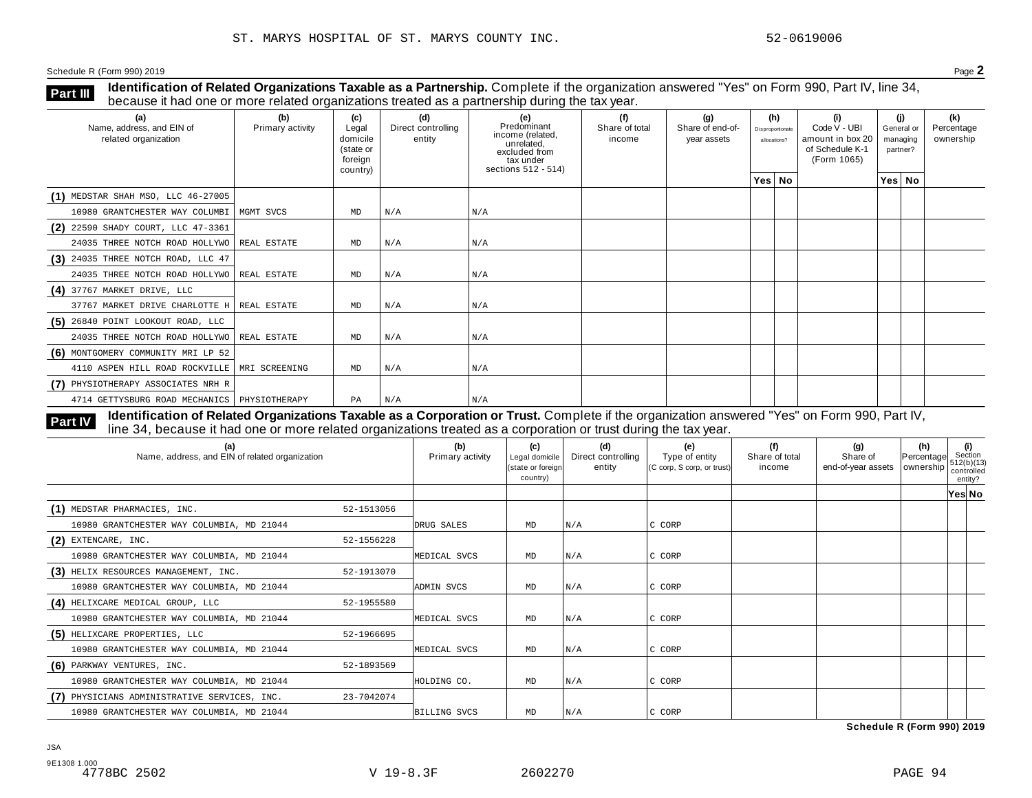ST. MARYS HOSPITAL OF ST. MARYS COUNTY INC. 52-0619006

Schedule R (Form 990) 2019 Page **2**

**Part III** **Identification of Related Organizations Taxable as a Partnership.** Complete if the organization answered "Yes" on Form 990, Part IV, line 34, because it had one or more related organizations treated as a partnership during the tax year.

| (a) Name, address, and EIN of related organization | (b) Primary activity | (c) Legal domicile (state or foreign country) | (d) Direct controlling entity | (e) Predominant income (related, unrelated, excluded from tax under sections 512 - 514) | (f) Share of total income | (g) Share of end-of-year assets | (h) Disproportionate allocations? Yes | (h) No | (i) Code V - UBI amount in box 20 of Schedule K-1 (Form 1065) | (j) General or managing partner? Yes | (j) No | (k) Percentage ownership |
|---|---|---|---|---|---|---|---|---|---|---|---|---|
| (1) MEDSTAR SHAH MSO, LLC 46-27005 10980 GRANTCHESTER WAY COLUMBI | MGMT SVCS | MD | N/A | N/A | | | | | | | | |
| (2) 22590 SHADY COURT, LLC 47-3361 24035 THREE NOTCH ROAD HOLLYWO | REAL ESTATE | MD | N/A | N/A | | | | | | | | |
| (3) 24035 THREE NOTCH ROAD, LLC 47 24035 THREE NOTCH ROAD HOLLYWO | REAL ESTATE | MD | N/A | N/A | | | | | | | | |
| (4) 37767 MARKET DRIVE, LLC 37767 MARKET DRIVE CHARLOTTE H | REAL ESTATE | MD | N/A | N/A | | | | | | | | |
| (5) 26840 POINT LOOKOUT ROAD, LLC 24035 THREE NOTCH ROAD HOLLYWO | REAL ESTATE | MD | N/A | N/A | | | | | | | | |
| (6) MONTGOMERY COMMUNITY MRI LP 52 4110 ASPEN HILL ROAD ROCKVILLE | MRI SCREENING | MD | N/A | N/A | | | | | | | | |
| (7) PHYSIOTHERAPY ASSOCIATES NRH R 4714 GETTYSBURG ROAD MECHANICS | PHYSIOTHERAPY | PA | N/A | N/A | | | | | | | | |

**Part IV** **Identification of Related Organizations Taxable as a Corporation or Trust.** Complete if the organization answered "Yes" on Form 990, Part IV, line 34, because it had one or more related organizations treated as a corporation or trust during the tax year.

| (a) Name, address, and EIN of related organization | (b) Primary activity | (c) Legal domicile (state or foreign country) | (d) Direct controlling entity | (e) Type of entity (C corp, S corp, or trust) | (f) Share of total income | (g) Share of end-of-year assets | (h) Percentage ownership | (i) Section 512(b)(13) controlled entity? Yes | (i) No |
|---|---|---|---|---|---|---|---|---|---|
| (1) MEDSTAR PHARMACIES, INC. 52-1513056 10980 GRANTCHESTER WAY COLUMBIA, MD 21044 | DRUG SALES | MD | N/A | C CORP | | | | | |
| (2) EXTENCARE, INC. 52-1556228 10980 GRANTCHESTER WAY COLUMBIA, MD 21044 | MEDICAL SVCS | MD | N/A | C CORP | | | | | |
| (3) HELIX RESOURCES MANAGEMENT, INC. 52-1913070 10980 GRANTCHESTER WAY COLUMBIA, MD 21044 | ADMIN SVCS | MD | N/A | C CORP | | | | | |
| (4) HELIXCARE MEDICAL GROUP, LLC 52-1955580 10980 GRANTCHESTER WAY COLUMBIA, MD 21044 | MEDICAL SVCS | MD | N/A | C CORP | | | | | |
| (5) HELIXCARE PROPERTIES, LLC 52-1966695 10980 GRANTCHESTER WAY COLUMBIA, MD 21044 | MEDICAL SVCS | MD | N/A | C CORP | | | | | |
| (6) PARKWAY VENTURES, INC. 52-1893569 10980 GRANTCHESTER WAY COLUMBIA, MD 21044 | HOLDING CO. | MD | N/A | C CORP | | | | | |
| (7) PHYSICIANS ADMINISTRATIVE SERVICES, INC. 23-7042074 10980 GRANTCHESTER WAY COLUMBIA, MD 21044 | BILLING SVCS | MD | N/A | C CORP | | | | | |

**Schedule R (Form 990) 2019**

JSA
9E1308 1.000
4778BC 2502 V 19-8.3F 2602270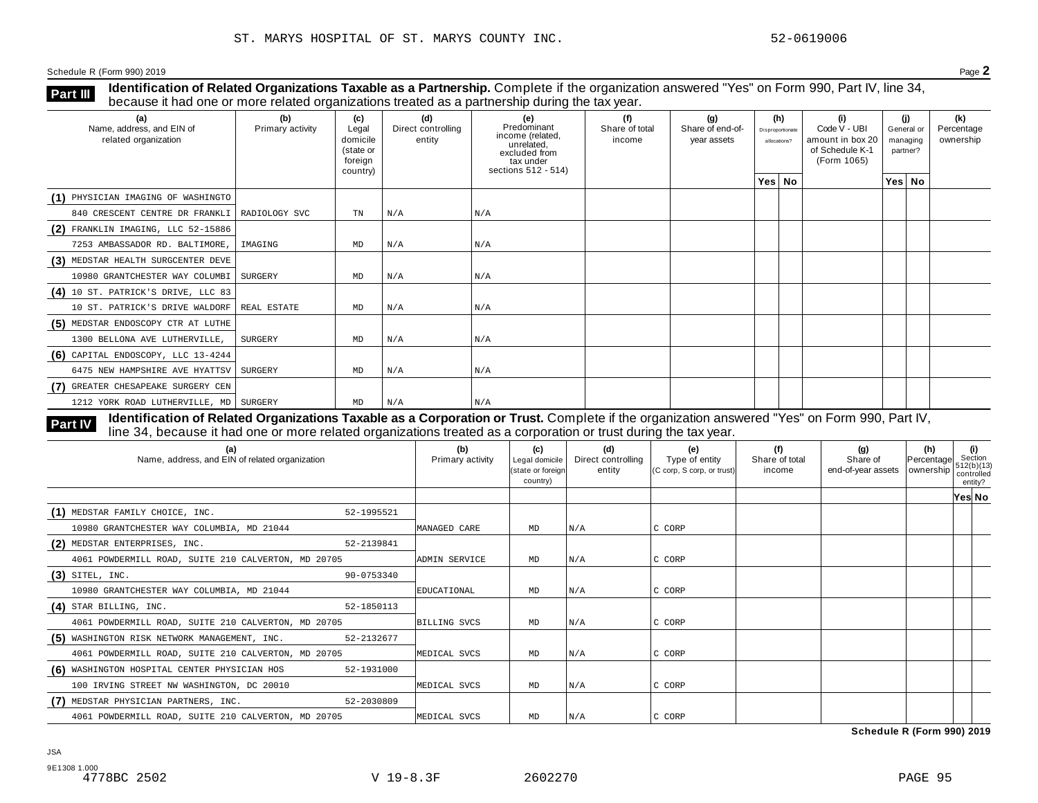ST. MARYS HOSPITAL OF ST. MARYS COUNTY INC. 52-0619006

Schedule R (Form 990) 2019 Page **2**

**Part III** **Identification of Related Organizations Taxable as a Partnership.** Complete if the organization answered "Yes" on Form 990, Part IV, line 34, because it had one or more related organizations treated as a partnership during the tax year.

| (a) Name, address, and EIN of related organization | (b) Primary activity | (c) Legal domicile (state or foreign country) | (d) Direct controlling entity | (e) Predominant income (related, unrelated, excluded from tax under sections 512 - 514) | (f) Share of total income | (g) Share of end-of-year assets | (h) Disproportionate allocations? Yes | No | (i) Code V - UBI amount in box 20 of Schedule K-1 (Form 1065) | (j) General or managing partner? Yes | No | (k) Percentage ownership |
|---|---|---|---|---|---|---|---|---|---|---|---|---|
| (1) PHYSICIAN IMAGING OF WASHINGTO 840 CRESCENT CENTRE DR FRANKLI | RADIOLOGY SVC | TN | N/A | N/A | | | | | | | | |
| (2) FRANKLIN IMAGING, LLC 52-15886 7253 AMBASSADOR RD. BALTIMORE, | IMAGING | MD | N/A | N/A | | | | | | | | |
| (3) MEDSTAR HEALTH SURGCENTER DEVE 10980 GRANTCHESTER WAY COLUMBI | SURGERY | MD | N/A | N/A | | | | | | | | |
| (4) 10 ST. PATRICK'S DRIVE, LLC 83 10 ST. PATRICK'S DRIVE WALDORF | REAL ESTATE | MD | N/A | N/A | | | | | | | | |
| (5) MEDSTAR ENDOSCOPY CTR AT LUTHE 1300 BELLONA AVE LUTHERVILLE, | SURGERY | MD | N/A | N/A | | | | | | | | |
| (6) CAPITAL ENDOSCOPY, LLC 13-4244 6475 NEW HAMPSHIRE AVE HYATTSV | SURGERY | MD | N/A | N/A | | | | | | | | |
| (7) GREATER CHESAPEAKE SURGERY CEN 1212 YORK ROAD LUTHERVILLE, MD | SURGERY | MD | N/A | N/A | | | | | | | | |

**Part IV** **Identification of Related Organizations Taxable as a Corporation or Trust.** Complete if the organization answered "Yes" on Form 990, Part IV, line 34, because it had one or more related organizations treated as a corporation or trust during the tax year.

| (a) Name, address, and EIN of related organization | (b) Primary activity | (c) Legal domicile (state or foreign country) | (d) Direct controlling entity | (e) Type of entity (C corp, S corp, or trust) | (f) Share of total income | (g) Share of end-of-year assets | (h) Percentage ownership | (i) Section 512(b)(13) controlled entity? Yes | No |
|---|---|---|---|---|---|---|---|---|---|
| (1) MEDSTAR FAMILY CHOICE, INC. 52-1995521 10980 GRANTCHESTER WAY COLUMBIA, MD 21044 | MANAGED CARE | MD | N/A | C CORP | | | | | |
| (2) MEDSTAR ENTERPRISES, INC. 52-2139841 4061 POWDERMILL ROAD, SUITE 210 CALVERTON, MD 20705 | ADMIN SERVICE | MD | N/A | C CORP | | | | | |
| (3) SITEL, INC. 90-0753340 10980 GRANTCHESTER WAY COLUMBIA, MD 21044 | EDUCATIONAL | MD | N/A | C CORP | | | | | |
| (4) STAR BILLING, INC. 52-1850113 4061 POWDERMILL ROAD, SUITE 210 CALVERTON, MD 20705 | BILLING SVCS | MD | N/A | C CORP | | | | | |
| (5) WASHINGTON RISK NETWORK MANAGEMENT, INC. 52-2132677 4061 POWDERMILL ROAD, SUITE 210 CALVERTON, MD 20705 | MEDICAL SVCS | MD | N/A | C CORP | | | | | |
| (6) WASHINGTON HOSPITAL CENTER PHYSICIAN HOS 52-1931000 100 IRVING STREET NW WASHINGTON, DC 20010 | MEDICAL SVCS | MD | N/A | C CORP | | | | | |
| (7) MEDSTAR PHYSICIAN PARTNERS, INC. 52-2030809 4061 POWDERMILL ROAD, SUITE 210 CALVERTON, MD 20705 | MEDICAL SVCS | MD | N/A | C CORP | | | | | |

**Schedule R (Form 990) 2019**

JSA
9E1308 1.000
4778BC 2502 V 19-8.3F 2602270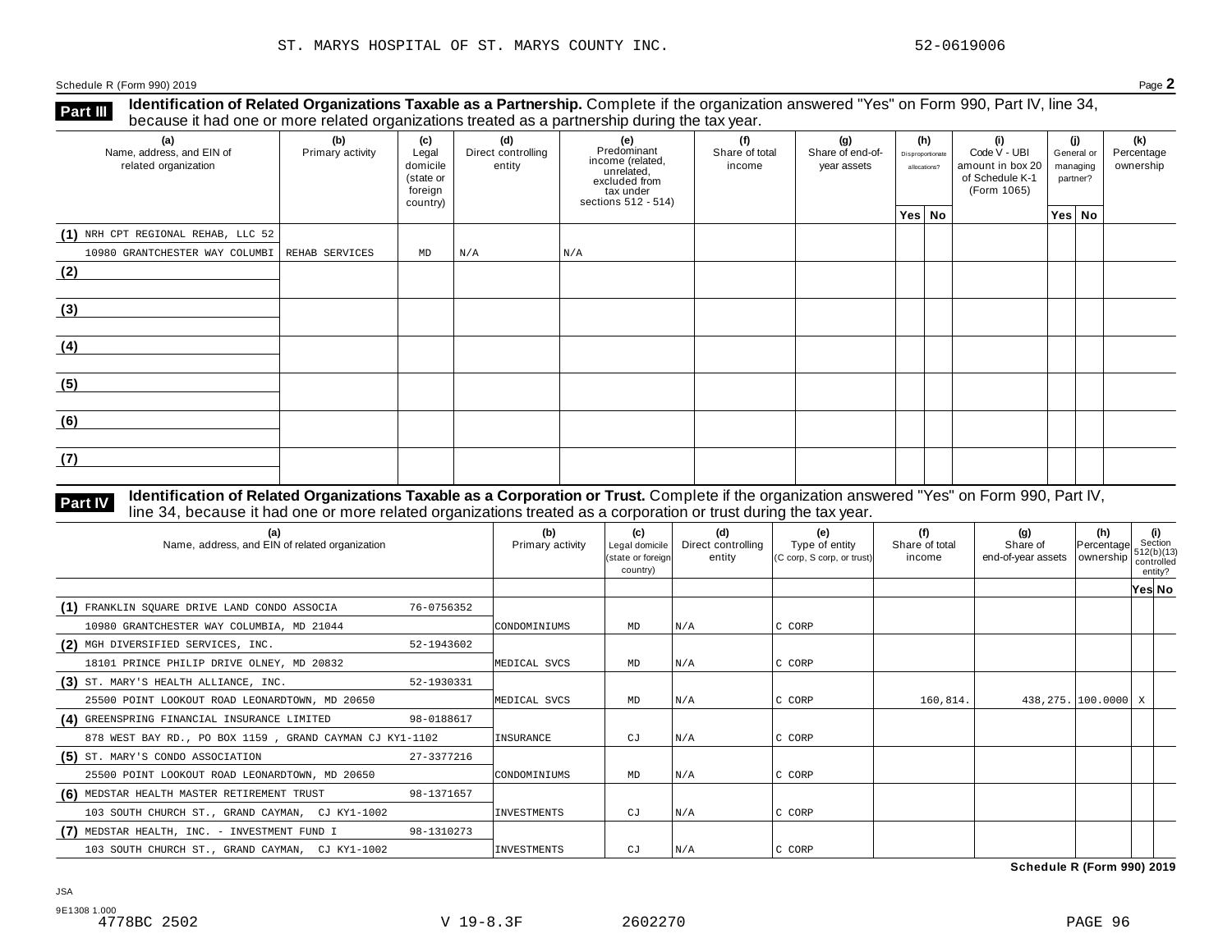ST. MARYS HOSPITAL OF ST. MARYS COUNTY INC. 52-0619006

Schedule R (Form 990) 2019 Page **2**

**Part III** **Identification of Related Organizations Taxable as a Partnership.** Complete if the organization answered "Yes" on Form 990, Part IV, line 34, because it had one or more related organizations treated as a partnership during the tax year.

| (a) Name, address, and EIN of related organization | (b) Primary activity | (c) Legal domicile (state or foreign country) | (d) Direct controlling entity | (e) Predominant income (related, unrelated, excluded from tax under sections 512 - 514) | (f) Share of total income | (g) Share of end-of-year assets | (h) Disproportionate allocations? Yes | (h) No | (i) Code V - UBI amount in box 20 of Schedule K-1 (Form 1065) | (j) General or managing partner? Yes | (j) No | (k) Percentage ownership |
|---|---|---|---|---|---|---|---|---|---|---|---|---|
| (1) NRH CPT REGIONAL REHAB, LLC 52 10980 GRANTCHESTER WAY COLUMBI | REHAB SERVICES | MD | N/A | N/A | | | | | | | | |
| (2) | | | | | | | | | | | | |
| (3) | | | | | | | | | | | | |
| (4) | | | | | | | | | | | | |
| (5) | | | | | | | | | | | | |
| (6) | | | | | | | | | | | | |
| (7) | | | | | | | | | | | | |

**Part IV** **Identification of Related Organizations Taxable as a Corporation or Trust.** Complete if the organization answered "Yes" on Form 990, Part IV, line 34, because it had one or more related organizations treated as a corporation or trust during the tax year.

| (a) Name, address, and EIN of related organization | (b) Primary activity | (c) Legal domicile (state or foreign country) | (d) Direct controlling entity | (e) Type of entity (C corp, S corp, or trust) | (f) Share of total income | (g) Share of end-of-year assets | (h) Percentage ownership | (i) Section 512(b)(13) controlled entity? Yes | (i) No |
|---|---|---|---|---|---|---|---|---|---|
| (1) FRANKLIN SQUARE DRIVE LAND CONDO ASSOCIA 76-0756352 10980 GRANTCHESTER WAY COLUMBIA, MD 21044 | CONDOMINIUMS | MD | N/A | C CORP | | | | | |
| (2) MGH DIVERSIFIED SERVICES, INC. 52-1943602 18101 PRINCE PHILIP DRIVE OLNEY, MD 20832 | MEDICAL SVCS | MD | N/A | C CORP | | | | | |
| (3) ST. MARY'S HEALTH ALLIANCE, INC. 52-1930331 25500 POINT LOOKOUT ROAD LEONARDTOWN, MD 20650 | MEDICAL SVCS | MD | N/A | C CORP | 160,814. | 438,275. | 100.0000 | X | |
| (4) GREENSPRING FINANCIAL INSURANCE LIMITED 98-0188617 878 WEST BAY RD., PO BOX 1159 , GRAND CAYMAN CJ KY1-1102 | INSURANCE | CJ | N/A | C CORP | | | | | |
| (5) ST. MARY'S CONDO ASSOCIATION 27-3377216 25500 POINT LOOKOUT ROAD LEONARDTOWN, MD 20650 | CONDOMINIUMS | MD | N/A | C CORP | | | | | |
| (6) MEDSTAR HEALTH MASTER RETIREMENT TRUST 98-1371657 103 SOUTH CHURCH ST., GRAND CAYMAN, CJ KY1-1002 | INVESTMENTS | CJ | N/A | C CORP | | | | | |
| (7) MEDSTAR HEALTH, INC. - INVESTMENT FUND I 98-1310273 103 SOUTH CHURCH ST., GRAND CAYMAN, CJ KY1-1002 | INVESTMENTS | CJ | N/A | C CORP | | | | | |

**Schedule R (Form 990) 2019**

JSA
9E1308 1.000
4778BC 2502 V 19-8.3F 2602270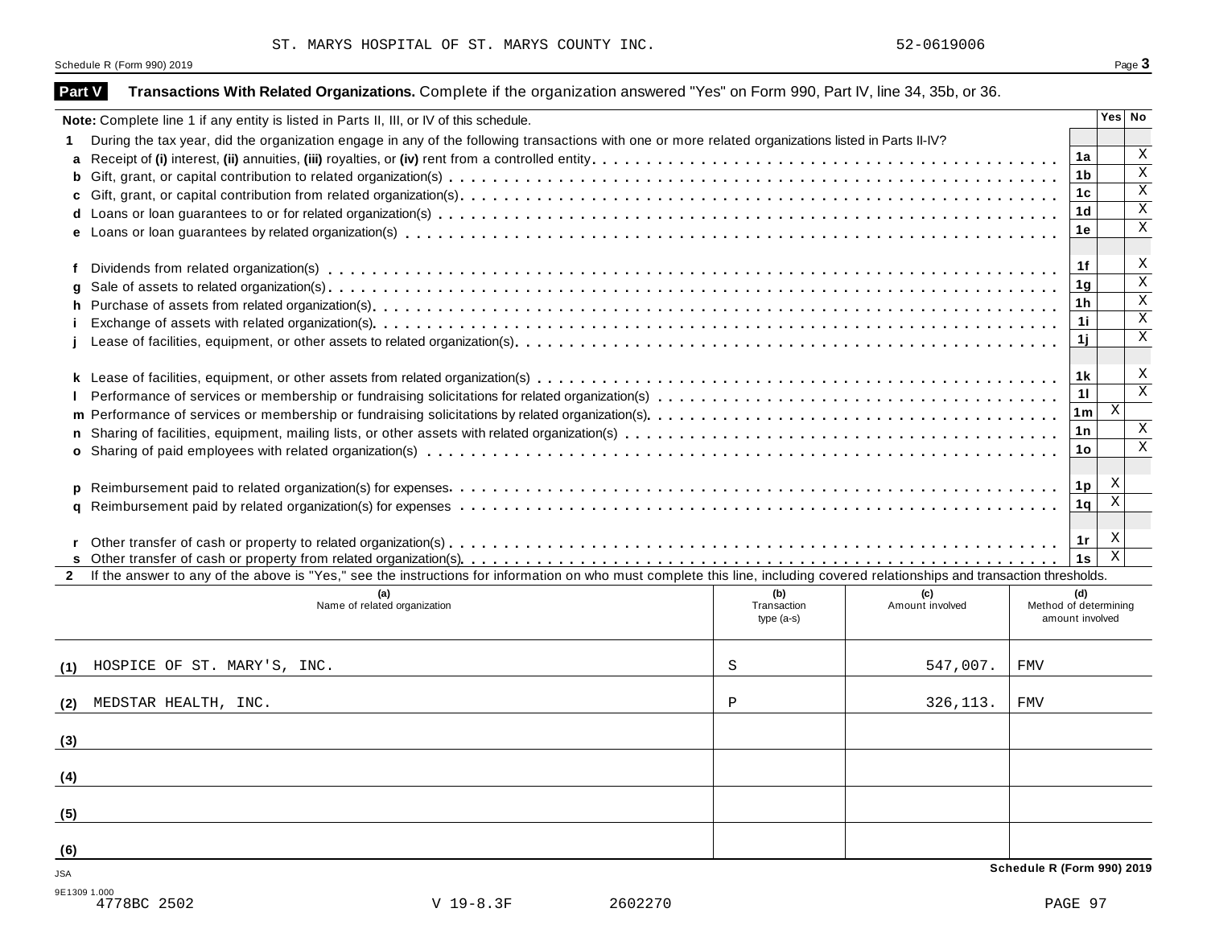ST. MARYS HOSPITAL OF ST. MARYS COUNTY INC. 52-0619006

Schedule R (Form 990) 2019

**Part V** **Transactions With Related Organizations.** Complete if the organization answered "Yes" on Form 990, Part IV, line 34, 35b, or 36.

**Note:** Complete line 1 if any entity is listed in Parts II, III, or IV of this schedule.

| | | Line | Yes | No |
|---|---|---|---|---|
| **1** | During the tax year, did the organization engage in any of the following transactions with one or more related organizations listed in Parts II-IV? | | | |
| **a** | Receipt of **(i)** interest, **(ii)** annuities, **(iii)** royalties, or **(iv)** rent from a controlled entity | 1a | | X |
| **b** | Gift, grant, or capital contribution to related organization(s) | 1b | | X |
| **c** | Gift, grant, or capital contribution from related organization(s) | 1c | | X |
| **d** | Loans or loan guarantees to or for related organization(s) | 1d | | X |
| **e** | Loans or loan guarantees by related organization(s) | 1e | | X |
| **f** | Dividends from related organization(s) | 1f | | X |
| **g** | Sale of assets to related organization(s) | 1g | | X |
| **h** | Purchase of assets from related organization(s) | 1h | | X |
| **i** | Exchange of assets with related organization(s) | 1i | | X |
| **j** | Lease of facilities, equipment, or other assets to related organization(s) | 1j | | X |
| **k** | Lease of facilities, equipment, or other assets from related organization(s) | 1k | | X |
| **l** | Performance of services or membership or fundraising solicitations for related organization(s) | 1l | | X |
| **m** | Performance of services or membership or fundraising solicitations by related organization(s) | 1m | X | |
| **n** | Sharing of facilities, equipment, mailing lists, or other assets with related organization(s) | 1n | | X |
| **o** | Sharing of paid employees with related organization(s) | 1o | | X |
| **p** | Reimbursement paid to related organization(s) for expenses | 1p | X | |
| **q** | Reimbursement paid by related organization(s) for expenses | 1q | X | |
| **r** | Other transfer of cash or property to related organization(s) | 1r | X | |
| **s** | Other transfer of cash or property from related organization(s) | 1s | X | |

**2** If the answer to any of the above is "Yes," see the instructions for information on who must complete this line, including covered relationships and transaction thresholds.

| | (a) Name of related organization | (b) Transaction type (a-s) | (c) Amount involved | (d) Method of determining amount involved |
|---|---|---|---|---|
| (1) | HOSPICE OF ST. MARY'S, INC. | S | 547,007. | FMV |
| (2) | MEDSTAR HEALTH, INC. | P | 326,113. | FMV |
| (3) | | | | |
| (4) | | | | |
| (5) | | | | |
| (6) | | | | |

JSA

9E1309 1.000

4778BC 2502 V 19-8.3F 2602270

Schedule R (Form 990) 2019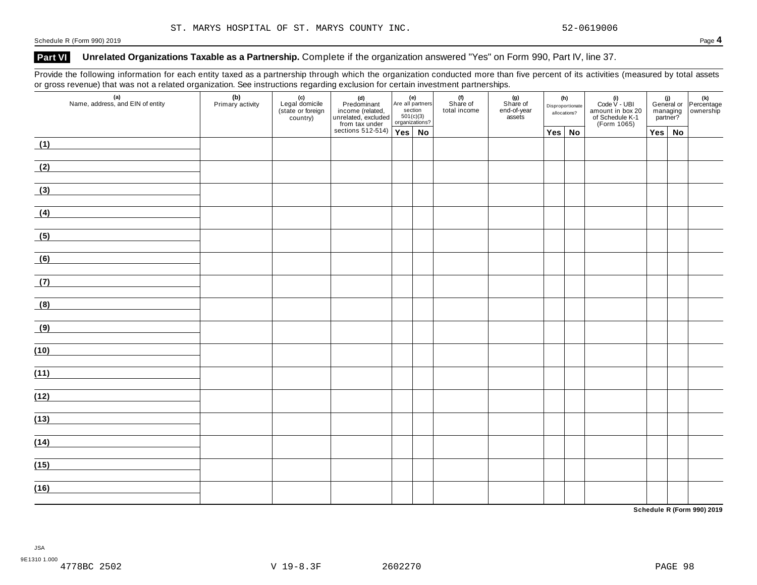ST. MARYS HOSPITAL OF ST. MARYS COUNTY INC. 52-0619006

## Part VI Unrelated Organizations Taxable as a Partnership. Complete if the organization answered "Yes" on Form 990, Part IV, line 37.

Provide the following information for each entity taxed as a partnership through which the organization conducted more than five percent of its activities (measured by total assets or gross revenue) that was not a related organization. See instructions regarding exclusion for certain investment partnerships.

| (a) Name, address, and EIN of entity | (b) Primary activity | (c) Legal domicile (state or foreign country) | (d) Predominant income (related, unrelated, excluded from tax under sections 512-514) | (e) Are all partners section 501(c)(3) organizations? | | (f) Share of total income | (g) Share of end-of-year assets | (h) Disproportionate allocations? | | (i) Code V - UBI amount in box 20 of Schedule K-1 (Form 1065) | (j) General or managing partner? | | (k) Percentage ownership |
|---|---|---|---|---|---|---|---|---|---|---|---|---|---|
| | | | | Yes | No | | | Yes | No | | Yes | No | |
| (1) | | | | | | | | | | | | | |
| (2) | | | | | | | | | | | | | |
| (3) | | | | | | | | | | | | | |
| (4) | | | | | | | | | | | | | |
| (5) | | | | | | | | | | | | | |
| (6) | | | | | | | | | | | | | |
| (7) | | | | | | | | | | | | | |
| (8) | | | | | | | | | | | | | |
| (9) | | | | | | | | | | | | | |
| (10) | | | | | | | | | | | | | |
| (11) | | | | | | | | | | | | | |
| (12) | | | | | | | | | | | | | |
| (13) | | | | | | | | | | | | | |
| (14) | | | | | | | | | | | | | |
| (15) | | | | | | | | | | | | | |
| (16) | | | | | | | | | | | | | |

**Schedule R (Form 990) 2019**

JSA
9E1310 1.000
4778BC 2502 V 19-8.3F 2602270 PAGE 98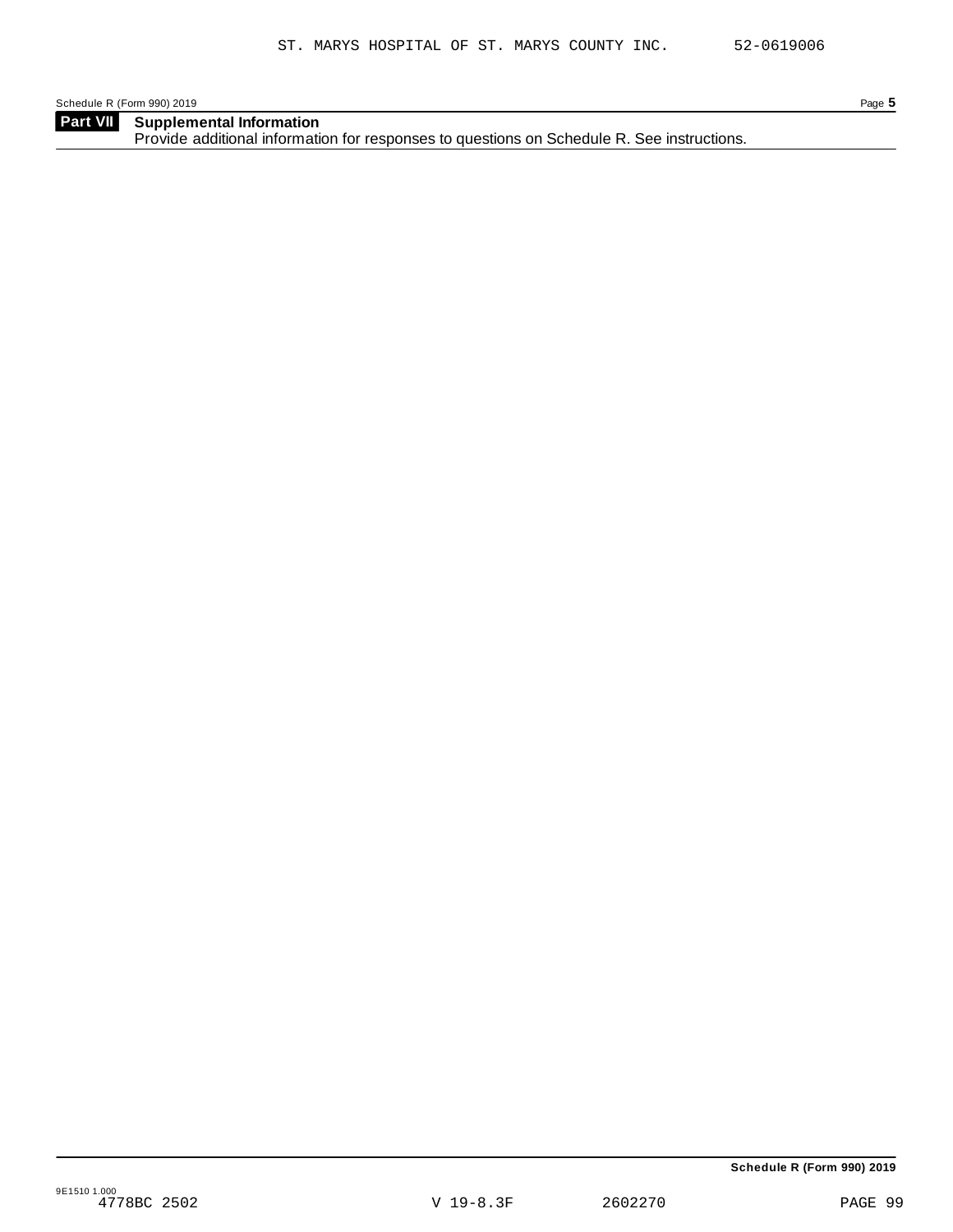## Part VII Supplemental Information

Provide additional information for responses to questions on Schedule R. See instructions.